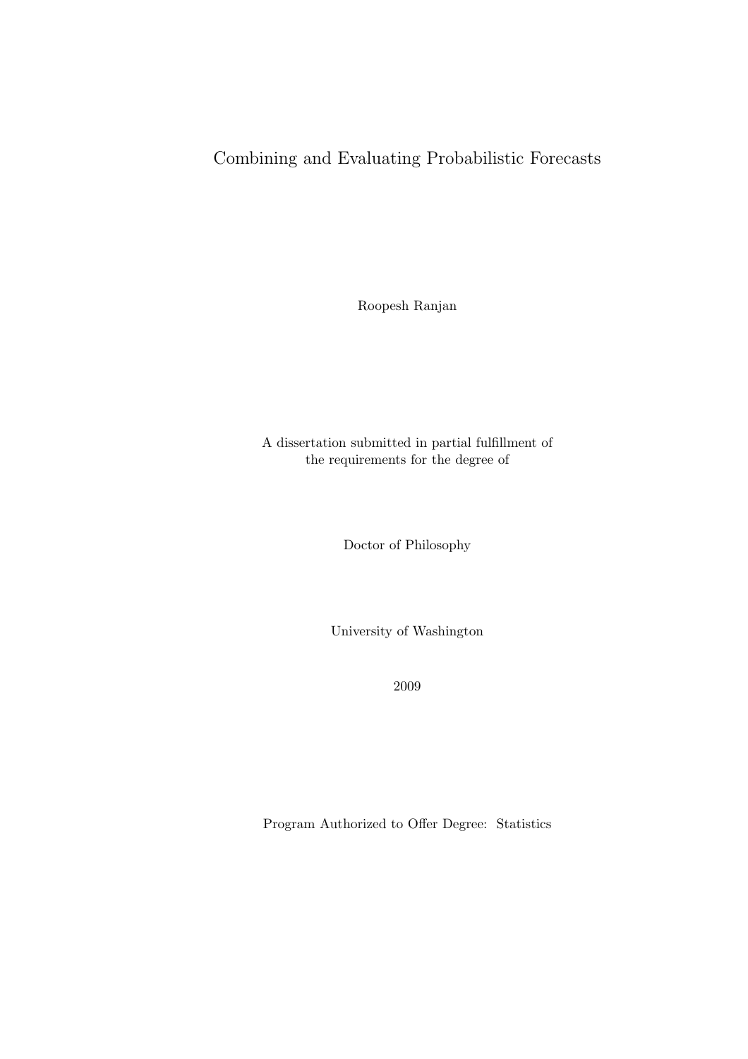# Combining and Evaluating Probabilistic Forecasts

Roopesh Ranjan

A dissertation submitted in partial fulfillment of
the requirements for the degree of

Doctor of Philosophy

University of Washington

2009

Program Authorized to Offer Degree: Statistics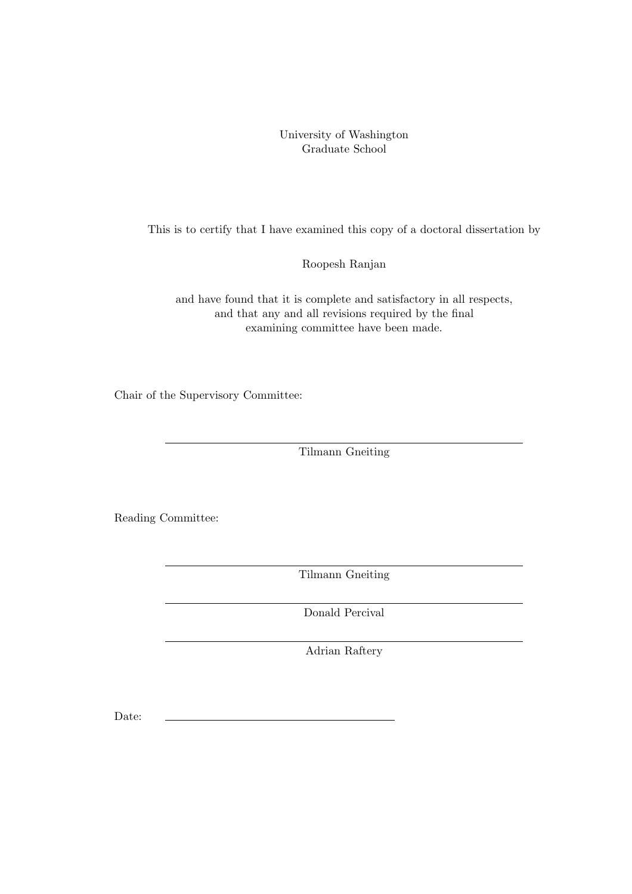University of Washington
Graduate School

This is to certify that I have examined this copy of a doctoral dissertation by

Roopesh Ranjan

and have found that it is complete and satisfactory in all respects, and that any and all revisions required by the final examining committee have been made.

Chair of the Supervisory Committee:

______________________________
Tilmann Gneiting

Reading Committee:

______________________________
Tilmann Gneiting

______________________________
Donald Percival

______________________________
Adrian Raftery

Date: ______________________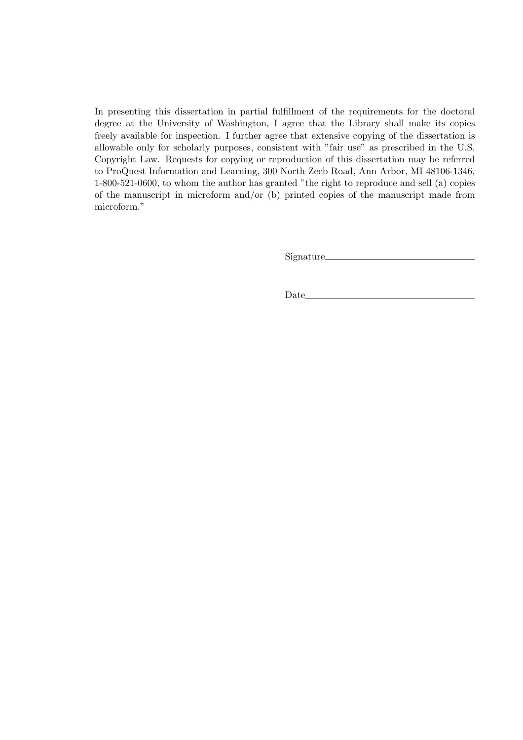In presenting this dissertation in partial fulfillment of the requirements for the doctoral degree at the University of Washington, I agree that the Library shall make its copies freely available for inspection. I further agree that extensive copying of the dissertation is allowable only for scholarly purposes, consistent with "fair use" as prescribed in the U.S. Copyright Law. Requests for copying or reproduction of this dissertation may be referred to ProQuest Information and Learning, 300 North Zeeb Road, Ann Arbor, MI 48106-1346, 1-800-521-0600, to whom the author has granted "the right to reproduce and sell (a) copies of the manuscript in microform and/or (b) printed copies of the manuscript made from microform."

Signature\_\_\_\_\_\_\_\_\_\_\_\_\_\_\_\_\_\_\_\_\_\_\_\_\_\_\_\_\_\_

Date\_\_\_\_\_\_\_\_\_\_\_\_\_\_\_\_\_\_\_\_\_\_\_\_\_\_\_\_\_\_\_\_\_\_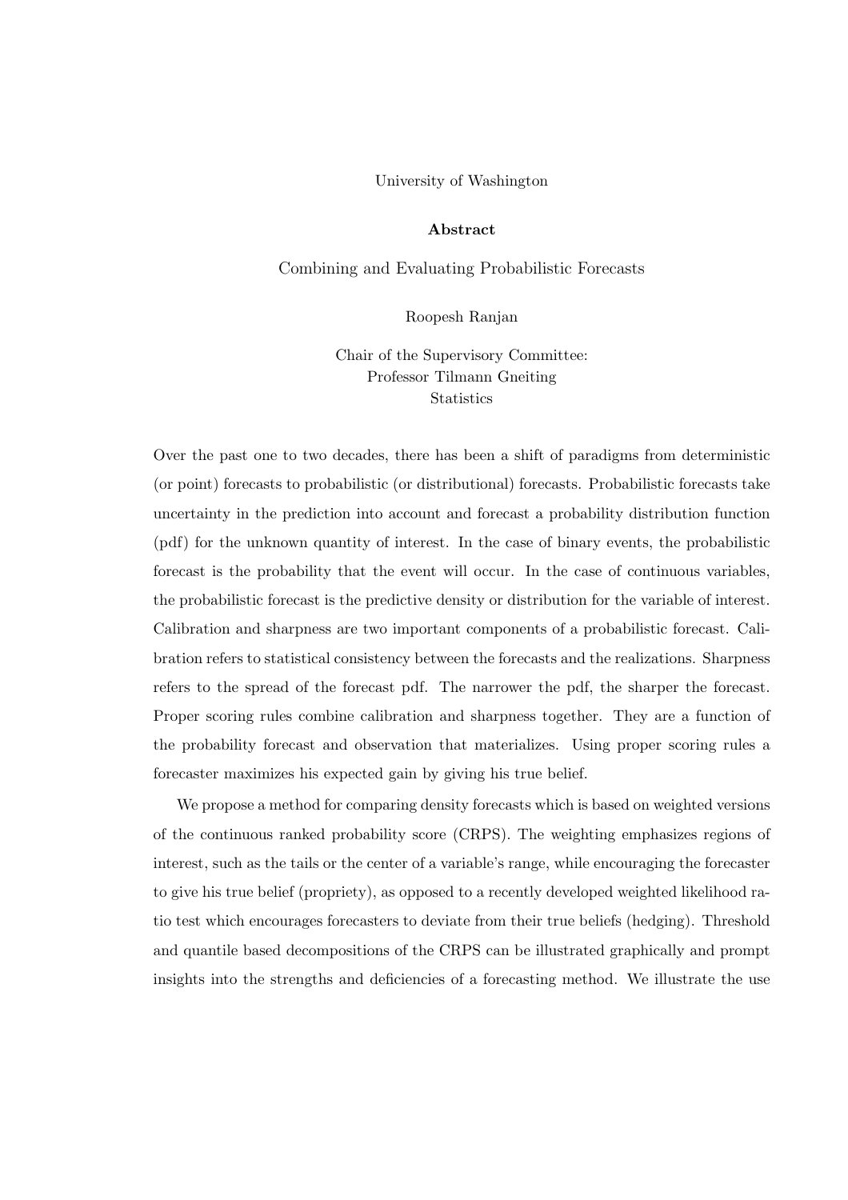University of Washington

**Abstract**

Combining and Evaluating Probabilistic Forecasts

Roopesh Ranjan

Chair of the Supervisory Committee:
Professor Tilmann Gneiting
Statistics

Over the past one to two decades, there has been a shift of paradigms from deterministic (or point) forecasts to probabilistic (or distributional) forecasts. Probabilistic forecasts take uncertainty in the prediction into account and forecast a probability distribution function (pdf) for the unknown quantity of interest. In the case of binary events, the probabilistic forecast is the probability that the event will occur. In the case of continuous variables, the probabilistic forecast is the predictive density or distribution for the variable of interest. Calibration and sharpness are two important components of a probabilistic forecast. Calibration refers to statistical consistency between the forecasts and the realizations. Sharpness refers to the spread of the forecast pdf. The narrower the pdf, the sharper the forecast. Proper scoring rules combine calibration and sharpness together. They are a function of the probability forecast and observation that materializes. Using proper scoring rules a forecaster maximizes his expected gain by giving his true belief.

We propose a method for comparing density forecasts which is based on weighted versions of the continuous ranked probability score (CRPS). The weighting emphasizes regions of interest, such as the tails or the center of a variable's range, while encouraging the forecaster to give his true belief (propriety), as opposed to a recently developed weighted likelihood ratio test which encourages forecasters to deviate from their true beliefs (hedging). Threshold and quantile based decompositions of the CRPS can be illustrated graphically and prompt insights into the strengths and deficiencies of a forecasting method. We illustrate the use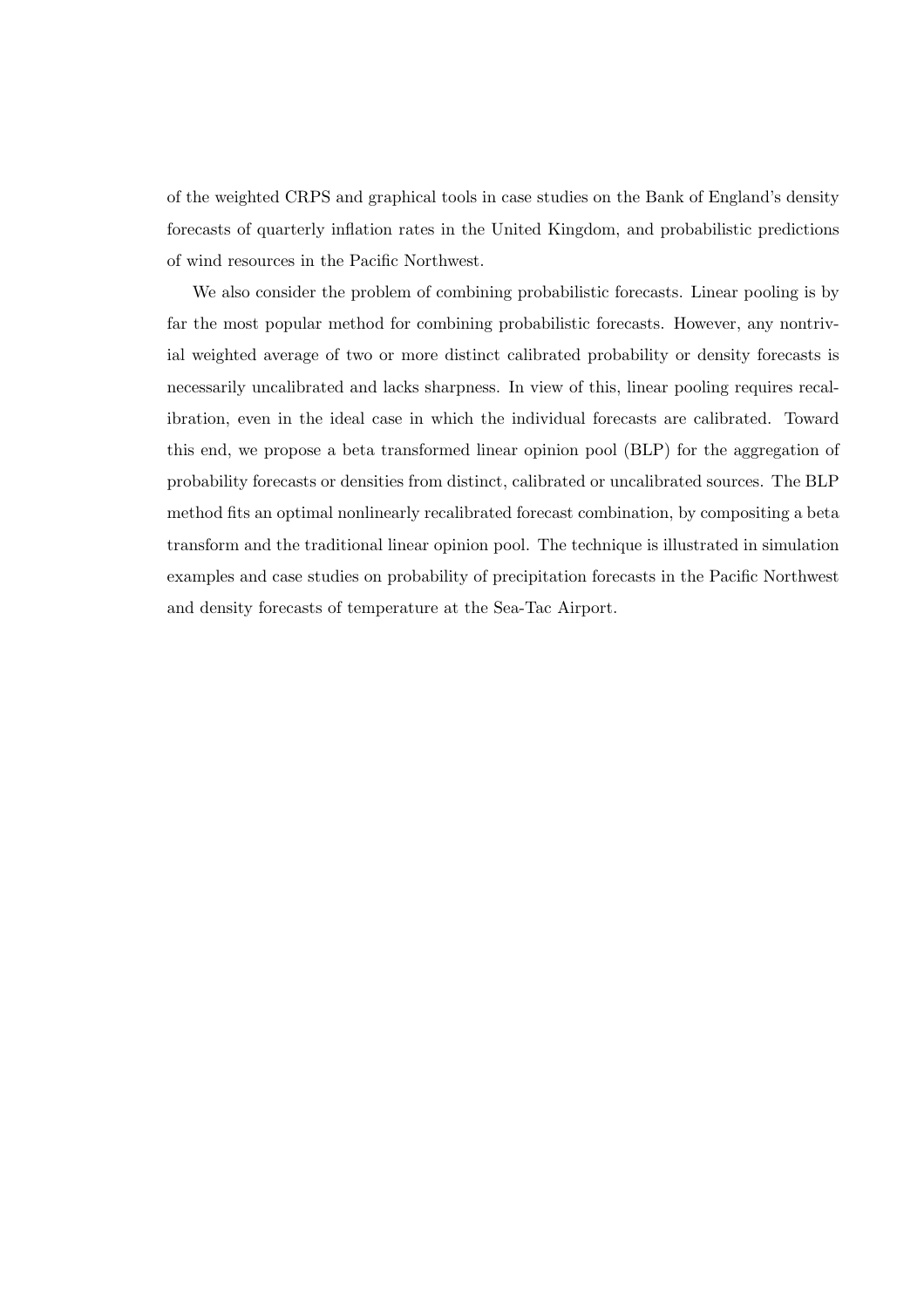of the weighted CRPS and graphical tools in case studies on the Bank of England's density forecasts of quarterly inflation rates in the United Kingdom, and probabilistic predictions of wind resources in the Pacific Northwest.

We also consider the problem of combining probabilistic forecasts. Linear pooling is by far the most popular method for combining probabilistic forecasts. However, any nontrivial weighted average of two or more distinct calibrated probability or density forecasts is necessarily uncalibrated and lacks sharpness. In view of this, linear pooling requires recalibration, even in the ideal case in which the individual forecasts are calibrated. Toward this end, we propose a beta transformed linear opinion pool (BLP) for the aggregation of probability forecasts or densities from distinct, calibrated or uncalibrated sources. The BLP method fits an optimal nonlinearly recalibrated forecast combination, by compositing a beta transform and the traditional linear opinion pool. The technique is illustrated in simulation examples and case studies on probability of precipitation forecasts in the Pacific Northwest and density forecasts of temperature at the Sea-Tac Airport.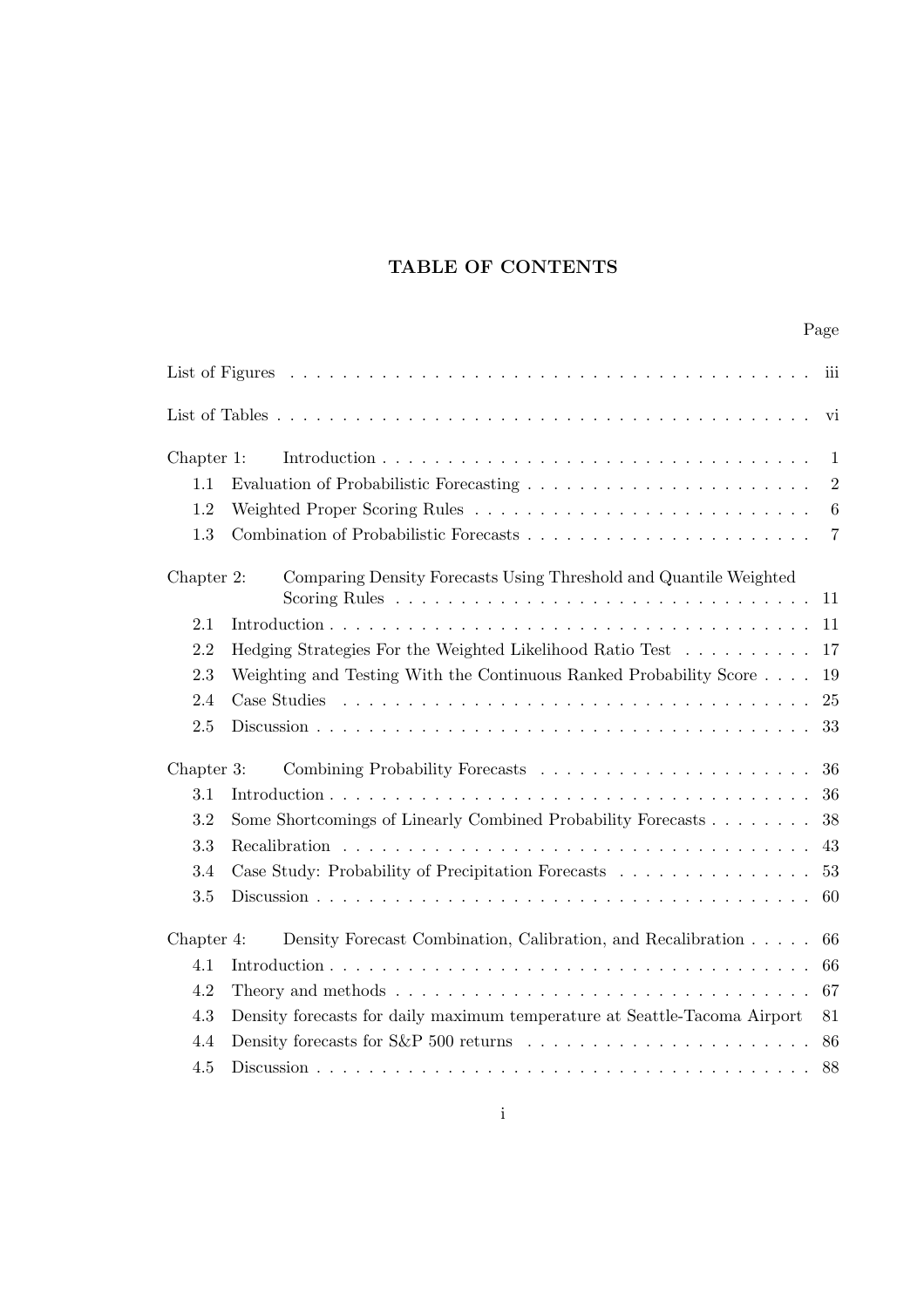# TABLE OF CONTENTS

| | | Page |
|---|---|---|
| List of Figures | | iii |
| List of Tables | | vi |
| Chapter 1: | Introduction | 1 |
| 1.1 | Evaluation of Probabilistic Forecasting | 2 |
| 1.2 | Weighted Proper Scoring Rules | 6 |
| 1.3 | Combination of Probabilistic Forecasts | 7 |
| Chapter 2: | Comparing Density Forecasts Using Threshold and Quantile Weighted Scoring Rules | 11 |
| 2.1 | Introduction | 11 |
| 2.2 | Hedging Strategies For the Weighted Likelihood Ratio Test | 17 |
| 2.3 | Weighting and Testing With the Continuous Ranked Probability Score | 19 |
| 2.4 | Case Studies | 25 |
| 2.5 | Discussion | 33 |
| Chapter 3: | Combining Probability Forecasts | 36 |
| 3.1 | Introduction | 36 |
| 3.2 | Some Shortcomings of Linearly Combined Probability Forecasts | 38 |
| 3.3 | Recalibration | 43 |
| 3.4 | Case Study: Probability of Precipitation Forecasts | 53 |
| 3.5 | Discussion | 60 |
| Chapter 4: | Density Forecast Combination, Calibration, and Recalibration | 66 |
| 4.1 | Introduction | 66 |
| 4.2 | Theory and methods | 67 |
| 4.3 | Density forecasts for daily maximum temperature at Seattle-Tacoma Airport | 81 |
| 4.4 | Density forecasts for S&P 500 returns | 86 |
| 4.5 | Discussion | 88 |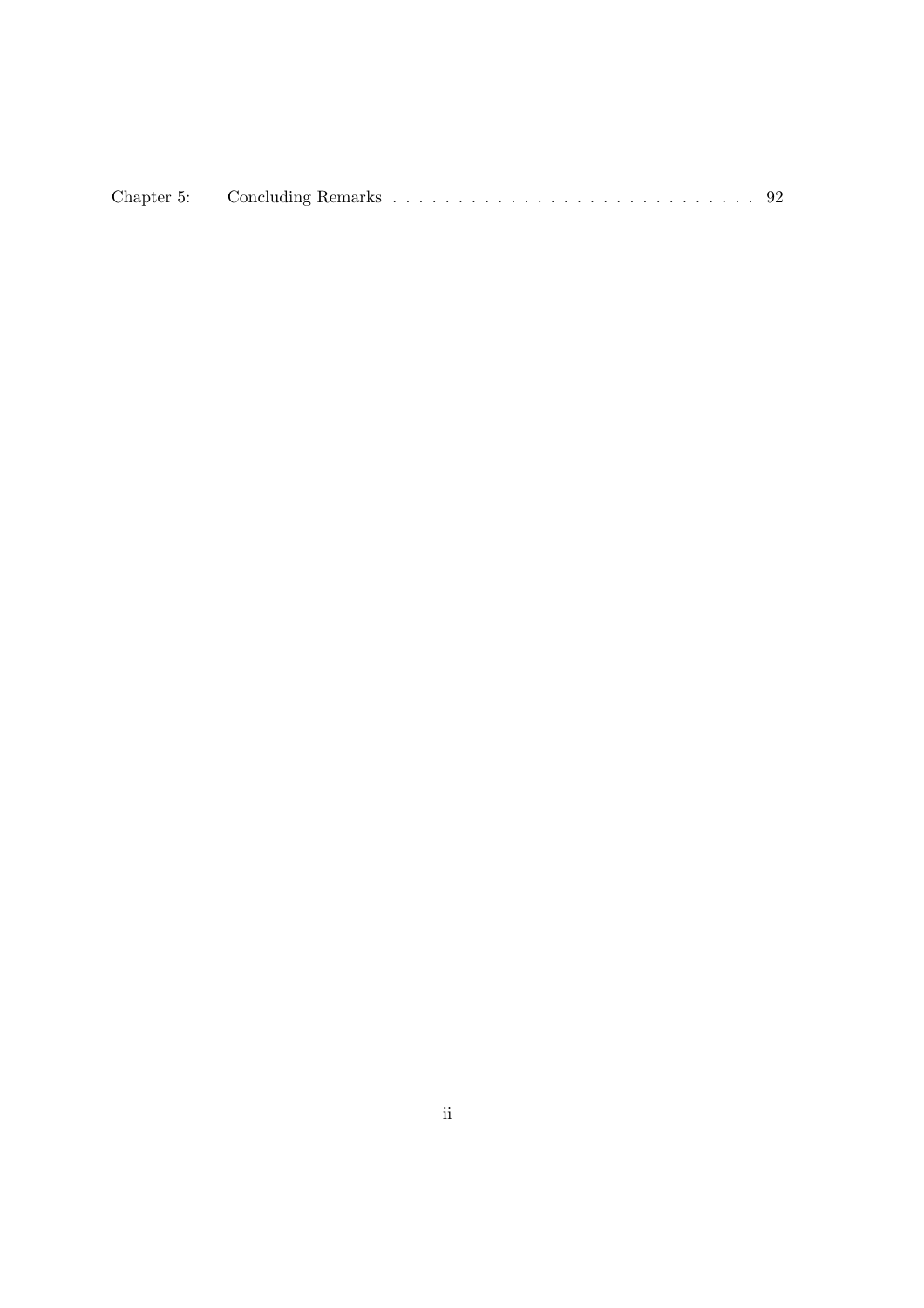Chapter 5: Concluding Remarks . . . . . . . . . . . . . . . . . . . . . . . . . . . . 92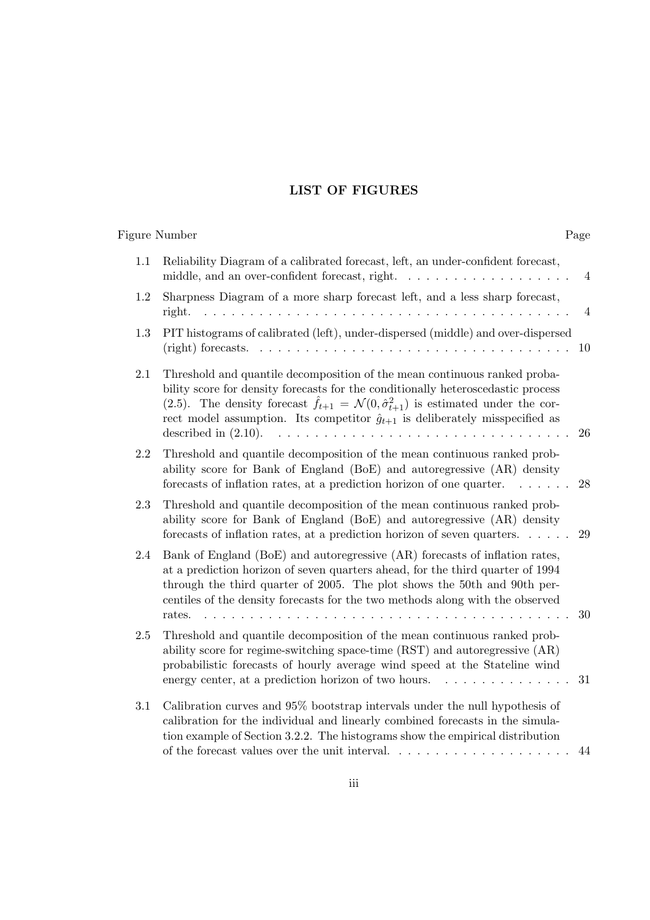# LIST OF FIGURES

| Figure Number | | Page |
|---|---|---|
| 1.1 | Reliability Diagram of a calibrated forecast, left, an under-confident forecast, middle, and an over-confident forecast, right. | 4 |
| 1.2 | Sharpness Diagram of a more sharp forecast left, and a less sharp forecast, right. | 4 |
| 1.3 | PIT histograms of calibrated (left), under-dispersed (middle) and over-dispersed (right) forecasts. | 10 |
| 2.1 | Threshold and quantile decomposition of the mean continuous ranked probability score for density forecasts for the conditionally heteroscedastic process (2.5). The density forecast $\hat{f}_{t+1} = \mathcal{N}(0, \hat{\sigma}^2_{t+1})$ is estimated under the correct model assumption. Its competitor $\hat{g}_{t+1}$ is deliberately misspecified as described in (2.10). | 26 |
| 2.2 | Threshold and quantile decomposition of the mean continuous ranked probability score for Bank of England (BoE) and autoregressive (AR) density forecasts of inflation rates, at a prediction horizon of one quarter. | 28 |
| 2.3 | Threshold and quantile decomposition of the mean continuous ranked probability score for Bank of England (BoE) and autoregressive (AR) density forecasts of inflation rates, at a prediction horizon of seven quarters. | 29 |
| 2.4 | Bank of England (BoE) and autoregressive (AR) forecasts of inflation rates, at a prediction horizon of seven quarters ahead, for the third quarter of 1994 through the third quarter of 2005. The plot shows the 50th and 90th percentiles of the density forecasts for the two methods along with the observed rates. | 30 |
| 2.5 | Threshold and quantile decomposition of the mean continuous ranked probability score for regime-switching space-time (RST) and autoregressive (AR) probabilistic forecasts of hourly average wind speed at the Stateline wind energy center, at a prediction horizon of two hours. | 31 |
| 3.1 | Calibration curves and 95% bootstrap intervals under the null hypothesis of calibration for the individual and linearly combined forecasts in the simulation example of Section 3.2.2. The histograms show the empirical distribution of the forecast values over the unit interval. | 44 |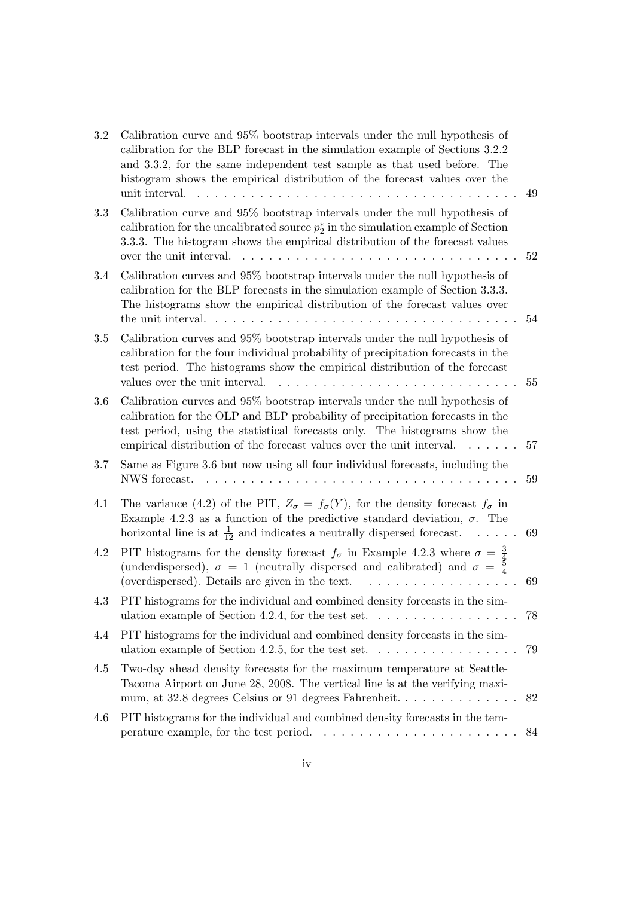3.2 Calibration curve and 95% bootstrap intervals under the null hypothesis of calibration for the BLP forecast in the simulation example of Sections 3.2.2 and 3.3.2, for the same independent test sample as that used before. The histogram shows the empirical distribution of the forecast values over the unit interval. . . . . . . . . . . . . . . . . . . . . . . . . . . . . . . . . . . . 49

3.3 Calibration curve and 95% bootstrap intervals under the null hypothesis of calibration for the uncalibrated source $p_2^*$ in the simulation example of Section 3.3.3. The histogram shows the empirical distribution of the forecast values over the unit interval. . . . . . . . . . . . . . . . . . . . . . . . . . . . . . . 52

3.4 Calibration curves and 95% bootstrap intervals under the null hypothesis of calibration for the BLP forecasts in the simulation example of Section 3.3.3. The histograms show the empirical distribution of the forecast values over the unit interval. . . . . . . . . . . . . . . . . . . . . . . . . . . . . . . . . . . 54

3.5 Calibration curves and 95% bootstrap intervals under the null hypothesis of calibration for the four individual probability of precipitation forecasts in the test period. The histograms show the empirical distribution of the forecast values over the unit interval. . . . . . . . . . . . . . . . . . . . . . . . . . 55

3.6 Calibration curves and 95% bootstrap intervals under the null hypothesis of calibration for the OLP and BLP probability of precipitation forecasts in the test period, using the statistical forecasts only. The histograms show the empirical distribution of the forecast values over the unit interval. . . . . . . 57

3.7 Same as Figure 3.6 but now using all four individual forecasts, including the NWS forecast. . . . . . . . . . . . . . . . . . . . . . . . . . . . . . . . . . . . 59

4.1 The variance (4.2) of the PIT, $Z_\sigma = f_\sigma(Y)$, for the density forecast $f_\sigma$ in Example 4.2.3 as a function of the predictive standard deviation, $\sigma$. The horizontal line is at $\frac{1}{12}$ and indicates a neutrally dispersed forecast. . . . . . 69

4.2 PIT histograms for the density forecast $f_\sigma$ in Example 4.2.3 where $\sigma = \frac{3}{4}$ (underdispersed), $\sigma = 1$ (neutrally dispersed and calibrated) and $\sigma = \frac{5}{4}$ (overdispersed). Details are given in the text. . . . . . . . . . . . . . . . . . 69

4.3 PIT histograms for the individual and combined density forecasts in the simulation example of Section 4.2.4, for the test set. . . . . . . . . . . . . . . . . 78

4.4 PIT histograms for the individual and combined density forecasts in the simulation example of Section 4.2.5, for the test set. . . . . . . . . . . . . . . . . 79

4.5 Two-day ahead density forecasts for the maximum temperature at Seattle-Tacoma Airport on June 28, 2008. The vertical line is at the verifying maximum, at 32.8 degrees Celsius or 91 degrees Fahrenheit. . . . . . . . . . . . . . 82

4.6 PIT histograms for the individual and combined density forecasts in the temperature example, for the test period. . . . . . . . . . . . . . . . . . . . . . 84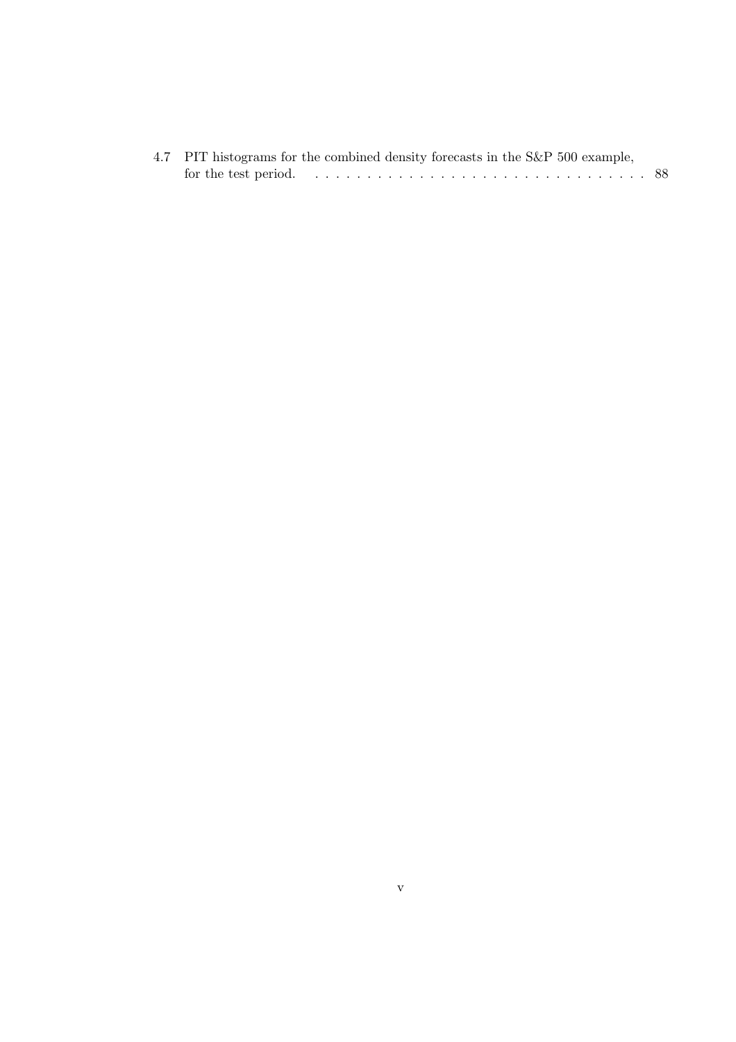4.7 PIT histograms for the combined density forecasts in the S&P 500 example, for the test period. . . . . . . . . . . . . . . . . . . . . . . . . . . . . . . . 88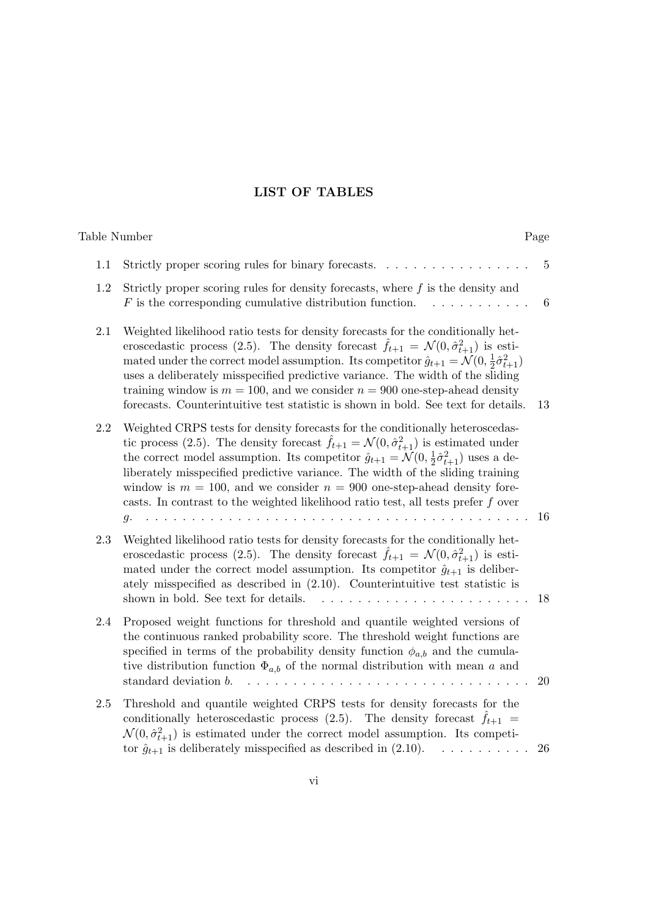# LIST OF TABLES

| Table Number | | Page |
|---|---|---|
| 1.1 | Strictly proper scoring rules for binary forecasts. | 5 |
| 1.2 | Strictly proper scoring rules for density forecasts, where $f$ is the density and $F$ is the corresponding cumulative distribution function. | 6 |
| 2.1 | Weighted likelihood ratio tests for density forecasts for the conditionally heteroscedastic process (2.5). The density forecast $\hat{f}_{t+1} = \mathcal{N}(0, \hat{\sigma}^2_{t+1})$ is estimated under the correct model assumption. Its competitor $\hat{g}_{t+1} = \mathcal{N}(0, \frac{1}{2}\hat{\sigma}^2_{t+1})$ uses a deliberately misspecified predictive variance. The width of the sliding training window is $m = 100$, and we consider $n = 900$ one-step-ahead density forecasts. Counterintuitive test statistic is shown in bold. See text for details. | 13 |
| 2.2 | Weighted CRPS tests for density forecasts for the conditionally heteroscedastic process (2.5). The density forecast $\hat{f}_{t+1} = \mathcal{N}(0, \hat{\sigma}^2_{t+1})$ is estimated under the correct model assumption. Its competitor $\hat{g}_{t+1} = \mathcal{N}(0, \frac{1}{2}\hat{\sigma}^2_{t+1})$ uses a deliberately misspecified predictive variance. The width of the sliding training window is $m = 100$, and we consider $n = 900$ one-step-ahead density forecasts. In contrast to the weighted likelihood ratio test, all tests prefer $f$ over $g$. | 16 |
| 2.3 | Weighted likelihood ratio tests for density forecasts for the conditionally heteroscedastic process (2.5). The density forecast $\hat{f}_{t+1} = \mathcal{N}(0, \hat{\sigma}^2_{t+1})$ is estimated under the correct model assumption. Its competitor $\hat{g}_{t+1}$ is deliberately misspecified as described in (2.10). Counterintuitive test statistic is shown in bold. See text for details. | 18 |
| 2.4 | Proposed weight functions for threshold and quantile weighted versions of the continuous ranked probability score. The threshold weight functions are specified in terms of the probability density function $\phi_{a,b}$ and the cumulative distribution function $\Phi_{a,b}$ of the normal distribution with mean $a$ and standard deviation $b$. | 20 |
| 2.5 | Threshold and quantile weighted CRPS tests for density forecasts for the conditionally heteroscedastic process (2.5). The density forecast $\hat{f}_{t+1} = \mathcal{N}(0, \hat{\sigma}^2_{t+1})$ is estimated under the correct model assumption. Its competitor $\hat{g}_{t+1}$ is deliberately misspecified as described in (2.10). | 26 |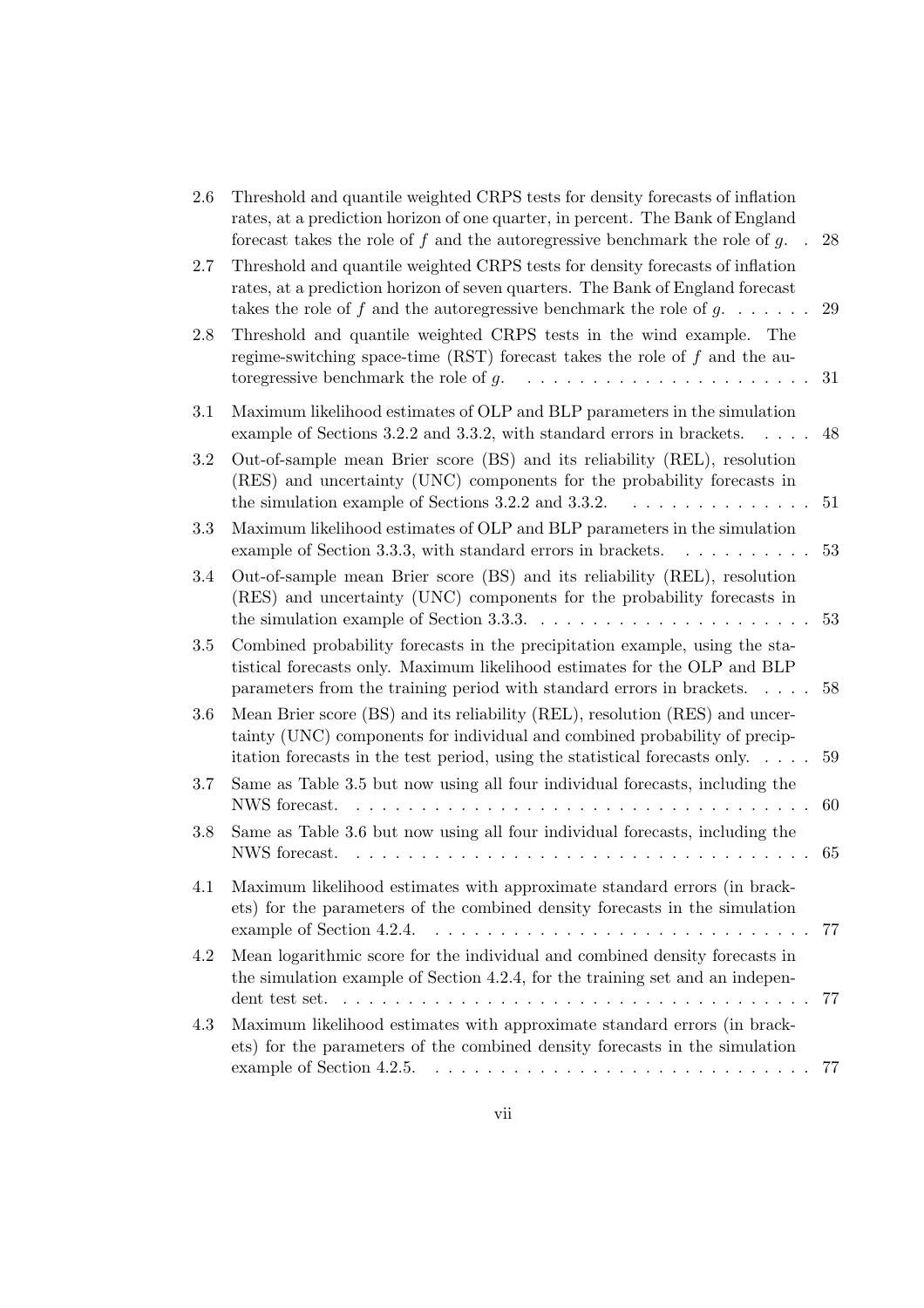2.6 Threshold and quantile weighted CRPS tests for density forecasts of inflation rates, at a prediction horizon of one quarter, in percent. The Bank of England forecast takes the role of $f$ and the autoregressive benchmark the role of $g$. . 28

2.7 Threshold and quantile weighted CRPS tests for density forecasts of inflation rates, at a prediction horizon of seven quarters. The Bank of England forecast takes the role of $f$ and the autoregressive benchmark the role of $g$. . . . . . . 29

2.8 Threshold and quantile weighted CRPS tests in the wind example. The regime-switching space-time (RST) forecast takes the role of $f$ and the autoregressive benchmark the role of $g$. . . . . . . . . . . . . . . . . . . . . . . 31

3.1 Maximum likelihood estimates of OLP and BLP parameters in the simulation example of Sections 3.2.2 and 3.3.2, with standard errors in brackets. . . . . 48

3.2 Out-of-sample mean Brier score (BS) and its reliability (REL), resolution (RES) and uncertainty (UNC) components for the probability forecasts in the simulation example of Sections 3.2.2 and 3.3.2. . . . . . . . . . . . . . . 51

3.3 Maximum likelihood estimates of OLP and BLP parameters in the simulation example of Section 3.3.3, with standard errors in brackets. . . . . . . . . . . 53

3.4 Out-of-sample mean Brier score (BS) and its reliability (REL), resolution (RES) and uncertainty (UNC) components for the probability forecasts in the simulation example of Section 3.3.3. . . . . . . . . . . . . . . . . . . . . . 53

3.5 Combined probability forecasts in the precipitation example, using the statistical forecasts only. Maximum likelihood estimates for the OLP and BLP parameters from the training period with standard errors in brackets. . . . . 58

3.6 Mean Brier score (BS) and its reliability (REL), resolution (RES) and uncertainty (UNC) components for individual and combined probability of precipitation forecasts in the test period, using the statistical forecasts only. . . . . 59

3.7 Same as Table 3.5 but now using all four individual forecasts, including the NWS forecast. . . . . . . . . . . . . . . . . . . . . . . . . . . . . . . . . . . 60

3.8 Same as Table 3.6 but now using all four individual forecasts, including the NWS forecast. . . . . . . . . . . . . . . . . . . . . . . . . . . . . . . . . . . 65

4.1 Maximum likelihood estimates with approximate standard errors (in brackets) for the parameters of the combined density forecasts in the simulation example of Section 4.2.4. . . . . . . . . . . . . . . . . . . . . . . . . . . . . 77

4.2 Mean logarithmic score for the individual and combined density forecasts in the simulation example of Section 4.2.4, for the training set and an independent test set. . . . . . . . . . . . . . . . . . . . . . . . . . . . . . . . . . . . 77

4.3 Maximum likelihood estimates with approximate standard errors (in brackets) for the parameters of the combined density forecasts in the simulation example of Section 4.2.5. . . . . . . . . . . . . . . . . . . . . . . . . . . . . 77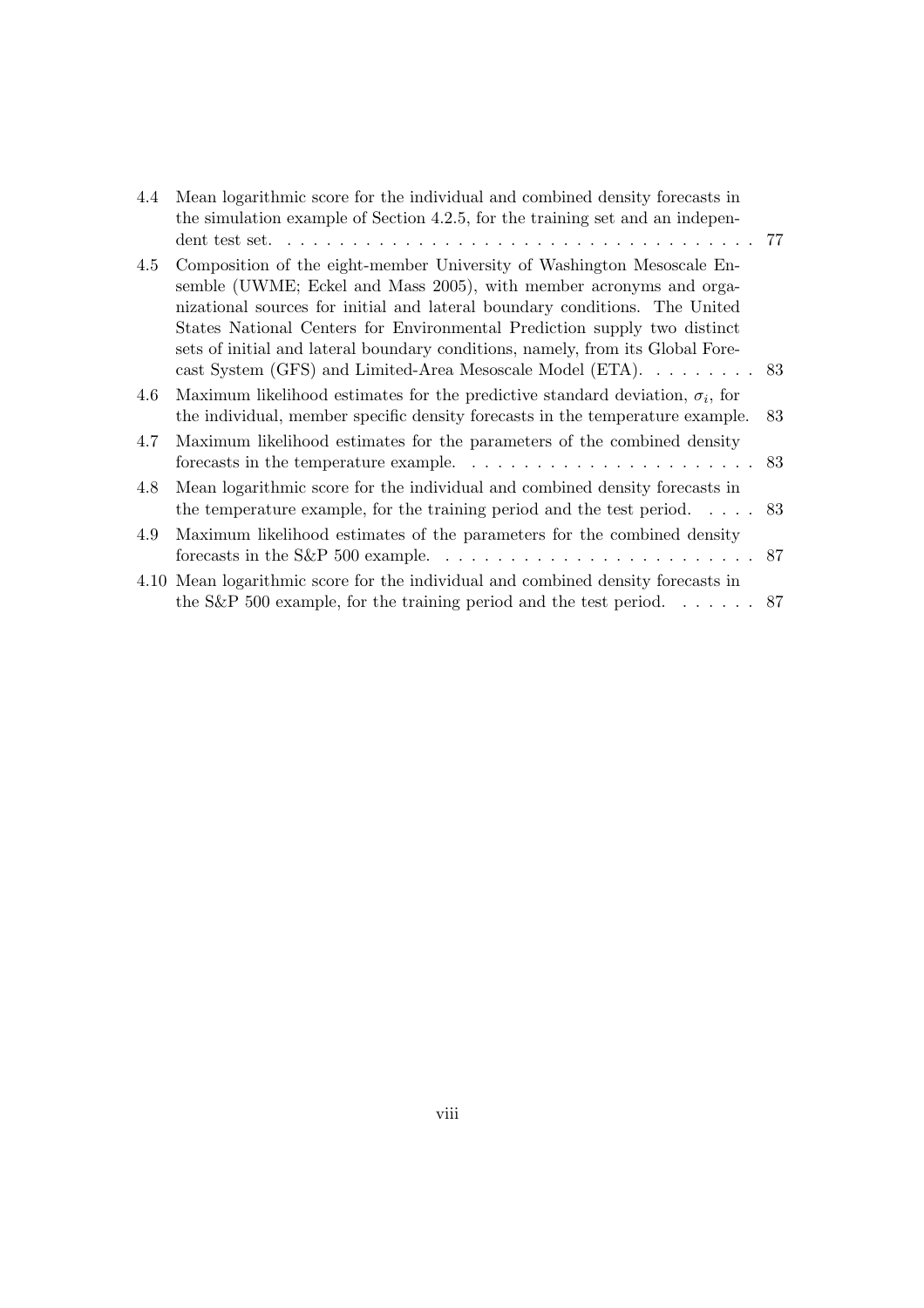4.4 Mean logarithmic score for the individual and combined density forecasts in the simulation example of Section 4.2.5, for the training set and an independent test set. . . . . . . . . . . . . . . . . . . . . . . . . . . . . . . . . . . . . 77

4.5 Composition of the eight-member University of Washington Mesoscale Ensemble (UWME; Eckel and Mass 2005), with member acronyms and organizational sources for initial and lateral boundary conditions. The United States National Centers for Environmental Prediction supply two distinct sets of initial and lateral boundary conditions, namely, from its Global Forecast System (GFS) and Limited-Area Mesoscale Model (ETA). . . . . . . . 83

4.6 Maximum likelihood estimates for the predictive standard deviation, $\sigma_i$, for the individual, member specific density forecasts in the temperature example. 83

4.7 Maximum likelihood estimates for the parameters of the combined density forecasts in the temperature example. . . . . . . . . . . . . . . . . . . . . . . 83

4.8 Mean logarithmic score for the individual and combined density forecasts in the temperature example, for the training period and the test period. . . . . 83

4.9 Maximum likelihood estimates of the parameters for the combined density forecasts in the S&P 500 example. . . . . . . . . . . . . . . . . . . . . . . . . 87

4.10 Mean logarithmic score for the individual and combined density forecasts in the S&P 500 example, for the training period and the test period. . . . . . . 87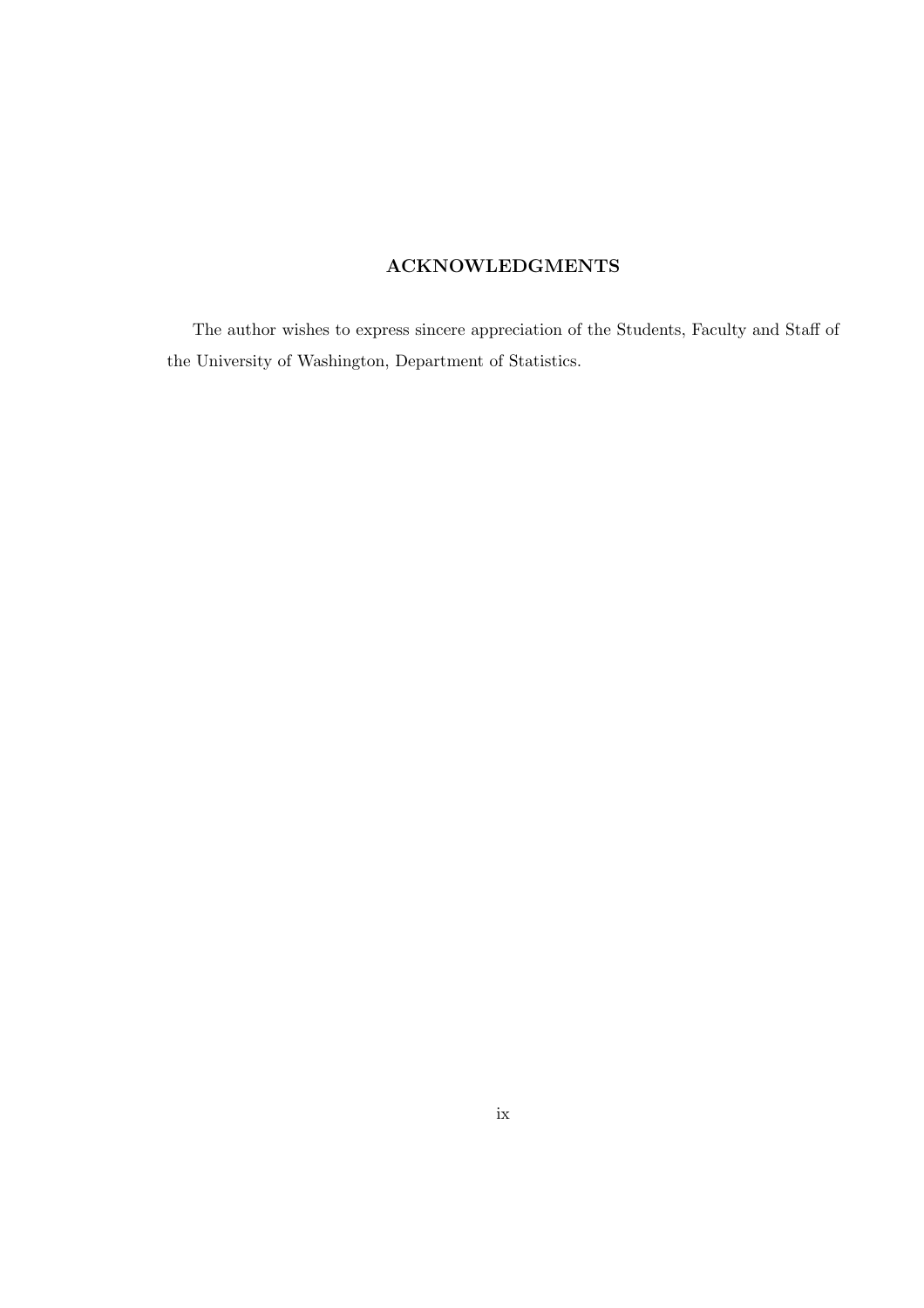## ACKNOWLEDGMENTS

The author wishes to express sincere appreciation of the Students, Faculty and Staff of the University of Washington, Department of Statistics.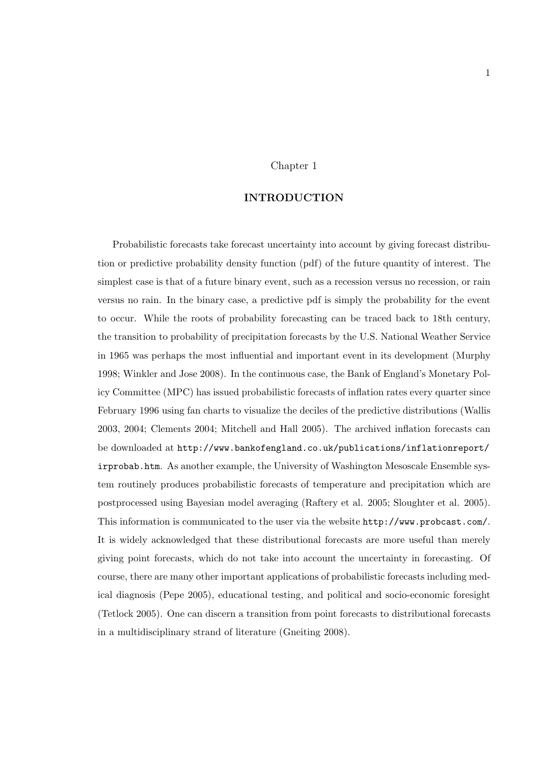# Chapter 1

## INTRODUCTION

Probabilistic forecasts take forecast uncertainty into account by giving forecast distribution or predictive probability density function (pdf) of the future quantity of interest. The simplest case is that of a future binary event, such as a recession versus no recession, or rain versus no rain. In the binary case, a predictive pdf is simply the probability for the event to occur. While the roots of probability forecasting can be traced back to 18th century, the transition to probability of precipitation forecasts by the U.S. National Weather Service in 1965 was perhaps the most influential and important event in its development (Murphy 1998; Winkler and Jose 2008). In the continuous case, the Bank of England's Monetary Policy Committee (MPC) has issued probabilistic forecasts of inflation rates every quarter since February 1996 using fan charts to visualize the deciles of the predictive distributions (Wallis 2003, 2004; Clements 2004; Mitchell and Hall 2005). The archived inflation forecasts can be downloaded at `http://www.bankofengland.co.uk/publications/inflationreport/irprobab.htm`. As another example, the University of Washington Mesoscale Ensemble system routinely produces probabilistic forecasts of temperature and precipitation which are postprocessed using Bayesian model averaging (Raftery et al. 2005; Sloughter et al. 2005). This information is communicated to the user via the website `http://www.probcast.com/`. It is widely acknowledged that these distributional forecasts are more useful than merely giving point forecasts, which do not take into account the uncertainty in forecasting. Of course, there are many other important applications of probabilistic forecasts including medical diagnosis (Pepe 2005), educational testing, and political and socio-economic foresight (Tetlock 2005). One can discern a transition from point forecasts to distributional forecasts in a multidisciplinary strand of literature (Gneiting 2008).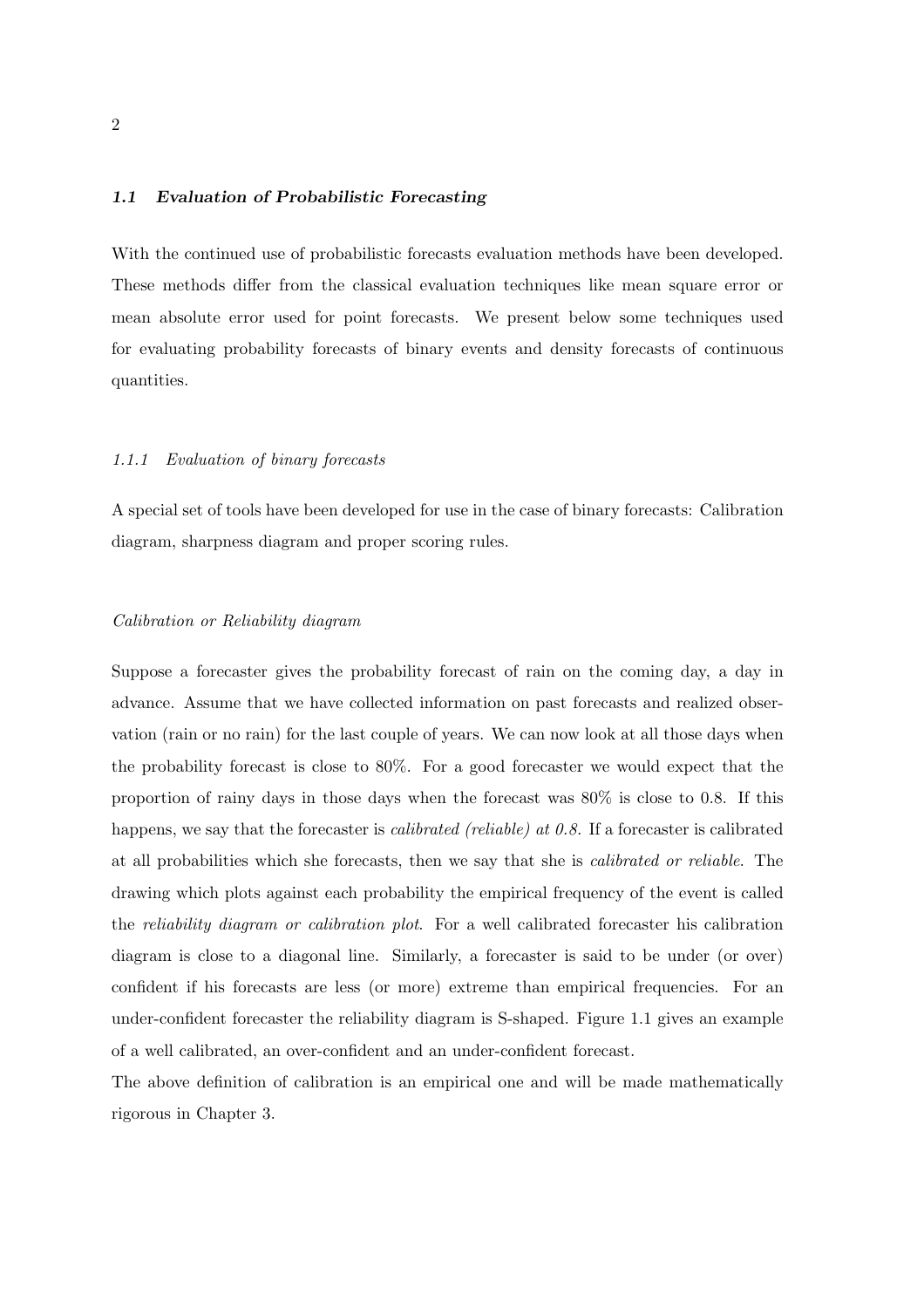## 1.1 *Evaluation of Probabilistic Forecasting*

With the continued use of probabilistic forecasts evaluation methods have been developed. These methods differ from the classical evaluation techniques like mean square error or mean absolute error used for point forecasts. We present below some techniques used for evaluating probability forecasts of binary events and density forecasts of continuous quantities.

### 1.1.1 *Evaluation of binary forecasts*

A special set of tools have been developed for use in the case of binary forecasts: Calibration diagram, sharpness diagram and proper scoring rules.

#### *Calibration or Reliability diagram*

Suppose a forecaster gives the probability forecast of rain on the coming day, a day in advance. Assume that we have collected information on past forecasts and realized observation (rain or no rain) for the last couple of years. We can now look at all those days when the probability forecast is close to 80%. For a good forecaster we would expect that the proportion of rainy days in those days when the forecast was 80% is close to 0.8. If this happens, we say that the forecaster is *calibrated (reliable) at 0.8*. If a forecaster is calibrated at all probabilities which she forecasts, then we say that she is *calibrated or reliable*. The drawing which plots against each probability the empirical frequency of the event is called the *reliability diagram or calibration plot*. For a well calibrated forecaster his calibration diagram is close to a diagonal line. Similarly, a forecaster is said to be under (or over) confident if his forecasts are less (or more) extreme than empirical frequencies. For an under-confident forecaster the reliability diagram is S-shaped. Figure 1.1 gives an example of a well calibrated, an over-confident and an under-confident forecast.

The above definition of calibration is an empirical one and will be made mathematically rigorous in Chapter 3.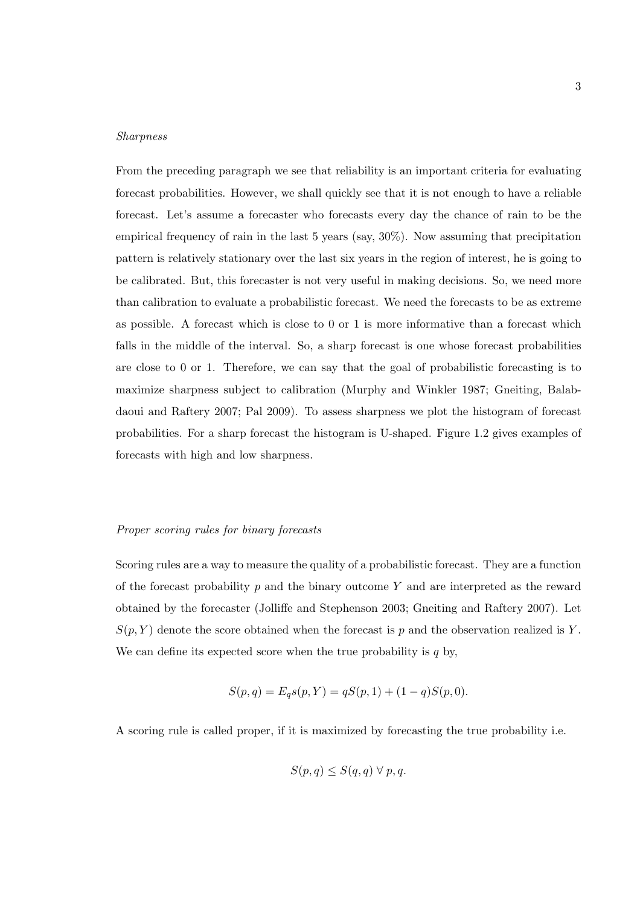*Sharpness*

From the preceding paragraph we see that reliability is an important criteria for evaluating forecast probabilities. However, we shall quickly see that it is not enough to have a reliable forecast. Let's assume a forecaster who forecasts every day the chance of rain to be the empirical frequency of rain in the last 5 years (say, 30%). Now assuming that precipitation pattern is relatively stationary over the last six years in the region of interest, he is going to be calibrated. But, this forecaster is not very useful in making decisions. So, we need more than calibration to evaluate a probabilistic forecast. We need the forecasts to be as extreme as possible. A forecast which is close to 0 or 1 is more informative than a forecast which falls in the middle of the interval. So, a sharp forecast is one whose forecast probabilities are close to 0 or 1. Therefore, we can say that the goal of probabilistic forecasting is to maximize sharpness subject to calibration (Murphy and Winkler 1987; Gneiting, Balabdaoui and Raftery 2007; Pal 2009). To assess sharpness we plot the histogram of forecast probabilities. For a sharp forecast the histogram is U-shaped. Figure 1.2 gives examples of forecasts with high and low sharpness.

*Proper scoring rules for binary forecasts*

Scoring rules are a way to measure the quality of a probabilistic forecast. They are a function of the forecast probability $p$ and the binary outcome $Y$ and are interpreted as the reward obtained by the forecaster (Jolliffe and Stephenson 2003; Gneiting and Raftery 2007). Let $S(p, Y)$ denote the score obtained when the forecast is $p$ and the observation realized is $Y$. We can define its expected score when the true probability is $q$ by,

$$S(p, q) = E_q s(p, Y) = qS(p, 1) + (1 - q)S(p, 0).$$

A scoring rule is called proper, if it is maximized by forecasting the true probability i.e.

$$S(p, q) \leq S(q, q) \; \forall \; p, q.$$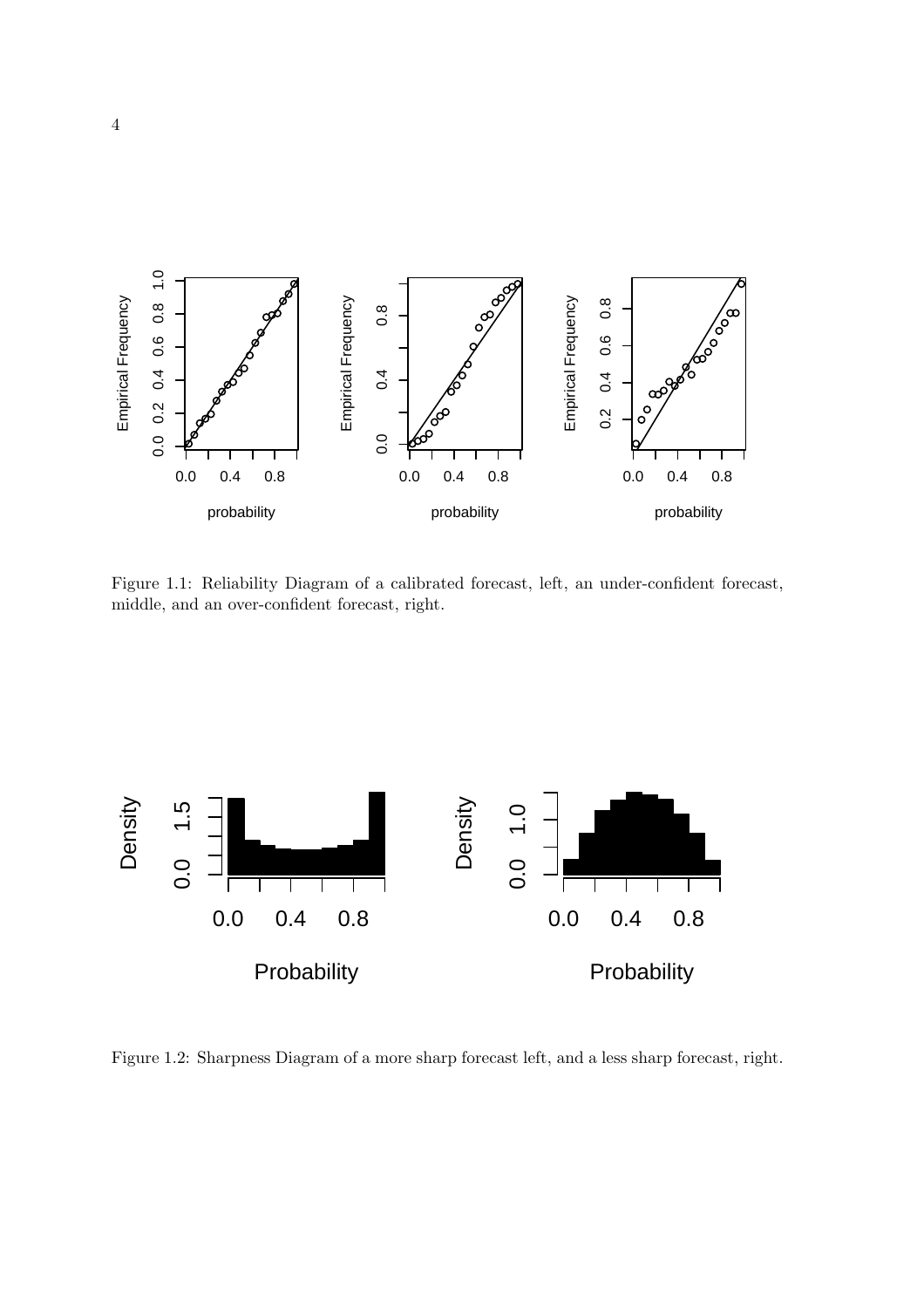Figure 1.1: Reliability Diagram of a calibrated forecast, left, an under-confident forecast, middle, and an over-confident forecast, right.

Figure 1.2: Sharpness Diagram of a more sharp forecast left, and a less sharp forecast, right.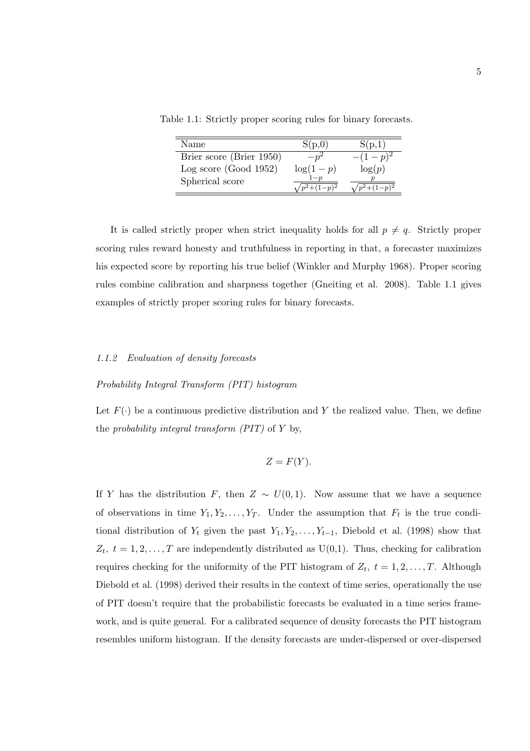Table 1.1: Strictly proper scoring rules for binary forecasts.

| Name | S(p,0) | S(p,1) |
|---|---|---|
| Brier score (Brier 1950) | $-p^2$ | $-(1-p)^2$ |
| Log score (Good 1952) | $\log(1-p)$ | $\log(p)$ |
| Spherical score | $\frac{1-p}{\sqrt{p^2+(1-p)^2}}$ | $\frac{p}{\sqrt{p^2+(1-p)^2}}$ |

It is called strictly proper when strict inequality holds for all $p \neq q$. Strictly proper scoring rules reward honesty and truthfulness in reporting in that, a forecaster maximizes his expected score by reporting his true belief (Winkler and Murphy 1968). Proper scoring rules combine calibration and sharpness together (Gneiting et al. 2008). Table 1.1 gives examples of strictly proper scoring rules for binary forecasts.

### *1.1.2 Evaluation of density forecasts*

#### *Probability Integral Transform (PIT) histogram*

Let $F(\cdot)$ be a continuous predictive distribution and $Y$ the realized value. Then, we define the *probability integral transform (PIT)* of $Y$ by,

$$Z = F(Y).$$

If $Y$ has the distribution $F$, then $Z \sim U(0,1)$. Now assume that we have a sequence of observations in time $Y_1, Y_2, \ldots, Y_T$. Under the assumption that $F_t$ is the true conditional distribution of $Y_t$ given the past $Y_1, Y_2, \ldots, Y_{t-1}$, Diebold et al. (1998) show that $Z_t,\ t = 1, 2, \ldots, T$ are independently distributed as U(0,1). Thus, checking for calibration requires checking for the uniformity of the PIT histogram of $Z_t,\ t = 1, 2, \ldots, T$. Although Diebold et al. (1998) derived their results in the context of time series, operationally the use of PIT doesn't require that the probabilistic forecasts be evaluated in a time series framework, and is quite general. For a calibrated sequence of density forecasts the PIT histogram resembles uniform histogram. If the density forecasts are under-dispersed or over-dispersed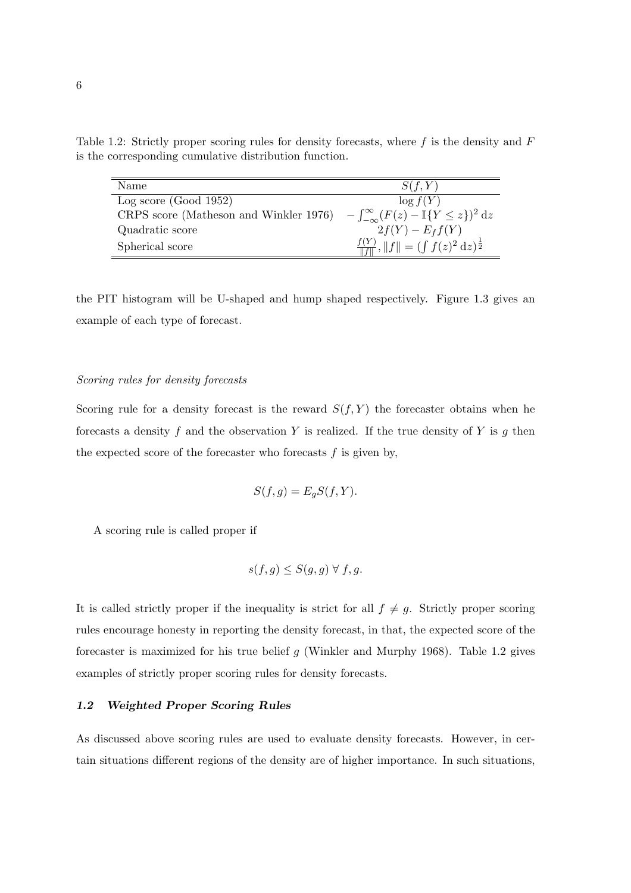Table 1.2: Strictly proper scoring rules for density forecasts, where $f$ is the density and $F$ is the corresponding cumulative distribution function.

| Name | $S(f, Y)$ |
|---|---|
| Log score (Good 1952) | $\log f(Y)$ |
| CRPS score (Matheson and Winkler 1976) | $-\int_{-\infty}^{\infty}(F(z) - \mathbb{I}\{Y \leq z\})^2 \, \mathrm{d}z$ |
| Quadratic score | $2f(Y) - E_f f(Y)$ |
| Spherical score | $\frac{f(Y)}{\|f\|}, \|f\| = (\int f(z)^2 \, \mathrm{d}z)^{\frac{1}{2}}$ |

the PIT histogram will be U-shaped and hump shaped respectively. Figure 1.3 gives an example of each type of forecast.

*Scoring rules for density forecasts*

Scoring rule for a density forecast is the reward $S(f, Y)$ the forecaster obtains when he forecasts a density $f$ and the observation $Y$ is realized. If the true density of $Y$ is $g$ then the expected score of the forecaster who forecasts $f$ is given by,

$$S(f, g) = E_g S(f, Y).$$

A scoring rule is called proper if

$$s(f, g) \leq S(g, g) \; \forall \; f, g.$$

It is called strictly proper if the inequality is strict for all $f \neq g$. Strictly proper scoring rules encourage honesty in reporting the density forecast, in that, the expected score of the forecaster is maximized for his true belief $g$ (Winkler and Murphy 1968). Table 1.2 gives examples of strictly proper scoring rules for density forecasts.

### *1.2 Weighted Proper Scoring Rules*

As discussed above scoring rules are used to evaluate density forecasts. However, in certain situations different regions of the density are of higher importance. In such situations,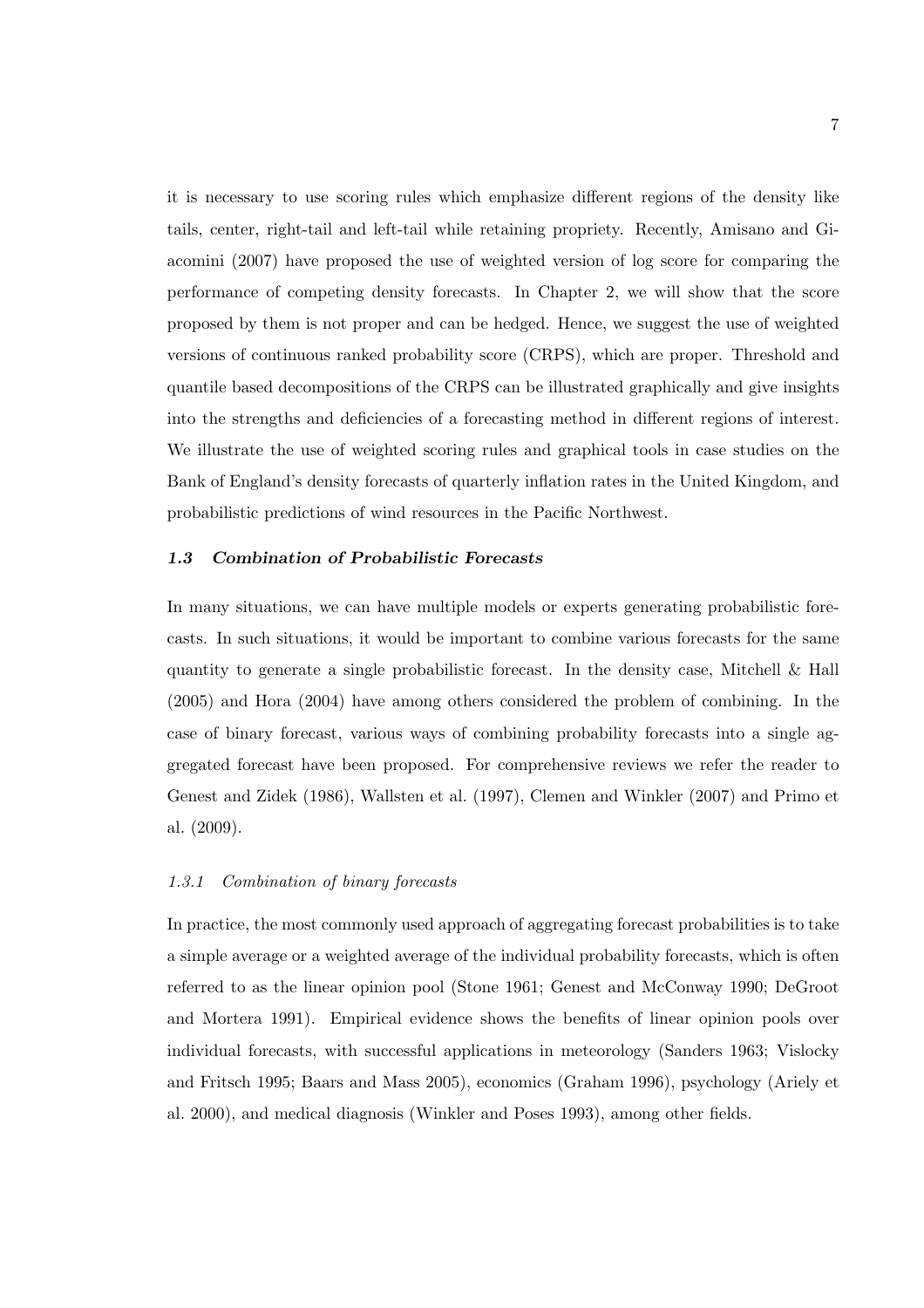it is necessary to use scoring rules which emphasize different regions of the density like tails, center, right-tail and left-tail while retaining propriety. Recently, Amisano and Giacomini (2007) have proposed the use of weighted version of log score for comparing the performance of competing density forecasts. In Chapter 2, we will show that the score proposed by them is not proper and can be hedged. Hence, we suggest the use of weighted versions of continuous ranked probability score (CRPS), which are proper. Threshold and quantile based decompositions of the CRPS can be illustrated graphically and give insights into the strengths and deficiencies of a forecasting method in different regions of interest. We illustrate the use of weighted scoring rules and graphical tools in case studies on the Bank of England's density forecasts of quarterly inflation rates in the United Kingdom, and probabilistic predictions of wind resources in the Pacific Northwest.

## 1.3 Combination of Probabilistic Forecasts

In many situations, we can have multiple models or experts generating probabilistic forecasts. In such situations, it would be important to combine various forecasts for the same quantity to generate a single probabilistic forecast. In the density case, Mitchell & Hall (2005) and Hora (2004) have among others considered the problem of combining. In the case of binary forecast, various ways of combining probability forecasts into a single aggregated forecast have been proposed. For comprehensive reviews we refer the reader to Genest and Zidek (1986), Wallsten et al. (1997), Clemen and Winkler (2007) and Primo et al. (2009).

### *1.3.1 Combination of binary forecasts*

In practice, the most commonly used approach of aggregating forecast probabilities is to take a simple average or a weighted average of the individual probability forecasts, which is often referred to as the linear opinion pool (Stone 1961; Genest and McConway 1990; DeGroot and Mortera 1991). Empirical evidence shows the benefits of linear opinion pools over individual forecasts, with successful applications in meteorology (Sanders 1963; Vislocky and Fritsch 1995; Baars and Mass 2005), economics (Graham 1996), psychology (Ariely et al. 2000), and medical diagnosis (Winkler and Poses 1993), among other fields.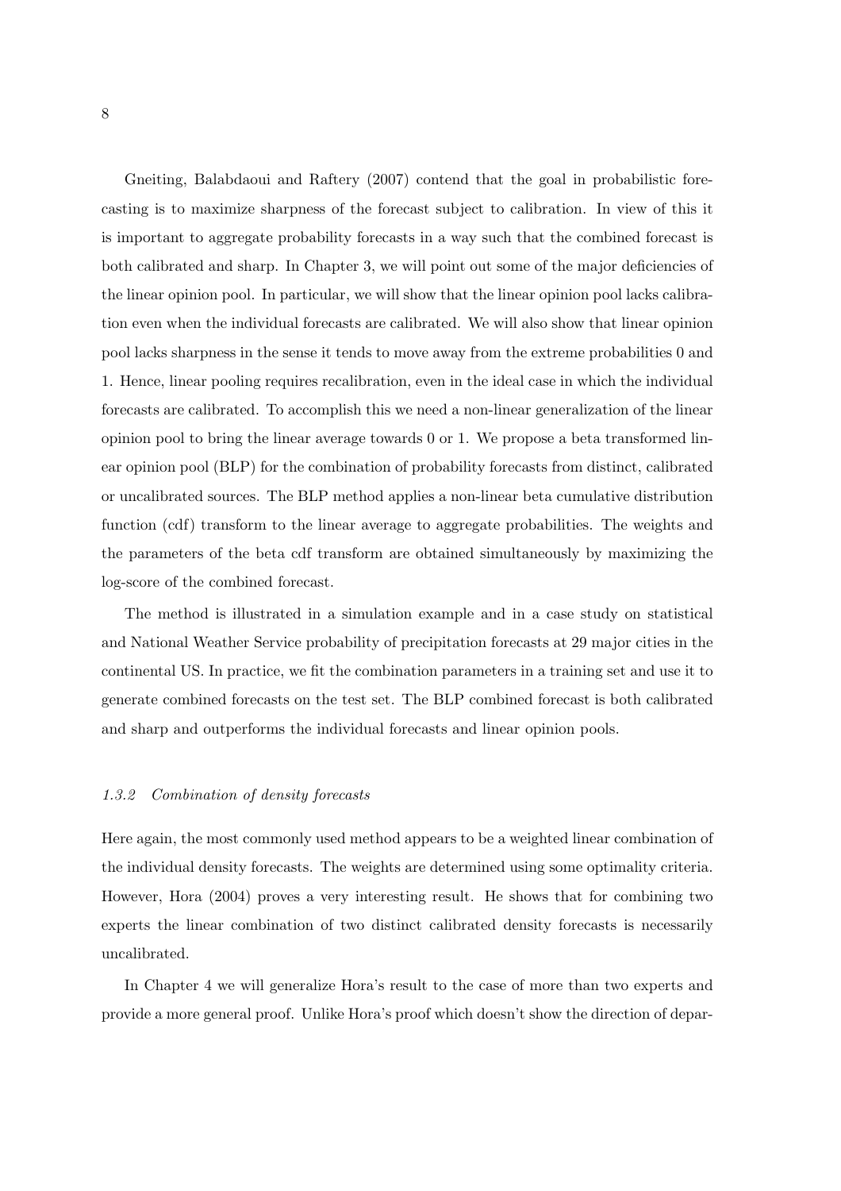Gneiting, Balabdaoui and Raftery (2007) contend that the goal in probabilistic forecasting is to maximize sharpness of the forecast subject to calibration. In view of this it is important to aggregate probability forecasts in a way such that the combined forecast is both calibrated and sharp. In Chapter 3, we will point out some of the major deficiencies of the linear opinion pool. In particular, we will show that the linear opinion pool lacks calibration even when the individual forecasts are calibrated. We will also show that linear opinion pool lacks sharpness in the sense it tends to move away from the extreme probabilities 0 and 1. Hence, linear pooling requires recalibration, even in the ideal case in which the individual forecasts are calibrated. To accomplish this we need a non-linear generalization of the linear opinion pool to bring the linear average towards 0 or 1. We propose a beta transformed linear opinion pool (BLP) for the combination of probability forecasts from distinct, calibrated or uncalibrated sources. The BLP method applies a non-linear beta cumulative distribution function (cdf) transform to the linear average to aggregate probabilities. The weights and the parameters of the beta cdf transform are obtained simultaneously by maximizing the log-score of the combined forecast.

The method is illustrated in a simulation example and in a case study on statistical and National Weather Service probability of precipitation forecasts at 29 major cities in the continental US. In practice, we fit the combination parameters in a training set and use it to generate combined forecasts on the test set. The BLP combined forecast is both calibrated and sharp and outperforms the individual forecasts and linear opinion pools.

### *1.3.2 Combination of density forecasts*

Here again, the most commonly used method appears to be a weighted linear combination of the individual density forecasts. The weights are determined using some optimality criteria. However, Hora (2004) proves a very interesting result. He shows that for combining two experts the linear combination of two distinct calibrated density forecasts is necessarily uncalibrated.

In Chapter 4 we will generalize Hora's result to the case of more than two experts and provide a more general proof. Unlike Hora's proof which doesn't show the direction of depar-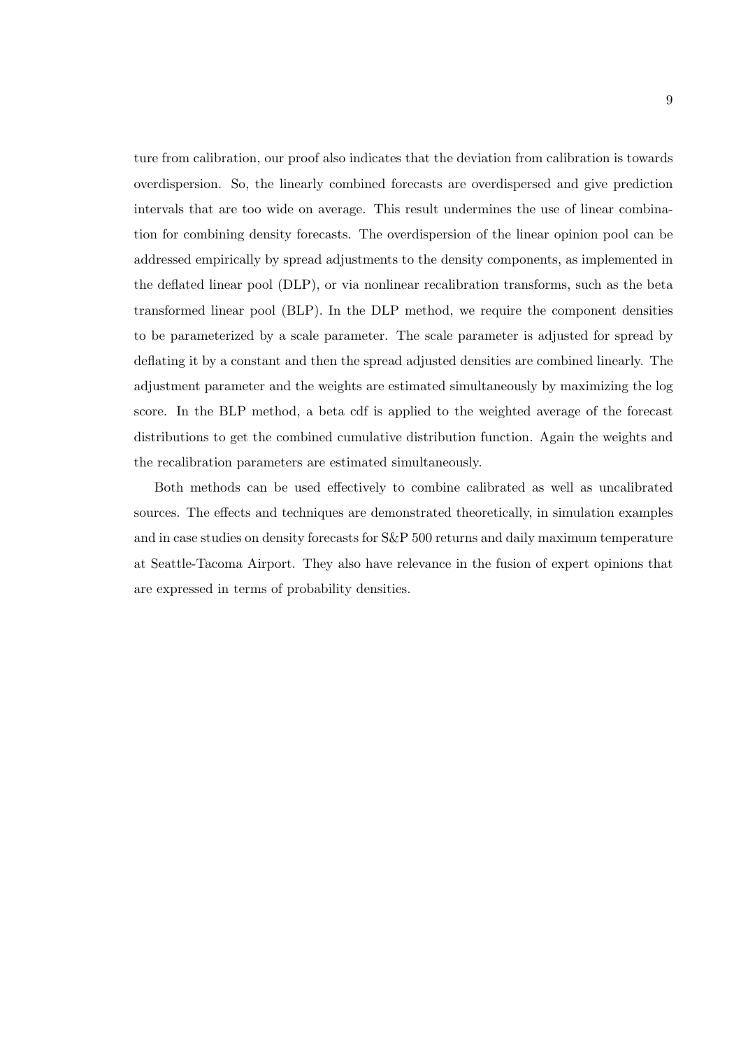ture from calibration, our proof also indicates that the deviation from calibration is towards overdispersion. So, the linearly combined forecasts are overdispersed and give prediction intervals that are too wide on average. This result undermines the use of linear combination for combining density forecasts. The overdispersion of the linear opinion pool can be addressed empirically by spread adjustments to the density components, as implemented in the deflated linear pool (DLP), or via nonlinear recalibration transforms, such as the beta transformed linear pool (BLP). In the DLP method, we require the component densities to be parameterized by a scale parameter. The scale parameter is adjusted for spread by deflating it by a constant and then the spread adjusted densities are combined linearly. The adjustment parameter and the weights are estimated simultaneously by maximizing the log score. In the BLP method, a beta cdf is applied to the weighted average of the forecast distributions to get the combined cumulative distribution function. Again the weights and the recalibration parameters are estimated simultaneously.

Both methods can be used effectively to combine calibrated as well as uncalibrated sources. The effects and techniques are demonstrated theoretically, in simulation examples and in case studies on density forecasts for S&P 500 returns and daily maximum temperature at Seattle-Tacoma Airport. They also have relevance in the fusion of expert opinions that are expressed in terms of probability densities.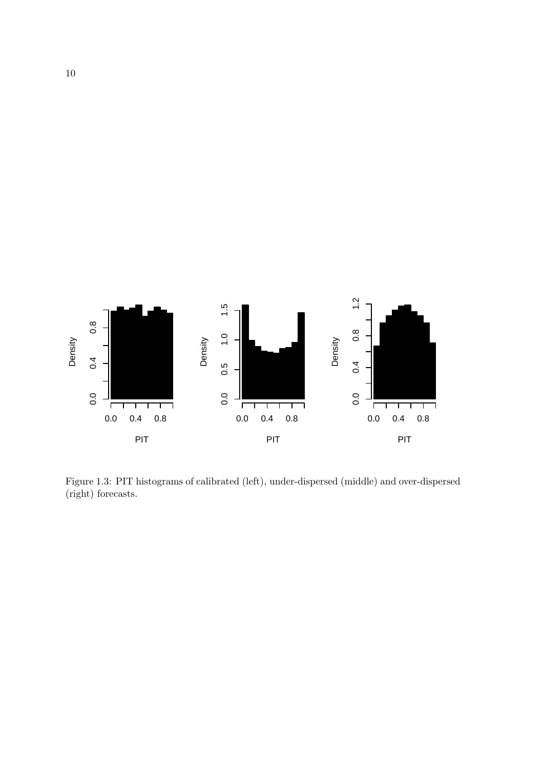Figure 1.3: PIT histograms of calibrated (left), under-dispersed (middle) and over-dispersed (right) forecasts.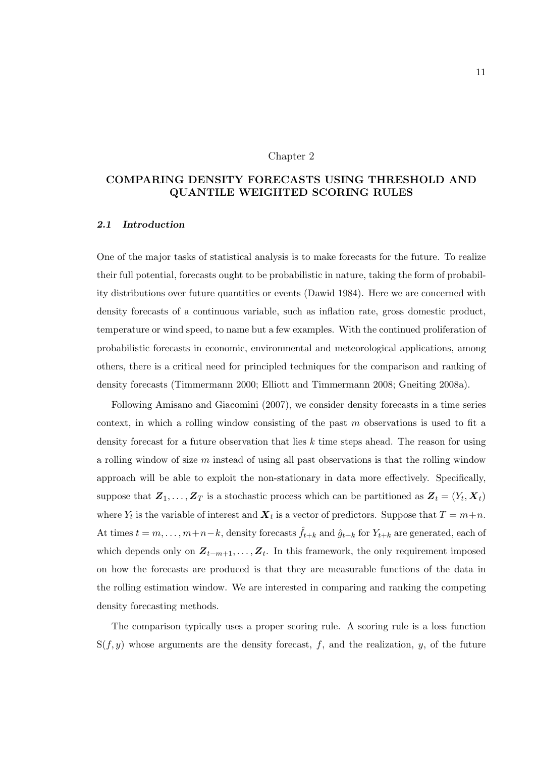# Chapter 2

## COMPARING DENSITY FORECASTS USING THRESHOLD AND QUANTILE WEIGHTED SCORING RULES

### *2.1 Introduction*

One of the major tasks of statistical analysis is to make forecasts for the future. To realize their full potential, forecasts ought to be probabilistic in nature, taking the form of probability distributions over future quantities or events (Dawid 1984). Here we are concerned with density forecasts of a continuous variable, such as inflation rate, gross domestic product, temperature or wind speed, to name but a few examples. With the continued proliferation of probabilistic forecasts in economic, environmental and meteorological applications, among others, there is a critical need for principled techniques for the comparison and ranking of density forecasts (Timmermann 2000; Elliott and Timmermann 2008; Gneiting 2008a).

Following Amisano and Giacomini (2007), we consider density forecasts in a time series context, in which a rolling window consisting of the past $m$ observations is used to fit a density forecast for a future observation that lies $k$ time steps ahead. The reason for using a rolling window of size $m$ instead of using all past observations is that the rolling window approach will be able to exploit the non-stationary in data more effectively. Specifically, suppose that $\boldsymbol{Z}_1, \ldots, \boldsymbol{Z}_T$ is a stochastic process which can be partitioned as $\boldsymbol{Z}_t = (Y_t, \boldsymbol{X}_t)$ where $Y_t$ is the variable of interest and $\boldsymbol{X}_t$ is a vector of predictors. Suppose that $T = m+n$. At times $t = m, \ldots, m+n-k$, density forecasts $\hat{f}_{t+k}$ and $\hat{g}_{t+k}$ for $Y_{t+k}$ are generated, each of which depends only on $\boldsymbol{Z}_{t-m+1}, \ldots, \boldsymbol{Z}_t$. In this framework, the only requirement imposed on how the forecasts are produced is that they are measurable functions of the data in the rolling estimation window. We are interested in comparing and ranking the competing density forecasting methods.

The comparison typically uses a proper scoring rule. A scoring rule is a loss function $\mathrm{S}(f, y)$ whose arguments are the density forecast, $f$, and the realization, $y$, of the future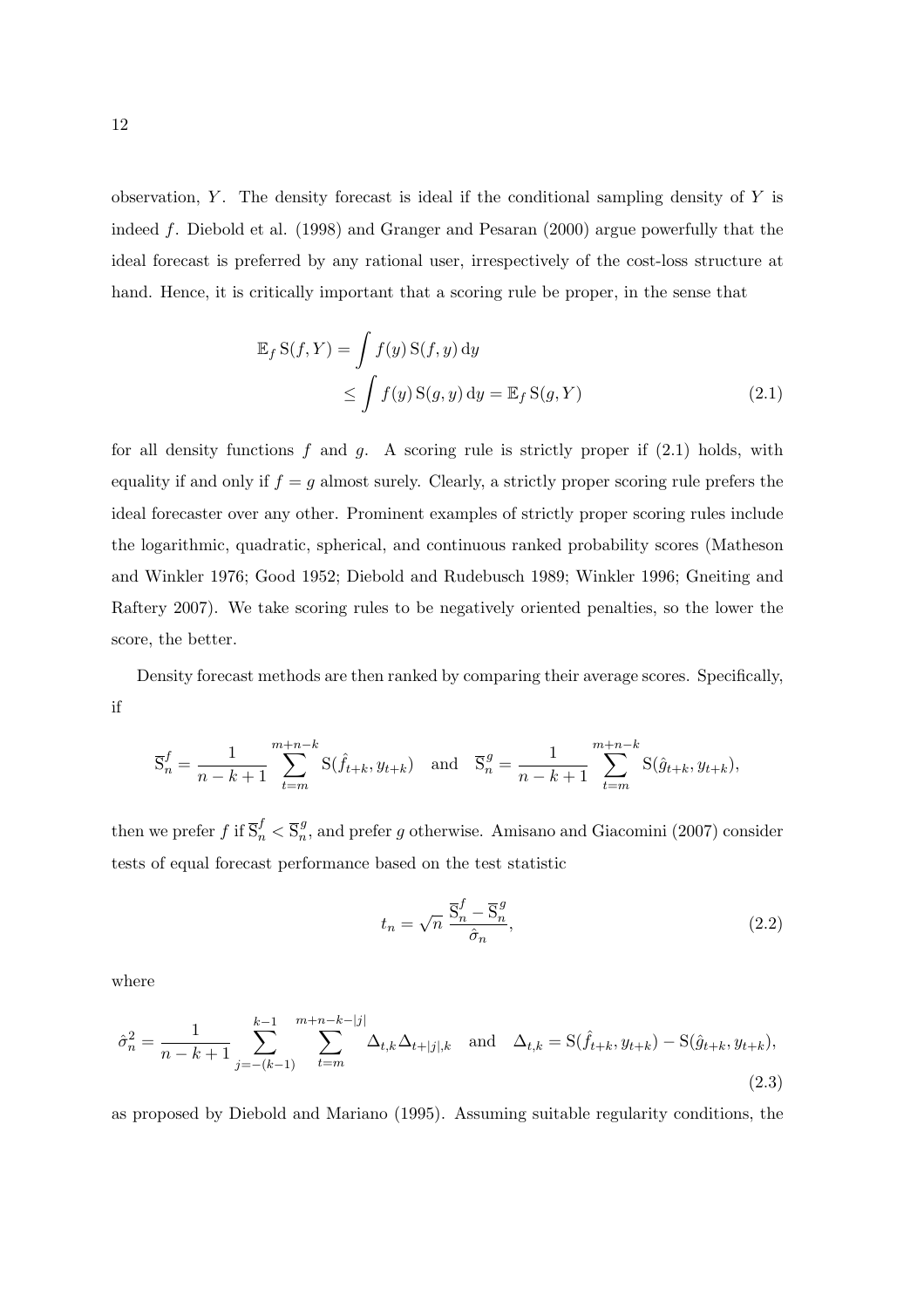observation, $Y$. The density forecast is ideal if the conditional sampling density of $Y$ is indeed $f$. Diebold et al. (1998) and Granger and Pesaran (2000) argue powerfully that the ideal forecast is preferred by any rational user, irrespectively of the cost-loss structure at hand. Hence, it is critically important that a scoring rule be proper, in the sense that

$$
\begin{aligned}
\mathbb{E}_f \, \mathrm{S}(f, Y) &= \int f(y) \, \mathrm{S}(f, y) \, \mathrm{d}y \\
&\leq \int f(y) \, \mathrm{S}(g, y) \, \mathrm{d}y = \mathbb{E}_f \, \mathrm{S}(g, Y)
\end{aligned}
\tag{2.1}
$$

for all density functions $f$ and $g$. A scoring rule is strictly proper if (2.1) holds, with equality if and only if $f = g$ almost surely. Clearly, a strictly proper scoring rule prefers the ideal forecaster over any other. Prominent examples of strictly proper scoring rules include the logarithmic, quadratic, spherical, and continuous ranked probability scores (Matheson and Winkler 1976; Good 1952; Diebold and Rudebusch 1989; Winkler 1996; Gneiting and Raftery 2007). We take scoring rules to be negatively oriented penalties, so the lower the score, the better.

Density forecast methods are then ranked by comparing their average scores. Specifically, if

$$
\overline{\mathrm{S}}_n^f = \frac{1}{n-k+1} \sum_{t=m}^{m+n-k} \mathrm{S}(\hat{f}_{t+k}, y_{t+k}) \quad \text{and} \quad \overline{\mathrm{S}}_n^g = \frac{1}{n-k+1} \sum_{t=m}^{m+n-k} \mathrm{S}(\hat{g}_{t+k}, y_{t+k}),
$$

then we prefer $f$ if $\overline{\mathrm{S}}_n^f < \overline{\mathrm{S}}_n^g$, and prefer $g$ otherwise. Amisano and Giacomini (2007) consider tests of equal forecast performance based on the test statistic

$$
t_n = \sqrt{n} \, \frac{\overline{\mathrm{S}}_n^f - \overline{\mathrm{S}}_n^g}{\hat{\sigma}_n},
\tag{2.2}
$$

where

$$
\hat{\sigma}_n^2 = \frac{1}{n-k+1} \sum_{j=-(k-1)}^{k-1} \sum_{t=m}^{m+n-k-|j|} \Delta_{t,k} \Delta_{t+|j|,k} \quad \text{and} \quad \Delta_{t,k} = \mathrm{S}(\hat{f}_{t+k}, y_{t+k}) - \mathrm{S}(\hat{g}_{t+k}, y_{t+k}),
\tag{2.3}
$$

as proposed by Diebold and Mariano (1995). Assuming suitable regularity conditions, the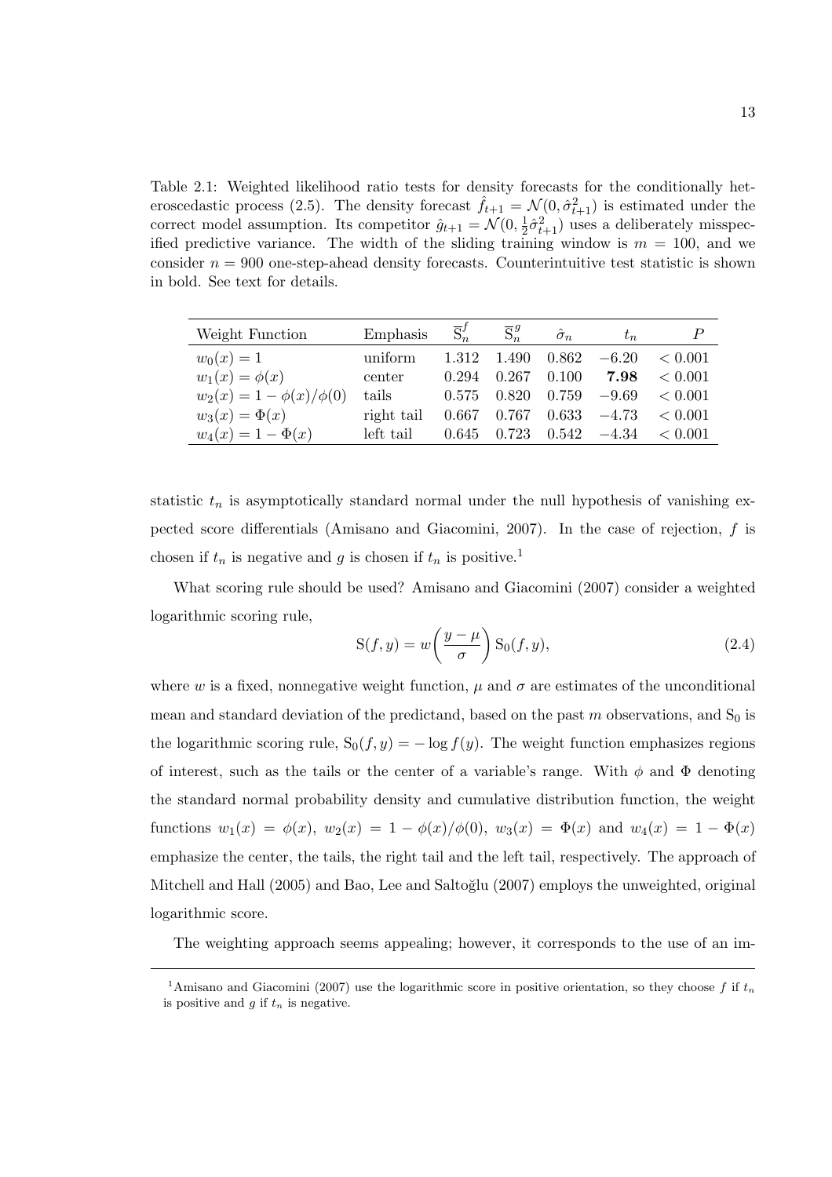Table 2.1: Weighted likelihood ratio tests for density forecasts for the conditionally heteroscedastic process (2.5). The density forecast $\hat{f}_{t+1} = \mathcal{N}(0, \hat{\sigma}^2_{t+1})$ is estimated under the correct model assumption. Its competitor $\hat{g}_{t+1} = \mathcal{N}(0, \frac{1}{2}\hat{\sigma}^2_{t+1})$ uses a deliberately misspecified predictive variance. The width of the sliding training window is $m = 100$, and we consider $n = 900$ one-step-ahead density forecasts. Counterintuitive test statistic is shown in bold. See text for details.

| Weight Function | Emphasis | $\overline{\mathrm{S}}^f_n$ | $\overline{\mathrm{S}}^g_n$ | $\hat{\sigma}_n$ | $t_n$ | $P$ |
|---|---|---|---|---|---|---|
| $w_0(x) = 1$ | uniform | 1.312 | 1.490 | 0.862 | $-6.20$ | $< 0.001$ |
| $w_1(x) = \phi(x)$ | center | 0.294 | 0.267 | 0.100 | **7.98** | $< 0.001$ |
| $w_2(x) = 1 - \phi(x)/\phi(0)$ | tails | 0.575 | 0.820 | 0.759 | $-9.69$ | $< 0.001$ |
| $w_3(x) = \Phi(x)$ | right tail | 0.667 | 0.767 | 0.633 | $-4.73$ | $< 0.001$ |
| $w_4(x) = 1 - \Phi(x)$ | left tail | 0.645 | 0.723 | 0.542 | $-4.34$ | $< 0.001$ |

statistic $t_n$ is asymptotically standard normal under the null hypothesis of vanishing expected score differentials (Amisano and Giacomini, 2007). In the case of rejection, $f$ is chosen if $t_n$ is negative and $g$ is chosen if $t_n$ is positive.[1]

What scoring rule should be used? Amisano and Giacomini (2007) consider a weighted logarithmic scoring rule,

$$\mathrm{S}(f, y) = w\left(\frac{y - \mu}{\sigma}\right) \mathrm{S}_0(f, y), \tag{2.4}$$

where $w$ is a fixed, nonnegative weight function, $\mu$ and $\sigma$ are estimates of the unconditional mean and standard deviation of the predictand, based on the past $m$ observations, and $\mathrm{S}_0$ is the logarithmic scoring rule, $\mathrm{S}_0(f, y) = -\log f(y)$. The weight function emphasizes regions of interest, such as the tails or the center of a variable's range. With $\phi$ and $\Phi$ denoting the standard normal probability density and cumulative distribution function, the weight functions $w_1(x) = \phi(x)$, $w_2(x) = 1 - \phi(x)/\phi(0)$, $w_3(x) = \Phi(x)$ and $w_4(x) = 1 - \Phi(x)$ emphasize the center, the tails, the right tail and the left tail, respectively. The approach of Mitchell and Hall (2005) and Bao, Lee and Saltoğlu (2007) employs the unweighted, original logarithmic score.

The weighting approach seems appealing; however, it corresponds to the use of an im-

[1] Amisano and Giacomini (2007) use the logarithmic score in positive orientation, so they choose $f$ if $t_n$ is positive and $g$ if $t_n$ is negative.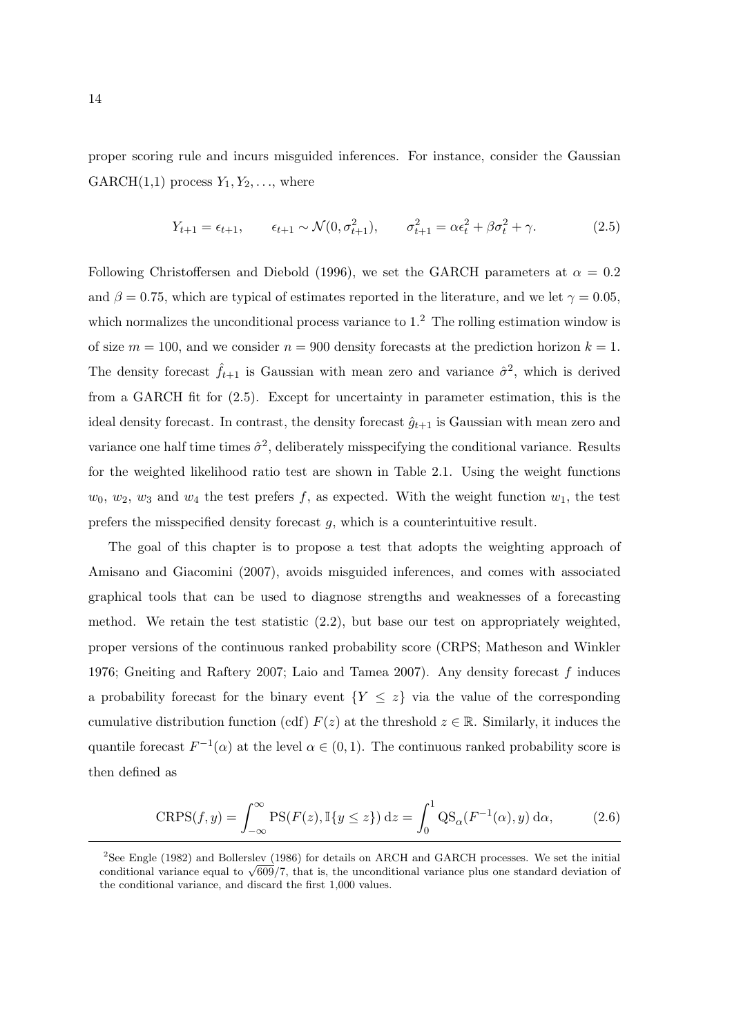proper scoring rule and incurs misguided inferences. For instance, consider the Gaussian GARCH(1,1) process $Y_1, Y_2, \ldots$, where

$$Y_{t+1} = \epsilon_{t+1}, \qquad \epsilon_{t+1} \sim \mathcal{N}(0, \sigma_{t+1}^2), \qquad \sigma_{t+1}^2 = \alpha \epsilon_t^2 + \beta \sigma_t^2 + \gamma. \tag{2.5}$$

Following Christoffersen and Diebold (1996), we set the GARCH parameters at $\alpha = 0.2$ and $\beta = 0.75$, which are typical of estimates reported in the literature, and we let $\gamma = 0.05$, which normalizes the unconditional process variance to 1.[2] The rolling estimation window is of size $m = 100$, and we consider $n = 900$ density forecasts at the prediction horizon $k = 1$. The density forecast $\hat{f}_{t+1}$ is Gaussian with mean zero and variance $\hat{\sigma}^2$, which is derived from a GARCH fit for (2.5). Except for uncertainty in parameter estimation, this is the ideal density forecast. In contrast, the density forecast $\hat{g}_{t+1}$ is Gaussian with mean zero and variance one half time times $\hat{\sigma}^2$, deliberately misspecifying the conditional variance. Results for the weighted likelihood ratio test are shown in Table 2.1. Using the weight functions $w_0$, $w_2$, $w_3$ and $w_4$ the test prefers $f$, as expected. With the weight function $w_1$, the test prefers the misspecified density forecast $g$, which is a counterintuitive result.

The goal of this chapter is to propose a test that adopts the weighting approach of Amisano and Giacomini (2007), avoids misguided inferences, and comes with associated graphical tools that can be used to diagnose strengths and weaknesses of a forecasting method. We retain the test statistic (2.2), but base our test on appropriately weighted, proper versions of the continuous ranked probability score (CRPS; Matheson and Winkler 1976; Gneiting and Raftery 2007; Laio and Tamea 2007). Any density forecast $f$ induces a probability forecast for the binary event $\{Y \leq z\}$ via the value of the corresponding cumulative distribution function (cdf) $F(z)$ at the threshold $z \in \mathbb{R}$. Similarly, it induces the quantile forecast $F^{-1}(\alpha)$ at the level $\alpha \in (0, 1)$. The continuous ranked probability score is then defined as

$$\text{CRPS}(f, y) = \int_{-\infty}^{\infty} \text{PS}(F(z), \mathbb{I}\{y \leq z\}) \, \mathrm{d}z = \int_0^1 \text{QS}_\alpha(F^{-1}(\alpha), y) \, \mathrm{d}\alpha, \tag{2.6}$$

---

[2] See Engle (1982) and Bollerslev (1986) for details on ARCH and GARCH processes. We set the initial conditional variance equal to $\sqrt{609}/7$, that is, the unconditional variance plus one standard deviation of the conditional variance, and discard the first 1,000 values.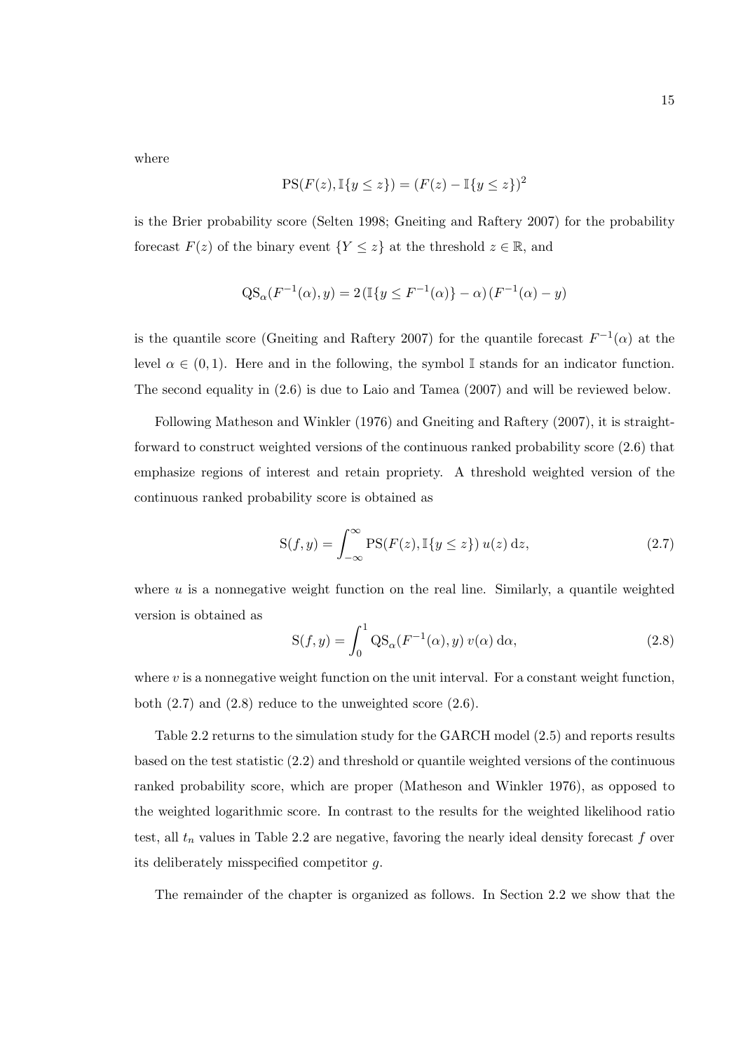where

$$\mathrm{PS}(F(z), \mathbb{I}\{y \le z\}) = (F(z) - \mathbb{I}\{y \le z\})^2$$

is the Brier probability score (Selten 1998; Gneiting and Raftery 2007) for the probability forecast $F(z)$ of the binary event $\{Y \le z\}$ at the threshold $z \in \mathbb{R}$, and

$$\mathrm{QS}_\alpha(F^{-1}(\alpha), y) = 2\,(\mathbb{I}\{y \le F^{-1}(\alpha)\} - \alpha)\,(F^{-1}(\alpha) - y)$$

is the quantile score (Gneiting and Raftery 2007) for the quantile forecast $F^{-1}(\alpha)$ at the level $\alpha \in (0, 1)$. Here and in the following, the symbol $\mathbb{I}$ stands for an indicator function. The second equality in (2.6) is due to Laio and Tamea (2007) and will be reviewed below.

Following Matheson and Winkler (1976) and Gneiting and Raftery (2007), it is straightforward to construct weighted versions of the continuous ranked probability score (2.6) that emphasize regions of interest and retain propriety. A threshold weighted version of the continuous ranked probability score is obtained as

$$\mathrm{S}(f, y) = \int_{-\infty}^{\infty} \mathrm{PS}(F(z), \mathbb{I}\{y \le z\})\, u(z)\, \mathrm{d}z, \tag{2.7}$$

where $u$ is a nonnegative weight function on the real line. Similarly, a quantile weighted version is obtained as

$$\mathrm{S}(f, y) = \int_0^1 \mathrm{QS}_\alpha(F^{-1}(\alpha), y)\, v(\alpha)\, \mathrm{d}\alpha, \tag{2.8}$$

where $v$ is a nonnegative weight function on the unit interval. For a constant weight function, both (2.7) and (2.8) reduce to the unweighted score (2.6).

Table 2.2 returns to the simulation study for the GARCH model (2.5) and reports results based on the test statistic (2.2) and threshold or quantile weighted versions of the continuous ranked probability score, which are proper (Matheson and Winkler 1976), as opposed to the weighted logarithmic score. In contrast to the results for the weighted likelihood ratio test, all $t_n$ values in Table 2.2 are negative, favoring the nearly ideal density forecast $f$ over its deliberately misspecified competitor $g$.

The remainder of the chapter is organized as follows. In Section 2.2 we show that the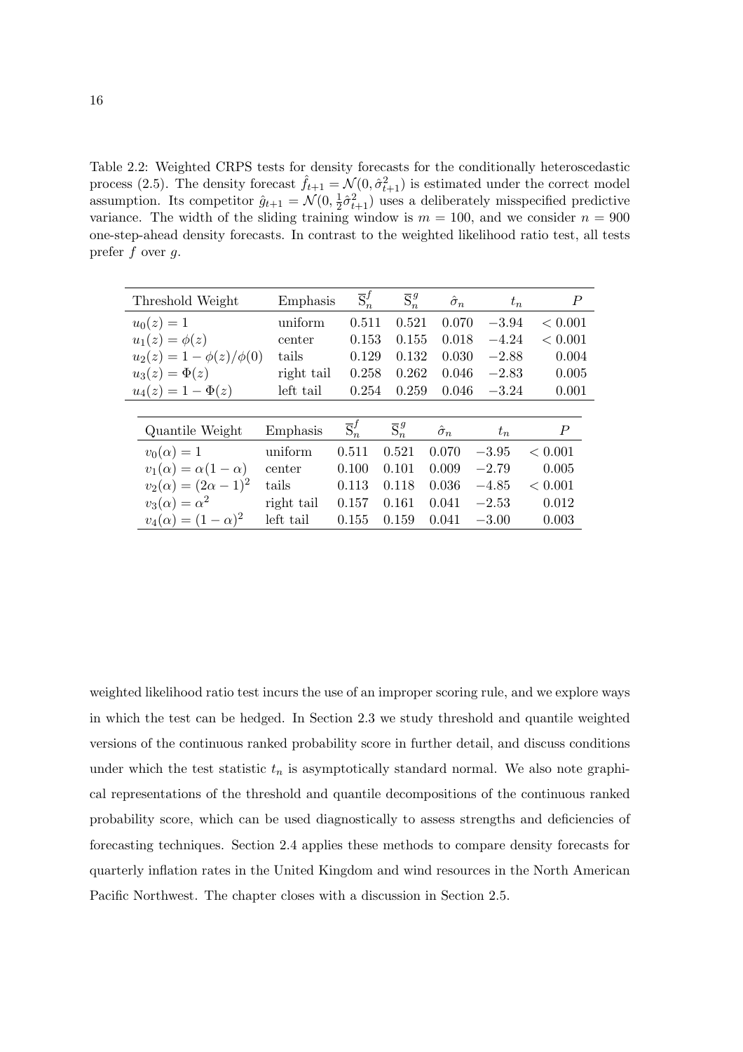Table 2.2: Weighted CRPS tests for density forecasts for the conditionally heteroscedastic process (2.5). The density forecast $\hat{f}_{t+1} = \mathcal{N}(0, \hat{\sigma}^2_{t+1})$ is estimated under the correct model assumption. Its competitor $\hat{g}_{t+1} = \mathcal{N}(0, \frac{1}{2}\hat{\sigma}^2_{t+1})$ uses a deliberately misspecified predictive variance. The width of the sliding training window is $m = 100$, and we consider $n = 900$ one-step-ahead density forecasts. In contrast to the weighted likelihood ratio test, all tests prefer $f$ over $g$.

| Threshold Weight | Emphasis | $\overline{\mathrm{S}}^f_n$ | $\overline{\mathrm{S}}^g_n$ | $\hat{\sigma}_n$ | $t_n$ | $P$ |
|---|---|---|---|---|---|---|
| $u_0(z) = 1$ | uniform | 0.511 | 0.521 | 0.070 | $-3.94$ | $< 0.001$ |
| $u_1(z) = \phi(z)$ | center | 0.153 | 0.155 | 0.018 | $-4.24$ | $< 0.001$ |
| $u_2(z) = 1 - \phi(z)/\phi(0)$ | tails | 0.129 | 0.132 | 0.030 | $-2.88$ | 0.004 |
| $u_3(z) = \Phi(z)$ | right tail | 0.258 | 0.262 | 0.046 | $-2.83$ | 0.005 |
| $u_4(z) = 1 - \Phi(z)$ | left tail | 0.254 | 0.259 | 0.046 | $-3.24$ | 0.001 |

| Quantile Weight | Emphasis | $\overline{\mathrm{S}}^f_n$ | $\overline{\mathrm{S}}^g_n$ | $\hat{\sigma}_n$ | $t_n$ | $P$ |
|---|---|---|---|---|---|---|
| $v_0(\alpha) = 1$ | uniform | 0.511 | 0.521 | 0.070 | $-3.95$ | $< 0.001$ |
| $v_1(\alpha) = \alpha(1 - \alpha)$ | center | 0.100 | 0.101 | 0.009 | $-2.79$ | 0.005 |
| $v_2(\alpha) = (2\alpha - 1)^2$ | tails | 0.113 | 0.118 | 0.036 | $-4.85$ | $< 0.001$ |
| $v_3(\alpha) = \alpha^2$ | right tail | 0.157 | 0.161 | 0.041 | $-2.53$ | 0.012 |
| $v_4(\alpha) = (1 - \alpha)^2$ | left tail | 0.155 | 0.159 | 0.041 | $-3.00$ | 0.003 |

weighted likelihood ratio test incurs the use of an improper scoring rule, and we explore ways in which the test can be hedged. In Section 2.3 we study threshold and quantile weighted versions of the continuous ranked probability score in further detail, and discuss conditions under which the test statistic $t_n$ is asymptotically standard normal. We also note graphical representations of the threshold and quantile decompositions of the continuous ranked probability score, which can be used diagnostically to assess strengths and deficiencies of forecasting techniques. Section 2.4 applies these methods to compare density forecasts for quarterly inflation rates in the United Kingdom and wind resources in the North American Pacific Northwest. The chapter closes with a discussion in Section 2.5.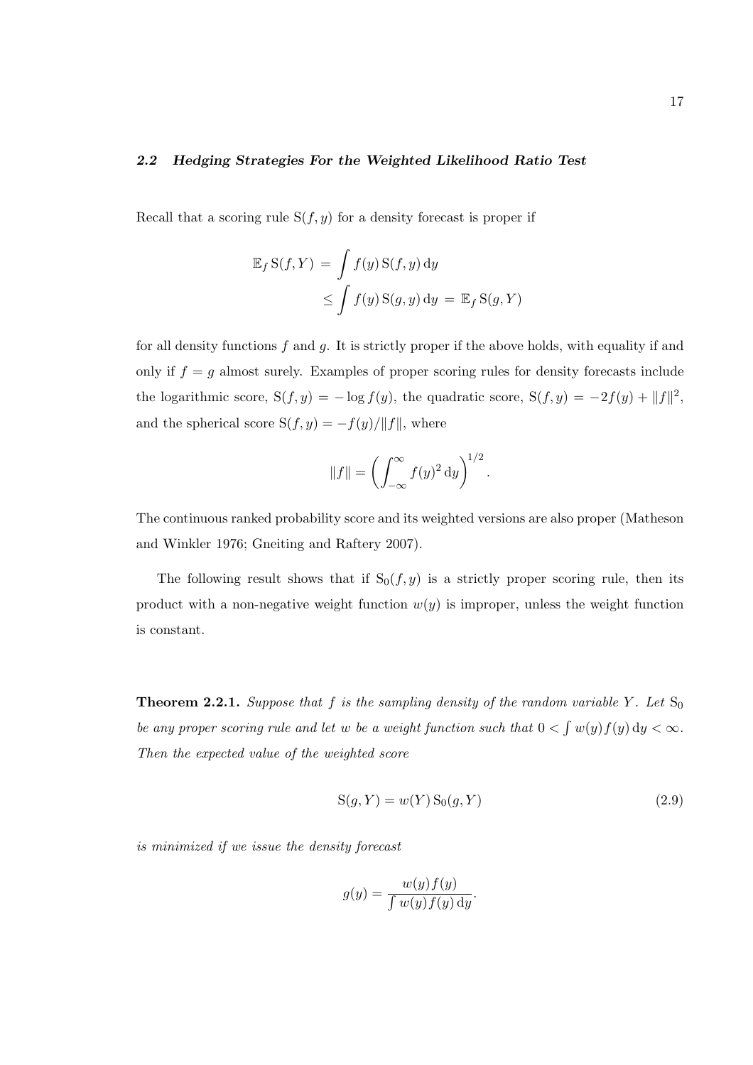### 2.2 Hedging Strategies For the Weighted Likelihood Ratio Test

Recall that a scoring rule $\mathrm{S}(f, y)$ for a density forecast is proper if

$$
\begin{aligned}
\mathbb{E}_f \, \mathrm{S}(f, Y) &= \int f(y) \, \mathrm{S}(f, y) \, \mathrm{d}y \\
&\leq \int f(y) \, \mathrm{S}(g, y) \, \mathrm{d}y \; = \; \mathbb{E}_f \, \mathrm{S}(g, Y)
\end{aligned}
$$

for all density functions $f$ and $g$. It is strictly proper if the above holds, with equality if and only if $f = g$ almost surely. Examples of proper scoring rules for density forecasts include the logarithmic score, $\mathrm{S}(f, y) = -\log f(y)$, the quadratic score, $\mathrm{S}(f, y) = -2f(y) + \|f\|^2$, and the spherical score $\mathrm{S}(f, y) = -f(y)/\|f\|$, where

$$
\|f\| = \left( \int_{-\infty}^{\infty} f(y)^2 \, \mathrm{d}y \right)^{1/2}.
$$

The continuous ranked probability score and its weighted versions are also proper (Matheson and Winkler 1976; Gneiting and Raftery 2007).

The following result shows that if $\mathrm{S}_0(f, y)$ is a strictly proper scoring rule, then its product with a non-negative weight function $w(y)$ is improper, unless the weight function is constant.

**Theorem 2.2.1.** *Suppose that $f$ is the sampling density of the random variable $Y$. Let $\mathrm{S}_0$ be any proper scoring rule and let $w$ be a weight function such that $0 < \int w(y) f(y) \, \mathrm{d}y < \infty$. Then the expected value of the weighted score*

$$
\mathrm{S}(g, Y) = w(Y) \, \mathrm{S}_0(g, Y) \tag{2.9}
$$

*is minimized if we issue the density forecast*

$$
g(y) = \frac{w(y) f(y)}{\int w(y) f(y) \, \mathrm{d}y}.
$$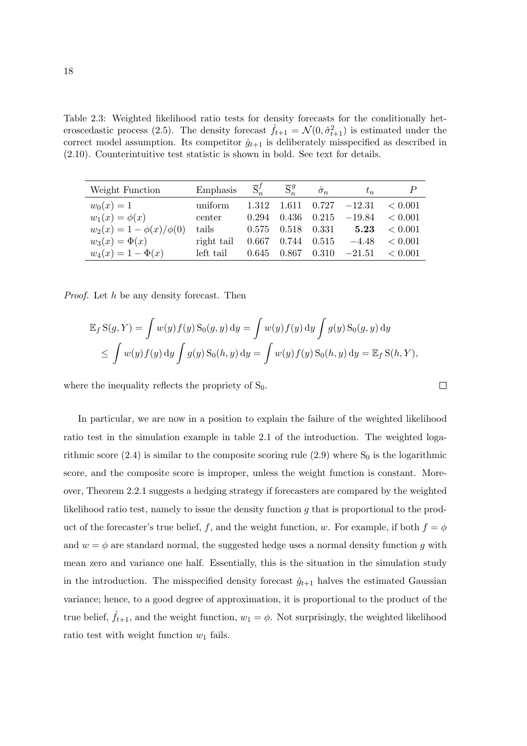Table 2.3: Weighted likelihood ratio tests for density forecasts for the conditionally heteroscedastic process (2.5). The density forecast $\hat{f}_{t+1} = \mathcal{N}(0, \hat{\sigma}^2_{t+1})$ is estimated under the correct model assumption. Its competitor $\hat{g}_{t+1}$ is deliberately misspecified as described in (2.10). Counterintuitive test statistic is shown in bold. See text for details.

| Weight Function | Emphasis | $\overline{\mathrm{S}}_n^f$ | $\overline{\mathrm{S}}_n^g$ | $\hat{\sigma}_n$ | $t_n$ | $P$ |
|---|---|---|---|---|---|---|
| $w_0(x) = 1$ | uniform | 1.312 | 1.611 | 0.727 | −12.31 | < 0.001 |
| $w_1(x) = \phi(x)$ | center | 0.294 | 0.436 | 0.215 | −19.84 | < 0.001 |
| $w_2(x) = 1 - \phi(x)/\phi(0)$ | tails | 0.575 | 0.518 | 0.331 | **5.23** | < 0.001 |
| $w_3(x) = \Phi(x)$ | right tail | 0.667 | 0.744 | 0.515 | −4.48 | < 0.001 |
| $w_4(x) = 1 - \Phi(x)$ | left tail | 0.645 | 0.867 | 0.310 | −21.51 | < 0.001 |

*Proof.* Let $h$ be any density forecast. Then

$$\mathbb{E}_f \, \mathrm{S}(g, Y) = \int w(y) f(y) \, \mathrm{S}_0(g, y) \, \mathrm{d}y = \int w(y) f(y) \, \mathrm{d}y \int g(y) \, \mathrm{S}_0(g, y) \, \mathrm{d}y$$

$$\leq \int w(y) f(y) \, \mathrm{d}y \int g(y) \, \mathrm{S}_0(h, y) \, \mathrm{d}y = \int w(y) f(y) \, \mathrm{S}_0(h, y) \, \mathrm{d}y = \mathbb{E}_f \, \mathrm{S}(h, Y),$$

where the inequality reflects the propriety of $\mathrm{S}_0$. □

In particular, we are now in a position to explain the failure of the weighted likelihood ratio test in the simulation example in table 2.1 of the introduction. The weighted logarithmic score (2.4) is similar to the composite scoring rule (2.9) where $\mathrm{S}_0$ is the logarithmic score, and the composite score is improper, unless the weight function is constant. Moreover, Theorem 2.2.1 suggests a hedging strategy if forecasters are compared by the weighted likelihood ratio test, namely to issue the density function $g$ that is proportional to the product of the forecaster's true belief, $f$, and the weight function, $w$. For example, if both $f = \phi$ and $w = \phi$ are standard normal, the suggested hedge uses a normal density function $g$ with mean zero and variance one half. Essentially, this is the situation in the simulation study in the introduction. The misspecified density forecast $\hat{g}_{t+1}$ halves the estimated Gaussian variance; hence, to a good degree of approximation, it is proportional to the product of the true belief, $\hat{f}_{t+1}$, and the weight function, $w_1 = \phi$. Not surprisingly, the weighted likelihood ratio test with weight function $w_1$ fails.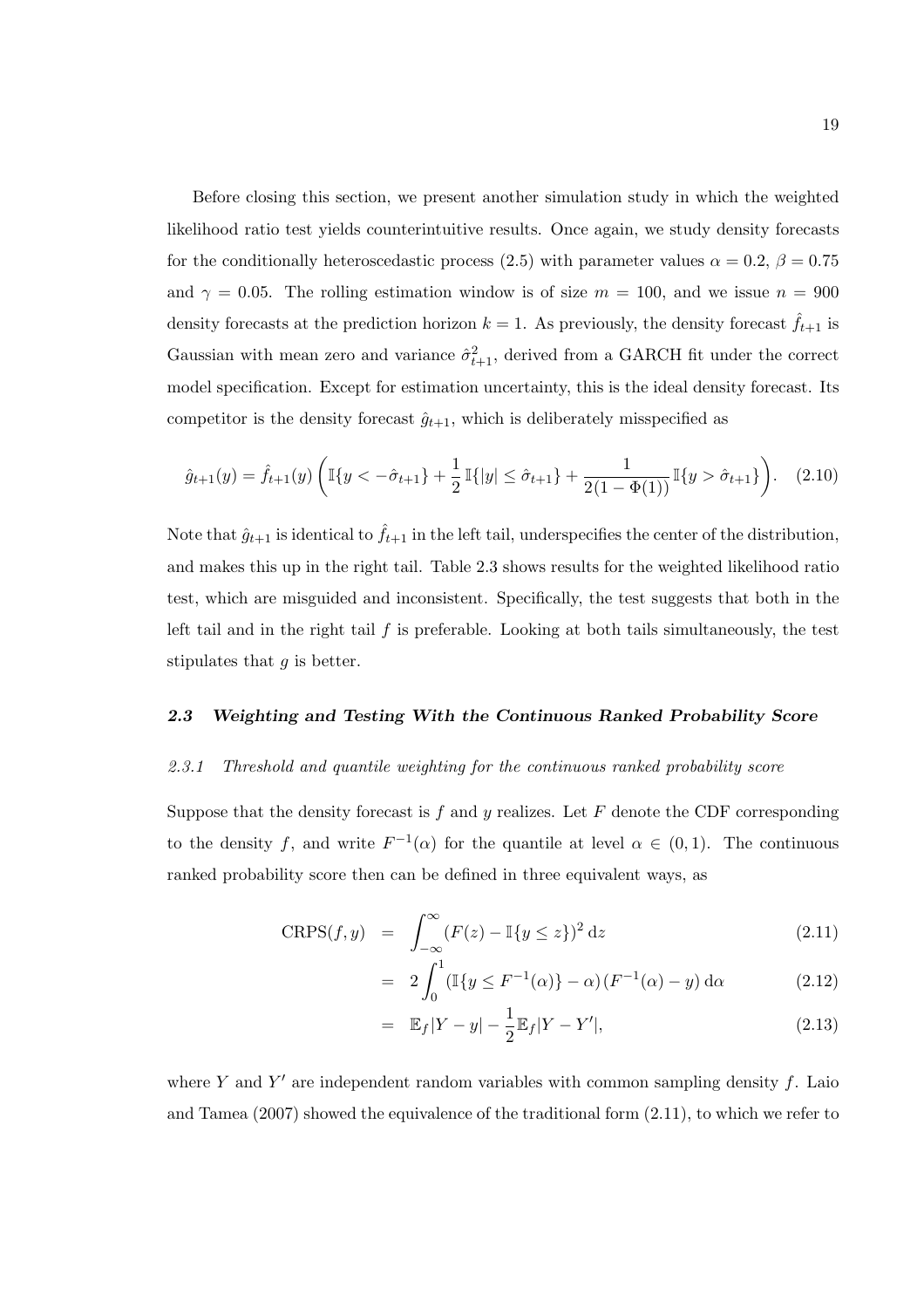Before closing this section, we present another simulation study in which the weighted likelihood ratio test yields counterintuitive results. Once again, we study density forecasts for the conditionally heteroscedastic process (2.5) with parameter values $\alpha = 0.2$, $\beta = 0.75$ and $\gamma = 0.05$. The rolling estimation window is of size $m = 100$, and we issue $n = 900$ density forecasts at the prediction horizon $k = 1$. As previously, the density forecast $\hat{f}_{t+1}$ is Gaussian with mean zero and variance $\hat{\sigma}^2_{t+1}$, derived from a GARCH fit under the correct model specification. Except for estimation uncertainty, this is the ideal density forecast. Its competitor is the density forecast $\hat{g}_{t+1}$, which is deliberately misspecified as

$$\hat{g}_{t+1}(y) = \hat{f}_{t+1}(y) \left( \mathbb{I}\{y < -\hat{\sigma}_{t+1}\} + \frac{1}{2}\mathbb{I}\{|y| \leq \hat{\sigma}_{t+1}\} + \frac{1}{2(1-\Phi(1))}\mathbb{I}\{y > \hat{\sigma}_{t+1}\} \right). \quad (2.10)$$

Note that $\hat{g}_{t+1}$ is identical to $\hat{f}_{t+1}$ in the left tail, underspecifies the center of the distribution, and makes this up in the right tail. Table 2.3 shows results for the weighted likelihood ratio test, which are misguided and inconsistent. Specifically, the test suggests that both in the left tail and in the right tail $f$ is preferable. Looking at both tails simultaneously, the test stipulates that $g$ is better.

## *2.3 Weighting and Testing With the Continuous Ranked Probability Score*

### *2.3.1 Threshold and quantile weighting for the continuous ranked probability score*

Suppose that the density forecast is $f$ and $y$ realizes. Let $F$ denote the CDF corresponding to the density $f$, and write $F^{-1}(\alpha)$ for the quantile at level $\alpha \in (0, 1)$. The continuous ranked probability score then can be defined in three equivalent ways, as

$$\begin{aligned} \mathrm{CRPS}(f, y) &= \int_{-\infty}^{\infty} (F(z) - \mathbb{I}\{y \leq z\})^2 \, \mathrm{d}z & (2.11) \\ &= 2\int_0^1 (\mathbb{I}\{y \leq F^{-1}(\alpha)\} - \alpha)\,(F^{-1}(\alpha) - y)\,\mathrm{d}\alpha & (2.12) \\ &= \mathbb{E}_f|Y - y| - \frac{1}{2}\mathbb{E}_f|Y - Y'|, & (2.13) \end{aligned}$$

where $Y$ and $Y'$ are independent random variables with common sampling density $f$. Laio and Tamea (2007) showed the equivalence of the traditional form (2.11), to which we refer to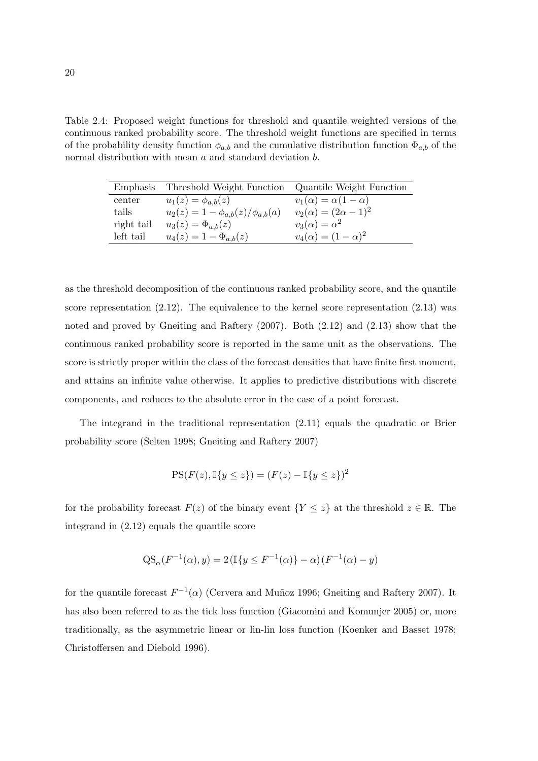Table 2.4: Proposed weight functions for threshold and quantile weighted versions of the continuous ranked probability score. The threshold weight functions are specified in terms of the probability density function $\phi_{a,b}$ and the cumulative distribution function $\Phi_{a,b}$ of the normal distribution with mean $a$ and standard deviation $b$.

| Emphasis | Threshold Weight Function | Quantile Weight Function |
|---|---|---|
| center | $u_1(z) = \phi_{a,b}(z)$ | $v_1(\alpha) = \alpha(1-\alpha)$ |
| tails | $u_2(z) = 1 - \phi_{a,b}(z)/\phi_{a,b}(a)$ | $v_2(\alpha) = (2\alpha - 1)^2$ |
| right tail | $u_3(z) = \Phi_{a,b}(z)$ | $v_3(\alpha) = \alpha^2$ |
| left tail | $u_4(z) = 1 - \Phi_{a,b}(z)$ | $v_4(\alpha) = (1-\alpha)^2$ |

as the threshold decomposition of the continuous ranked probability score, and the quantile score representation (2.12). The equivalence to the kernel score representation (2.13) was noted and proved by Gneiting and Raftery (2007). Both (2.12) and (2.13) show that the continuous ranked probability score is reported in the same unit as the observations. The score is strictly proper within the class of the forecast densities that have finite first moment, and attains an infinite value otherwise. It applies to predictive distributions with discrete components, and reduces to the absolute error in the case of a point forecast.

The integrand in the traditional representation (2.11) equals the quadratic or Brier probability score (Selten 1998; Gneiting and Raftery 2007)

$$\mathrm{PS}(F(z), \mathbb{I}\{y \leq z\}) = (F(z) - \mathbb{I}\{y \leq z\})^2$$

for the probability forecast $F(z)$ of the binary event $\{Y \leq z\}$ at the threshold $z \in \mathbb{R}$. The integrand in (2.12) equals the quantile score

$$\mathrm{QS}_\alpha(F^{-1}(\alpha), y) = 2\,(\mathbb{I}\{y \leq F^{-1}(\alpha)\} - \alpha)\,(F^{-1}(\alpha) - y)$$

for the quantile forecast $F^{-1}(\alpha)$ (Cervera and Muñoz 1996; Gneiting and Raftery 2007). It has also been referred to as the tick loss function (Giacomini and Komunjer 2005) or, more traditionally, as the asymmetric linear or lin-lin loss function (Koenker and Basset 1978; Christoffersen and Diebold 1996).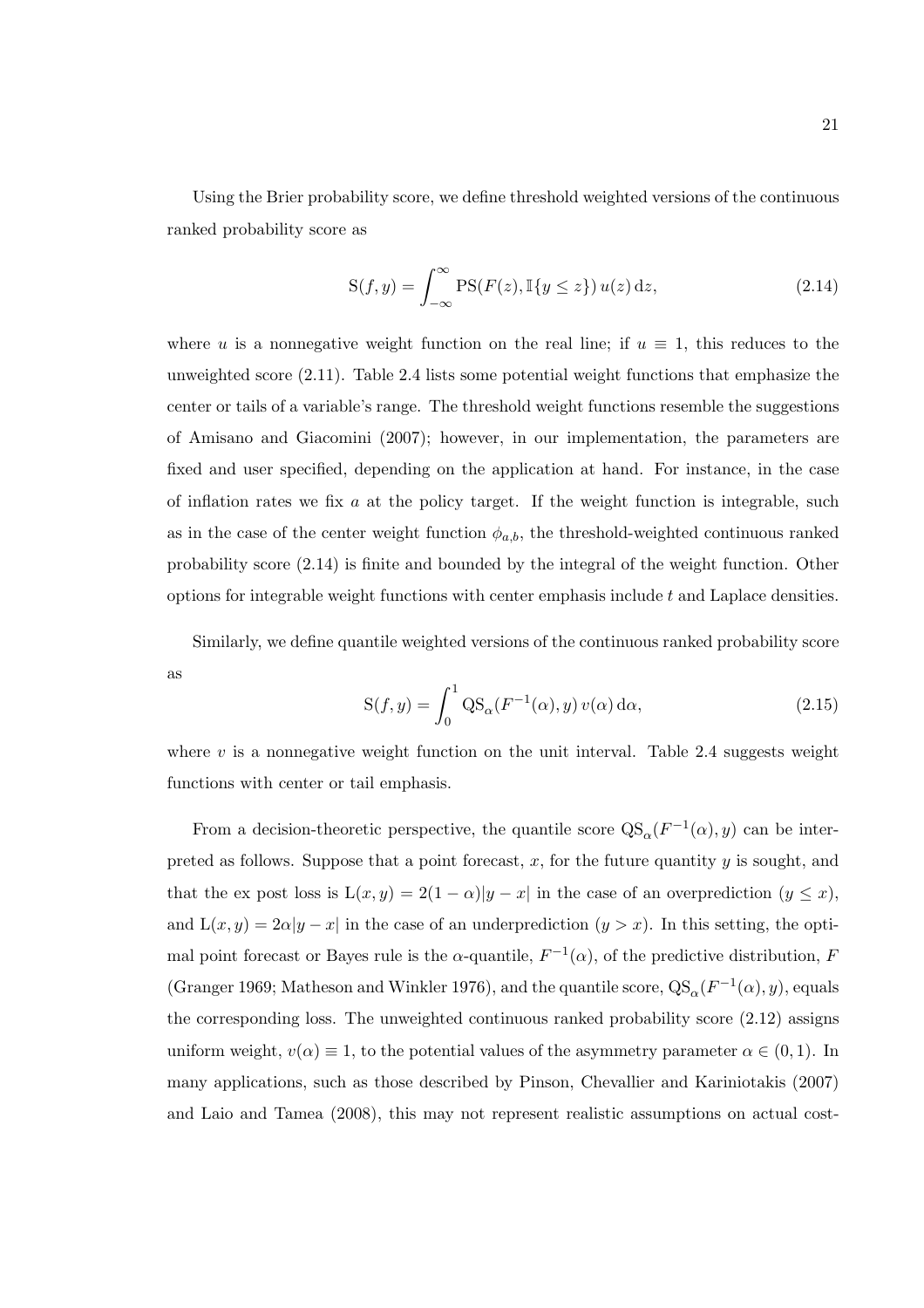Using the Brier probability score, we define threshold weighted versions of the continuous ranked probability score as

$$\mathrm{S}(f, y) = \int_{-\infty}^{\infty} \mathrm{PS}(F(z), \mathbb{I}\{y \leq z\})\, u(z)\, \mathrm{d}z, \tag{2.14}$$

where $u$ is a nonnegative weight function on the real line; if $u \equiv 1$, this reduces to the unweighted score (2.11). Table 2.4 lists some potential weight functions that emphasize the center or tails of a variable's range. The threshold weight functions resemble the suggestions of Amisano and Giacomini (2007); however, in our implementation, the parameters are fixed and user specified, depending on the application at hand. For instance, in the case of inflation rates we fix $a$ at the policy target. If the weight function is integrable, such as in the case of the center weight function $\phi_{a,b}$, the threshold-weighted continuous ranked probability score (2.14) is finite and bounded by the integral of the weight function. Other options for integrable weight functions with center emphasis include $t$ and Laplace densities.

Similarly, we define quantile weighted versions of the continuous ranked probability score as

$$\mathrm{S}(f, y) = \int_{0}^{1} \mathrm{QS}_{\alpha}(F^{-1}(\alpha), y)\, v(\alpha)\, \mathrm{d}\alpha, \tag{2.15}$$

where $v$ is a nonnegative weight function on the unit interval. Table 2.4 suggests weight functions with center or tail emphasis.

From a decision-theoretic perspective, the quantile score $\mathrm{QS}_{\alpha}(F^{-1}(\alpha), y)$ can be interpreted as follows. Suppose that a point forecast, $x$, for the future quantity $y$ is sought, and that the ex post loss is $\mathrm{L}(x, y) = 2(1 - \alpha)|y - x|$ in the case of an overprediction ($y \leq x$), and $\mathrm{L}(x, y) = 2\alpha|y - x|$ in the case of an underprediction ($y > x$). In this setting, the optimal point forecast or Bayes rule is the $\alpha$-quantile, $F^{-1}(\alpha)$, of the predictive distribution, $F$ (Granger 1969; Matheson and Winkler 1976), and the quantile score, $\mathrm{QS}_{\alpha}(F^{-1}(\alpha), y)$, equals the corresponding loss. The unweighted continuous ranked probability score (2.12) assigns uniform weight, $v(\alpha) \equiv 1$, to the potential values of the asymmetry parameter $\alpha \in (0, 1)$. In many applications, such as those described by Pinson, Chevallier and Kariniotakis (2007) and Laio and Tamea (2008), this may not represent realistic assumptions on actual cost-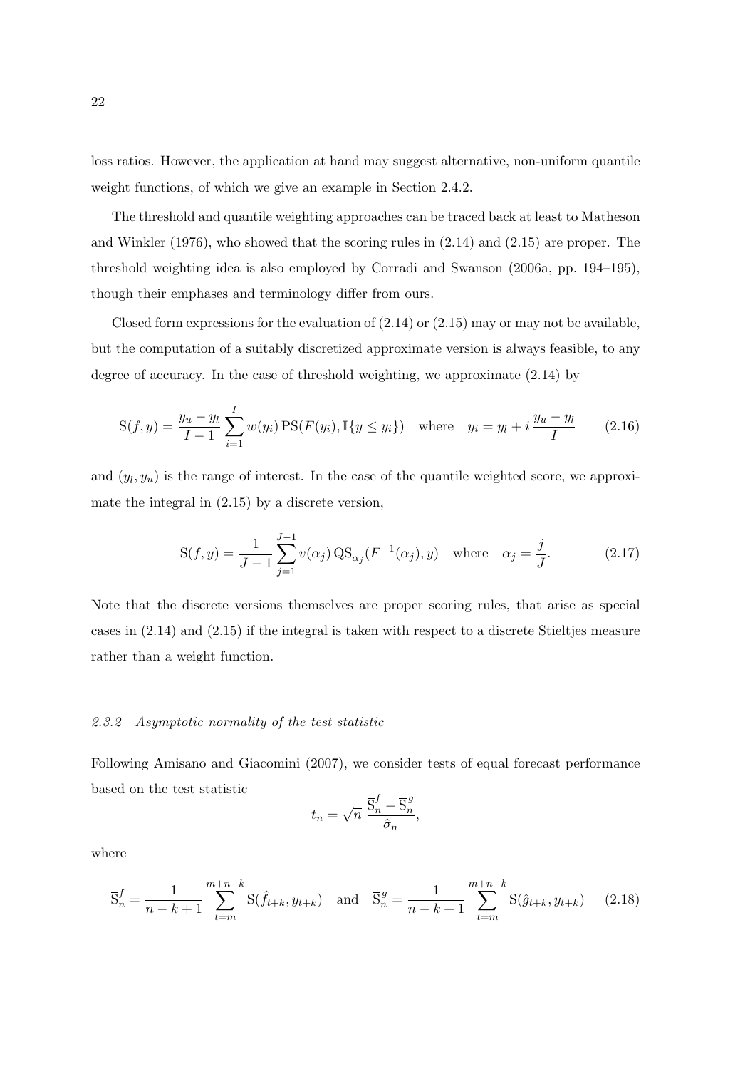loss ratios. However, the application at hand may suggest alternative, non-uniform quantile weight functions, of which we give an example in Section 2.4.2.

The threshold and quantile weighting approaches can be traced back at least to Matheson and Winkler (1976), who showed that the scoring rules in (2.14) and (2.15) are proper. The threshold weighting idea is also employed by Corradi and Swanson (2006a, pp. 194–195), though their emphases and terminology differ from ours.

Closed form expressions for the evaluation of (2.14) or (2.15) may or may not be available, but the computation of a suitably discretized approximate version is always feasible, to any degree of accuracy. In the case of threshold weighting, we approximate (2.14) by

$$\mathrm{S}(f,y) = \frac{y_u - y_l}{I-1} \sum_{i=1}^{I} w(y_i)\, \mathrm{PS}(F(y_i), \mathbb{I}\{y \le y_i\}) \quad \text{where} \quad y_i = y_l + i\,\frac{y_u - y_l}{I} \tag{2.16}$$

and $(y_l, y_u)$ is the range of interest. In the case of the quantile weighted score, we approximate the integral in (2.15) by a discrete version,

$$\mathrm{S}(f,y) = \frac{1}{J-1} \sum_{j=1}^{J-1} v(\alpha_j)\, \mathrm{QS}_{\alpha_j}(F^{-1}(\alpha_j), y) \quad \text{where} \quad \alpha_j = \frac{j}{J}. \tag{2.17}$$

Note that the discrete versions themselves are proper scoring rules, that arise as special cases in (2.14) and (2.15) if the integral is taken with respect to a discrete Stieltjes measure rather than a weight function.

### *2.3.2 Asymptotic normality of the test statistic*

Following Amisano and Giacomini (2007), we consider tests of equal forecast performance based on the test statistic

$$t_n = \sqrt{n}\,\frac{\overline{\mathrm{S}}_n^f - \overline{\mathrm{S}}_n^g}{\hat{\sigma}_n},$$

where

$$\overline{\mathrm{S}}_n^f = \frac{1}{n-k+1} \sum_{t=m}^{m+n-k} \mathrm{S}(\hat{f}_{t+k}, y_{t+k}) \quad \text{and} \quad \overline{\mathrm{S}}_n^g = \frac{1}{n-k+1} \sum_{t=m}^{m+n-k} \mathrm{S}(\hat{g}_{t+k}, y_{t+k}) \tag{2.18}$$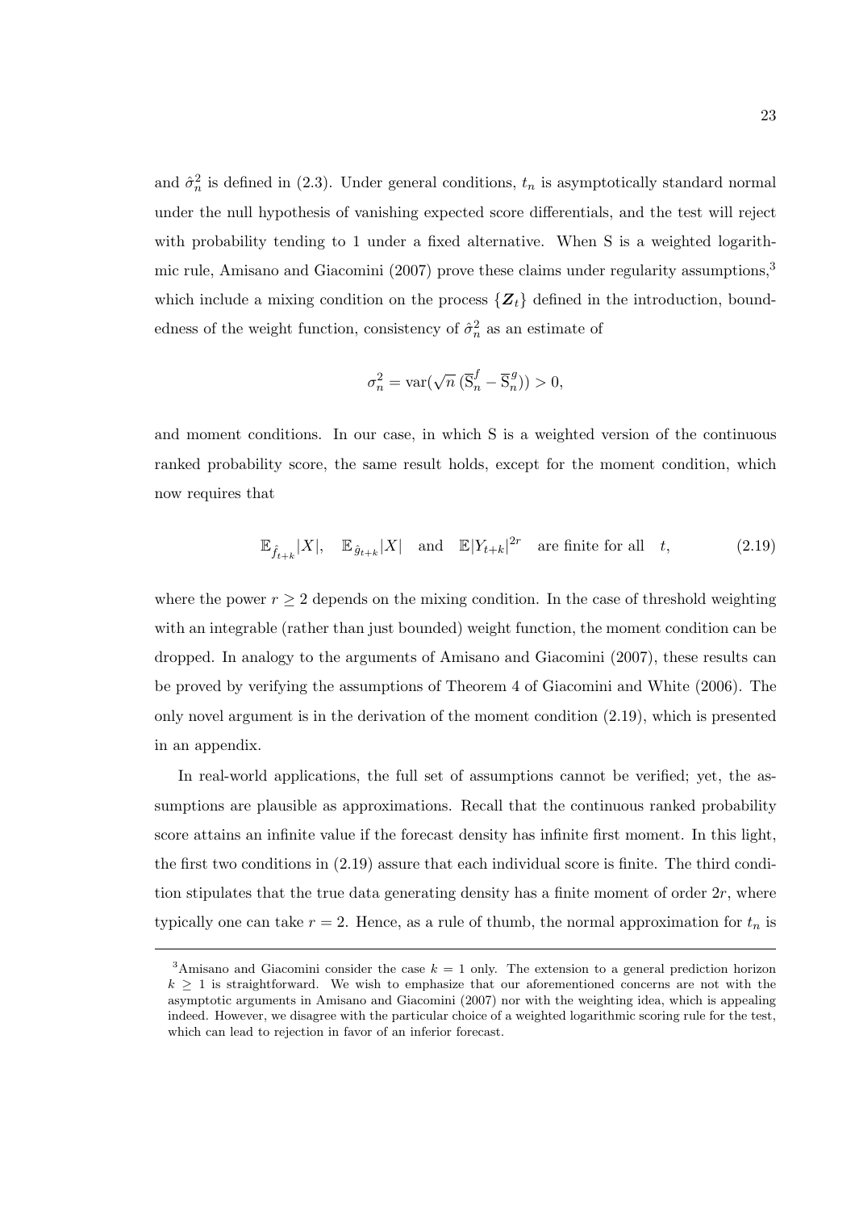and $\hat{\sigma}_n^2$ is defined in (2.3). Under general conditions, $t_n$ is asymptotically standard normal under the null hypothesis of vanishing expected score differentials, and the test will reject with probability tending to 1 under a fixed alternative. When S is a weighted logarithmic rule, Amisano and Giacomini (2007) prove these claims under regularity assumptions,[3] which include a mixing condition on the process $\{\boldsymbol{Z}_t\}$ defined in the introduction, boundedness of the weight function, consistency of $\hat{\sigma}_n^2$ as an estimate of

$$\sigma_n^2 = \mathrm{var}(\sqrt{n}\,(\overline{\mathrm{S}}_n^f - \overline{\mathrm{S}}_n^g)) > 0,$$

and moment conditions. In our case, in which S is a weighted version of the continuous ranked probability score, the same result holds, except for the moment condition, which now requires that

$$\mathbb{E}_{\hat{f}_{t+k}}|X|, \quad \mathbb{E}_{\hat{g}_{t+k}}|X| \quad \text{and} \quad \mathbb{E}|Y_{t+k}|^{2r} \quad \text{are finite for all} \quad t, \tag{2.19}$$

where the power $r \geq 2$ depends on the mixing condition. In the case of threshold weighting with an integrable (rather than just bounded) weight function, the moment condition can be dropped. In analogy to the arguments of Amisano and Giacomini (2007), these results can be proved by verifying the assumptions of Theorem 4 of Giacomini and White (2006). The only novel argument is in the derivation of the moment condition (2.19), which is presented in an appendix.

In real-world applications, the full set of assumptions cannot be verified; yet, the assumptions are plausible as approximations. Recall that the continuous ranked probability score attains an infinite value if the forecast density has infinite first moment. In this light, the first two conditions in (2.19) assure that each individual score is finite. The third condition stipulates that the true data generating density has a finite moment of order $2r$, where typically one can take $r = 2$. Hence, as a rule of thumb, the normal approximation for $t_n$ is

[3] Amisano and Giacomini consider the case $k = 1$ only. The extension to a general prediction horizon $k \geq 1$ is straightforward. We wish to emphasize that our aforementioned concerns are not with the asymptotic arguments in Amisano and Giacomini (2007) nor with the weighting idea, which is appealing indeed. However, we disagree with the particular choice of a weighted logarithmic scoring rule for the test, which can lead to rejection in favor of an inferior forecast.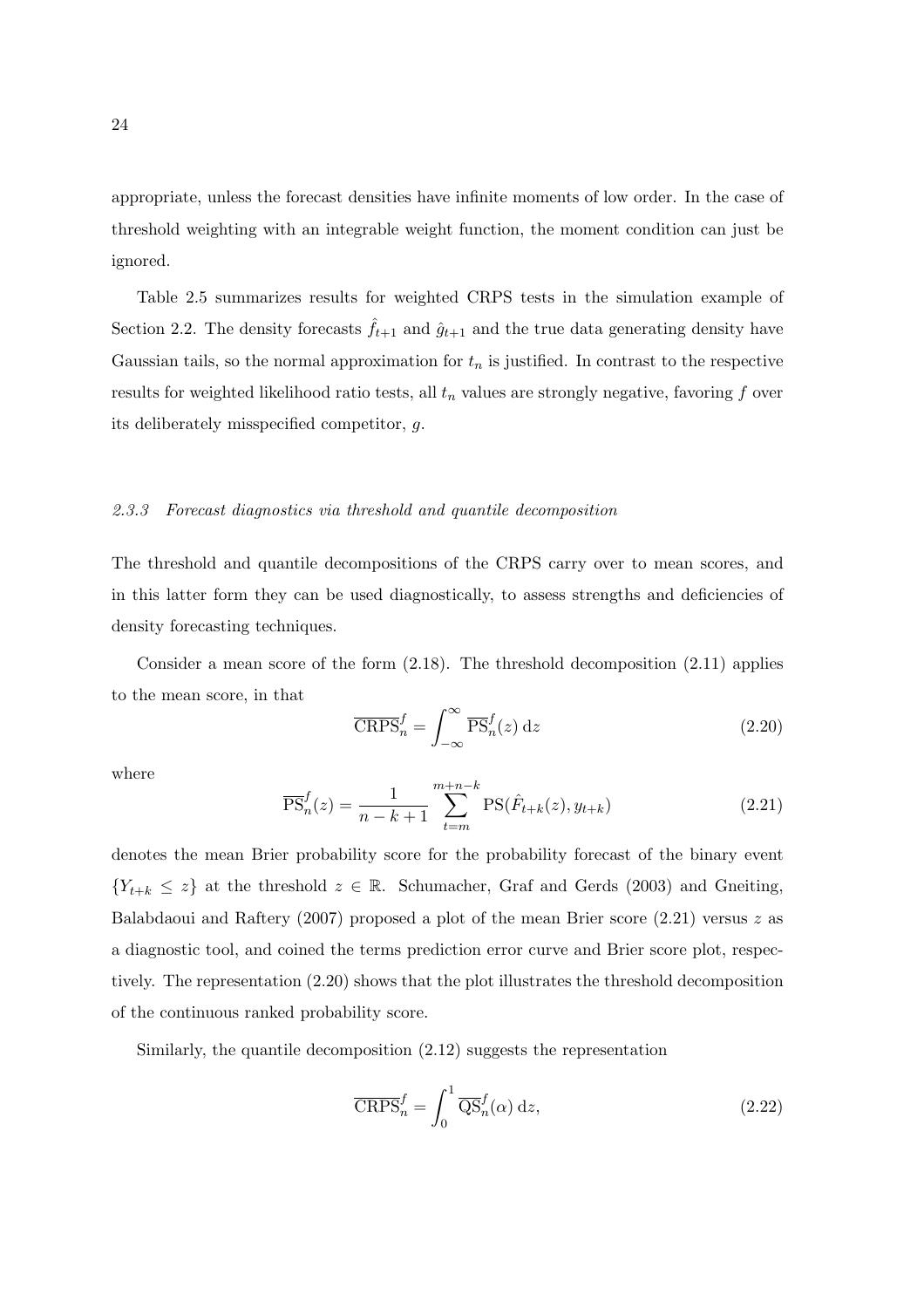appropriate, unless the forecast densities have infinite moments of low order. In the case of threshold weighting with an integrable weight function, the moment condition can just be ignored.

Table 2.5 summarizes results for weighted CRPS tests in the simulation example of Section 2.2. The density forecasts $\hat{f}_{t+1}$ and $\hat{g}_{t+1}$ and the true data generating density have Gaussian tails, so the normal approximation for $t_n$ is justified. In contrast to the respective results for weighted likelihood ratio tests, all $t_n$ values are strongly negative, favoring $f$ over its deliberately misspecified competitor, $g$.

### *2.3.3 Forecast diagnostics via threshold and quantile decomposition*

The threshold and quantile decompositions of the CRPS carry over to mean scores, and in this latter form they can be used diagnostically, to assess strengths and deficiencies of density forecasting techniques.

Consider a mean score of the form (2.18). The threshold decomposition (2.11) applies to the mean score, in that

$$\overline{\mathrm{CRPS}}_n^f = \int_{-\infty}^{\infty} \overline{\mathrm{PS}}_n^f(z)\,\mathrm{d}z \tag{2.20}$$

where

$$\overline{\mathrm{PS}}_n^f(z) = \frac{1}{n-k+1} \sum_{t=m}^{m+n-k} \mathrm{PS}(\hat{F}_{t+k}(z), y_{t+k}) \tag{2.21}$$

denotes the mean Brier probability score for the probability forecast of the binary event $\{Y_{t+k} \leq z\}$ at the threshold $z \in \mathbb{R}$. Schumacher, Graf and Gerds (2003) and Gneiting, Balabdaoui and Raftery (2007) proposed a plot of the mean Brier score (2.21) versus $z$ as a diagnostic tool, and coined the terms prediction error curve and Brier score plot, respectively. The representation (2.20) shows that the plot illustrates the threshold decomposition of the continuous ranked probability score.

Similarly, the quantile decomposition (2.12) suggests the representation

$$\overline{\mathrm{CRPS}}_n^f = \int_{0}^{1} \overline{\mathrm{QS}}_n^f(\alpha)\,\mathrm{d}z, \tag{2.22}$$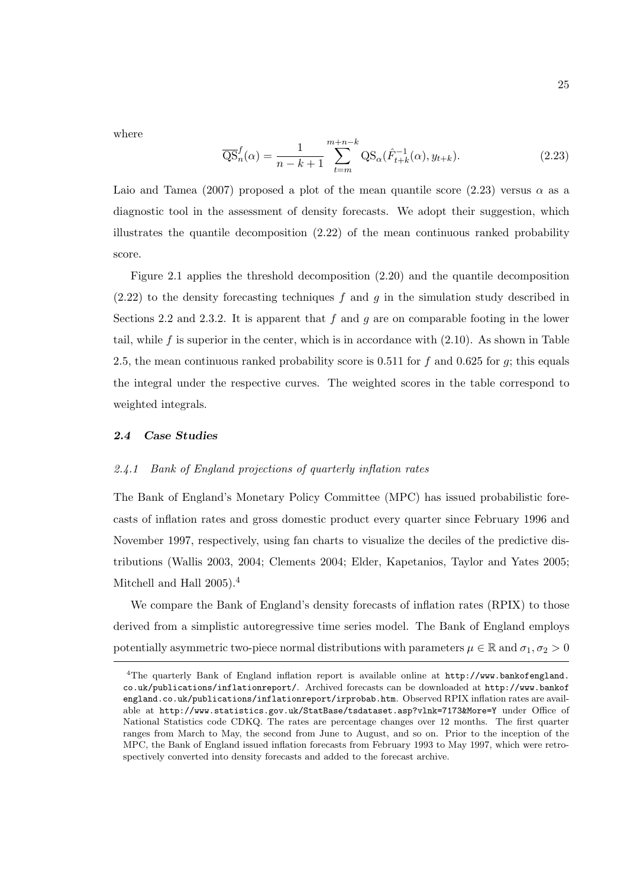where

$$\overline{\text{QS}}_n^f(\alpha) = \frac{1}{n-k+1} \sum_{t=m}^{m+n-k} \text{QS}_\alpha(\hat{F}_{t+k}^{-1}(\alpha), y_{t+k}). \tag{2.23}$$

Laio and Tamea (2007) proposed a plot of the mean quantile score (2.23) versus $\alpha$ as a diagnostic tool in the assessment of density forecasts. We adopt their suggestion, which illustrates the quantile decomposition (2.22) of the mean continuous ranked probability score.

Figure 2.1 applies the threshold decomposition (2.20) and the quantile decomposition (2.22) to the density forecasting techniques $f$ and $g$ in the simulation study described in Sections 2.2 and 2.3.2. It is apparent that $f$ and $g$ are on comparable footing in the lower tail, while $f$ is superior in the center, which is in accordance with (2.10). As shown in Table 2.5, the mean continuous ranked probability score is 0.511 for $f$ and 0.625 for $g$; this equals the integral under the respective curves. The weighted scores in the table correspond to weighted integrals.

### *2.4 Case Studies*

#### *2.4.1 Bank of England projections of quarterly inflation rates*

The Bank of England's Monetary Policy Committee (MPC) has issued probabilistic forecasts of inflation rates and gross domestic product every quarter since February 1996 and November 1997, respectively, using fan charts to visualize the deciles of the predictive distributions (Wallis 2003, 2004; Clements 2004; Elder, Kapetanios, Taylor and Yates 2005; Mitchell and Hall 2005).[4]

We compare the Bank of England's density forecasts of inflation rates (RPIX) to those derived from a simplistic autoregressive time series model. The Bank of England employs potentially asymmetric two-piece normal distributions with parameters $\mu \in \mathbb{R}$ and $\sigma_1, \sigma_2 > 0$

---

[4]The quarterly Bank of England inflation report is available online at `http://www.bankofengland.co.uk/publications/inflationreport/`. Archived forecasts can be downloaded at `http://www.bankofengland.co.uk/publications/inflationreport/irprobab.htm`. Observed RPIX inflation rates are available at `http://www.statistics.gov.uk/StatBase/tsdataset.asp?vlnk=7173&More=Y` under Office of National Statistics code CDKQ. The rates are percentage changes over 12 months. The first quarter ranges from March to May, the second from June to August, and so on. Prior to the inception of the MPC, the Bank of England issued inflation forecasts from February 1993 to May 1997, which were retrospectively converted into density forecasts and added to the forecast archive.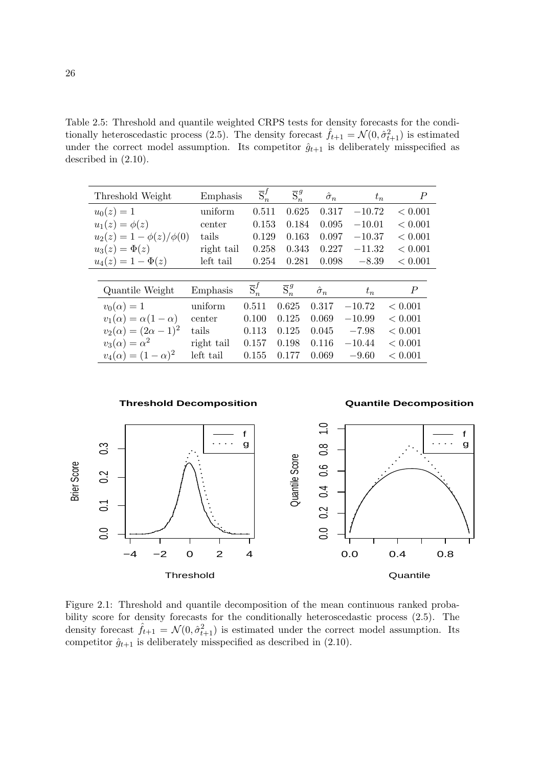Table 2.5: Threshold and quantile weighted CRPS tests for density forecasts for the conditionally heteroscedastic process (2.5). The density forecast $\hat{f}_{t+1} = \mathcal{N}(0, \hat{\sigma}^2_{t+1})$ is estimated under the correct model assumption. Its competitor $\hat{g}_{t+1}$ is deliberately misspecified as described in (2.10).

| Threshold Weight | Emphasis | $\overline{\text{S}}_n^f$ | $\overline{\text{S}}_n^g$ | $\hat{\sigma}_n$ | $t_n$ | $P$ |
|---|---|---|---|---|---|---|
| $u_0(z) = 1$ | uniform | 0.511 | 0.625 | 0.317 | $-10.72$ | $< 0.001$ |
| $u_1(z) = \phi(z)$ | center | 0.153 | 0.184 | 0.095 | $-10.01$ | $< 0.001$ |
| $u_2(z) = 1 - \phi(z)/\phi(0)$ | tails | 0.129 | 0.163 | 0.097 | $-10.37$ | $< 0.001$ |
| $u_3(z) = \Phi(z)$ | right tail | 0.258 | 0.343 | 0.227 | $-11.32$ | $< 0.001$ |
| $u_4(z) = 1 - \Phi(z)$ | left tail | 0.254 | 0.281 | 0.098 | $-8.39$ | $< 0.001$ |

| Quantile Weight | Emphasis | $\overline{\text{S}}_n^f$ | $\overline{\text{S}}_n^g$ | $\hat{\sigma}_n$ | $t_n$ | $P$ |
|---|---|---|---|---|---|---|
| $v_0(\alpha) = 1$ | uniform | 0.511 | 0.625 | 0.317 | $-10.72$ | $< 0.001$ |
| $v_1(\alpha) = \alpha(1-\alpha)$ | center | 0.100 | 0.125 | 0.069 | $-10.99$ | $< 0.001$ |
| $v_2(\alpha) = (2\alpha - 1)^2$ | tails | 0.113 | 0.125 | 0.045 | $-7.98$ | $< 0.001$ |
| $v_3(\alpha) = \alpha^2$ | right tail | 0.157 | 0.198 | 0.116 | $-10.44$ | $< 0.001$ |
| $v_4(\alpha) = (1-\alpha)^2$ | left tail | 0.155 | 0.177 | 0.069 | $-9.60$ | $< 0.001$ |

Figure 2.1: Threshold and quantile decomposition of the mean continuous ranked probability score for density forecasts for the conditionally heteroscedastic process (2.5). The density forecast $\hat{f}_{t+1} = \mathcal{N}(0, \hat{\sigma}^2_{t+1})$ is estimated under the correct model assumption. Its competitor $\hat{g}_{t+1}$ is deliberately misspecified as described in (2.10).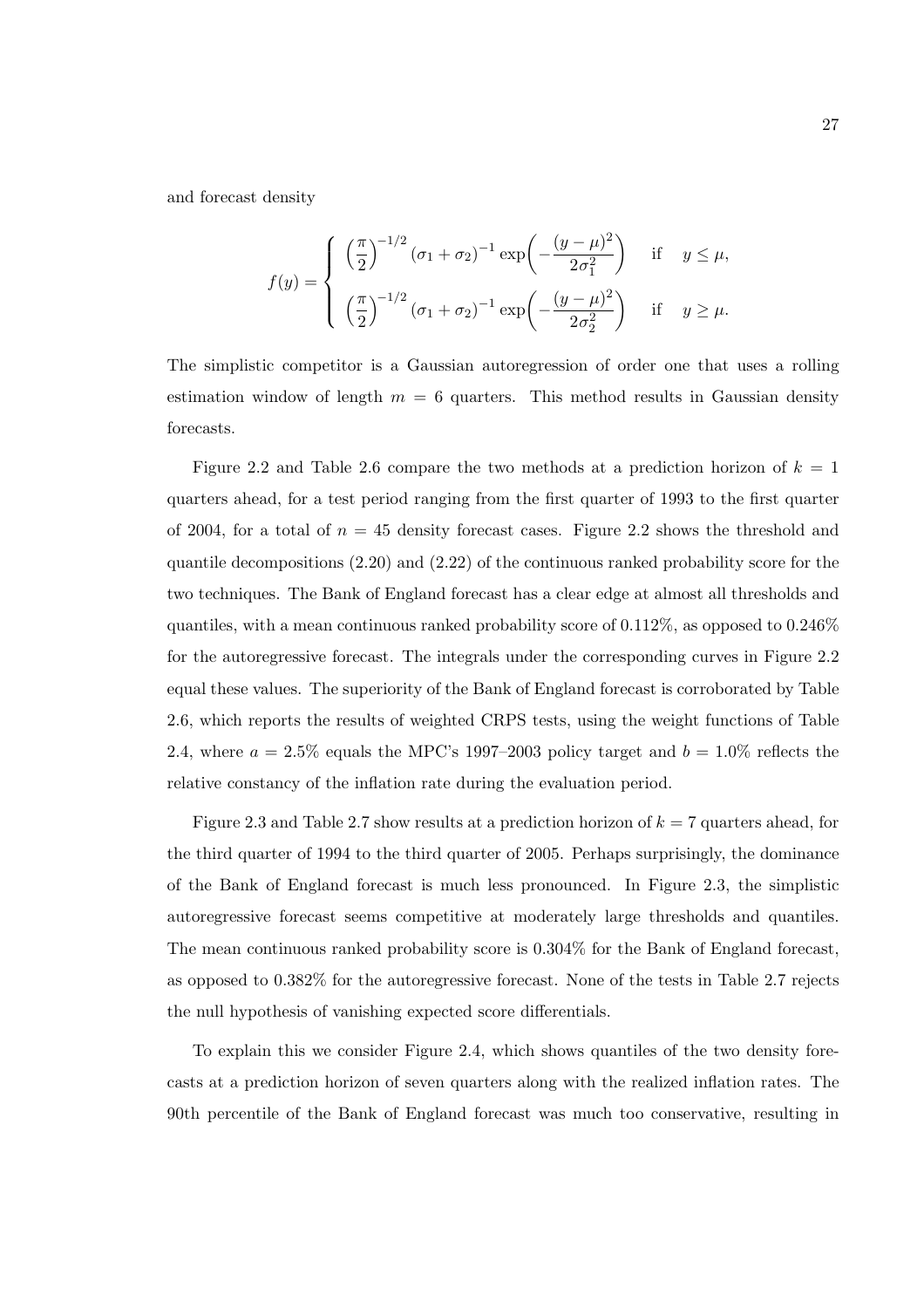and forecast density

$$
f(y) = \begin{cases} \left(\dfrac{\pi}{2}\right)^{-1/2} (\sigma_1 + \sigma_2)^{-1} \exp\!\left(-\dfrac{(y-\mu)^2}{2\sigma_1^2}\right) & \text{if} \quad y \leq \mu, \\[2ex] \left(\dfrac{\pi}{2}\right)^{-1/2} (\sigma_1 + \sigma_2)^{-1} \exp\!\left(-\dfrac{(y-\mu)^2}{2\sigma_2^2}\right) & \text{if} \quad y \geq \mu. \end{cases}
$$

The simplistic competitor is a Gaussian autoregression of order one that uses a rolling estimation window of length $m = 6$ quarters. This method results in Gaussian density forecasts.

Figure 2.2 and Table 2.6 compare the two methods at a prediction horizon of $k = 1$ quarters ahead, for a test period ranging from the first quarter of 1993 to the first quarter of 2004, for a total of $n = 45$ density forecast cases. Figure 2.2 shows the threshold and quantile decompositions (2.20) and (2.22) of the continuous ranked probability score for the two techniques. The Bank of England forecast has a clear edge at almost all thresholds and quantiles, with a mean continuous ranked probability score of 0.112%, as opposed to 0.246% for the autoregressive forecast. The integrals under the corresponding curves in Figure 2.2 equal these values. The superiority of the Bank of England forecast is corroborated by Table 2.6, which reports the results of weighted CRPS tests, using the weight functions of Table 2.4, where $a = 2.5\%$ equals the MPC's 1997–2003 policy target and $b = 1.0\%$ reflects the relative constancy of the inflation rate during the evaluation period.

Figure 2.3 and Table 2.7 show results at a prediction horizon of $k = 7$ quarters ahead, for the third quarter of 1994 to the third quarter of 2005. Perhaps surprisingly, the dominance of the Bank of England forecast is much less pronounced. In Figure 2.3, the simplistic autoregressive forecast seems competitive at moderately large thresholds and quantiles. The mean continuous ranked probability score is 0.304% for the Bank of England forecast, as opposed to 0.382% for the autoregressive forecast. None of the tests in Table 2.7 rejects the null hypothesis of vanishing expected score differentials.

To explain this we consider Figure 2.4, which shows quantiles of the two density forecasts at a prediction horizon of seven quarters along with the realized inflation rates. The 90th percentile of the Bank of England forecast was much too conservative, resulting in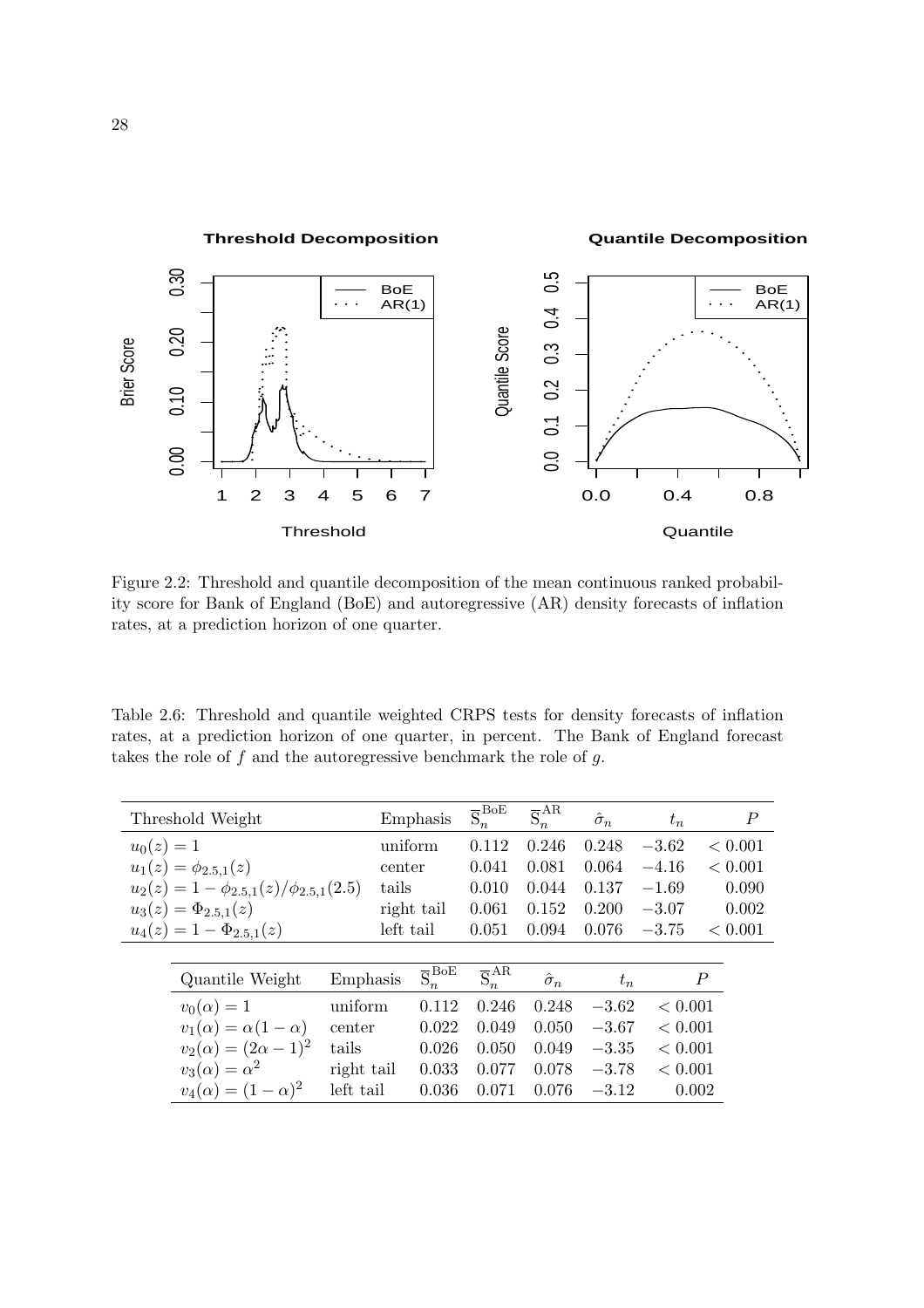Figure 2.2: Threshold and quantile decomposition of the mean continuous ranked probability score for Bank of England (BoE) and autoregressive (AR) density forecasts of inflation rates, at a prediction horizon of one quarter.

Table 2.6: Threshold and quantile weighted CRPS tests for density forecasts of inflation rates, at a prediction horizon of one quarter, in percent. The Bank of England forecast takes the role of $f$ and the autoregressive benchmark the role of $g$.

| Threshold Weight | Emphasis | $\overline{\mathrm{S}}_n^{\mathrm{BoE}}$ | $\overline{\mathrm{S}}_n^{\mathrm{AR}}$ | $\hat{\sigma}_n$ | $t_n$ | $P$ |
|---|---|---|---|---|---|---|
| $u_0(z) = 1$ | uniform | 0.112 | 0.246 | 0.248 | $-3.62$ | $< 0.001$ |
| $u_1(z) = \phi_{2.5,1}(z)$ | center | 0.041 | 0.081 | 0.064 | $-4.16$ | $< 0.001$ |
| $u_2(z) = 1 - \phi_{2.5,1}(z)/\phi_{2.5,1}(2.5)$ | tails | 0.010 | 0.044 | 0.137 | $-1.69$ | 0.090 |
| $u_3(z) = \Phi_{2.5,1}(z)$ | right tail | 0.061 | 0.152 | 0.200 | $-3.07$ | 0.002 |
| $u_4(z) = 1 - \Phi_{2.5,1}(z)$ | left tail | 0.051 | 0.094 | 0.076 | $-3.75$ | $< 0.001$ |

| Quantile Weight | Emphasis | $\overline{\mathrm{S}}_n^{\mathrm{BoE}}$ | $\overline{\mathrm{S}}_n^{\mathrm{AR}}$ | $\hat{\sigma}_n$ | $t_n$ | $P$ |
|---|---|---|---|---|---|---|
| $v_0(\alpha) = 1$ | uniform | 0.112 | 0.246 | 0.248 | $-3.62$ | $< 0.001$ |
| $v_1(\alpha) = \alpha(1 - \alpha)$ | center | 0.022 | 0.049 | 0.050 | $-3.67$ | $< 0.001$ |
| $v_2(\alpha) = (2\alpha - 1)^2$ | tails | 0.026 | 0.050 | 0.049 | $-3.35$ | $< 0.001$ |
| $v_3(\alpha) = \alpha^2$ | right tail | 0.033 | 0.077 | 0.078 | $-3.78$ | $< 0.001$ |
| $v_4(\alpha) = (1 - \alpha)^2$ | left tail | 0.036 | 0.071 | 0.076 | $-3.12$ | 0.002 |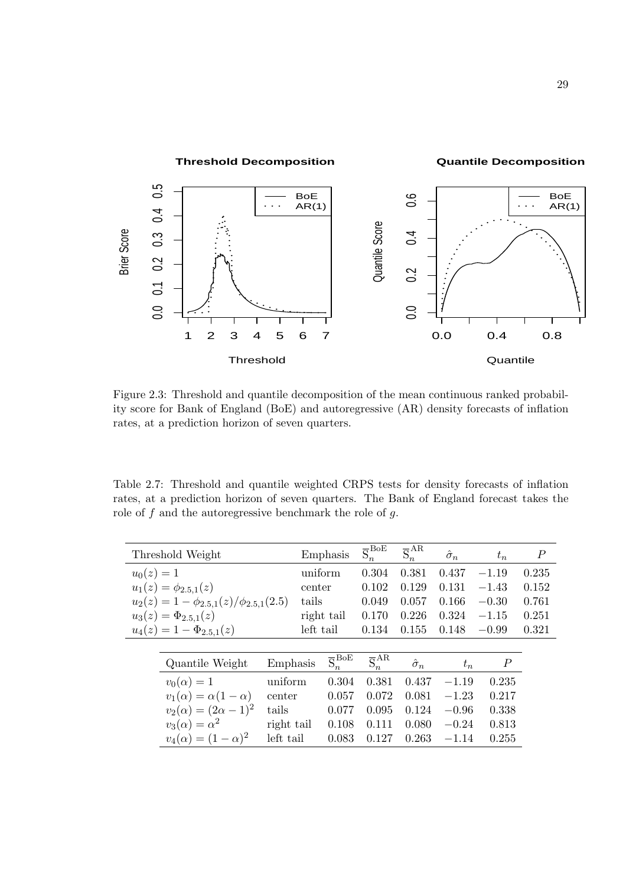Figure 2.3: Threshold and quantile decomposition of the mean continuous ranked probability score for Bank of England (BoE) and autoregressive (AR) density forecasts of inflation rates, at a prediction horizon of seven quarters.

Table 2.7: Threshold and quantile weighted CRPS tests for density forecasts of inflation rates, at a prediction horizon of seven quarters. The Bank of England forecast takes the role of $f$ and the autoregressive benchmark the role of $g$.

| Threshold Weight | Emphasis | $\overline{\mathrm{S}}_n^{\mathrm{BoE}}$ | $\overline{\mathrm{S}}_n^{\mathrm{AR}}$ | $\hat{\sigma}_n$ | $t_n$ | $P$ |
|---|---|---|---|---|---|---|
| $u_0(z) = 1$ | uniform | 0.304 | 0.381 | 0.437 | −1.19 | 0.235 |
| $u_1(z) = \phi_{2.5,1}(z)$ | center | 0.102 | 0.129 | 0.131 | −1.43 | 0.152 |
| $u_2(z) = 1 - \phi_{2.5,1}(z)/\phi_{2.5,1}(2.5)$ | tails | 0.049 | 0.057 | 0.166 | −0.30 | 0.761 |
| $u_3(z) = \Phi_{2.5,1}(z)$ | right tail | 0.170 | 0.226 | 0.324 | −1.15 | 0.251 |
| $u_4(z) = 1 - \Phi_{2.5,1}(z)$ | left tail | 0.134 | 0.155 | 0.148 | −0.99 | 0.321 |

| Quantile Weight | Emphasis | $\overline{\mathrm{S}}_n^{\mathrm{BoE}}$ | $\overline{\mathrm{S}}_n^{\mathrm{AR}}$ | $\hat{\sigma}_n$ | $t_n$ | $P$ |
|---|---|---|---|---|---|---|
| $v_0(\alpha) = 1$ | uniform | 0.304 | 0.381 | 0.437 | −1.19 | 0.235 |
| $v_1(\alpha) = \alpha(1-\alpha)$ | center | 0.057 | 0.072 | 0.081 | −1.23 | 0.217 |
| $v_2(\alpha) = (2\alpha - 1)^2$ | tails | 0.077 | 0.095 | 0.124 | −0.96 | 0.338 |
| $v_3(\alpha) = \alpha^2$ | right tail | 0.108 | 0.111 | 0.080 | −0.24 | 0.813 |
| $v_4(\alpha) = (1-\alpha)^2$ | left tail | 0.083 | 0.127 | 0.263 | −1.14 | 0.255 |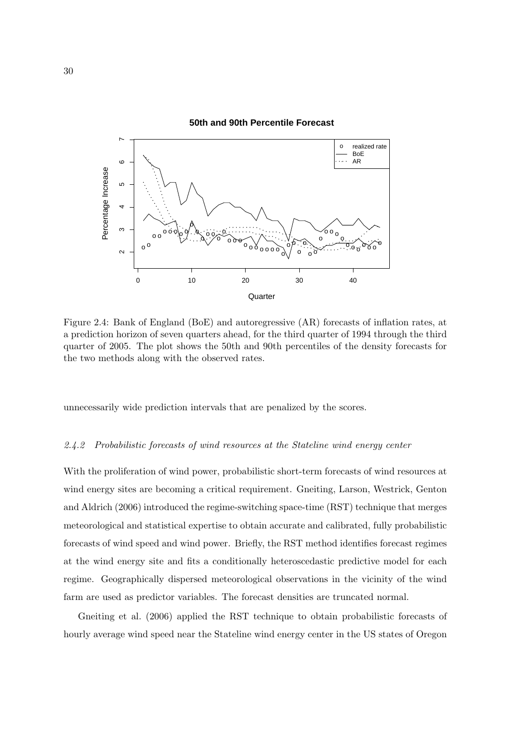Figure 2.4: Bank of England (BoE) and autoregressive (AR) forecasts of inflation rates, at a prediction horizon of seven quarters ahead, for the third quarter of 1994 through the third quarter of 2005. The plot shows the 50th and 90th percentiles of the density forecasts for the two methods along with the observed rates.

unnecessarily wide prediction intervals that are penalized by the scores.

### *2.4.2 Probabilistic forecasts of wind resources at the Stateline wind energy center*

With the proliferation of wind power, probabilistic short-term forecasts of wind resources at wind energy sites are becoming a critical requirement. Gneiting, Larson, Westrick, Genton and Aldrich (2006) introduced the regime-switching space-time (RST) technique that merges meteorological and statistical expertise to obtain accurate and calibrated, fully probabilistic forecasts of wind speed and wind power. Briefly, the RST method identifies forecast regimes at the wind energy site and fits a conditionally heteroscedastic predictive model for each regime. Geographically dispersed meteorological observations in the vicinity of the wind farm are used as predictor variables. The forecast densities are truncated normal.

Gneiting et al. (2006) applied the RST technique to obtain probabilistic forecasts of hourly average wind speed near the Stateline wind energy center in the US states of Oregon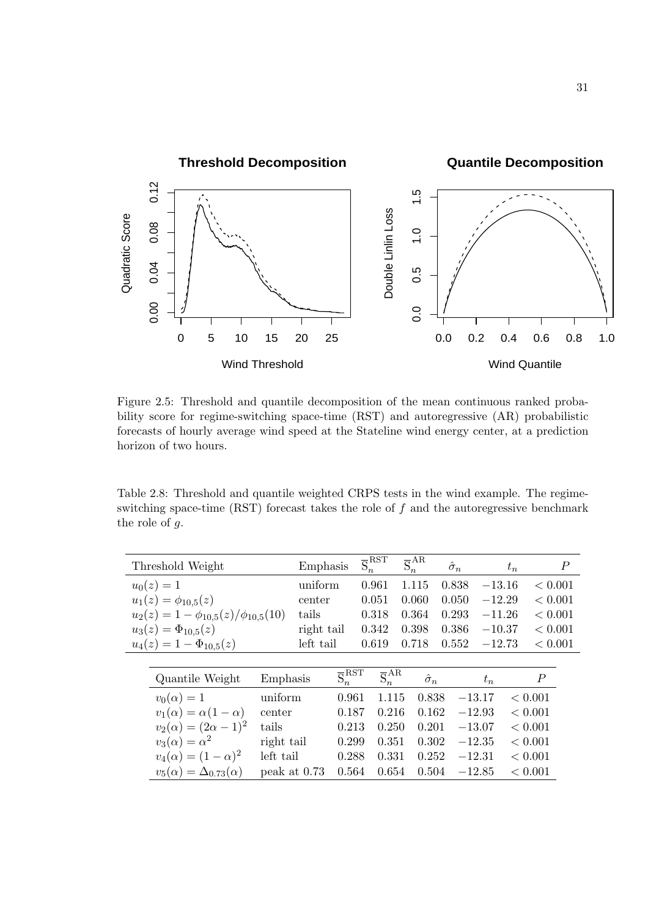Figure 2.5: Threshold and quantile decomposition of the mean continuous ranked probability score for regime-switching space-time (RST) and autoregressive (AR) probabilistic forecasts of hourly average wind speed at the Stateline wind energy center, at a prediction horizon of two hours.

Table 2.8: Threshold and quantile weighted CRPS tests in the wind example. The regime-switching space-time (RST) forecast takes the role of $f$ and the autoregressive benchmark the role of $g$.

| Threshold Weight | Emphasis | $\overline{\mathrm{S}}_n^{\mathrm{RST}}$ | $\overline{\mathrm{S}}_n^{\mathrm{AR}}$ | $\hat{\sigma}_n$ | $t_n$ | $P$ |
|---|---|---|---|---|---|---|
| $u_0(z) = 1$ | uniform | 0.961 | 1.115 | 0.838 | $-13.16$ | $< 0.001$ |
| $u_1(z) = \phi_{10,5}(z)$ | center | 0.051 | 0.060 | 0.050 | $-12.29$ | $< 0.001$ |
| $u_2(z) = 1 - \phi_{10,5}(z)/\phi_{10,5}(10)$ | tails | 0.318 | 0.364 | 0.293 | $-11.26$ | $< 0.001$ |
| $u_3(z) = \Phi_{10,5}(z)$ | right tail | 0.342 | 0.398 | 0.386 | $-10.37$ | $< 0.001$ |
| $u_4(z) = 1 - \Phi_{10,5}(z)$ | left tail | 0.619 | 0.718 | 0.552 | $-12.73$ | $< 0.001$ |

| Quantile Weight | Emphasis | $\overline{\mathrm{S}}_n^{\mathrm{RST}}$ | $\overline{\mathrm{S}}_n^{\mathrm{AR}}$ | $\hat{\sigma}_n$ | $t_n$ | $P$ |
|---|---|---|---|---|---|---|
| $v_0(\alpha) = 1$ | uniform | 0.961 | 1.115 | 0.838 | $-13.17$ | $< 0.001$ |
| $v_1(\alpha) = \alpha(1-\alpha)$ | center | 0.187 | 0.216 | 0.162 | $-12.93$ | $< 0.001$ |
| $v_2(\alpha) = (2\alpha - 1)^2$ | tails | 0.213 | 0.250 | 0.201 | $-13.07$ | $< 0.001$ |
| $v_3(\alpha) = \alpha^2$ | right tail | 0.299 | 0.351 | 0.302 | $-12.35$ | $< 0.001$ |
| $v_4(\alpha) = (1-\alpha)^2$ | left tail | 0.288 | 0.331 | 0.252 | $-12.31$ | $< 0.001$ |
| $v_5(\alpha) = \Delta_{0.73}(\alpha)$ | peak at 0.73 | 0.564 | 0.654 | 0.504 | $-12.85$ | $< 0.001$ |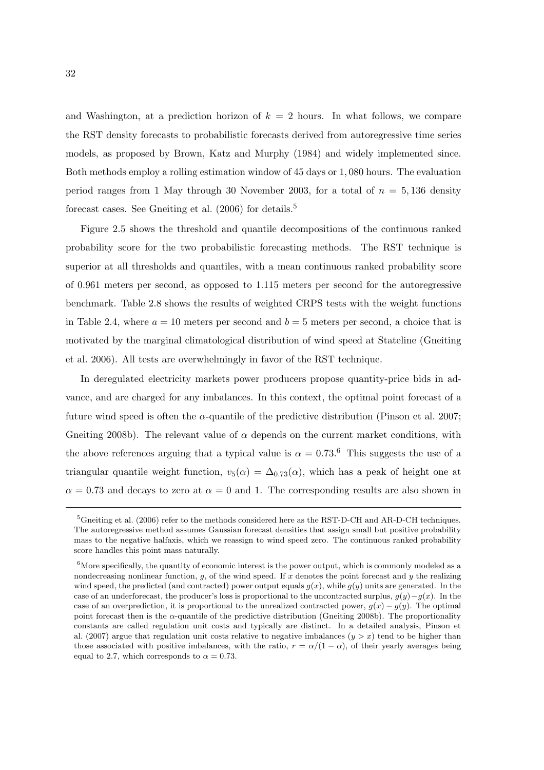and Washington, at a prediction horizon of $k = 2$ hours. In what follows, we compare the RST density forecasts to probabilistic forecasts derived from autoregressive time series models, as proposed by Brown, Katz and Murphy (1984) and widely implemented since. Both methods employ a rolling estimation window of 45 days or 1,080 hours. The evaluation period ranges from 1 May through 30 November 2003, for a total of $n = 5,136$ density forecast cases. See Gneiting et al. (2006) for details.[5]

Figure 2.5 shows the threshold and quantile decompositions of the continuous ranked probability score for the two probabilistic forecasting methods. The RST technique is superior at all thresholds and quantiles, with a mean continuous ranked probability score of 0.961 meters per second, as opposed to 1.115 meters per second for the autoregressive benchmark. Table 2.8 shows the results of weighted CRPS tests with the weight functions in Table 2.4, where $a = 10$ meters per second and $b = 5$ meters per second, a choice that is motivated by the marginal climatological distribution of wind speed at Stateline (Gneiting et al. 2006). All tests are overwhelmingly in favor of the RST technique.

In deregulated electricity markets power producers propose quantity-price bids in advance, and are charged for any imbalances. In this context, the optimal point forecast of a future wind speed is often the $\alpha$-quantile of the predictive distribution (Pinson et al. 2007; Gneiting 2008b). The relevant value of $\alpha$ depends on the current market conditions, with the above references arguing that a typical value is $\alpha = 0.73$.[6] This suggests the use of a triangular quantile weight function, $v_5(\alpha) = \Delta_{0.73}(\alpha)$, which has a peak of height one at $\alpha = 0.73$ and decays to zero at $\alpha = 0$ and 1. The corresponding results are also shown in

---

[5] Gneiting et al. (2006) refer to the methods considered here as the RST-D-CH and AR-D-CH techniques. The autoregressive method assumes Gaussian forecast densities that assign small but positive probability mass to the negative halfaxis, which we reassign to wind speed zero. The continuous ranked probability score handles this point mass naturally.

[6] More specifically, the quantity of economic interest is the power output, which is commonly modeled as a nondecreasing nonlinear function, $g$, of the wind speed. If $x$ denotes the point forecast and $y$ the realizing wind speed, the predicted (and contracted) power output equals $g(x)$, while $g(y)$ units are generated. In the case of an underforecast, the producer's loss is proportional to the uncontracted surplus, $g(y) - g(x)$. In the case of an overprediction, it is proportional to the unrealized contracted power, $g(x) - g(y)$. The optimal point forecast then is the $\alpha$-quantile of the predictive distribution (Gneiting 2008b). The proportionality constants are called regulation unit costs and typically are distinct. In a detailed analysis, Pinson et al. (2007) argue that regulation unit costs relative to negative imbalances ($y > x$) tend to be higher than those associated with positive imbalances, with the ratio, $r = \alpha/(1 - \alpha)$, of their yearly averages being equal to 2.7, which corresponds to $\alpha = 0.73$.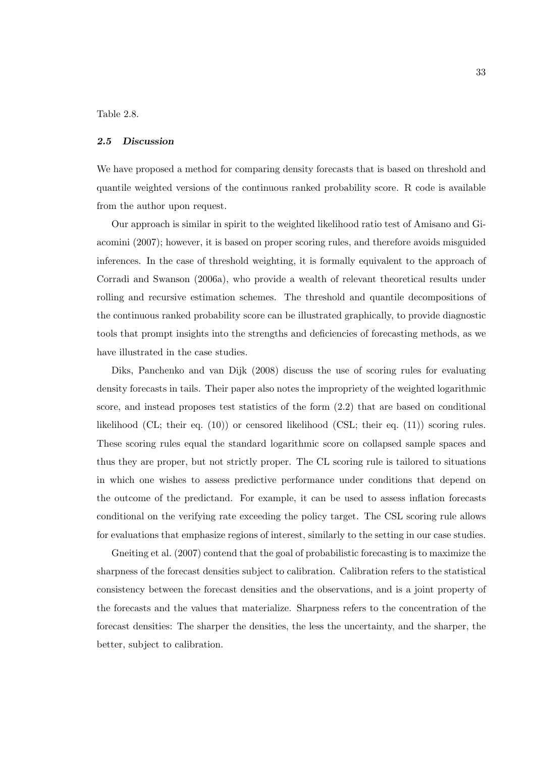Table 2.8.

### *2.5 Discussion*

We have proposed a method for comparing density forecasts that is based on threshold and quantile weighted versions of the continuous ranked probability score. R code is available from the author upon request.

Our approach is similar in spirit to the weighted likelihood ratio test of Amisano and Giacomini (2007); however, it is based on proper scoring rules, and therefore avoids misguided inferences. In the case of threshold weighting, it is formally equivalent to the approach of Corradi and Swanson (2006a), who provide a wealth of relevant theoretical results under rolling and recursive estimation schemes. The threshold and quantile decompositions of the continuous ranked probability score can be illustrated graphically, to provide diagnostic tools that prompt insights into the strengths and deficiencies of forecasting methods, as we have illustrated in the case studies.

Diks, Panchenko and van Dijk (2008) discuss the use of scoring rules for evaluating density forecasts in tails. Their paper also notes the impropriety of the weighted logarithmic score, and instead proposes test statistics of the form (2.2) that are based on conditional likelihood (CL; their eq. (10)) or censored likelihood (CSL; their eq. (11)) scoring rules. These scoring rules equal the standard logarithmic score on collapsed sample spaces and thus they are proper, but not strictly proper. The CL scoring rule is tailored to situations in which one wishes to assess predictive performance under conditions that depend on the outcome of the predictand. For example, it can be used to assess inflation forecasts conditional on the verifying rate exceeding the policy target. The CSL scoring rule allows for evaluations that emphasize regions of interest, similarly to the setting in our case studies.

Gneiting et al. (2007) contend that the goal of probabilistic forecasting is to maximize the sharpness of the forecast densities subject to calibration. Calibration refers to the statistical consistency between the forecast densities and the observations, and is a joint property of the forecasts and the values that materialize. Sharpness refers to the concentration of the forecast densities: The sharper the densities, the less the uncertainty, and the sharper, the better, subject to calibration.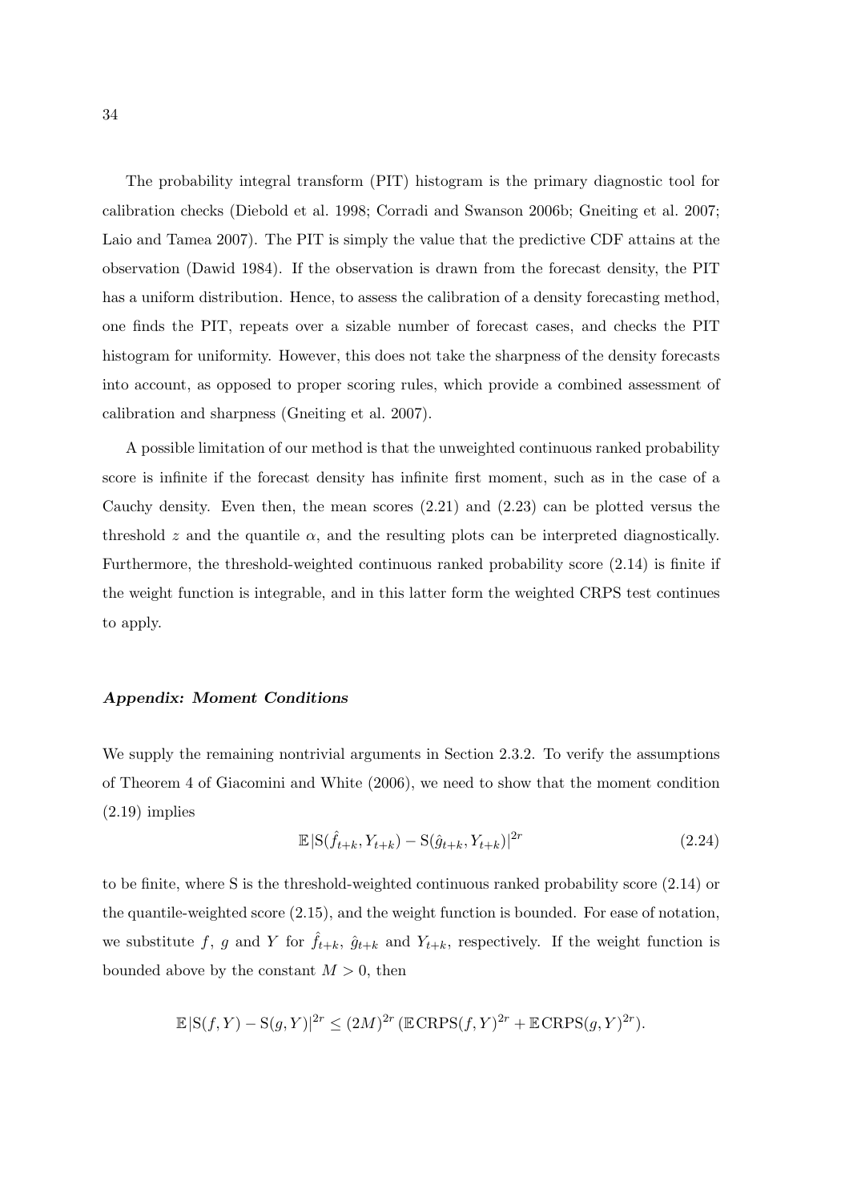The probability integral transform (PIT) histogram is the primary diagnostic tool for calibration checks (Diebold et al. 1998; Corradi and Swanson 2006b; Gneiting et al. 2007; Laio and Tamea 2007). The PIT is simply the value that the predictive CDF attains at the observation (Dawid 1984). If the observation is drawn from the forecast density, the PIT has a uniform distribution. Hence, to assess the calibration of a density forecasting method, one finds the PIT, repeats over a sizable number of forecast cases, and checks the PIT histogram for uniformity. However, this does not take the sharpness of the density forecasts into account, as opposed to proper scoring rules, which provide a combined assessment of calibration and sharpness (Gneiting et al. 2007).

A possible limitation of our method is that the unweighted continuous ranked probability score is infinite if the forecast density has infinite first moment, such as in the case of a Cauchy density. Even then, the mean scores (2.21) and (2.23) can be plotted versus the threshold $z$ and the quantile $\alpha$, and the resulting plots can be interpreted diagnostically. Furthermore, the threshold-weighted continuous ranked probability score (2.14) is finite if the weight function is integrable, and in this latter form the weighted CRPS test continues to apply.

#### *Appendix: Moment Conditions*

We supply the remaining nontrivial arguments in Section 2.3.2. To verify the assumptions of Theorem 4 of Giacomini and White (2006), we need to show that the moment condition (2.19) implies

$$\mathbb{E}\,|\mathrm{S}(\hat{f}_{t+k}, Y_{t+k}) - \mathrm{S}(\hat{g}_{t+k}, Y_{t+k})|^{2r} \tag{2.24}$$

to be finite, where S is the threshold-weighted continuous ranked probability score (2.14) or the quantile-weighted score (2.15), and the weight function is bounded. For ease of notation, we substitute $f$, $g$ and $Y$ for $\hat{f}_{t+k}$, $\hat{g}_{t+k}$ and $Y_{t+k}$, respectively. If the weight function is bounded above by the constant $M > 0$, then

$$\mathbb{E}\,|\mathrm{S}(f, Y) - \mathrm{S}(g, Y)|^{2r} \leq (2M)^{2r}\,(\mathbb{E}\,\mathrm{CRPS}(f, Y)^{2r} + \mathbb{E}\,\mathrm{CRPS}(g, Y)^{2r}).$$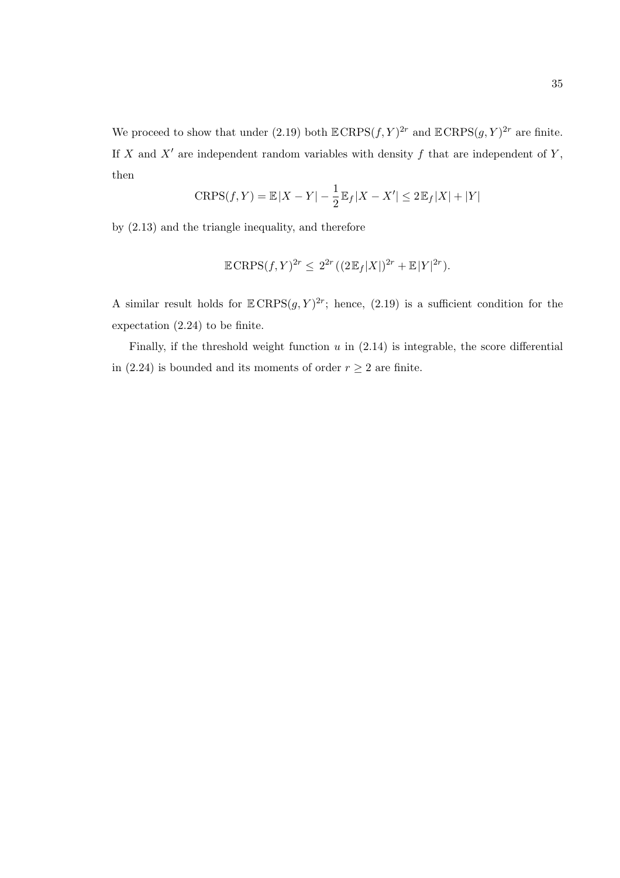We proceed to show that under (2.19) both $\mathbb{E}\,\mathrm{CRPS}(f, Y)^{2r}$ and $\mathbb{E}\,\mathrm{CRPS}(g, Y)^{2r}$ are finite. If $X$ and $X'$ are independent random variables with density $f$ that are independent of $Y$, then

$$\mathrm{CRPS}(f, Y) = \mathbb{E}|X - Y| - \frac{1}{2}\mathbb{E}_f|X - X'| \leq 2\,\mathbb{E}_f|X| + |Y|$$

by (2.13) and the triangle inequality, and therefore

$$\mathbb{E}\,\mathrm{CRPS}(f, Y)^{2r} \leq 2^{2r}\left((2\,\mathbb{E}_f|X|)^{2r} + \mathbb{E}|Y|^{2r}\right).$$

A similar result holds for $\mathbb{E}\,\mathrm{CRPS}(g, Y)^{2r}$; hence, (2.19) is a sufficient condition for the expectation (2.24) to be finite.

Finally, if the threshold weight function $u$ in (2.14) is integrable, the score differential in (2.24) is bounded and its moments of order $r \geq 2$ are finite.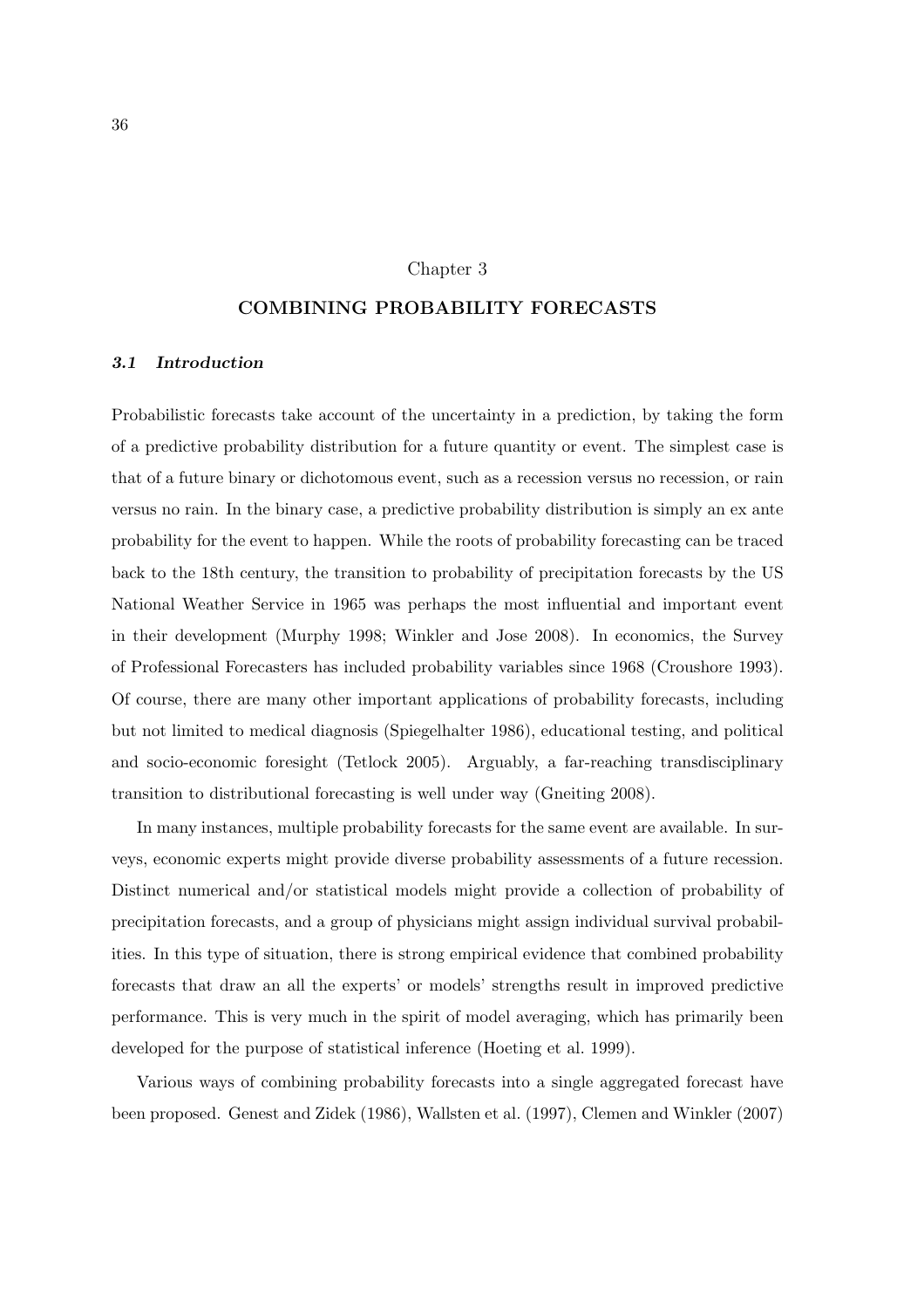# Chapter 3

# COMBINING PROBABILITY FORECASTS

## *3.1 Introduction*

Probabilistic forecasts take account of the uncertainty in a prediction, by taking the form of a predictive probability distribution for a future quantity or event. The simplest case is that of a future binary or dichotomous event, such as a recession versus no recession, or rain versus no rain. In the binary case, a predictive probability distribution is simply an ex ante probability for the event to happen. While the roots of probability forecasting can be traced back to the 18th century, the transition to probability of precipitation forecasts by the US National Weather Service in 1965 was perhaps the most influential and important event in their development (Murphy 1998; Winkler and Jose 2008). In economics, the Survey of Professional Forecasters has included probability variables since 1968 (Croushore 1993). Of course, there are many other important applications of probability forecasts, including but not limited to medical diagnosis (Spiegelhalter 1986), educational testing, and political and socio-economic foresight (Tetlock 2005). Arguably, a far-reaching transdisciplinary transition to distributional forecasting is well under way (Gneiting 2008).

In many instances, multiple probability forecasts for the same event are available. In surveys, economic experts might provide diverse probability assessments of a future recession. Distinct numerical and/or statistical models might provide a collection of probability of precipitation forecasts, and a group of physicians might assign individual survival probabilities. In this type of situation, there is strong empirical evidence that combined probability forecasts that draw an all the experts' or models' strengths result in improved predictive performance. This is very much in the spirit of model averaging, which has primarily been developed for the purpose of statistical inference (Hoeting et al. 1999).

Various ways of combining probability forecasts into a single aggregated forecast have been proposed. Genest and Zidek (1986), Wallsten et al. (1997), Clemen and Winkler (2007)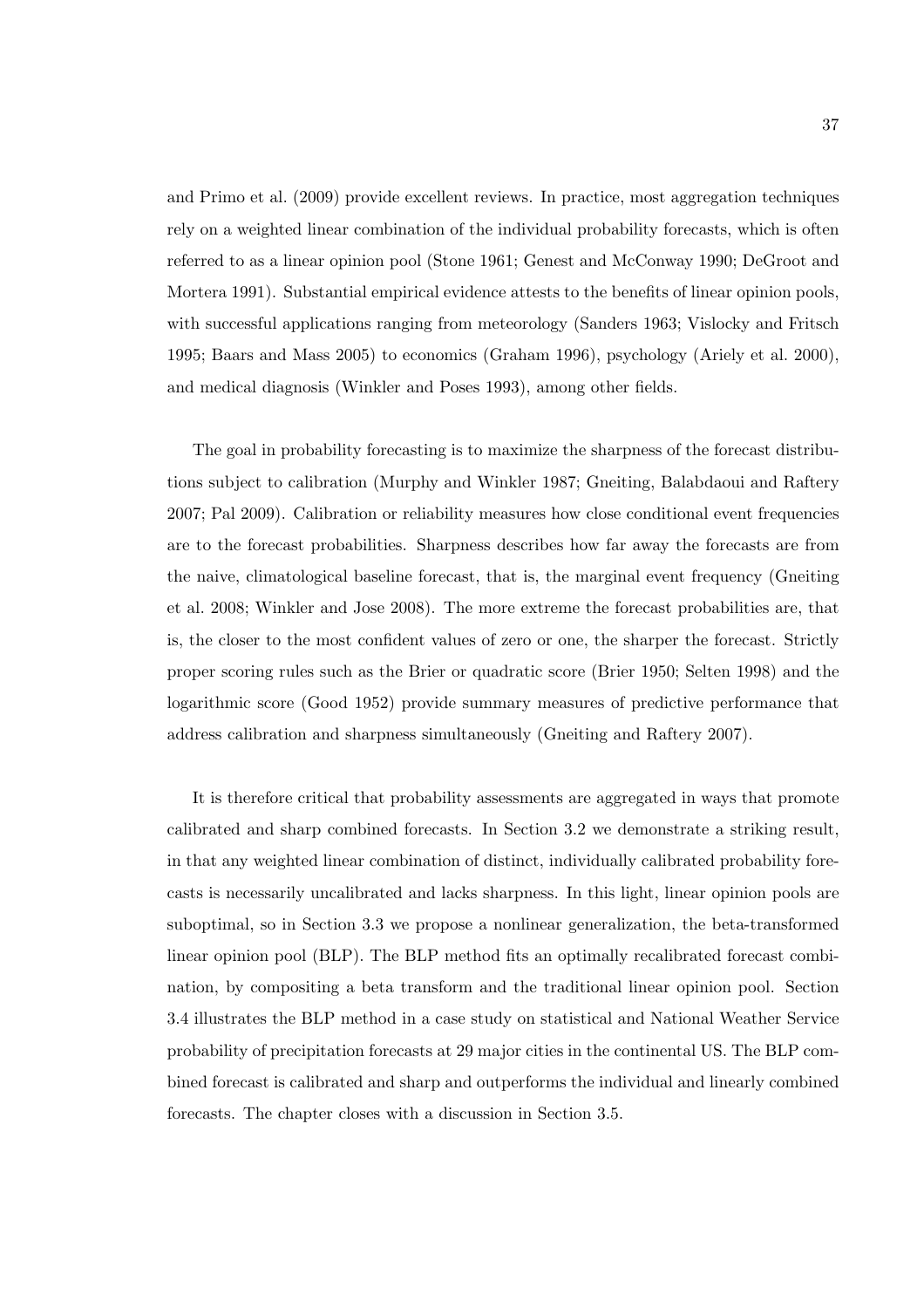and Primo et al. (2009) provide excellent reviews. In practice, most aggregation techniques rely on a weighted linear combination of the individual probability forecasts, which is often referred to as a linear opinion pool (Stone 1961; Genest and McConway 1990; DeGroot and Mortera 1991). Substantial empirical evidence attests to the benefits of linear opinion pools, with successful applications ranging from meteorology (Sanders 1963; Vislocky and Fritsch 1995; Baars and Mass 2005) to economics (Graham 1996), psychology (Ariely et al. 2000), and medical diagnosis (Winkler and Poses 1993), among other fields.

The goal in probability forecasting is to maximize the sharpness of the forecast distributions subject to calibration (Murphy and Winkler 1987; Gneiting, Balabdaoui and Raftery 2007; Pal 2009). Calibration or reliability measures how close conditional event frequencies are to the forecast probabilities. Sharpness describes how far away the forecasts are from the naive, climatological baseline forecast, that is, the marginal event frequency (Gneiting et al. 2008; Winkler and Jose 2008). The more extreme the forecast probabilities are, that is, the closer to the most confident values of zero or one, the sharper the forecast. Strictly proper scoring rules such as the Brier or quadratic score (Brier 1950; Selten 1998) and the logarithmic score (Good 1952) provide summary measures of predictive performance that address calibration and sharpness simultaneously (Gneiting and Raftery 2007).

It is therefore critical that probability assessments are aggregated in ways that promote calibrated and sharp combined forecasts. In Section 3.2 we demonstrate a striking result, in that any weighted linear combination of distinct, individually calibrated probability forecasts is necessarily uncalibrated and lacks sharpness. In this light, linear opinion pools are suboptimal, so in Section 3.3 we propose a nonlinear generalization, the beta-transformed linear opinion pool (BLP). The BLP method fits an optimally recalibrated forecast combination, by compositing a beta transform and the traditional linear opinion pool. Section 3.4 illustrates the BLP method in a case study on statistical and National Weather Service probability of precipitation forecasts at 29 major cities in the continental US. The BLP combined forecast is calibrated and sharp and outperforms the individual and linearly combined forecasts. The chapter closes with a discussion in Section 3.5.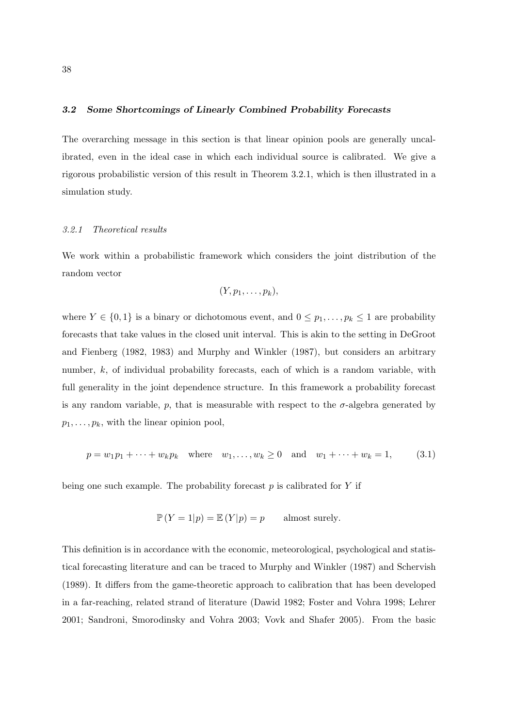## *3.2 Some Shortcomings of Linearly Combined Probability Forecasts*

The overarching message in this section is that linear opinion pools are generally uncalibrated, even in the ideal case in which each individual source is calibrated. We give a rigorous probabilistic version of this result in Theorem 3.2.1, which is then illustrated in a simulation study.

### *3.2.1 Theoretical results*

We work within a probabilistic framework which considers the joint distribution of the random vector

$$(Y, p_1, \ldots, p_k),$$

where $Y \in \{0, 1\}$ is a binary or dichotomous event, and $0 \leq p_1, \ldots, p_k \leq 1$ are probability forecasts that take values in the closed unit interval. This is akin to the setting in DeGroot and Fienberg (1982, 1983) and Murphy and Winkler (1987), but considers an arbitrary number, $k$, of individual probability forecasts, each of which is a random variable, with full generality in the joint dependence structure. In this framework a probability forecast is any random variable, $p$, that is measurable with respect to the $\sigma$-algebra generated by $p_1, \ldots, p_k$, with the linear opinion pool,

$$p = w_1 p_1 + \cdots + w_k p_k \quad \text{where} \quad w_1, \ldots, w_k \geq 0 \quad \text{and} \quad w_1 + \cdots + w_k = 1, \tag{3.1}$$

being one such example. The probability forecast $p$ is calibrated for $Y$ if

$$\mathbb{P}(Y = 1 | p) = \mathbb{E}(Y | p) = p \qquad \text{almost surely.}$$

This definition is in accordance with the economic, meteorological, psychological and statistical forecasting literature and can be traced to Murphy and Winkler (1987) and Schervish (1989). It differs from the game-theoretic approach to calibration that has been developed in a far-reaching, related strand of literature (Dawid 1982; Foster and Vohra 1998; Lehrer 2001; Sandroni, Smorodinsky and Vohra 2003; Vovk and Shafer 2005). From the basic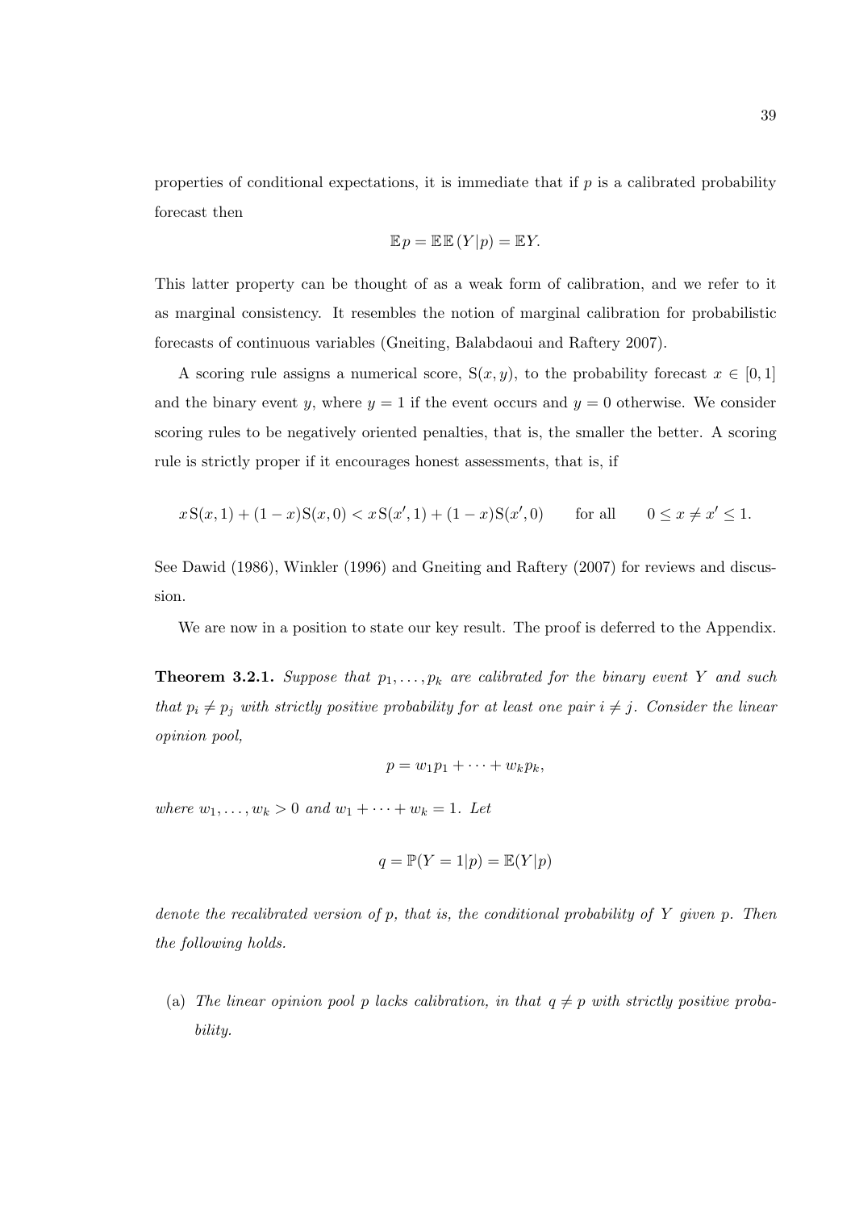properties of conditional expectations, it is immediate that if $p$ is a calibrated probability forecast then

$$\mathbb{E}p = \mathbb{E}\mathbb{E}\,(Y|p) = \mathbb{E}Y.$$

This latter property can be thought of as a weak form of calibration, and we refer to it as marginal consistency. It resembles the notion of marginal calibration for probabilistic forecasts of continuous variables (Gneiting, Balabdaoui and Raftery 2007).

A scoring rule assigns a numerical score, $\mathrm{S}(x, y)$, to the probability forecast $x \in [0, 1]$ and the binary event $y$, where $y = 1$ if the event occurs and $y = 0$ otherwise. We consider scoring rules to be negatively oriented penalties, that is, the smaller the better. A scoring rule is strictly proper if it encourages honest assessments, that is, if

$$x\,\mathrm{S}(x, 1) + (1 - x)\mathrm{S}(x, 0) < x\,\mathrm{S}(x', 1) + (1 - x)\mathrm{S}(x', 0) \qquad \text{for all} \qquad 0 \le x \ne x' \le 1.$$

See Dawid (1986), Winkler (1996) and Gneiting and Raftery (2007) for reviews and discussion.

We are now in a position to state our key result. The proof is deferred to the Appendix.

**Theorem 3.2.1.** *Suppose that $p_1, \ldots, p_k$ are calibrated for the binary event $Y$ and such that $p_i \ne p_j$ with strictly positive probability for at least one pair $i \ne j$. Consider the linear opinion pool,*

$$p = w_1 p_1 + \cdots + w_k p_k,$$

*where $w_1, \ldots, w_k > 0$ and $w_1 + \cdots + w_k = 1$. Let*

$$q = \mathbb{P}(Y = 1|p) = \mathbb{E}(Y|p)$$

*denote the recalibrated version of $p$, that is, the conditional probability of $Y$ given $p$. Then the following holds.*

(a) *The linear opinion pool $p$ lacks calibration, in that $q \ne p$ with strictly positive probability.*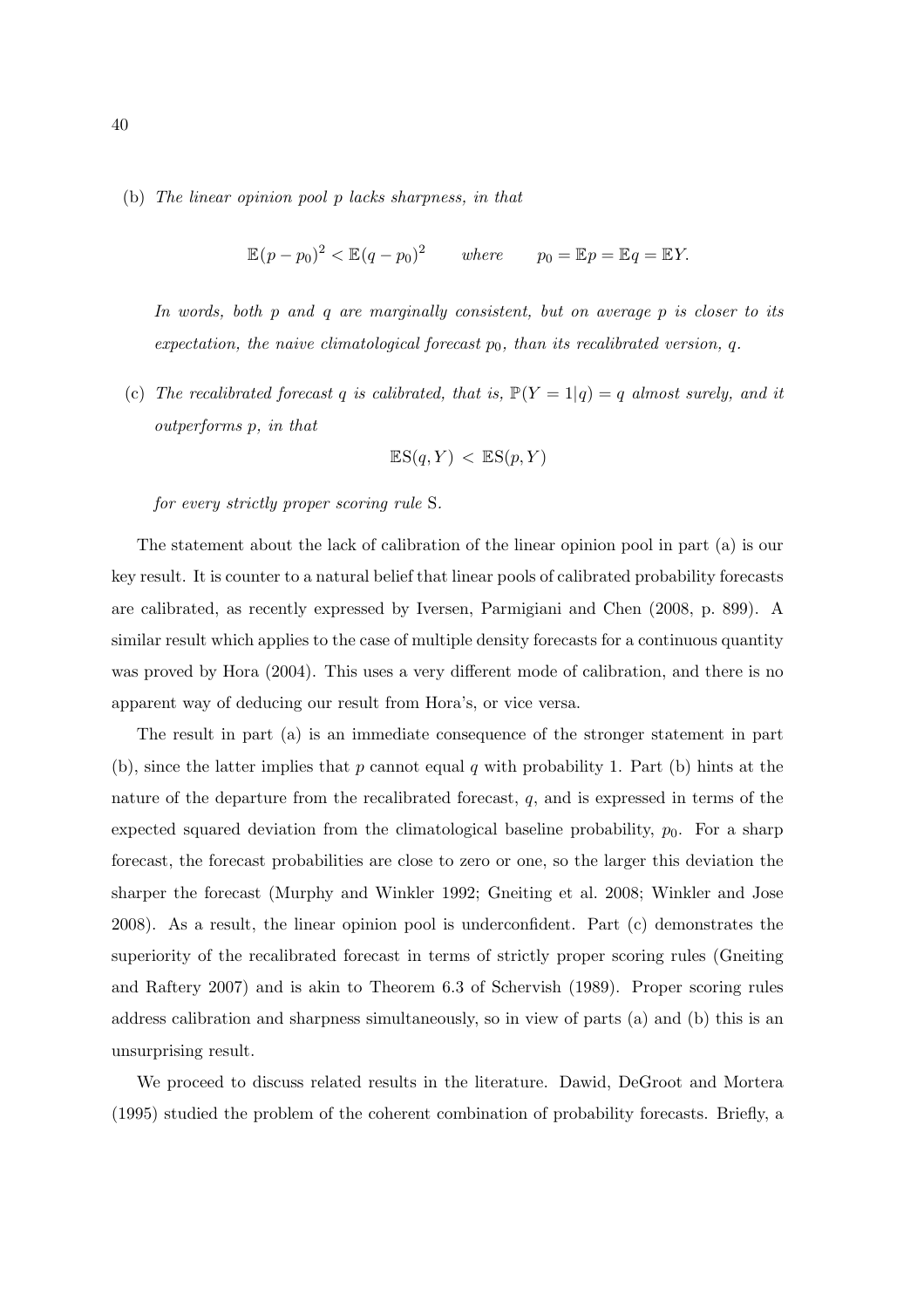(b) *The linear opinion pool p lacks sharpness, in that*

$$\mathbb{E}(p - p_0)^2 < \mathbb{E}(q - p_0)^2 \qquad \textit{where} \qquad p_0 = \mathbb{E}p = \mathbb{E}q = \mathbb{E}Y.$$

*In words, both $p$ and $q$ are marginally consistent, but on average $p$ is closer to its expectation, the naive climatological forecast $p_0$, than its recalibrated version, $q$.*

(c) *The recalibrated forecast $q$ is calibrated, that is, $\mathbb{P}(Y = 1|q) = q$ almost surely, and it outperforms $p$, in that*

$$\mathbb{E}\mathrm{S}(q, Y) \, < \, \mathbb{E}\mathrm{S}(p, Y)$$

*for every strictly proper scoring rule* S.

The statement about the lack of calibration of the linear opinion pool in part (a) is our key result. It is counter to a natural belief that linear pools of calibrated probability forecasts are calibrated, as recently expressed by Iversen, Parmigiani and Chen (2008, p. 899). A similar result which applies to the case of multiple density forecasts for a continuous quantity was proved by Hora (2004). This uses a very different mode of calibration, and there is no apparent way of deducing our result from Hora's, or vice versa.

The result in part (a) is an immediate consequence of the stronger statement in part (b), since the latter implies that $p$ cannot equal $q$ with probability 1. Part (b) hints at the nature of the departure from the recalibrated forecast, $q$, and is expressed in terms of the expected squared deviation from the climatological baseline probability, $p_0$. For a sharp forecast, the forecast probabilities are close to zero or one, so the larger this deviation the sharper the forecast (Murphy and Winkler 1992; Gneiting et al. 2008; Winkler and Jose 2008). As a result, the linear opinion pool is underconfident. Part (c) demonstrates the superiority of the recalibrated forecast in terms of strictly proper scoring rules (Gneiting and Raftery 2007) and is akin to Theorem 6.3 of Schervish (1989). Proper scoring rules address calibration and sharpness simultaneously, so in view of parts (a) and (b) this is an unsurprising result.

We proceed to discuss related results in the literature. Dawid, DeGroot and Mortera (1995) studied the problem of the coherent combination of probability forecasts. Briefly, a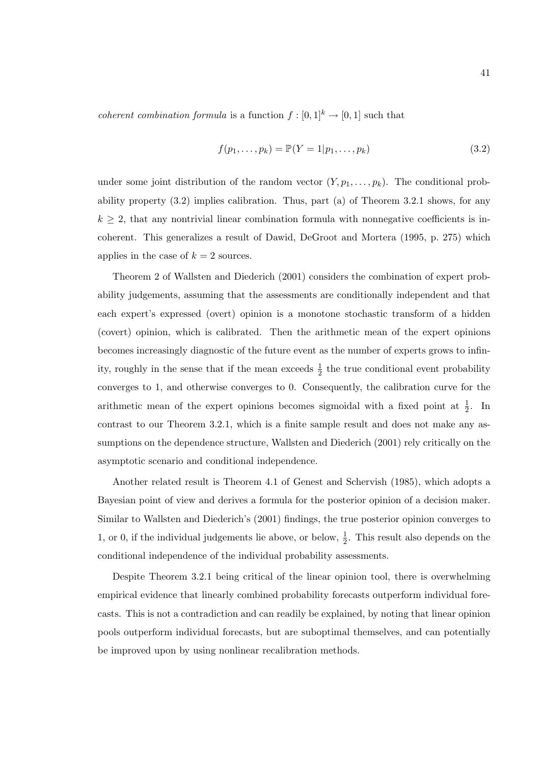*coherent combination formula* is a function $f : [0,1]^k \to [0,1]$ such that

$$f(p_1, \ldots, p_k) = \mathbb{P}(Y = 1 | p_1, \ldots, p_k) \tag{3.2}$$

under some joint distribution of the random vector $(Y, p_1, \ldots, p_k)$. The conditional probability property (3.2) implies calibration. Thus, part (a) of Theorem 3.2.1 shows, for any $k \geq 2$, that any nontrivial linear combination formula with nonnegative coefficients is incoherent. This generalizes a result of Dawid, DeGroot and Mortera (1995, p. 275) which applies in the case of $k = 2$ sources.

Theorem 2 of Wallsten and Diederich (2001) considers the combination of expert probability judgements, assuming that the assessments are conditionally independent and that each expert's expressed (overt) opinion is a monotone stochastic transform of a hidden (covert) opinion, which is calibrated. Then the arithmetic mean of the expert opinions becomes increasingly diagnostic of the future event as the number of experts grows to infinity, roughly in the sense that if the mean exceeds $\frac{1}{2}$ the true conditional event probability converges to 1, and otherwise converges to 0. Consequently, the calibration curve for the arithmetic mean of the expert opinions becomes sigmoidal with a fixed point at $\frac{1}{2}$. In contrast to our Theorem 3.2.1, which is a finite sample result and does not make any assumptions on the dependence structure, Wallsten and Diederich (2001) rely critically on the asymptotic scenario and conditional independence.

Another related result is Theorem 4.1 of Genest and Schervish (1985), which adopts a Bayesian point of view and derives a formula for the posterior opinion of a decision maker. Similar to Wallsten and Diederich's (2001) findings, the true posterior opinion converges to 1, or 0, if the individual judgements lie above, or below, $\frac{1}{2}$. This result also depends on the conditional independence of the individual probability assessments.

Despite Theorem 3.2.1 being critical of the linear opinion tool, there is overwhelming empirical evidence that linearly combined probability forecasts outperform individual forecasts. This is not a contradiction and can readily be explained, by noting that linear opinion pools outperform individual forecasts, but are suboptimal themselves, and can potentially be improved upon by using nonlinear recalibration methods.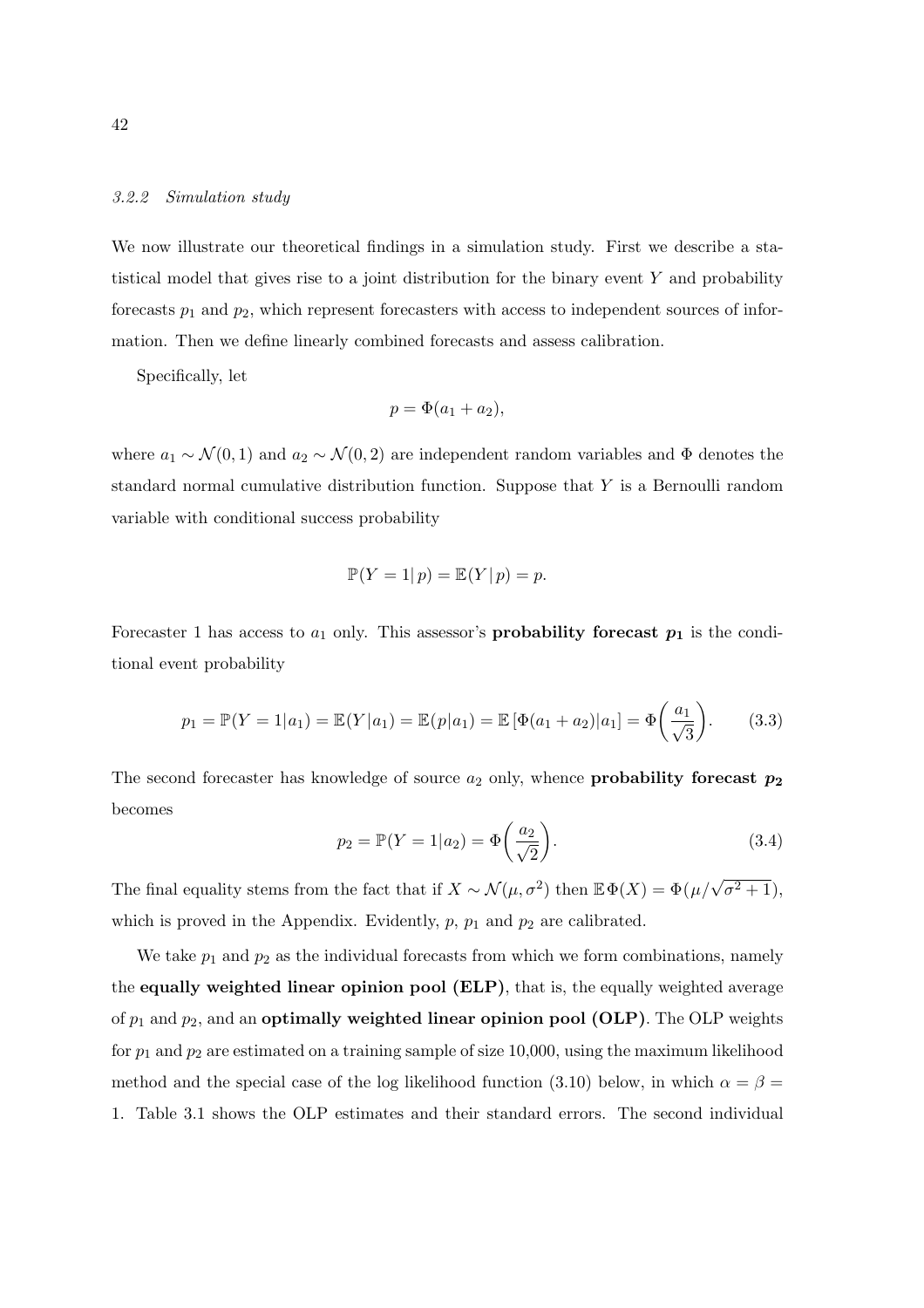### *3.2.2 Simulation study*

We now illustrate our theoretical findings in a simulation study. First we describe a statistical model that gives rise to a joint distribution for the binary event $Y$ and probability forecasts $p_1$ and $p_2$, which represent forecasters with access to independent sources of information. Then we define linearly combined forecasts and assess calibration.

Specifically, let

$$p = \Phi(a_1 + a_2),$$

where $a_1 \sim \mathcal{N}(0, 1)$ and $a_2 \sim \mathcal{N}(0, 2)$ are independent random variables and $\Phi$ denotes the standard normal cumulative distribution function. Suppose that $Y$ is a Bernoulli random variable with conditional success probability

$$\mathbb{P}(Y = 1 | \, p) = \mathbb{E}(Y \, | \, p) = p.$$

Forecaster 1 has access to $a_1$ only. This assessor's **probability forecast** $\boldsymbol{p_1}$ is the conditional event probability

$$p_1 = \mathbb{P}(Y = 1 | a_1) = \mathbb{E}(Y | a_1) = \mathbb{E}(p | a_1) = \mathbb{E}\left[\Phi(a_1 + a_2) | a_1\right] = \Phi\left(\frac{a_1}{\sqrt{3}}\right). \tag{3.3}$$

The second forecaster has knowledge of source $a_2$ only, whence **probability forecast** $\boldsymbol{p_2}$ becomes

$$p_2 = \mathbb{P}(Y = 1 | a_2) = \Phi\left(\frac{a_2}{\sqrt{2}}\right). \tag{3.4}$$

The final equality stems from the fact that if $X \sim \mathcal{N}(\mu, \sigma^2)$ then $\mathbb{E}\,\Phi(X) = \Phi(\mu/\sqrt{\sigma^2 + 1})$, which is proved in the Appendix. Evidently, $p$, $p_1$ and $p_2$ are calibrated.

We take $p_1$ and $p_2$ as the individual forecasts from which we form combinations, namely the **equally weighted linear opinion pool (ELP)**, that is, the equally weighted average of $p_1$ and $p_2$, and an **optimally weighted linear opinion pool (OLP)**. The OLP weights for $p_1$ and $p_2$ are estimated on a training sample of size 10,000, using the maximum likelihood method and the special case of the log likelihood function (3.10) below, in which $\alpha = \beta = 1$. Table 3.1 shows the OLP estimates and their standard errors. The second individual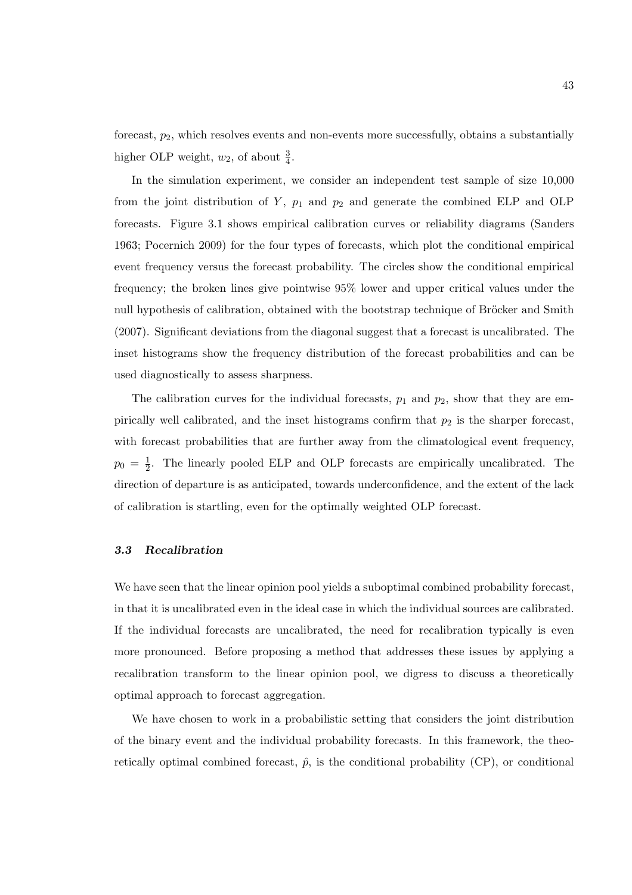forecast, $p_2$, which resolves events and non-events more successfully, obtains a substantially higher OLP weight, $w_2$, of about $\frac{3}{4}$.

In the simulation experiment, we consider an independent test sample of size 10,000 from the joint distribution of $Y$, $p_1$ and $p_2$ and generate the combined ELP and OLP forecasts. Figure 3.1 shows empirical calibration curves or reliability diagrams (Sanders 1963; Pocernich 2009) for the four types of forecasts, which plot the conditional empirical event frequency versus the forecast probability. The circles show the conditional empirical frequency; the broken lines give pointwise 95% lower and upper critical values under the null hypothesis of calibration, obtained with the bootstrap technique of Bröcker and Smith (2007). Significant deviations from the diagonal suggest that a forecast is uncalibrated. The inset histograms show the frequency distribution of the forecast probabilities and can be used diagnostically to assess sharpness.

The calibration curves for the individual forecasts, $p_1$ and $p_2$, show that they are empirically well calibrated, and the inset histograms confirm that $p_2$ is the sharper forecast, with forecast probabilities that are further away from the climatological event frequency, $p_0 = \frac{1}{2}$. The linearly pooled ELP and OLP forecasts are empirically uncalibrated. The direction of departure is as anticipated, towards underconfidence, and the extent of the lack of calibration is startling, even for the optimally weighted OLP forecast.

### *3.3 Recalibration*

We have seen that the linear opinion pool yields a suboptimal combined probability forecast, in that it is uncalibrated even in the ideal case in which the individual sources are calibrated. If the individual forecasts are uncalibrated, the need for recalibration typically is even more pronounced. Before proposing a method that addresses these issues by applying a recalibration transform to the linear opinion pool, we digress to discuss a theoretically optimal approach to forecast aggregation.

We have chosen to work in a probabilistic setting that considers the joint distribution of the binary event and the individual probability forecasts. In this framework, the theoretically optimal combined forecast, $\hat{p}$, is the conditional probability (CP), or conditional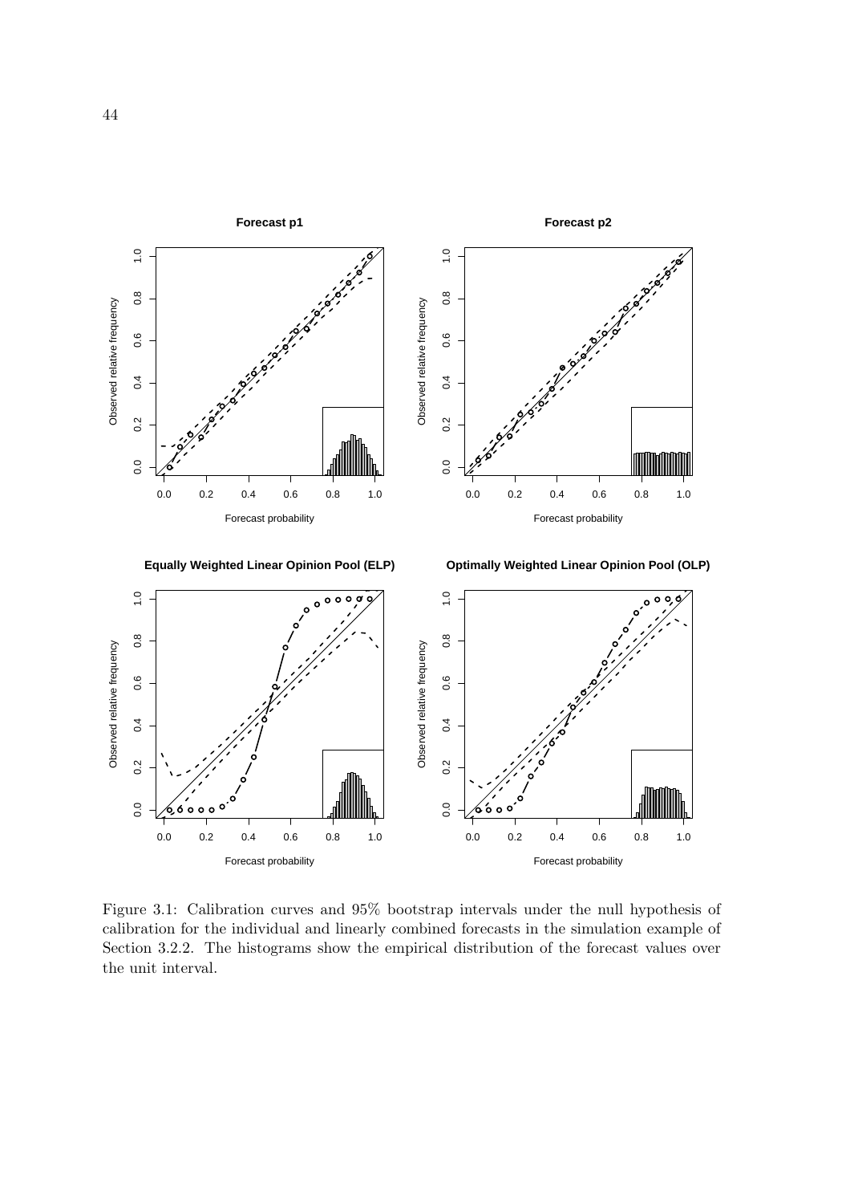Figure 3.1: Calibration curves and 95% bootstrap intervals under the null hypothesis of calibration for the individual and linearly combined forecasts in the simulation example of Section 3.2.2. The histograms show the empirical distribution of the forecast values over the unit interval.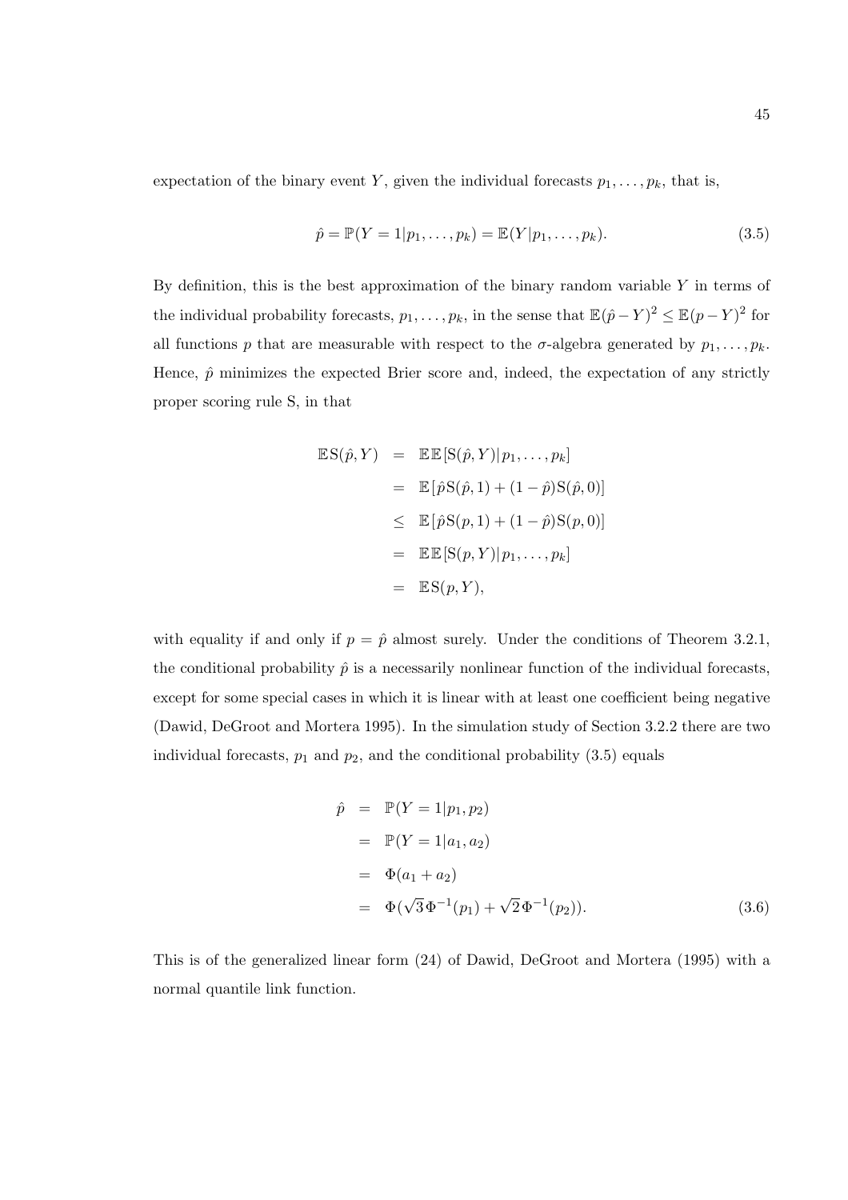expectation of the binary event $Y$, given the individual forecasts $p_1, \ldots, p_k$, that is,

$$\hat{p} = \mathbb{P}(Y = 1 | p_1, \ldots, p_k) = \mathbb{E}(Y | p_1, \ldots, p_k). \tag{3.5}$$

By definition, this is the best approximation of the binary random variable $Y$ in terms of the individual probability forecasts, $p_1, \ldots, p_k$, in the sense that $\mathbb{E}(\hat{p} - Y)^2 \leq \mathbb{E}(p - Y)^2$ for all functions $p$ that are measurable with respect to the $\sigma$-algebra generated by $p_1, \ldots, p_k$. Hence, $\hat{p}$ minimizes the expected Brier score and, indeed, the expectation of any strictly proper scoring rule S, in that

$$\begin{aligned}
\mathbb{E}\mathrm{S}(\hat{p}, Y) &= \mathbb{E}\mathbb{E}[\mathrm{S}(\hat{p}, Y) | p_1, \ldots, p_k] \\
&= \mathbb{E}[\hat{p}\mathrm{S}(\hat{p}, 1) + (1 - \hat{p})\mathrm{S}(\hat{p}, 0)] \\
&\leq \mathbb{E}[\hat{p}\mathrm{S}(p, 1) + (1 - \hat{p})\mathrm{S}(p, 0)] \\
&= \mathbb{E}\mathbb{E}[\mathrm{S}(p, Y) | p_1, \ldots, p_k] \\
&= \mathbb{E}\mathrm{S}(p, Y),
\end{aligned}$$

with equality if and only if $p = \hat{p}$ almost surely. Under the conditions of Theorem 3.2.1, the conditional probability $\hat{p}$ is a necessarily nonlinear function of the individual forecasts, except for some special cases in which it is linear with at least one coefficient being negative (Dawid, DeGroot and Mortera 1995). In the simulation study of Section 3.2.2 there are two individual forecasts, $p_1$ and $p_2$, and the conditional probability (3.5) equals

$$\begin{aligned}
\hat{p} &= \mathbb{P}(Y = 1 | p_1, p_2) \\
&= \mathbb{P}(Y = 1 | a_1, a_2) \\
&= \Phi(a_1 + a_2) \\
&= \Phi(\sqrt{3}\,\Phi^{-1}(p_1) + \sqrt{2}\,\Phi^{-1}(p_2)).
\end{aligned} \tag{3.6}$$

This is of the generalized linear form (24) of Dawid, DeGroot and Mortera (1995) with a normal quantile link function.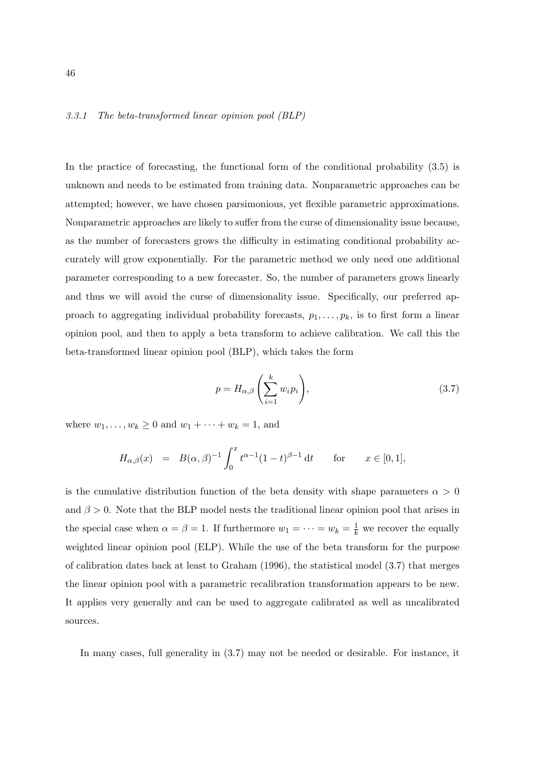### *3.3.1 The beta-transformed linear opinion pool (BLP)*

In the practice of forecasting, the functional form of the conditional probability (3.5) is unknown and needs to be estimated from training data. Nonparametric approaches can be attempted; however, we have chosen parsimonious, yet flexible parametric approximations. Nonparametric approaches are likely to suffer from the curse of dimensionality issue because, as the number of forecasters grows the difficulty in estimating conditional probability accurately will grow exponentially. For the parametric method we only need one additional parameter corresponding to a new forecaster. So, the number of parameters grows linearly and thus we will avoid the curse of dimensionality issue. Specifically, our preferred approach to aggregating individual probability forecasts, $p_1, \ldots, p_k$, is to first form a linear opinion pool, and then to apply a beta transform to achieve calibration. We call this the beta-transformed linear opinion pool (BLP), which takes the form

$$p = H_{\alpha,\beta}\left(\sum_{i=1}^{k} w_i p_i\right), \tag{3.7}$$

where $w_1, \ldots, w_k \geq 0$ and $w_1 + \cdots + w_k = 1$, and

$$H_{\alpha,\beta}(x) \;\; = \;\; B(\alpha,\beta)^{-1} \int_0^x t^{\alpha-1}(1-t)^{\beta-1}\,\mathrm{d}t \qquad \text{for} \qquad x \in [0,1],$$

is the cumulative distribution function of the beta density with shape parameters $\alpha > 0$ and $\beta > 0$. Note that the BLP model nests the traditional linear opinion pool that arises in the special case when $\alpha = \beta = 1$. If furthermore $w_1 = \cdots = w_k = \frac{1}{k}$ we recover the equally weighted linear opinion pool (ELP). While the use of the beta transform for the purpose of calibration dates back at least to Graham (1996), the statistical model (3.7) that merges the linear opinion pool with a parametric recalibration transformation appears to be new. It applies very generally and can be used to aggregate calibrated as well as uncalibrated sources.

In many cases, full generality in (3.7) may not be needed or desirable. For instance, it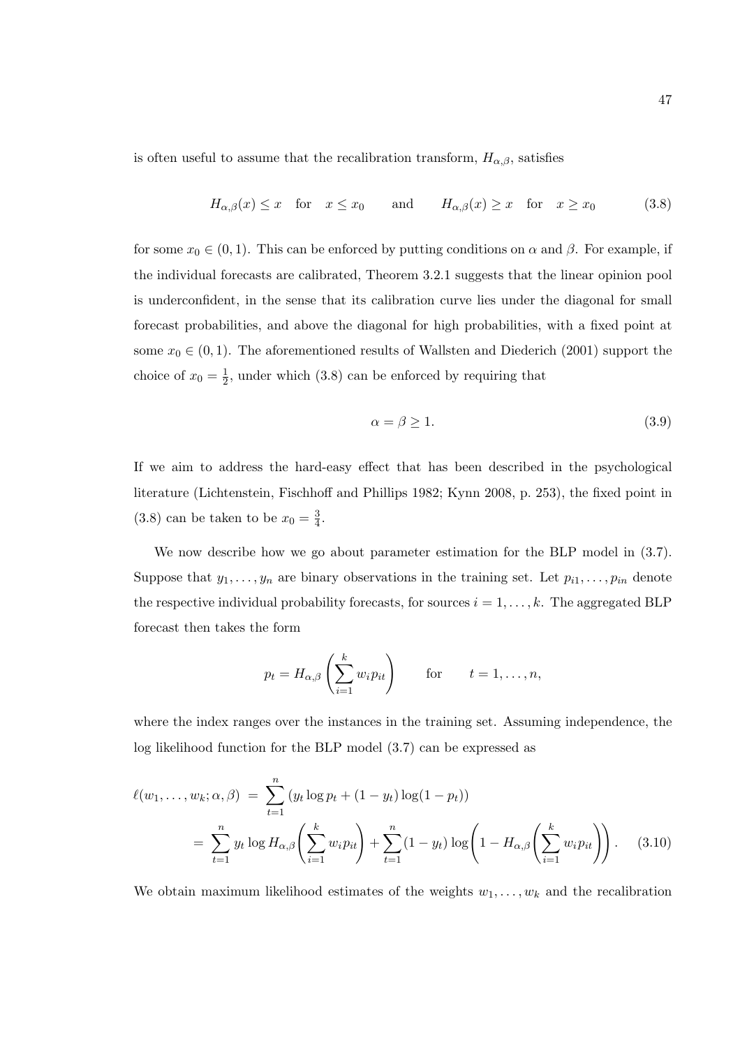is often useful to assume that the recalibration transform, $H_{\alpha,\beta}$, satisfies

$$H_{\alpha,\beta}(x) \leq x \quad \text{for} \quad x \leq x_0 \qquad \text{and} \qquad H_{\alpha,\beta}(x) \geq x \quad \text{for} \quad x \geq x_0 \tag{3.8}$$

for some $x_0 \in (0,1)$. This can be enforced by putting conditions on $\alpha$ and $\beta$. For example, if the individual forecasts are calibrated, Theorem 3.2.1 suggests that the linear opinion pool is underconfident, in the sense that its calibration curve lies under the diagonal for small forecast probabilities, and above the diagonal for high probabilities, with a fixed point at some $x_0 \in (0,1)$. The aforementioned results of Wallsten and Diederich (2001) support the choice of $x_0 = \frac{1}{2}$, under which (3.8) can be enforced by requiring that

$$\alpha = \beta \geq 1. \tag{3.9}$$

If we aim to address the hard-easy effect that has been described in the psychological literature (Lichtenstein, Fischhoff and Phillips 1982; Kynn 2008, p. 253), the fixed point in (3.8) can be taken to be $x_0 = \frac{3}{4}$.

We now describe how we go about parameter estimation for the BLP model in (3.7). Suppose that $y_1, \ldots, y_n$ are binary observations in the training set. Let $p_{i1}, \ldots, p_{in}$ denote the respective individual probability forecasts, for sources $i = 1, \ldots, k$. The aggregated BLP forecast then takes the form

$$p_t = H_{\alpha,\beta}\left(\sum_{i=1}^{k} w_i p_{it}\right) \qquad \text{for} \qquad t = 1, \ldots, n,$$

where the index ranges over the instances in the training set. Assuming independence, the log likelihood function for the BLP model (3.7) can be expressed as

$$\begin{aligned} \ell(w_1, \ldots, w_k; \alpha, \beta) &= \sum_{t=1}^{n} \left(y_t \log p_t + (1 - y_t)\log(1 - p_t)\right) \\ &= \sum_{t=1}^{n} y_t \log H_{\alpha,\beta}\left(\sum_{i=1}^{k} w_i p_{it}\right) + \sum_{t=1}^{n} (1 - y_t) \log\left(1 - H_{\alpha,\beta}\left(\sum_{i=1}^{k} w_i p_{it}\right)\right). \end{aligned} \tag{3.10}$$

We obtain maximum likelihood estimates of the weights $w_1, \ldots, w_k$ and the recalibration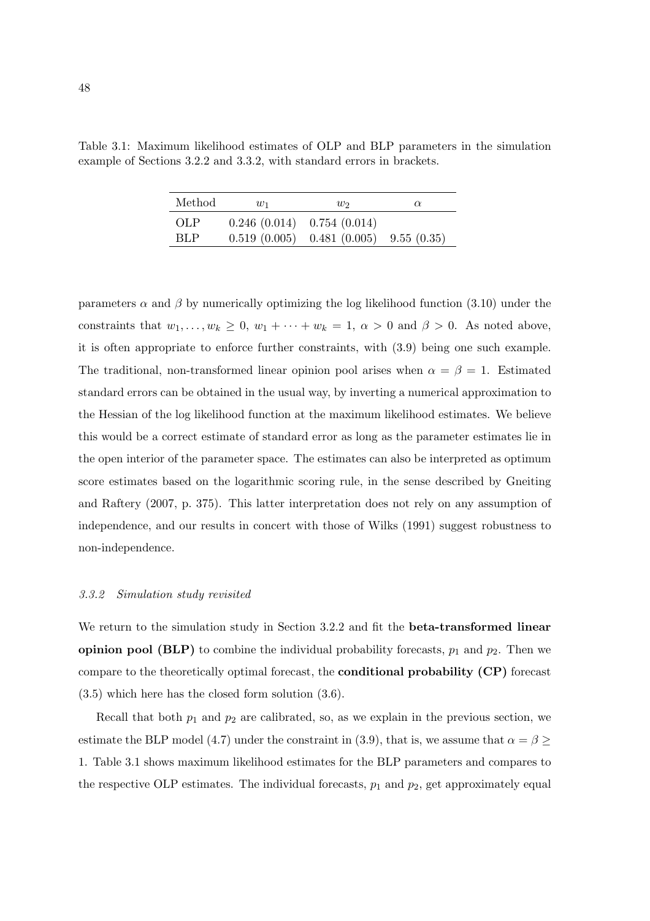Table 3.1: Maximum likelihood estimates of OLP and BLP parameters in the simulation example of Sections 3.2.2 and 3.3.2, with standard errors in brackets.

| Method | $w_1$ | $w_2$ | $\alpha$ |
|---|---|---|---|
| OLP | 0.246 (0.014) | 0.754 (0.014) | |
| BLP | 0.519 (0.005) | 0.481 (0.005) | 9.55 (0.35) |

parameters $\alpha$ and $\beta$ by numerically optimizing the log likelihood function (3.10) under the constraints that $w_1, \ldots, w_k \geq 0$, $w_1 + \cdots + w_k = 1$, $\alpha > 0$ and $\beta > 0$. As noted above, it is often appropriate to enforce further constraints, with (3.9) being one such example. The traditional, non-transformed linear opinion pool arises when $\alpha = \beta = 1$. Estimated standard errors can be obtained in the usual way, by inverting a numerical approximation to the Hessian of the log likelihood function at the maximum likelihood estimates. We believe this would be a correct estimate of standard error as long as the parameter estimates lie in the open interior of the parameter space. The estimates can also be interpreted as optimum score estimates based on the logarithmic scoring rule, in the sense described by Gneiting and Raftery (2007, p. 375). This latter interpretation does not rely on any assumption of independence, and our results in concert with those of Wilks (1991) suggest robustness to non-independence.

### *3.3.2 Simulation study revisited*

We return to the simulation study in Section 3.2.2 and fit the **beta-transformed linear opinion pool (BLP)** to combine the individual probability forecasts, $p_1$ and $p_2$. Then we compare to the theoretically optimal forecast, the **conditional probability (CP)** forecast (3.5) which here has the closed form solution (3.6).

Recall that both $p_1$ and $p_2$ are calibrated, so, as we explain in the previous section, we estimate the BLP model (4.7) under the constraint in (3.9), that is, we assume that $\alpha = \beta \geq 1$. Table 3.1 shows maximum likelihood estimates for the BLP parameters and compares to the respective OLP estimates. The individual forecasts, $p_1$ and $p_2$, get approximately equal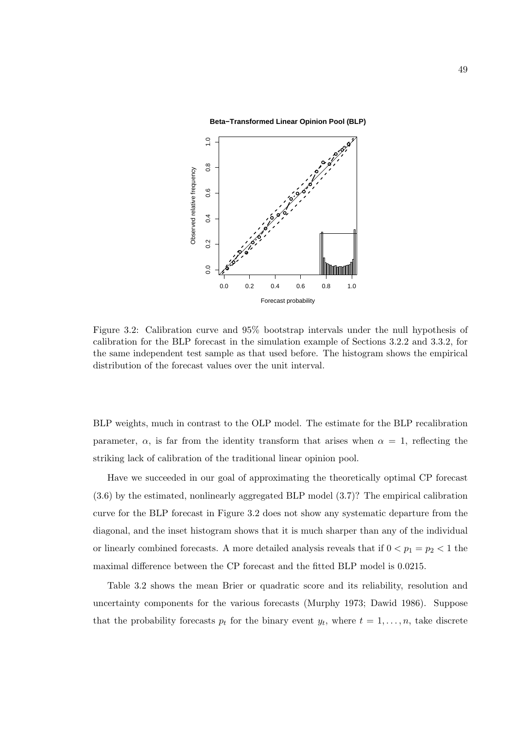Figure 3.2: Calibration curve and 95% bootstrap intervals under the null hypothesis of calibration for the BLP forecast in the simulation example of Sections 3.2.2 and 3.3.2, for the same independent test sample as that used before. The histogram shows the empirical distribution of the forecast values over the unit interval.

BLP weights, much in contrast to the OLP model. The estimate for the BLP recalibration parameter, $\alpha$, is far from the identity transform that arises when $\alpha = 1$, reflecting the striking lack of calibration of the traditional linear opinion pool.

Have we succeeded in our goal of approximating the theoretically optimal CP forecast (3.6) by the estimated, nonlinearly aggregated BLP model (3.7)? The empirical calibration curve for the BLP forecast in Figure 3.2 does not show any systematic departure from the diagonal, and the inset histogram shows that it is much sharper than any of the individual or linearly combined forecasts. A more detailed analysis reveals that if $0 < p_1 = p_2 < 1$ the maximal difference between the CP forecast and the fitted BLP model is 0.0215.

Table 3.2 shows the mean Brier or quadratic score and its reliability, resolution and uncertainty components for the various forecasts (Murphy 1973; Dawid 1986). Suppose that the probability forecasts $p_t$ for the binary event $y_t$, where $t = 1, \ldots, n$, take discrete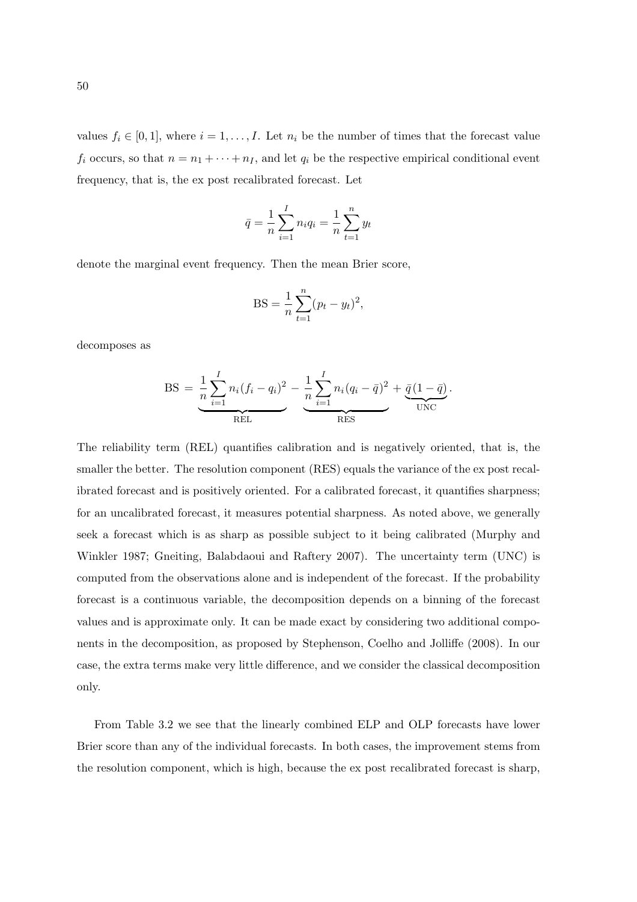values $f_i \in [0, 1]$, where $i = 1, \ldots, I$. Let $n_i$ be the number of times that the forecast value $f_i$ occurs, so that $n = n_1 + \cdots + n_I$, and let $q_i$ be the respective empirical conditional event frequency, that is, the ex post recalibrated forecast. Let

$$\bar{q} = \frac{1}{n} \sum_{i=1}^{I} n_i q_i = \frac{1}{n} \sum_{t=1}^{n} y_t$$

denote the marginal event frequency. Then the mean Brier score,

$$\text{BS} = \frac{1}{n} \sum_{t=1}^{n} (p_t - y_t)^2,$$

decomposes as

$$\text{BS} \, = \, \underbrace{\frac{1}{n} \sum_{i=1}^{I} n_i (f_i - q_i)^2}_{\text{REL}} \, - \, \underbrace{\frac{1}{n} \sum_{i=1}^{I} n_i (q_i - \bar{q})^2}_{\text{RES}} \, + \, \underbrace{\bar{q}\,(1 - \bar{q})}_{\text{UNC}}.$$

The reliability term (REL) quantifies calibration and is negatively oriented, that is, the smaller the better. The resolution component (RES) equals the variance of the ex post recalibrated forecast and is positively oriented. For a calibrated forecast, it quantifies sharpness; for an uncalibrated forecast, it measures potential sharpness. As noted above, we generally seek a forecast which is as sharp as possible subject to it being calibrated (Murphy and Winkler 1987; Gneiting, Balabdaoui and Raftery 2007). The uncertainty term (UNC) is computed from the observations alone and is independent of the forecast. If the probability forecast is a continuous variable, the decomposition depends on a binning of the forecast values and is approximate only. It can be made exact by considering two additional components in the decomposition, as proposed by Stephenson, Coelho and Jolliffe (2008). In our case, the extra terms make very little difference, and we consider the classical decomposition only.

From Table 3.2 we see that the linearly combined ELP and OLP forecasts have lower Brier score than any of the individual forecasts. In both cases, the improvement stems from the resolution component, which is high, because the ex post recalibrated forecast is sharp,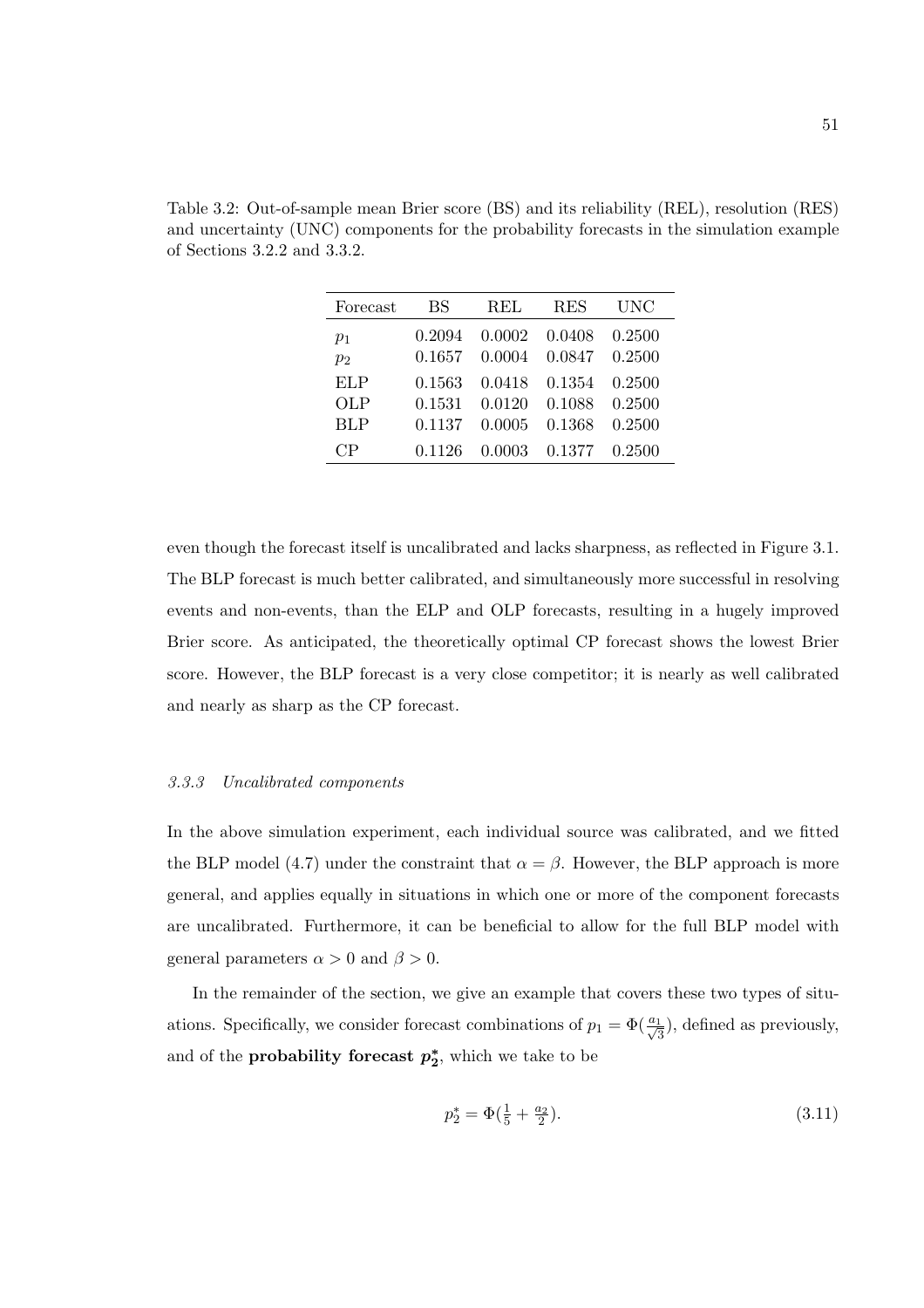Table 3.2: Out-of-sample mean Brier score (BS) and its reliability (REL), resolution (RES) and uncertainty (UNC) components for the probability forecasts in the simulation example of Sections 3.2.2 and 3.3.2.

| Forecast | BS | REL | RES | UNC |
|---|---|---|---|---|
| $p_1$ | 0.2094 | 0.0002 | 0.0408 | 0.2500 |
| $p_2$ | 0.1657 | 0.0004 | 0.0847 | 0.2500 |
| ELP | 0.1563 | 0.0418 | 0.1354 | 0.2500 |
| OLP | 0.1531 | 0.0120 | 0.1088 | 0.2500 |
| BLP | 0.1137 | 0.0005 | 0.1368 | 0.2500 |
| CP | 0.1126 | 0.0003 | 0.1377 | 0.2500 |

even though the forecast itself is uncalibrated and lacks sharpness, as reflected in Figure 3.1. The BLP forecast is much better calibrated, and simultaneously more successful in resolving events and non-events, than the ELP and OLP forecasts, resulting in a hugely improved Brier score. As anticipated, the theoretically optimal CP forecast shows the lowest Brier score. However, the BLP forecast is a very close competitor; it is nearly as well calibrated and nearly as sharp as the CP forecast.

### *3.3.3 Uncalibrated components*

In the above simulation experiment, each individual source was calibrated, and we fitted the BLP model (4.7) under the constraint that $\alpha = \beta$. However, the BLP approach is more general, and applies equally in situations in which one or more of the component forecasts are uncalibrated. Furthermore, it can be beneficial to allow for the full BLP model with general parameters $\alpha > 0$ and $\beta > 0$.

In the remainder of the section, we give an example that covers these two types of situations. Specifically, we consider forecast combinations of $p_1 = \Phi(\frac{a_1}{\sqrt{3}})$, defined as previously, and of the **probability forecast $p_2^*$**, which we take to be

$$p_2^* = \Phi(\tfrac{1}{5} + \tfrac{a_2}{2}). \tag{3.11}$$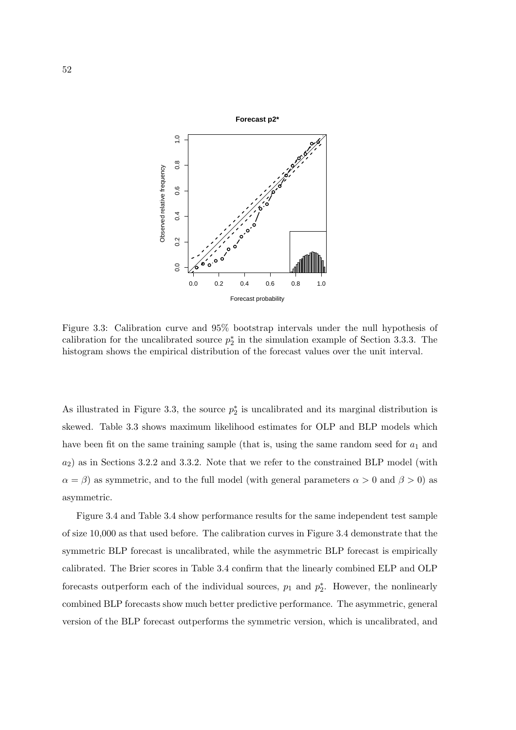Figure 3.3: Calibration curve and 95% bootstrap intervals under the null hypothesis of calibration for the uncalibrated source $p_2^*$ in the simulation example of Section 3.3.3. The histogram shows the empirical distribution of the forecast values over the unit interval.

As illustrated in Figure 3.3, the source $p_2^*$ is uncalibrated and its marginal distribution is skewed. Table 3.3 shows maximum likelihood estimates for OLP and BLP models which have been fit on the same training sample (that is, using the same random seed for $a_1$ and $a_2$) as in Sections 3.2.2 and 3.3.2. Note that we refer to the constrained BLP model (with $\alpha = \beta$) as symmetric, and to the full model (with general parameters $\alpha > 0$ and $\beta > 0$) as asymmetric.

Figure 3.4 and Table 3.4 show performance results for the same independent test sample of size 10,000 as that used before. The calibration curves in Figure 3.4 demonstrate that the symmetric BLP forecast is uncalibrated, while the asymmetric BLP forecast is empirically calibrated. The Brier scores in Table 3.4 confirm that the linearly combined ELP and OLP forecasts outperform each of the individual sources, $p_1$ and $p_2^*$. However, the nonlinearly combined BLP forecasts show much better predictive performance. The asymmetric, general version of the BLP forecast outperforms the symmetric version, which is uncalibrated, and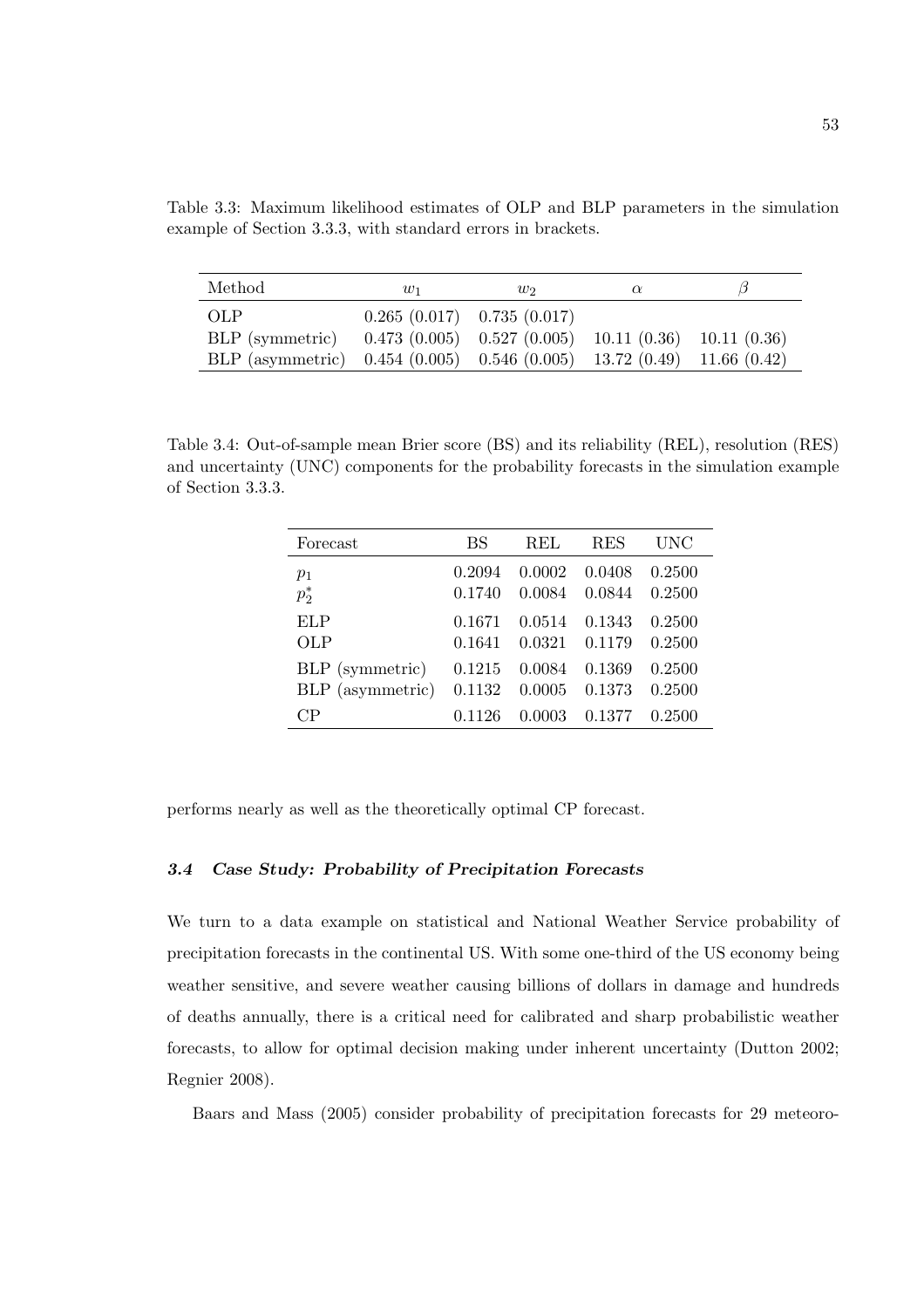Table 3.3: Maximum likelihood estimates of OLP and BLP parameters in the simulation example of Section 3.3.3, with standard errors in brackets.

| Method | $w_1$ | $w_2$ | $\alpha$ | $\beta$ |
|---|---|---|---|---|
| OLP | 0.265 (0.017) | 0.735 (0.017) | | |
| BLP (symmetric) | 0.473 (0.005) | 0.527 (0.005) | 10.11 (0.36) | 10.11 (0.36) |
| BLP (asymmetric) | 0.454 (0.005) | 0.546 (0.005) | 13.72 (0.49) | 11.66 (0.42) |

Table 3.4: Out-of-sample mean Brier score (BS) and its reliability (REL), resolution (RES) and uncertainty (UNC) components for the probability forecasts in the simulation example of Section 3.3.3.

| Forecast | BS | REL | RES | UNC |
|---|---|---|---|---|
| $p_1$ | 0.2094 | 0.0002 | 0.0408 | 0.2500 |
| $p_2^*$ | 0.1740 | 0.0084 | 0.0844 | 0.2500 |
| ELP | 0.1671 | 0.0514 | 0.1343 | 0.2500 |
| OLP | 0.1641 | 0.0321 | 0.1179 | 0.2500 |
| BLP (symmetric) | 0.1215 | 0.0084 | 0.1369 | 0.2500 |
| BLP (asymmetric) | 0.1132 | 0.0005 | 0.1373 | 0.2500 |
| CP | 0.1126 | 0.0003 | 0.1377 | 0.2500 |

performs nearly as well as the theoretically optimal CP forecast.

### *3.4 Case Study: Probability of Precipitation Forecasts*

We turn to a data example on statistical and National Weather Service probability of precipitation forecasts in the continental US. With some one-third of the US economy being weather sensitive, and severe weather causing billions of dollars in damage and hundreds of deaths annually, there is a critical need for calibrated and sharp probabilistic weather forecasts, to allow for optimal decision making under inherent uncertainty (Dutton 2002; Regnier 2008).

Baars and Mass (2005) consider probability of precipitation forecasts for 29 meteoro-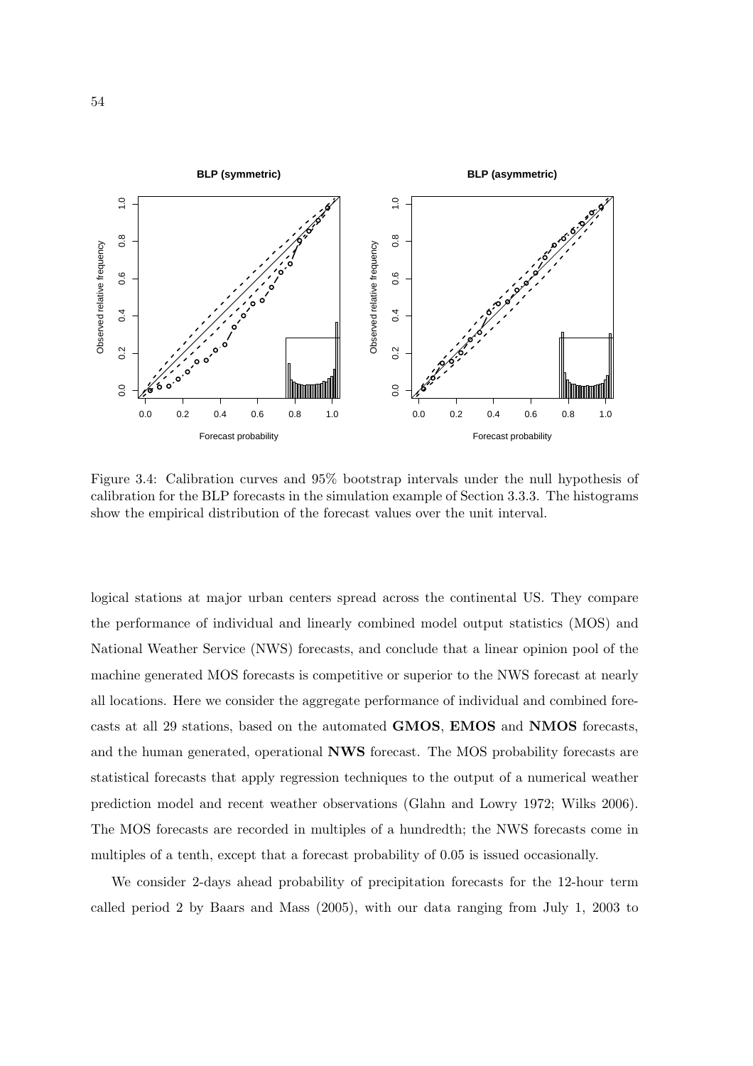Figure 3.4: Calibration curves and 95% bootstrap intervals under the null hypothesis of calibration for the BLP forecasts in the simulation example of Section 3.3.3. The histograms show the empirical distribution of the forecast values over the unit interval.

logical stations at major urban centers spread across the continental US. They compare the performance of individual and linearly combined model output statistics (MOS) and National Weather Service (NWS) forecasts, and conclude that a linear opinion pool of the machine generated MOS forecasts is competitive or superior to the NWS forecast at nearly all locations. Here we consider the aggregate performance of individual and combined forecasts at all 29 stations, based on the automated **GMOS**, **EMOS** and **NMOS** forecasts, and the human generated, operational **NWS** forecast. The MOS probability forecasts are statistical forecasts that apply regression techniques to the output of a numerical weather prediction model and recent weather observations (Glahn and Lowry 1972; Wilks 2006). The MOS forecasts are recorded in multiples of a hundredth; the NWS forecasts come in multiples of a tenth, except that a forecast probability of 0.05 is issued occasionally.

We consider 2-days ahead probability of precipitation forecasts for the 12-hour term called period 2 by Baars and Mass (2005), with our data ranging from July 1, 2003 to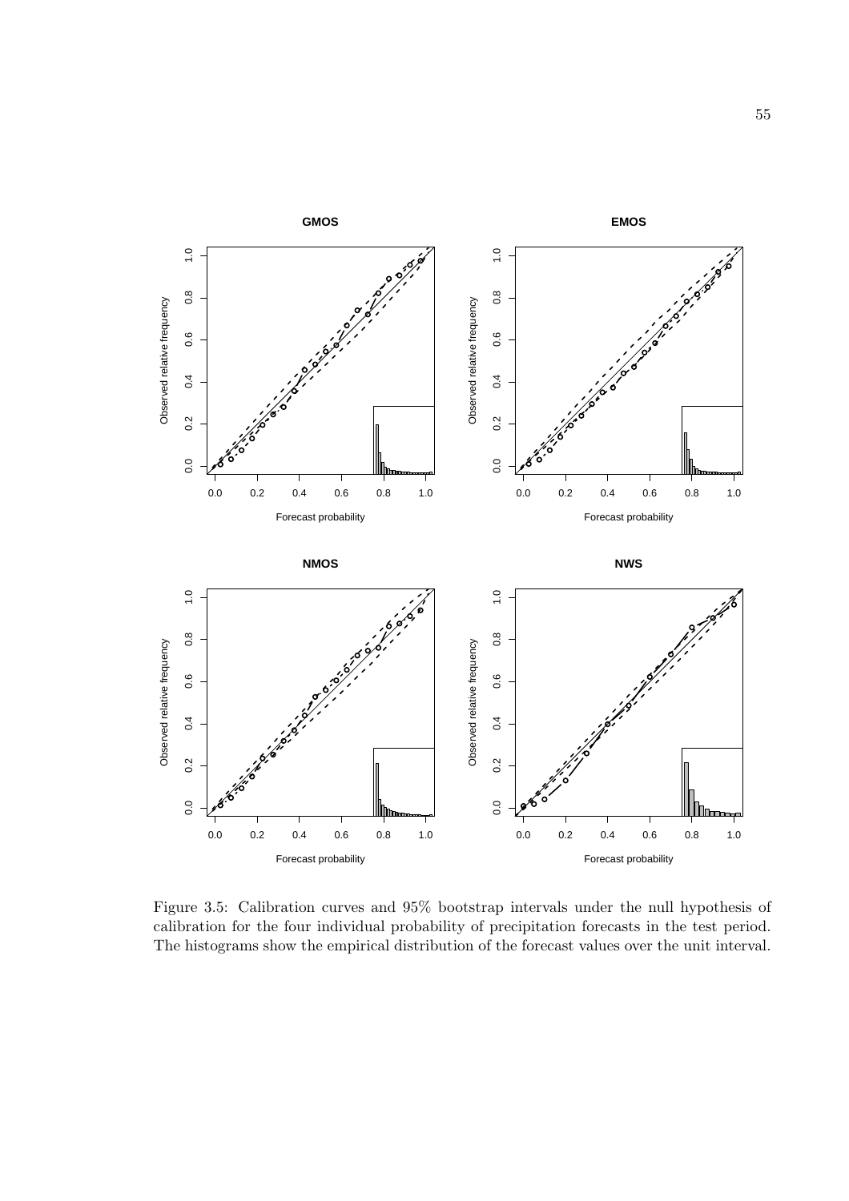Figure 3.5: Calibration curves and 95% bootstrap intervals under the null hypothesis of calibration for the four individual probability of precipitation forecasts in the test period. The histograms show the empirical distribution of the forecast values over the unit interval.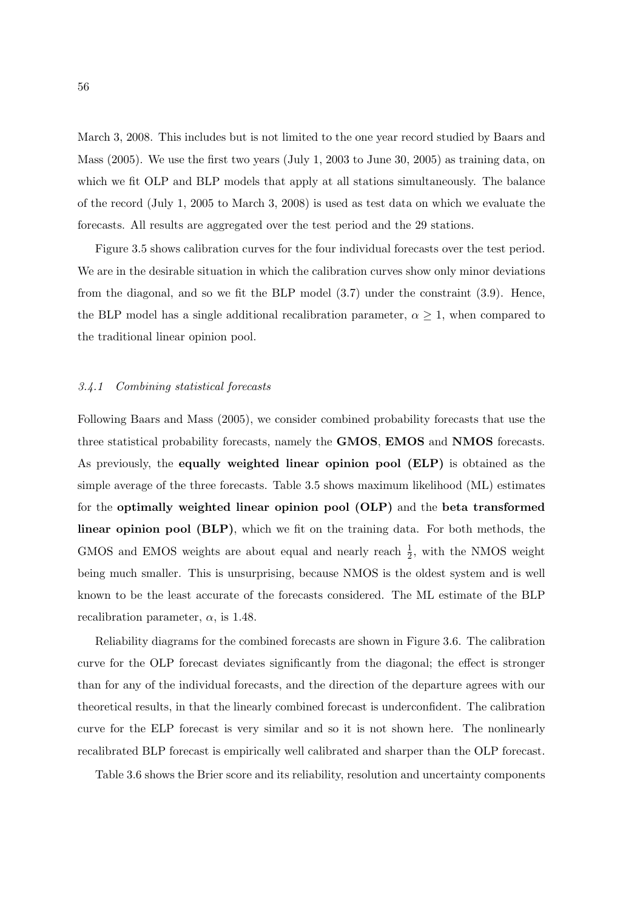March 3, 2008. This includes but is not limited to the one year record studied by Baars and Mass (2005). We use the first two years (July 1, 2003 to June 30, 2005) as training data, on which we fit OLP and BLP models that apply at all stations simultaneously. The balance of the record (July 1, 2005 to March 3, 2008) is used as test data on which we evaluate the forecasts. All results are aggregated over the test period and the 29 stations.

Figure 3.5 shows calibration curves for the four individual forecasts over the test period. We are in the desirable situation in which the calibration curves show only minor deviations from the diagonal, and so we fit the BLP model (3.7) under the constraint (3.9). Hence, the BLP model has a single additional recalibration parameter, $\alpha \geq 1$, when compared to the traditional linear opinion pool.

### *3.4.1 Combining statistical forecasts*

Following Baars and Mass (2005), we consider combined probability forecasts that use the three statistical probability forecasts, namely the **GMOS**, **EMOS** and **NMOS** forecasts. As previously, the **equally weighted linear opinion pool (ELP)** is obtained as the simple average of the three forecasts. Table 3.5 shows maximum likelihood (ML) estimates for the **optimally weighted linear opinion pool (OLP)** and the **beta transformed linear opinion pool (BLP)**, which we fit on the training data. For both methods, the GMOS and EMOS weights are about equal and nearly reach $\frac{1}{2}$, with the NMOS weight being much smaller. This is unsurprising, because NMOS is the oldest system and is well known to be the least accurate of the forecasts considered. The ML estimate of the BLP recalibration parameter, $\alpha$, is 1.48.

Reliability diagrams for the combined forecasts are shown in Figure 3.6. The calibration curve for the OLP forecast deviates significantly from the diagonal; the effect is stronger than for any of the individual forecasts, and the direction of the departure agrees with our theoretical results, in that the linearly combined forecast is underconfident. The calibration curve for the ELP forecast is very similar and so it is not shown here. The nonlinearly recalibrated BLP forecast is empirically well calibrated and sharper than the OLP forecast.

Table 3.6 shows the Brier score and its reliability, resolution and uncertainty components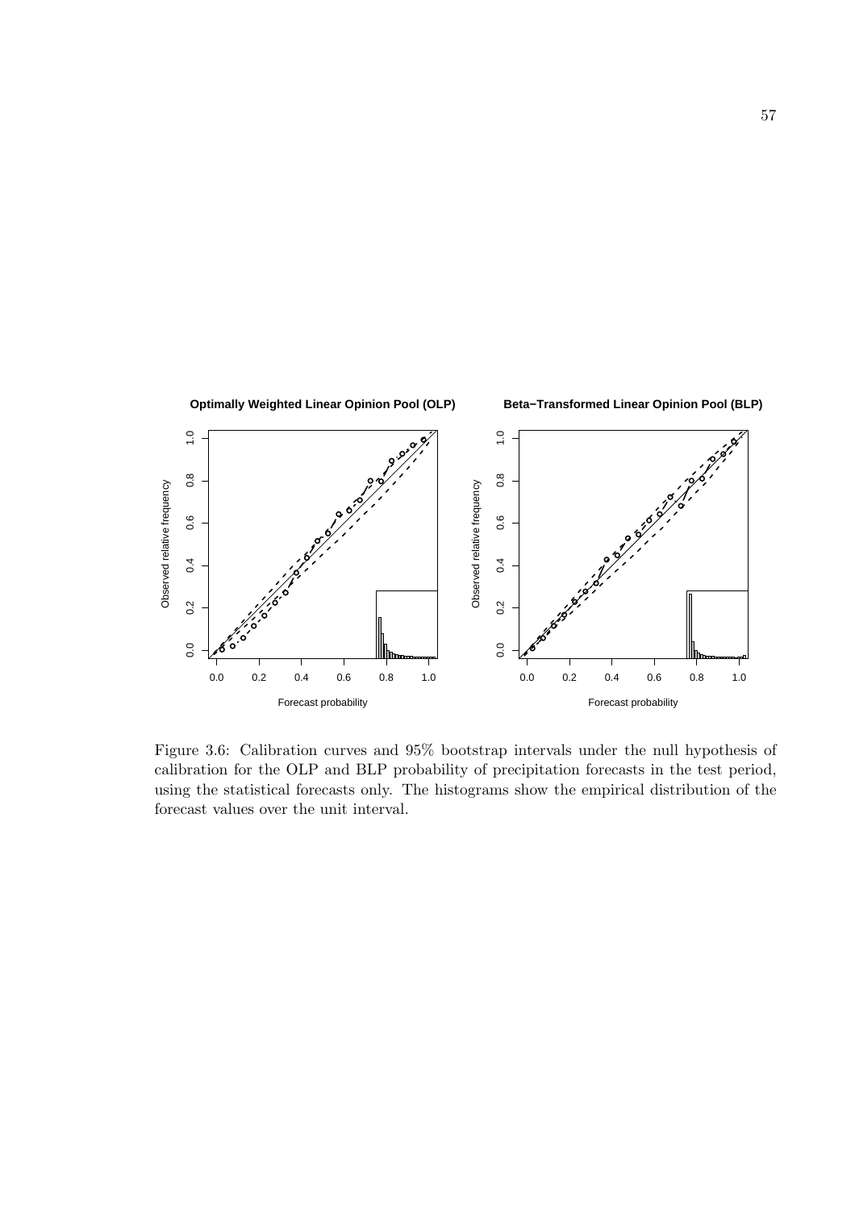Figure 3.6: Calibration curves and 95% bootstrap intervals under the null hypothesis of calibration for the OLP and BLP probability of precipitation forecasts in the test period, using the statistical forecasts only. The histograms show the empirical distribution of the forecast values over the unit interval.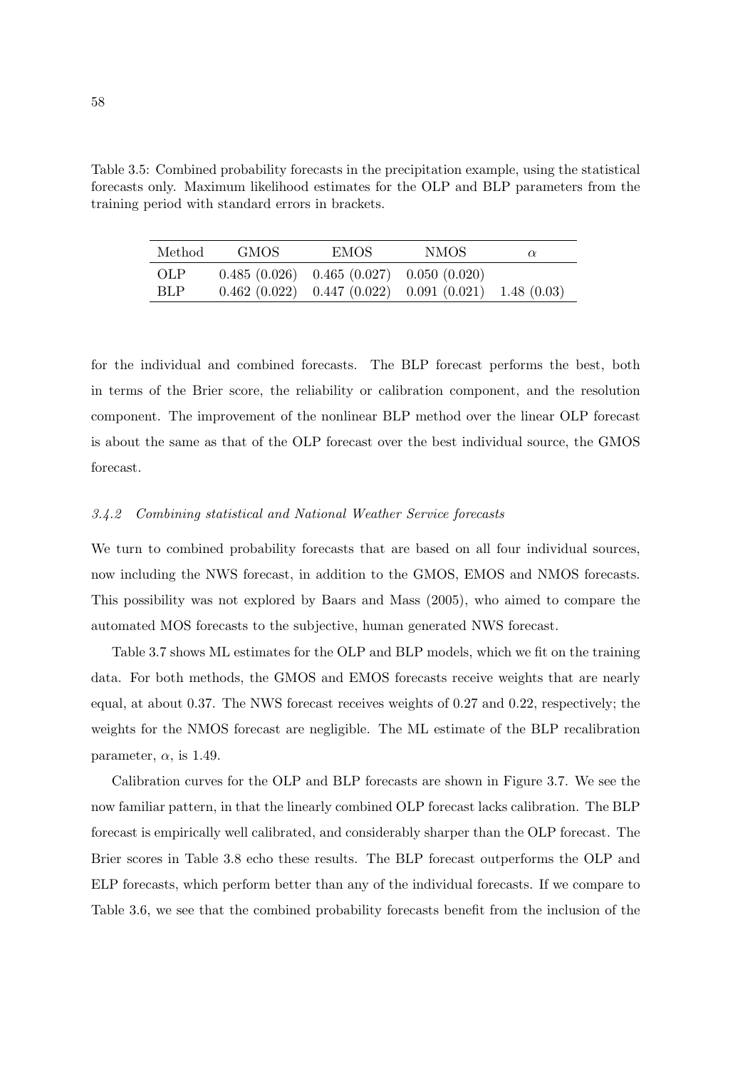Table 3.5: Combined probability forecasts in the precipitation example, using the statistical forecasts only. Maximum likelihood estimates for the OLP and BLP parameters from the training period with standard errors in brackets.

| Method | GMOS | EMOS | NMOS | $\alpha$ |
|---|---|---|---|---|
| OLP | 0.485 (0.026) | 0.465 (0.027) | 0.050 (0.020) | |
| BLP | 0.462 (0.022) | 0.447 (0.022) | 0.091 (0.021) | 1.48 (0.03) |

for the individual and combined forecasts. The BLP forecast performs the best, both in terms of the Brier score, the reliability or calibration component, and the resolution component. The improvement of the nonlinear BLP method over the linear OLP forecast is about the same as that of the OLP forecast over the best individual source, the GMOS forecast.

### *3.4.2 Combining statistical and National Weather Service forecasts*

We turn to combined probability forecasts that are based on all four individual sources, now including the NWS forecast, in addition to the GMOS, EMOS and NMOS forecasts. This possibility was not explored by Baars and Mass (2005), who aimed to compare the automated MOS forecasts to the subjective, human generated NWS forecast.

Table 3.7 shows ML estimates for the OLP and BLP models, which we fit on the training data. For both methods, the GMOS and EMOS forecasts receive weights that are nearly equal, at about 0.37. The NWS forecast receives weights of 0.27 and 0.22, respectively; the weights for the NMOS forecast are negligible. The ML estimate of the BLP recalibration parameter, $\alpha$, is 1.49.

Calibration curves for the OLP and BLP forecasts are shown in Figure 3.7. We see the now familiar pattern, in that the linearly combined OLP forecast lacks calibration. The BLP forecast is empirically well calibrated, and considerably sharper than the OLP forecast. The Brier scores in Table 3.8 echo these results. The BLP forecast outperforms the OLP and ELP forecasts, which perform better than any of the individual forecasts. If we compare to Table 3.6, we see that the combined probability forecasts benefit from the inclusion of the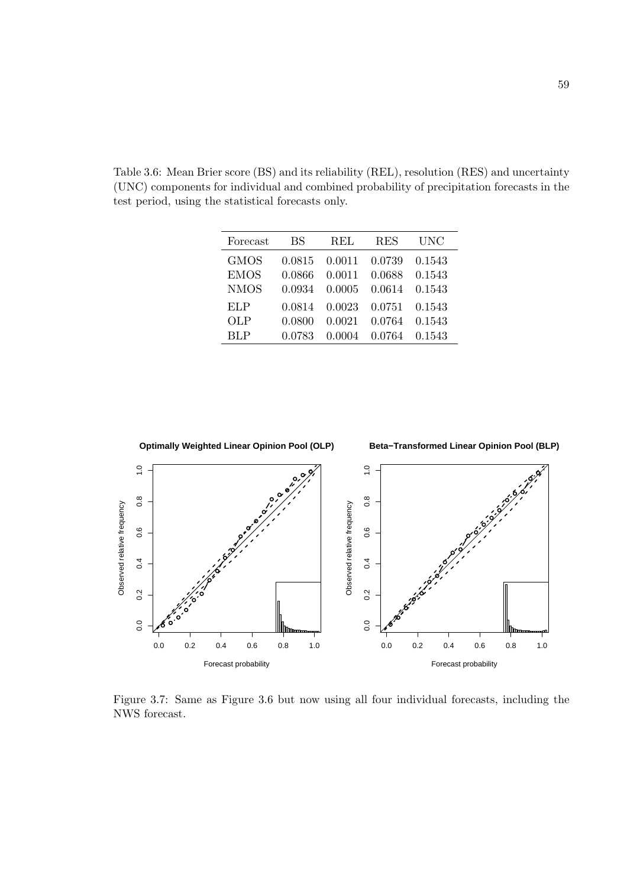Table 3.6: Mean Brier score (BS) and its reliability (REL), resolution (RES) and uncertainty (UNC) components for individual and combined probability of precipitation forecasts in the test period, using the statistical forecasts only.

| Forecast | BS | REL | RES | UNC |
|---|---|---|---|---|
| GMOS | 0.0815 | 0.0011 | 0.0739 | 0.1543 |
| EMOS | 0.0866 | 0.0011 | 0.0688 | 0.1543 |
| NMOS | 0.0934 | 0.0005 | 0.0614 | 0.1543 |
| ELP | 0.0814 | 0.0023 | 0.0751 | 0.1543 |
| OLP | 0.0800 | 0.0021 | 0.0764 | 0.1543 |
| BLP | 0.0783 | 0.0004 | 0.0764 | 0.1543 |

Figure 3.7: Same as Figure 3.6 but now using all four individual forecasts, including the NWS forecast.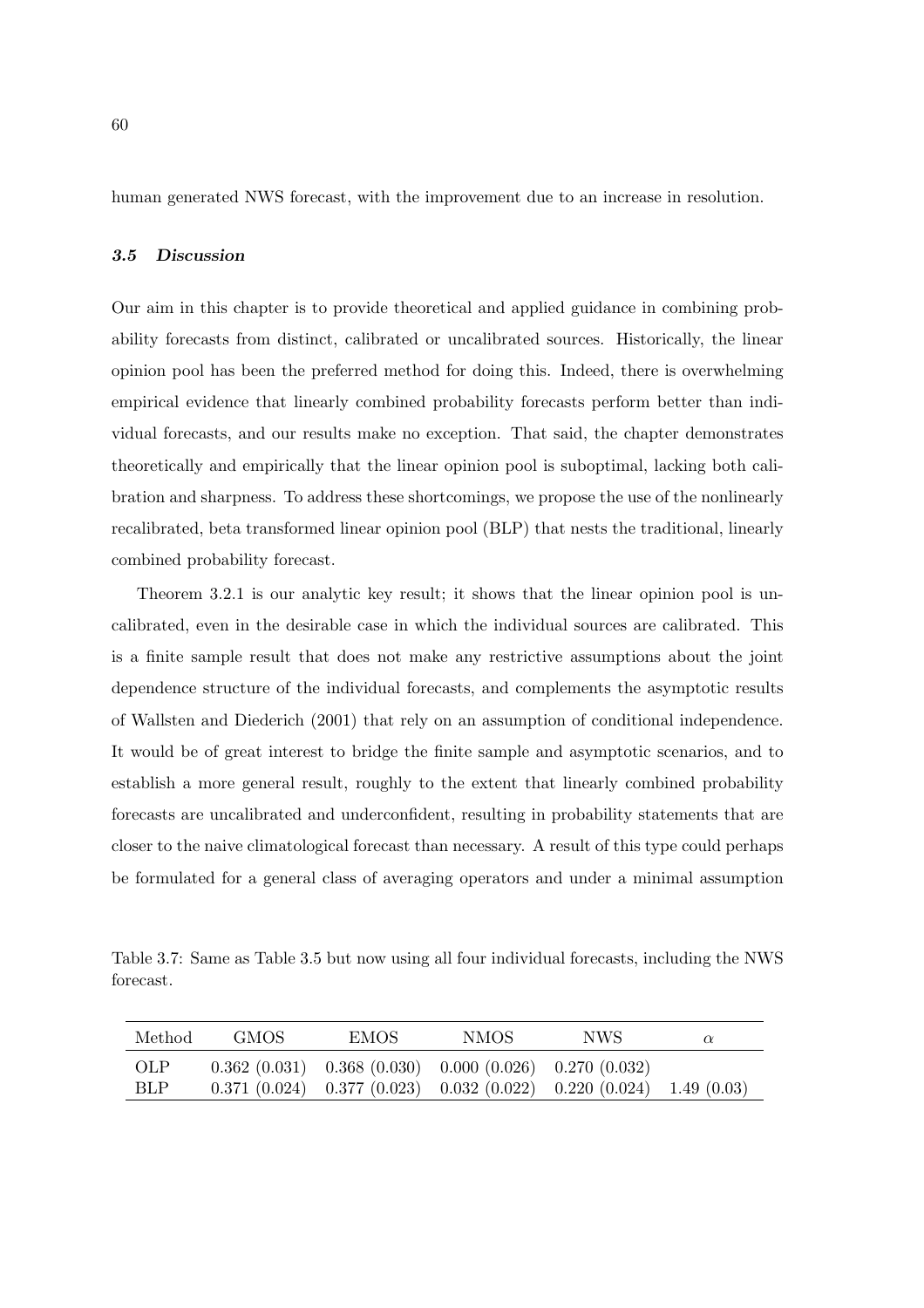human generated NWS forecast, with the improvement due to an increase in resolution.

### *3.5 Discussion*

Our aim in this chapter is to provide theoretical and applied guidance in combining probability forecasts from distinct, calibrated or uncalibrated sources. Historically, the linear opinion pool has been the preferred method for doing this. Indeed, there is overwhelming empirical evidence that linearly combined probability forecasts perform better than individual forecasts, and our results make no exception. That said, the chapter demonstrates theoretically and empirically that the linear opinion pool is suboptimal, lacking both calibration and sharpness. To address these shortcomings, we propose the use of the nonlinearly recalibrated, beta transformed linear opinion pool (BLP) that nests the traditional, linearly combined probability forecast.

Theorem 3.2.1 is our analytic key result; it shows that the linear opinion pool is uncalibrated, even in the desirable case in which the individual sources are calibrated. This is a finite sample result that does not make any restrictive assumptions about the joint dependence structure of the individual forecasts, and complements the asymptotic results of Wallsten and Diederich (2001) that rely on an assumption of conditional independence. It would be of great interest to bridge the finite sample and asymptotic scenarios, and to establish a more general result, roughly to the extent that linearly combined probability forecasts are uncalibrated and underconfident, resulting in probability statements that are closer to the naive climatological forecast than necessary. A result of this type could perhaps be formulated for a general class of averaging operators and under a minimal assumption

Table 3.7: Same as Table 3.5 but now using all four individual forecasts, including the NWS forecast.

| Method | GMOS | EMOS | NMOS | NWS | $\alpha$ |
|---|---|---|---|---|---|
| OLP | 0.362 (0.031) | 0.368 (0.030) | 0.000 (0.026) | 0.270 (0.032) | |
| BLP | 0.371 (0.024) | 0.377 (0.023) | 0.032 (0.022) | 0.220 (0.024) | 1.49 (0.03) |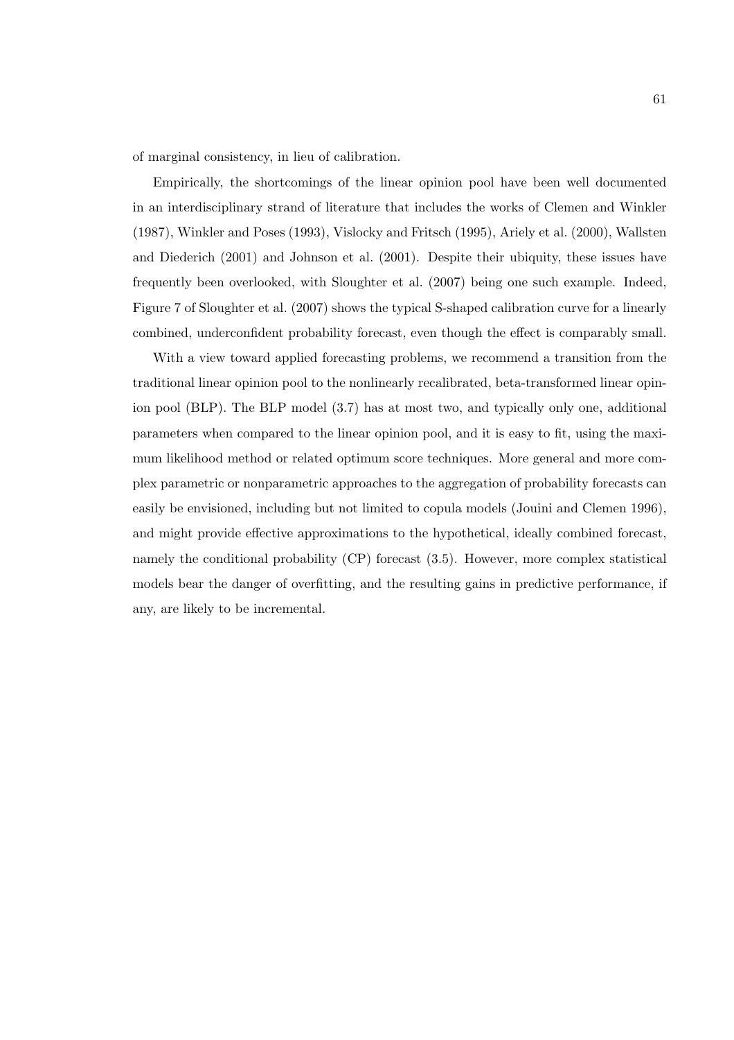of marginal consistency, in lieu of calibration.

Empirically, the shortcomings of the linear opinion pool have been well documented in an interdisciplinary strand of literature that includes the works of Clemen and Winkler (1987), Winkler and Poses (1993), Vislocky and Fritsch (1995), Ariely et al. (2000), Wallsten and Diederich (2001) and Johnson et al. (2001). Despite their ubiquity, these issues have frequently been overlooked, with Sloughter et al. (2007) being one such example. Indeed, Figure 7 of Sloughter et al. (2007) shows the typical S-shaped calibration curve for a linearly combined, underconfident probability forecast, even though the effect is comparably small.

With a view toward applied forecasting problems, we recommend a transition from the traditional linear opinion pool to the nonlinearly recalibrated, beta-transformed linear opinion pool (BLP). The BLP model (3.7) has at most two, and typically only one, additional parameters when compared to the linear opinion pool, and it is easy to fit, using the maximum likelihood method or related optimum score techniques. More general and more complex parametric or nonparametric approaches to the aggregation of probability forecasts can easily be envisioned, including but not limited to copula models (Jouini and Clemen 1996), and might provide effective approximations to the hypothetical, ideally combined forecast, namely the conditional probability (CP) forecast (3.5). However, more complex statistical models bear the danger of overfitting, and the resulting gains in predictive performance, if any, are likely to be incremental.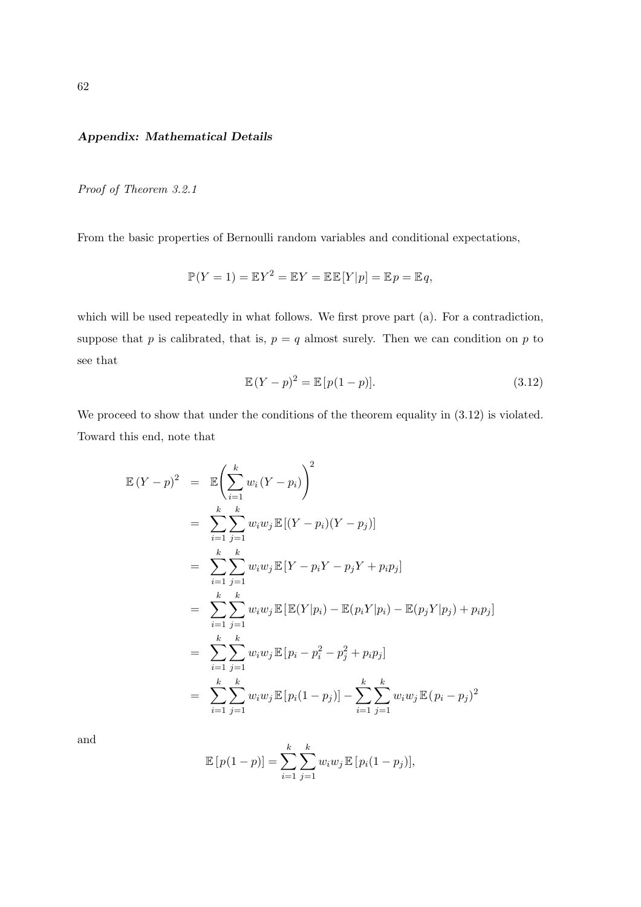***Appendix: Mathematical Details***

*Proof of Theorem 3.2.1*

From the basic properties of Bernoulli random variables and conditional expectations,

$$\mathbb{P}(Y=1) = \mathbb{E}Y^2 = \mathbb{E}Y = \mathbb{E}\mathbb{E}[Y|p] = \mathbb{E}p = \mathbb{E}q,$$

which will be used repeatedly in what follows. We first prove part (a). For a contradiction, suppose that $p$ is calibrated, that is, $p = q$ almost surely. Then we can condition on $p$ to see that

$$\mathbb{E}(Y-p)^2 = \mathbb{E}[p(1-p)]. \tag{3.12}$$

We proceed to show that under the conditions of the theorem equality in (3.12) is violated. Toward this end, note that

$$\begin{aligned}
\mathbb{E}(Y-p)^2 &= \mathbb{E}\left(\sum_{i=1}^{k} w_i(Y-p_i)\right)^2 \\
&= \sum_{i=1}^{k}\sum_{j=1}^{k} w_i w_j \, \mathbb{E}[(Y-p_i)(Y-p_j)] \\
&= \sum_{i=1}^{k}\sum_{j=1}^{k} w_i w_j \, \mathbb{E}[Y - p_i Y - p_j Y + p_i p_j] \\
&= \sum_{i=1}^{k}\sum_{j=1}^{k} w_i w_j \, \mathbb{E}[\mathbb{E}(Y|p_i) - \mathbb{E}(p_i Y|p_i) - \mathbb{E}(p_j Y|p_j) + p_i p_j] \\
&= \sum_{i=1}^{k}\sum_{j=1}^{k} w_i w_j \, \mathbb{E}[p_i - p_i^2 - p_j^2 + p_i p_j] \\
&= \sum_{i=1}^{k}\sum_{j=1}^{k} w_i w_j \, \mathbb{E}[p_i(1-p_j)] - \sum_{i=1}^{k}\sum_{j=1}^{k} w_i w_j \, \mathbb{E}(p_i - p_j)^2
\end{aligned}$$

and

$$\mathbb{E}[p(1-p)] = \sum_{i=1}^{k}\sum_{j=1}^{k} w_i w_j \, \mathbb{E}[p_i(1-p_j)],$$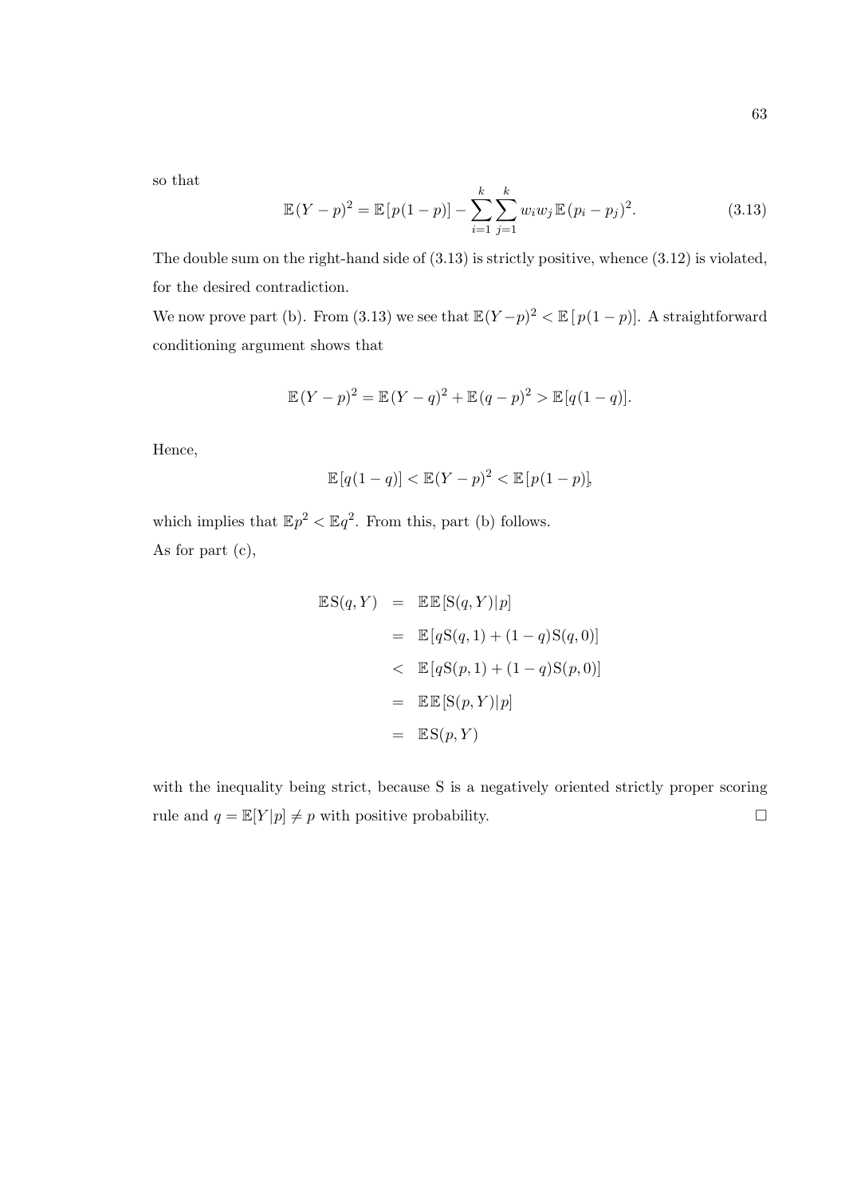so that

$$\mathbb{E}(Y-p)^2 = \mathbb{E}\,[p(1-p)] - \sum_{i=1}^{k}\sum_{j=1}^{k} w_i w_j \,\mathbb{E}\,(p_i - p_j)^2. \tag{3.13}$$

The double sum on the right-hand side of (3.13) is strictly positive, whence (3.12) is violated, for the desired contradiction.

We now prove part (b). From (3.13) we see that $\mathbb{E}(Y-p)^2 < \mathbb{E}\,[\,p(1-p)]$. A straightforward conditioning argument shows that

$$\mathbb{E}\,(Y-p)^2 = \mathbb{E}\,(Y-q)^2 + \mathbb{E}\,(q-p)^2 > \mathbb{E}[q(1-q)].$$

Hence,

$$\mathbb{E}\,[q(1-q)] < \mathbb{E}(Y-p)^2 < \mathbb{E}\,[\,p(1-p)],$$

which implies that $\mathbb{E}p^2 < \mathbb{E}q^2$. From this, part (b) follows.

As for part (c),

$$\begin{aligned}
\mathbb{E}\,\mathrm{S}(q,Y) &= \mathbb{E}\,\mathbb{E}\,[\mathrm{S}(q,Y)|p] \\
&= \mathbb{E}\,[q\mathrm{S}(q,1) + (1-q)\mathrm{S}(q,0)] \\
&< \mathbb{E}\,[q\mathrm{S}(p,1) + (1-q)\mathrm{S}(p,0)] \\
&= \mathbb{E}\,\mathbb{E}\,[\mathrm{S}(p,Y)|p] \\
&= \mathbb{E}\,\mathrm{S}(p,Y)
\end{aligned}$$

with the inequality being strict, because S is a negatively oriented strictly proper scoring rule and $q = \mathbb{E}[Y|p] \neq p$ with positive probability. □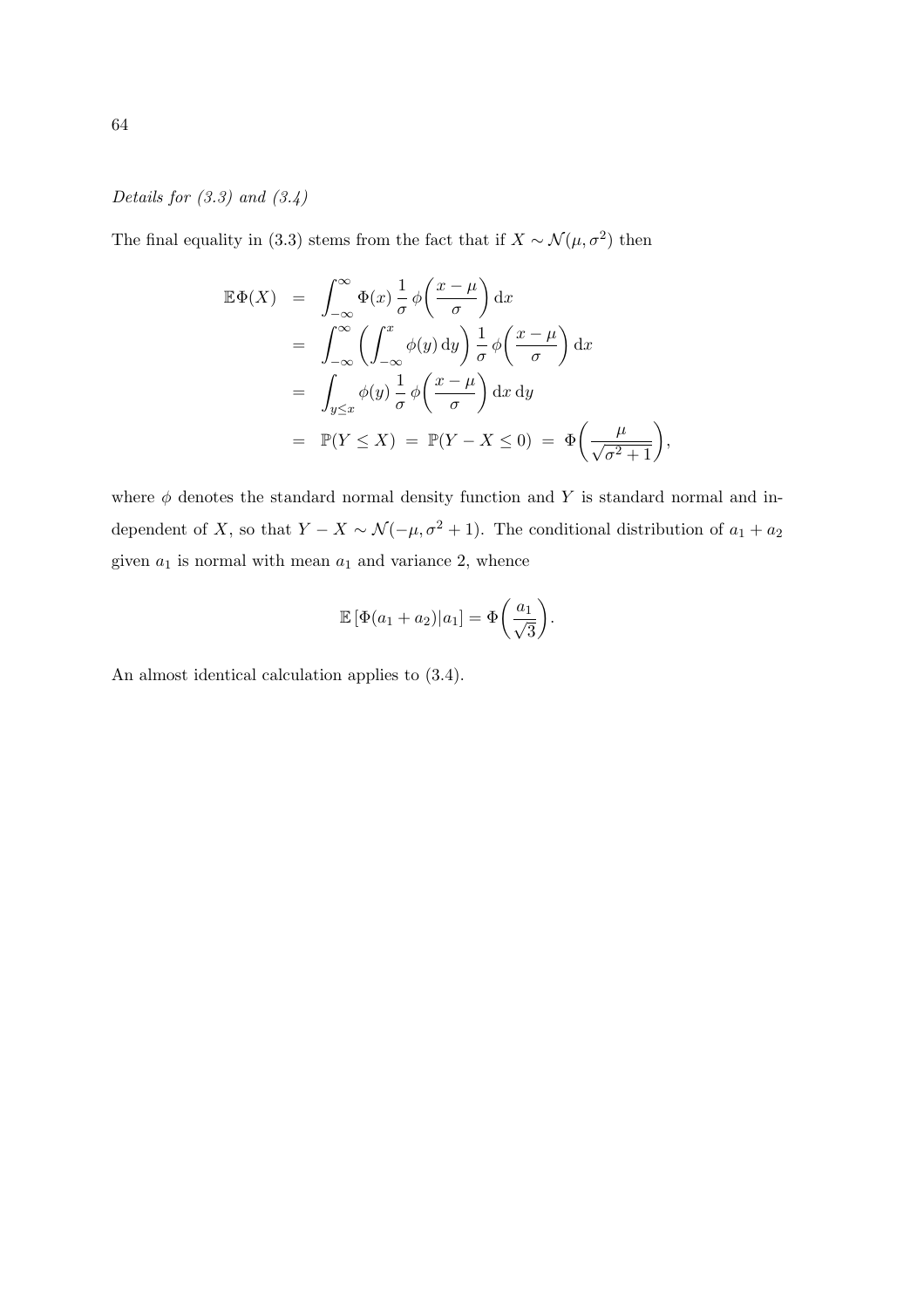*Details for (3.3) and (3.4)*

The final equality in (3.3) stems from the fact that if $X \sim \mathcal{N}(\mu, \sigma^2)$ then

$$
\begin{aligned}
\mathbb{E}\Phi(X) &= \int_{-\infty}^{\infty} \Phi(x) \, \frac{1}{\sigma} \, \phi\!\left(\frac{x-\mu}{\sigma}\right) \mathrm{d}x \\
&= \int_{-\infty}^{\infty} \left( \int_{-\infty}^{x} \phi(y) \, \mathrm{d}y \right) \frac{1}{\sigma} \, \phi\!\left(\frac{x-\mu}{\sigma}\right) \mathrm{d}x \\
&= \int_{y \leq x} \phi(y) \, \frac{1}{\sigma} \, \phi\!\left(\frac{x-\mu}{\sigma}\right) \mathrm{d}x \, \mathrm{d}y \\
&= \mathbb{P}(Y \leq X) \;=\; \mathbb{P}(Y - X \leq 0) \;=\; \Phi\!\left(\frac{\mu}{\sqrt{\sigma^2+1}}\right),
\end{aligned}
$$

where $\phi$ denotes the standard normal density function and $Y$ is standard normal and independent of $X$, so that $Y - X \sim \mathcal{N}(-\mu, \sigma^2 + 1)$. The conditional distribution of $a_1 + a_2$ given $a_1$ is normal with mean $a_1$ and variance 2, whence

$$
\mathbb{E}\left[\Phi(a_1 + a_2) | a_1\right] = \Phi\!\left(\frac{a_1}{\sqrt{3}}\right).
$$

An almost identical calculation applies to (3.4).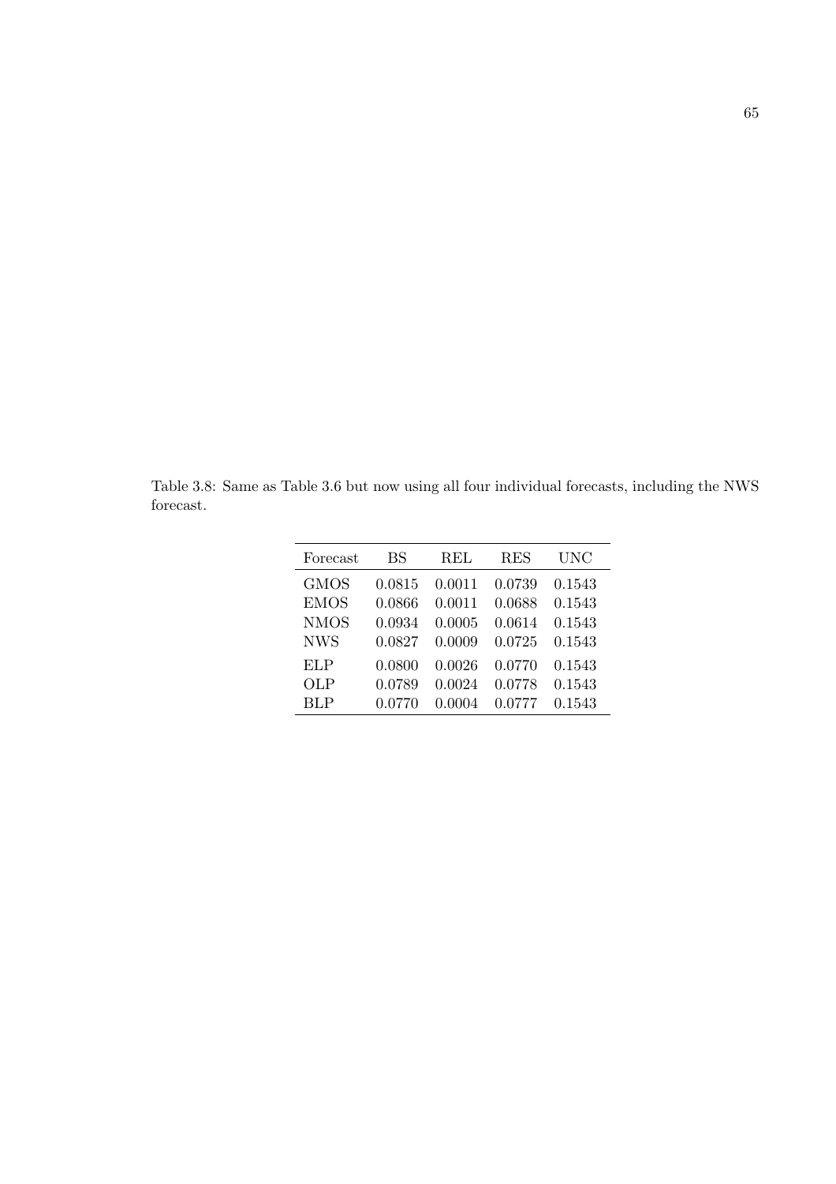Table 3.8: Same as Table 3.6 but now using all four individual forecasts, including the NWS forecast.

| Forecast | BS | REL | RES | UNC |
|---|---|---|---|---|
| GMOS | 0.0815 | 0.0011 | 0.0739 | 0.1543 |
| EMOS | 0.0866 | 0.0011 | 0.0688 | 0.1543 |
| NMOS | 0.0934 | 0.0005 | 0.0614 | 0.1543 |
| NWS | 0.0827 | 0.0009 | 0.0725 | 0.1543 |
| ELP | 0.0800 | 0.0026 | 0.0770 | 0.1543 |
| OLP | 0.0789 | 0.0024 | 0.0778 | 0.1543 |
| BLP | 0.0770 | 0.0004 | 0.0777 | 0.1543 |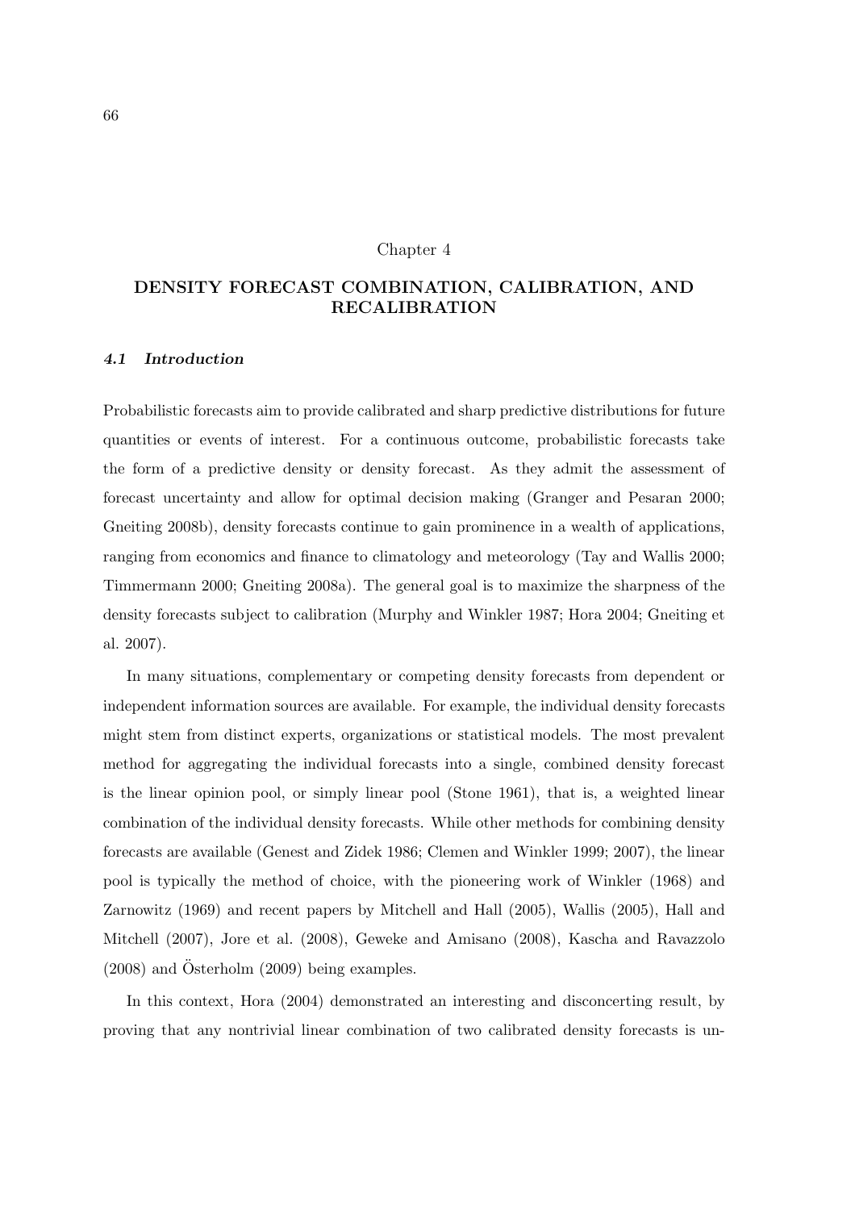Chapter 4

# DENSITY FORECAST COMBINATION, CALIBRATION, AND RECALIBRATION

## *4.1 Introduction*

Probabilistic forecasts aim to provide calibrated and sharp predictive distributions for future quantities or events of interest. For a continuous outcome, probabilistic forecasts take the form of a predictive density or density forecast. As they admit the assessment of forecast uncertainty and allow for optimal decision making (Granger and Pesaran 2000; Gneiting 2008b), density forecasts continue to gain prominence in a wealth of applications, ranging from economics and finance to climatology and meteorology (Tay and Wallis 2000; Timmermann 2000; Gneiting 2008a). The general goal is to maximize the sharpness of the density forecasts subject to calibration (Murphy and Winkler 1987; Hora 2004; Gneiting et al. 2007).

In many situations, complementary or competing density forecasts from dependent or independent information sources are available. For example, the individual density forecasts might stem from distinct experts, organizations or statistical models. The most prevalent method for aggregating the individual forecasts into a single, combined density forecast is the linear opinion pool, or simply linear pool (Stone 1961), that is, a weighted linear combination of the individual density forecasts. While other methods for combining density forecasts are available (Genest and Zidek 1986; Clemen and Winkler 1999; 2007), the linear pool is typically the method of choice, with the pioneering work of Winkler (1968) and Zarnowitz (1969) and recent papers by Mitchell and Hall (2005), Wallis (2005), Hall and Mitchell (2007), Jore et al. (2008), Geweke and Amisano (2008), Kascha and Ravazzolo (2008) and Österholm (2009) being examples.

In this context, Hora (2004) demonstrated an interesting and disconcerting result, by proving that any nontrivial linear combination of two calibrated density forecasts is un-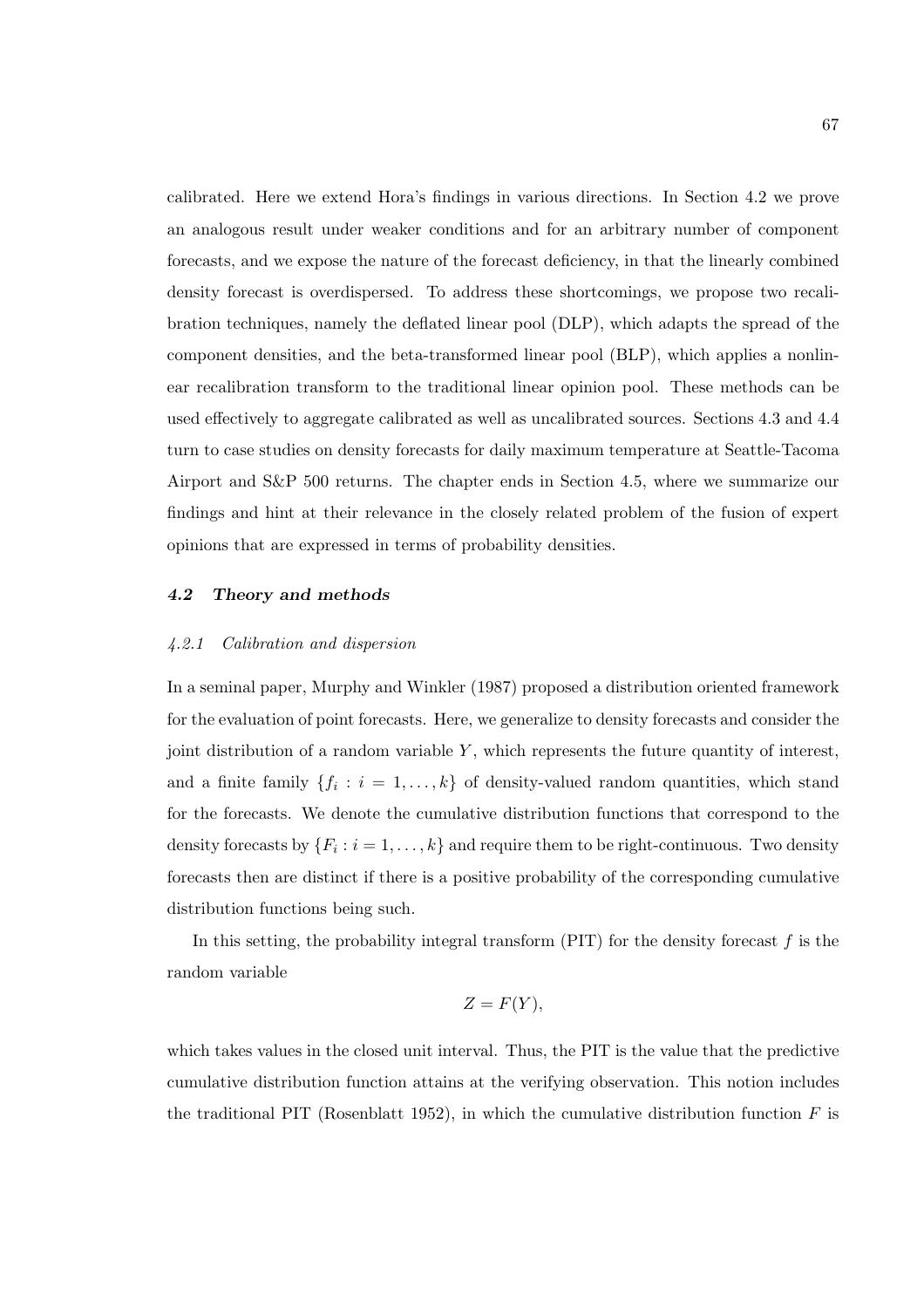calibrated. Here we extend Hora's findings in various directions. In Section 4.2 we prove an analogous result under weaker conditions and for an arbitrary number of component forecasts, and we expose the nature of the forecast deficiency, in that the linearly combined density forecast is overdispersed. To address these shortcomings, we propose two recalibration techniques, namely the deflated linear pool (DLP), which adapts the spread of the component densities, and the beta-transformed linear pool (BLP), which applies a nonlinear recalibration transform to the traditional linear opinion pool. These methods can be used effectively to aggregate calibrated as well as uncalibrated sources. Sections 4.3 and 4.4 turn to case studies on density forecasts for daily maximum temperature at Seattle-Tacoma Airport and S&P 500 returns. The chapter ends in Section 4.5, where we summarize our findings and hint at their relevance in the closely related problem of the fusion of expert opinions that are expressed in terms of probability densities.

## 4.2 *Theory and methods*

### *4.2.1 Calibration and dispersion*

In a seminal paper, Murphy and Winkler (1987) proposed a distribution oriented framework for the evaluation of point forecasts. Here, we generalize to density forecasts and consider the joint distribution of a random variable $Y$, which represents the future quantity of interest, and a finite family $\{f_i : i = 1, \ldots, k\}$ of density-valued random quantities, which stand for the forecasts. We denote the cumulative distribution functions that correspond to the density forecasts by $\{F_i : i = 1, \ldots, k\}$ and require them to be right-continuous. Two density forecasts then are distinct if there is a positive probability of the corresponding cumulative distribution functions being such.

In this setting, the probability integral transform (PIT) for the density forecast $f$ is the random variable

$$Z = F(Y),$$

which takes values in the closed unit interval. Thus, the PIT is the value that the predictive cumulative distribution function attains at the verifying observation. This notion includes the traditional PIT (Rosenblatt 1952), in which the cumulative distribution function $F$ is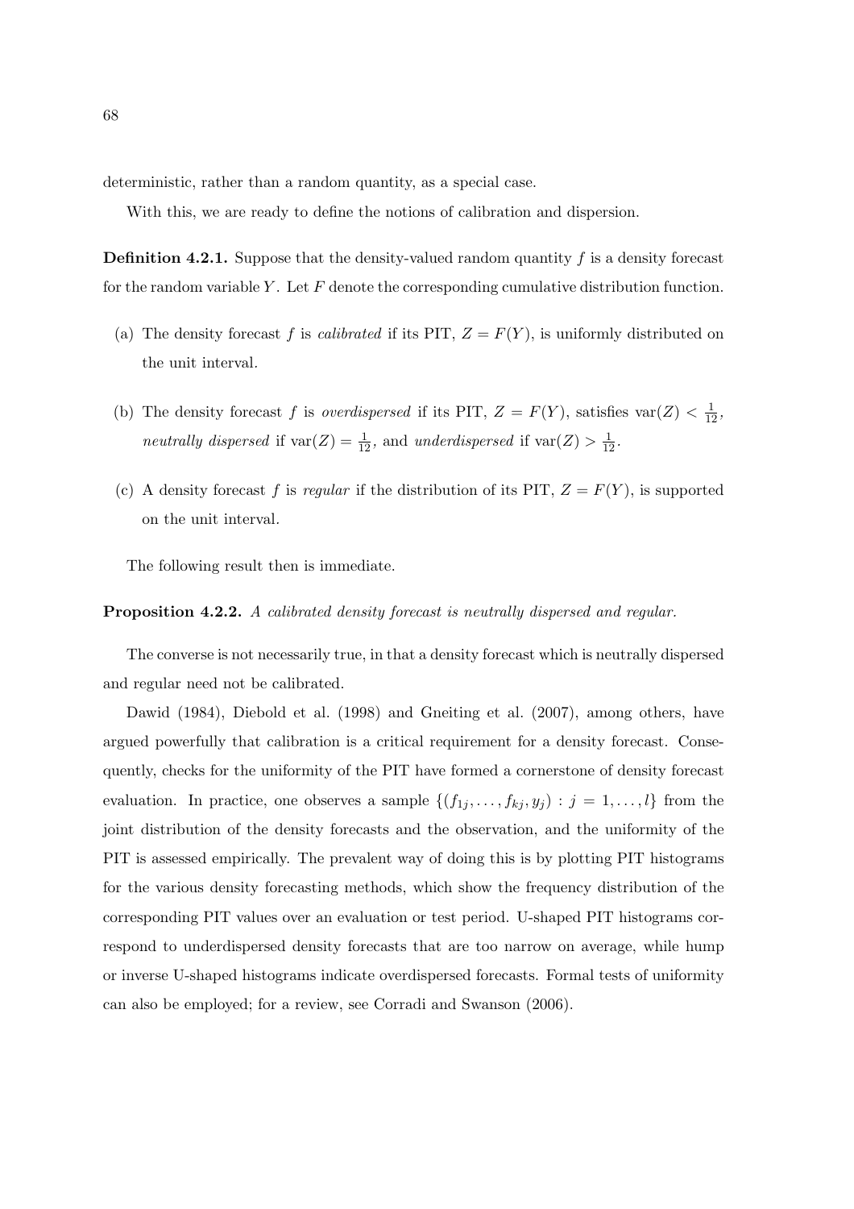deterministic, rather than a random quantity, as a special case.

With this, we are ready to define the notions of calibration and dispersion.

**Definition 4.2.1.** Suppose that the density-valued random quantity $f$ is a density forecast for the random variable $Y$. Let $F$ denote the corresponding cumulative distribution function.

(a) The density forecast $f$ is *calibrated* if its PIT, $Z = F(Y)$, is uniformly distributed on the unit interval.

(b) The density forecast $f$ is *overdispersed* if its PIT, $Z = F(Y)$, satisfies $\text{var}(Z) < \frac{1}{12}$, *neutrally dispersed* if $\text{var}(Z) = \frac{1}{12}$, and *underdispersed* if $\text{var}(Z) > \frac{1}{12}$.

(c) A density forecast $f$ is *regular* if the distribution of its PIT, $Z = F(Y)$, is supported on the unit interval.

The following result then is immediate.

**Proposition 4.2.2.** *A calibrated density forecast is neutrally dispersed and regular.*

The converse is not necessarily true, in that a density forecast which is neutrally dispersed and regular need not be calibrated.

Dawid (1984), Diebold et al. (1998) and Gneiting et al. (2007), among others, have argued powerfully that calibration is a critical requirement for a density forecast. Consequently, checks for the uniformity of the PIT have formed a cornerstone of density forecast evaluation. In practice, one observes a sample $\{(f_{1j}, \ldots, f_{kj}, y_j) : j = 1, \ldots, l\}$ from the joint distribution of the density forecasts and the observation, and the uniformity of the PIT is assessed empirically. The prevalent way of doing this is by plotting PIT histograms for the various density forecasting methods, which show the frequency distribution of the corresponding PIT values over an evaluation or test period. U-shaped PIT histograms correspond to underdispersed density forecasts that are too narrow on average, while hump or inverse U-shaped histograms indicate overdispersed forecasts. Formal tests of uniformity can also be employed; for a review, see Corradi and Swanson (2006).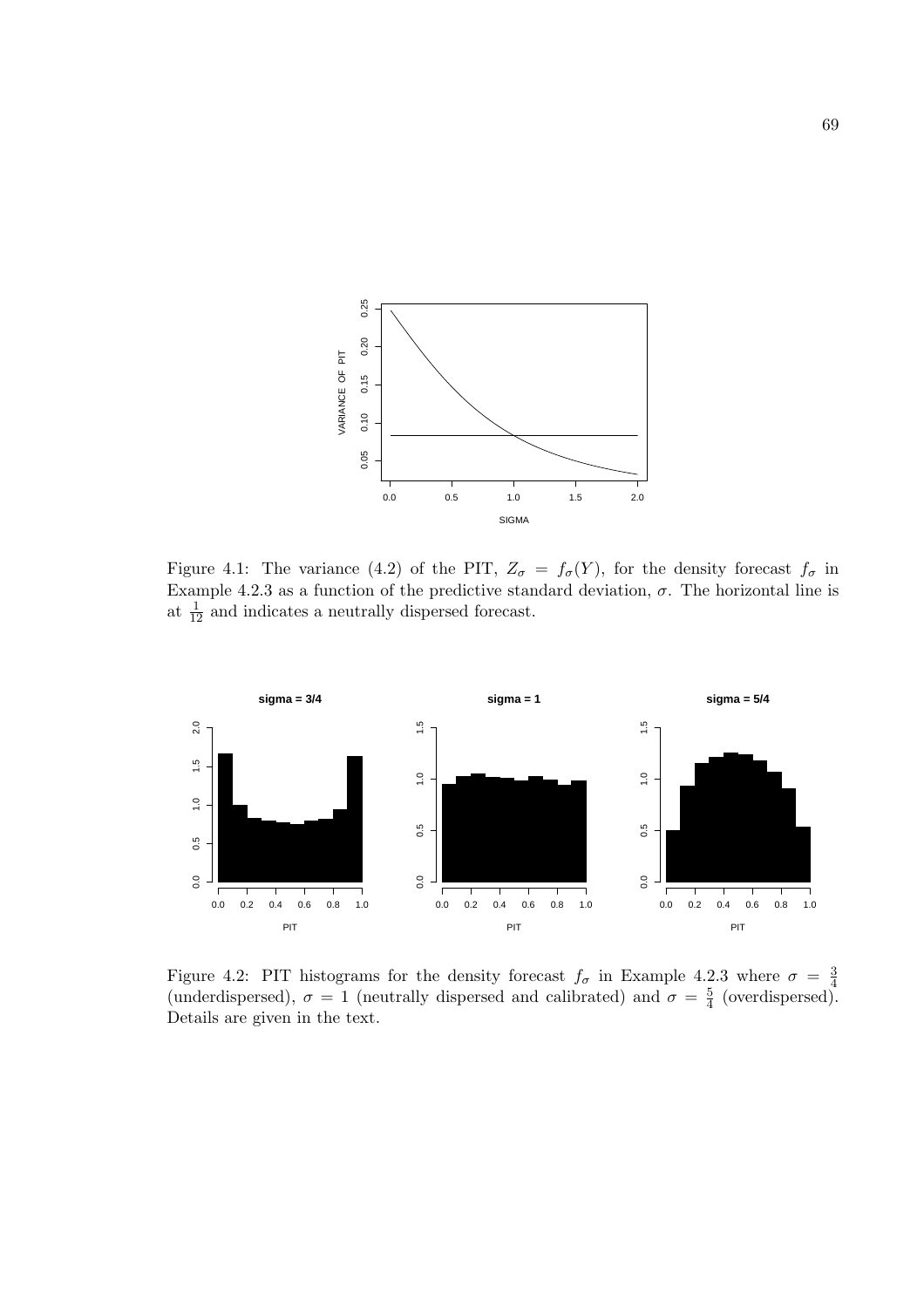Figure 4.1: The variance (4.2) of the PIT, $Z_\sigma = f_\sigma(Y)$, for the density forecast $f_\sigma$ in Example 4.2.3 as a function of the predictive standard deviation, $\sigma$. The horizontal line is at $\frac{1}{12}$ and indicates a neutrally dispersed forecast.

Figure 4.2: PIT histograms for the density forecast $f_\sigma$ in Example 4.2.3 where $\sigma = \frac{3}{4}$ (underdispersed), $\sigma = 1$ (neutrally dispersed and calibrated) and $\sigma = \frac{5}{4}$ (overdispersed). Details are given in the text.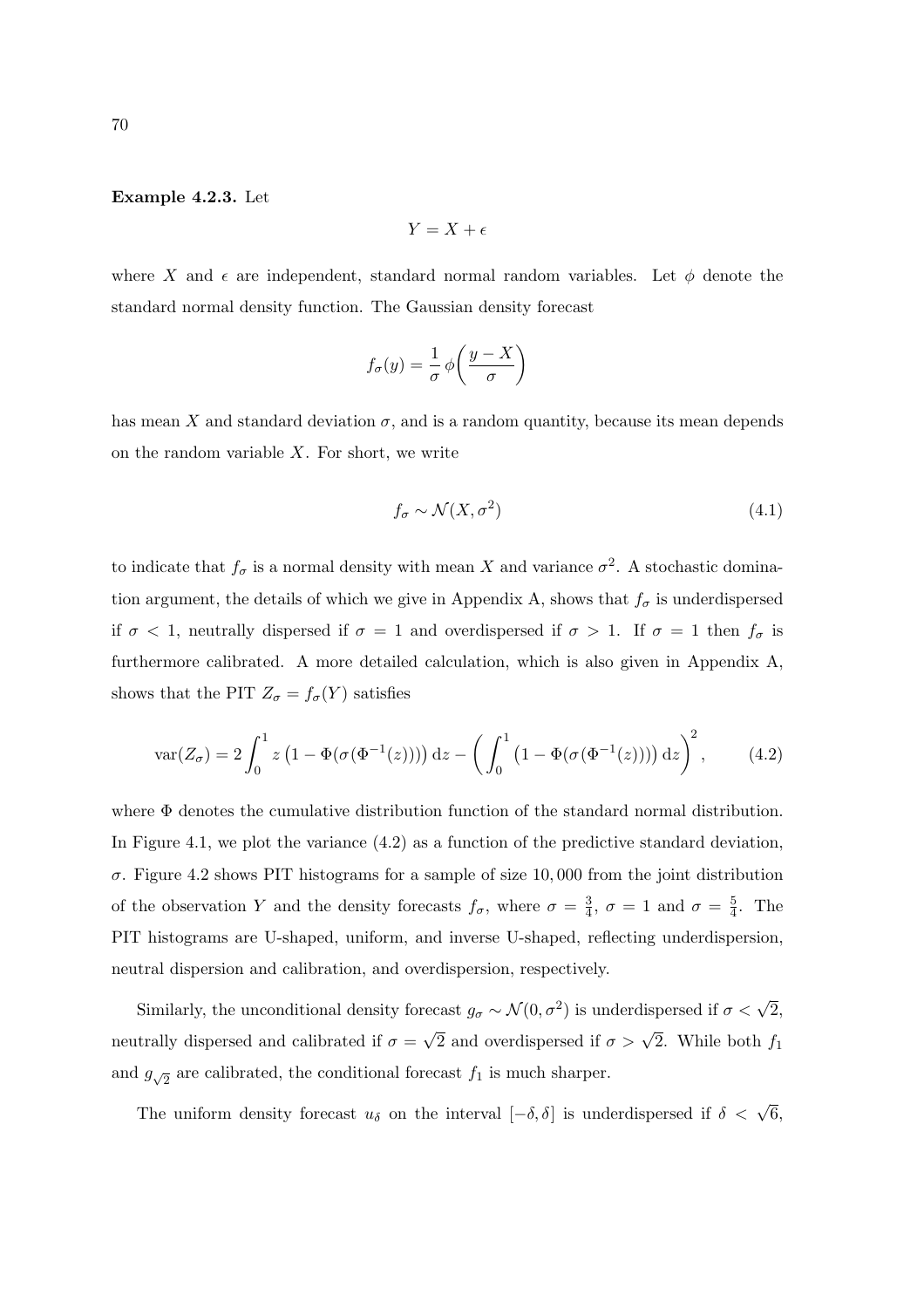**Example 4.2.3.** Let

$$Y = X + \epsilon$$

where $X$ and $\epsilon$ are independent, standard normal random variables. Let $\phi$ denote the standard normal density function. The Gaussian density forecast

$$f_\sigma(y) = \frac{1}{\sigma}\,\phi\!\left(\frac{y - X}{\sigma}\right)$$

has mean $X$ and standard deviation $\sigma$, and is a random quantity, because its mean depends on the random variable $X$. For short, we write

$$f_\sigma \sim \mathcal{N}(X, \sigma^2) \tag{4.1}$$

to indicate that $f_\sigma$ is a normal density with mean $X$ and variance $\sigma^2$. A stochastic domination argument, the details of which we give in Appendix A, shows that $f_\sigma$ is underdispersed if $\sigma < 1$, neutrally dispersed if $\sigma = 1$ and overdispersed if $\sigma > 1$. If $\sigma = 1$ then $f_\sigma$ is furthermore calibrated. A more detailed calculation, which is also given in Appendix A, shows that the PIT $Z_\sigma = f_\sigma(Y)$ satisfies

$$\mathrm{var}(Z_\sigma) = 2\int_0^1 z\left(1 - \Phi(\sigma(\Phi^{-1}(z)))\right)\mathrm{d}z - \left(\int_0^1 \left(1 - \Phi(\sigma(\Phi^{-1}(z)))\right)\mathrm{d}z\right)^2, \tag{4.2}$$

where $\Phi$ denotes the cumulative distribution function of the standard normal distribution. In Figure 4.1, we plot the variance (4.2) as a function of the predictive standard deviation, $\sigma$. Figure 4.2 shows PIT histograms for a sample of size 10,000 from the joint distribution of the observation $Y$ and the density forecasts $f_\sigma$, where $\sigma = \frac{3}{4}$, $\sigma = 1$ and $\sigma = \frac{5}{4}$. The PIT histograms are U-shaped, uniform, and inverse U-shaped, reflecting underdispersion, neutral dispersion and calibration, and overdispersion, respectively.

Similarly, the unconditional density forecast $g_\sigma \sim \mathcal{N}(0, \sigma^2)$ is underdispersed if $\sigma < \sqrt{2}$, neutrally dispersed and calibrated if $\sigma = \sqrt{2}$ and overdispersed if $\sigma > \sqrt{2}$. While both $f_1$ and $g_{\sqrt{2}}$ are calibrated, the conditional forecast $f_1$ is much sharper.

The uniform density forecast $u_\delta$ on the interval $[-\delta, \delta]$ is underdispersed if $\delta < \sqrt{6}$,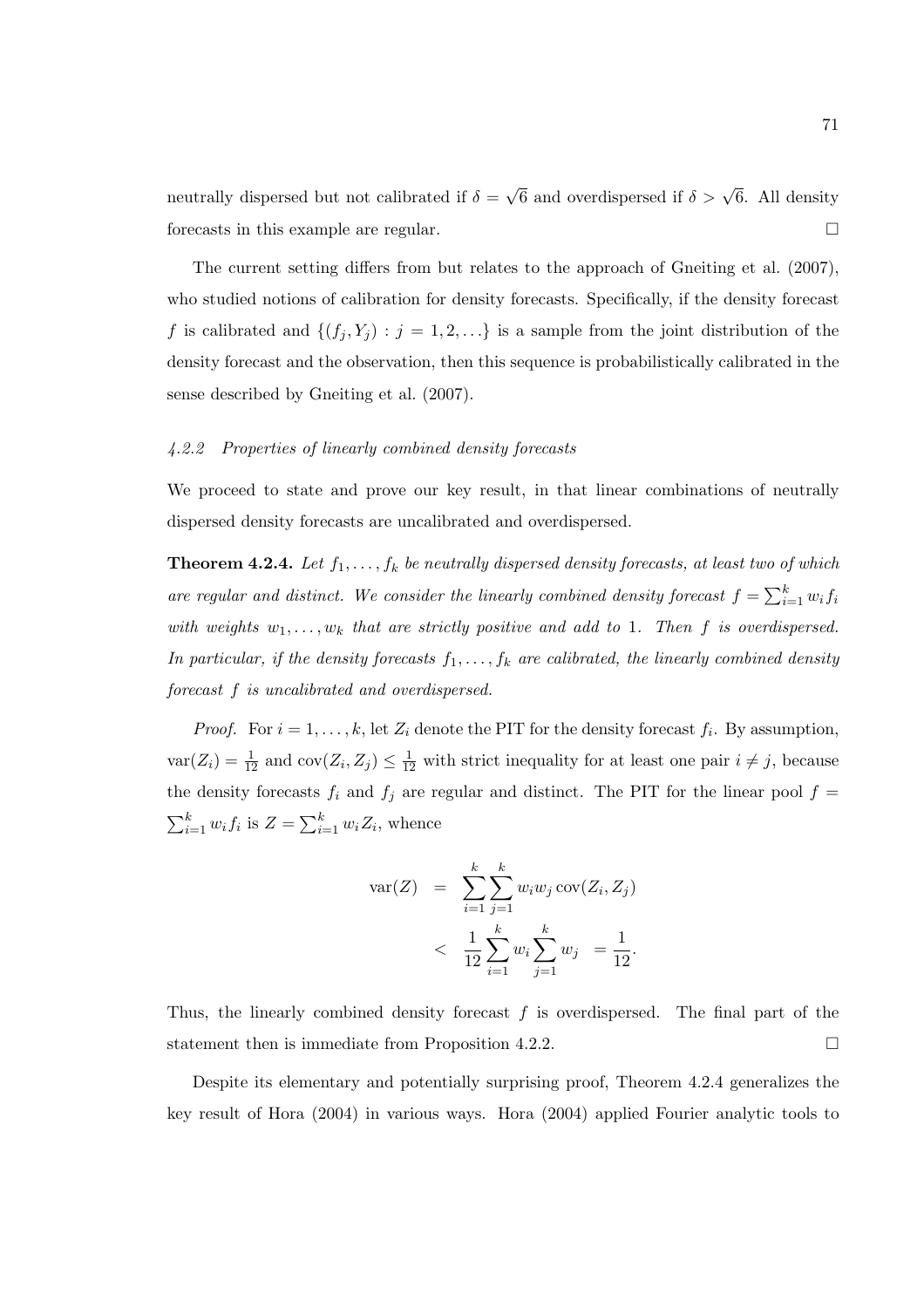neutrally dispersed but not calibrated if $\delta = \sqrt{6}$ and overdispersed if $\delta > \sqrt{6}$. All density forecasts in this example are regular. □

The current setting differs from but relates to the approach of Gneiting et al. (2007), who studied notions of calibration for density forecasts. Specifically, if the density forecast $f$ is calibrated and $\{(f_j, Y_j) : j = 1, 2, \ldots\}$ is a sample from the joint distribution of the density forecast and the observation, then this sequence is probabilistically calibrated in the sense described by Gneiting et al. (2007).

### *4.2.2 Properties of linearly combined density forecasts*

We proceed to state and prove our key result, in that linear combinations of neutrally dispersed density forecasts are uncalibrated and overdispersed.

**Theorem 4.2.4.** *Let $f_1, \ldots, f_k$ be neutrally dispersed density forecasts, at least two of which are regular and distinct. We consider the linearly combined density forecast $f = \sum_{i=1}^k w_i f_i$ with weights $w_1, \ldots, w_k$ that are strictly positive and add to 1. Then $f$ is overdispersed. In particular, if the density forecasts $f_1, \ldots, f_k$ are calibrated, the linearly combined density forecast $f$ is uncalibrated and overdispersed.*

*Proof.* For $i = 1, \ldots, k$, let $Z_i$ denote the PIT for the density forecast $f_i$. By assumption, $\text{var}(Z_i) = \frac{1}{12}$ and $\text{cov}(Z_i, Z_j) \leq \frac{1}{12}$ with strict inequality for at least one pair $i \neq j$, because the density forecasts $f_i$ and $f_j$ are regular and distinct. The PIT for the linear pool $f = \sum_{i=1}^k w_i f_i$ is $Z = \sum_{i=1}^k w_i Z_i$, whence

$$
\begin{aligned}
\text{var}(Z) &= \sum_{i=1}^k \sum_{j=1}^k w_i w_j \, \text{cov}(Z_i, Z_j) \\
&< \frac{1}{12} \sum_{i=1}^k w_i \sum_{j=1}^k w_j \;\; = \frac{1}{12}.
\end{aligned}
$$

Thus, the linearly combined density forecast $f$ is overdispersed. The final part of the statement then is immediate from Proposition 4.2.2. □

Despite its elementary and potentially surprising proof, Theorem 4.2.4 generalizes the key result of Hora (2004) in various ways. Hora (2004) applied Fourier analytic tools to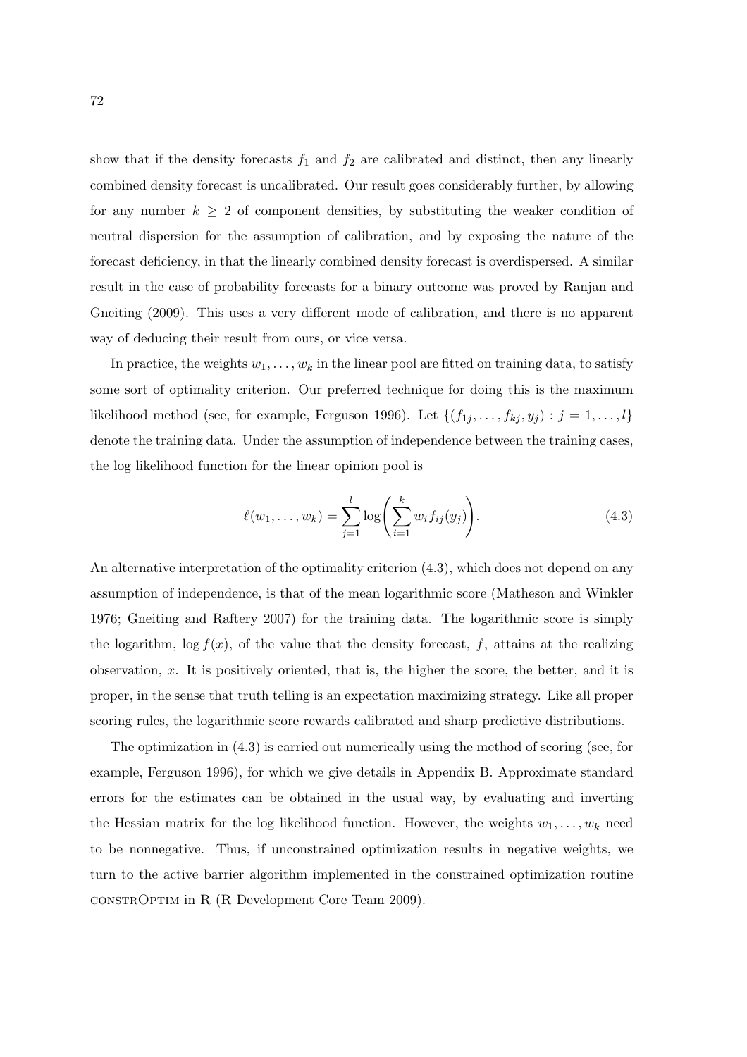show that if the density forecasts $f_1$ and $f_2$ are calibrated and distinct, then any linearly combined density forecast is uncalibrated. Our result goes considerably further, by allowing for any number $k \geq 2$ of component densities, by substituting the weaker condition of neutral dispersion for the assumption of calibration, and by exposing the nature of the forecast deficiency, in that the linearly combined density forecast is overdispersed. A similar result in the case of probability forecasts for a binary outcome was proved by Ranjan and Gneiting (2009). This uses a very different mode of calibration, and there is no apparent way of deducing their result from ours, or vice versa.

In practice, the weights $w_1, \ldots, w_k$ in the linear pool are fitted on training data, to satisfy some sort of optimality criterion. Our preferred technique for doing this is the maximum likelihood method (see, for example, Ferguson 1996). Let $\{(f_{1j}, \ldots, f_{kj}, y_j) : j = 1, \ldots, l\}$ denote the training data. Under the assumption of independence between the training cases, the log likelihood function for the linear opinion pool is

$$\ell(w_1, \ldots, w_k) = \sum_{j=1}^{l} \log \left( \sum_{i=1}^{k} w_i f_{ij}(y_j) \right). \tag{4.3}$$

An alternative interpretation of the optimality criterion (4.3), which does not depend on any assumption of independence, is that of the mean logarithmic score (Matheson and Winkler 1976; Gneiting and Raftery 2007) for the training data. The logarithmic score is simply the logarithm, $\log f(x)$, of the value that the density forecast, $f$, attains at the realizing observation, $x$. It is positively oriented, that is, the higher the score, the better, and it is proper, in the sense that truth telling is an expectation maximizing strategy. Like all proper scoring rules, the logarithmic score rewards calibrated and sharp predictive distributions.

The optimization in (4.3) is carried out numerically using the method of scoring (see, for example, Ferguson 1996), for which we give details in Appendix B. Approximate standard errors for the estimates can be obtained in the usual way, by evaluating and inverting the Hessian matrix for the log likelihood function. However, the weights $w_1, \ldots, w_k$ need to be nonnegative. Thus, if unconstrained optimization results in negative weights, we turn to the active barrier algorithm implemented in the constrained optimization routine constrOptim in R (R Development Core Team 2009).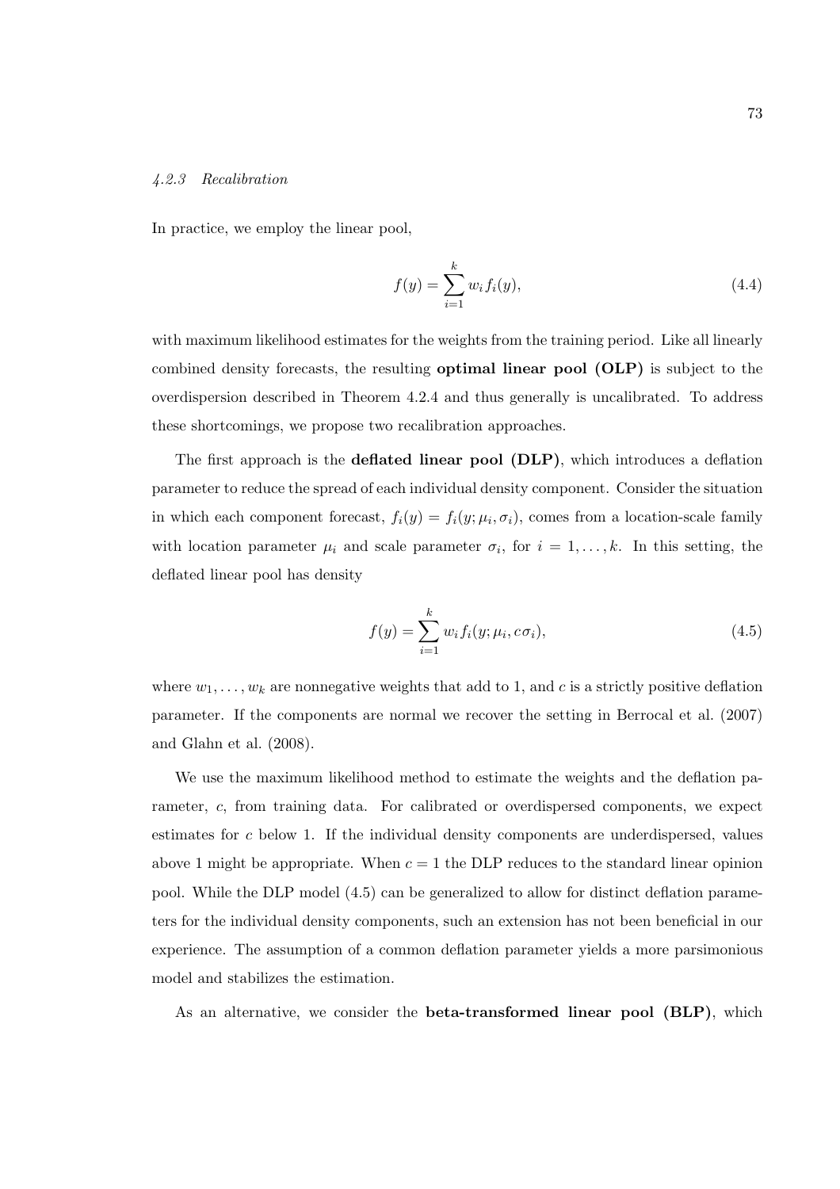#### *4.2.3 Recalibration*

In practice, we employ the linear pool,

$$f(y) = \sum_{i=1}^{k} w_i f_i(y), \tag{4.4}$$

with maximum likelihood estimates for the weights from the training period. Like all linearly combined density forecasts, the resulting **optimal linear pool (OLP)** is subject to the overdispersion described in Theorem 4.2.4 and thus generally is uncalibrated. To address these shortcomings, we propose two recalibration approaches.

The first approach is the **deflated linear pool (DLP)**, which introduces a deflation parameter to reduce the spread of each individual density component. Consider the situation in which each component forecast, $f_i(y) = f_i(y; \mu_i, \sigma_i)$, comes from a location-scale family with location parameter $\mu_i$ and scale parameter $\sigma_i$, for $i = 1, \ldots, k$. In this setting, the deflated linear pool has density

$$f(y) = \sum_{i=1}^{k} w_i f_i(y; \mu_i, c\sigma_i), \tag{4.5}$$

where $w_1, \ldots, w_k$ are nonnegative weights that add to 1, and $c$ is a strictly positive deflation parameter. If the components are normal we recover the setting in Berrocal et al. (2007) and Glahn et al. (2008).

We use the maximum likelihood method to estimate the weights and the deflation parameter, $c$, from training data. For calibrated or overdispersed components, we expect estimates for $c$ below 1. If the individual density components are underdispersed, values above 1 might be appropriate. When $c = 1$ the DLP reduces to the standard linear opinion pool. While the DLP model (4.5) can be generalized to allow for distinct deflation parameters for the individual density components, such an extension has not been beneficial in our experience. The assumption of a common deflation parameter yields a more parsimonious model and stabilizes the estimation.

As an alternative, we consider the **beta-transformed linear pool (BLP)**, which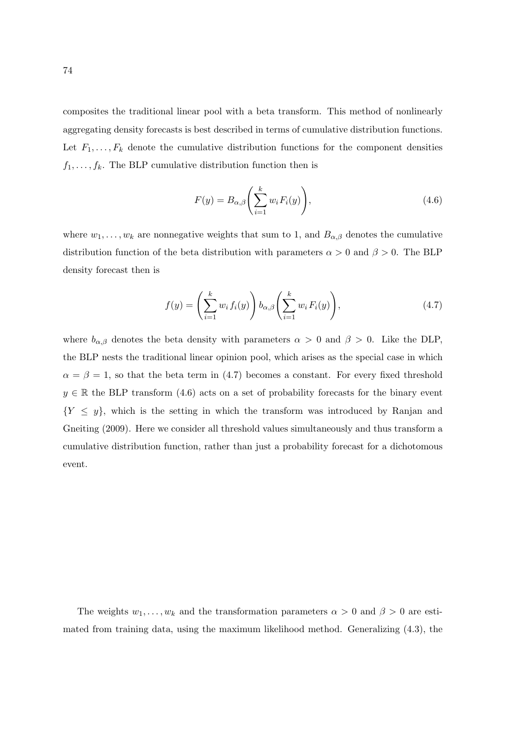composites the traditional linear pool with a beta transform. This method of nonlinearly aggregating density forecasts is best described in terms of cumulative distribution functions. Let $F_1, \ldots, F_k$ denote the cumulative distribution functions for the component densities $f_1, \ldots, f_k$. The BLP cumulative distribution function then is

$$F(y) = B_{\alpha,\beta}\left(\sum_{i=1}^{k} w_i F_i(y)\right), \tag{4.6}$$

where $w_1, \ldots, w_k$ are nonnegative weights that sum to 1, and $B_{\alpha,\beta}$ denotes the cumulative distribution function of the beta distribution with parameters $\alpha > 0$ and $\beta > 0$. The BLP density forecast then is

$$f(y) = \left(\sum_{i=1}^{k} w_i f_i(y)\right) b_{\alpha,\beta}\left(\sum_{i=1}^{k} w_i F_i(y)\right), \tag{4.7}$$

where $b_{\alpha,\beta}$ denotes the beta density with parameters $\alpha > 0$ and $\beta > 0$. Like the DLP, the BLP nests the traditional linear opinion pool, which arises as the special case in which $\alpha = \beta = 1$, so that the beta term in (4.7) becomes a constant. For every fixed threshold $y \in \mathbb{R}$ the BLP transform (4.6) acts on a set of probability forecasts for the binary event $\{Y \leq y\}$, which is the setting in which the transform was introduced by Ranjan and Gneiting (2009). Here we consider all threshold values simultaneously and thus transform a cumulative distribution function, rather than just a probability forecast for a dichotomous event.

The weights $w_1, \ldots, w_k$ and the transformation parameters $\alpha > 0$ and $\beta > 0$ are estimated from training data, using the maximum likelihood method. Generalizing (4.3), the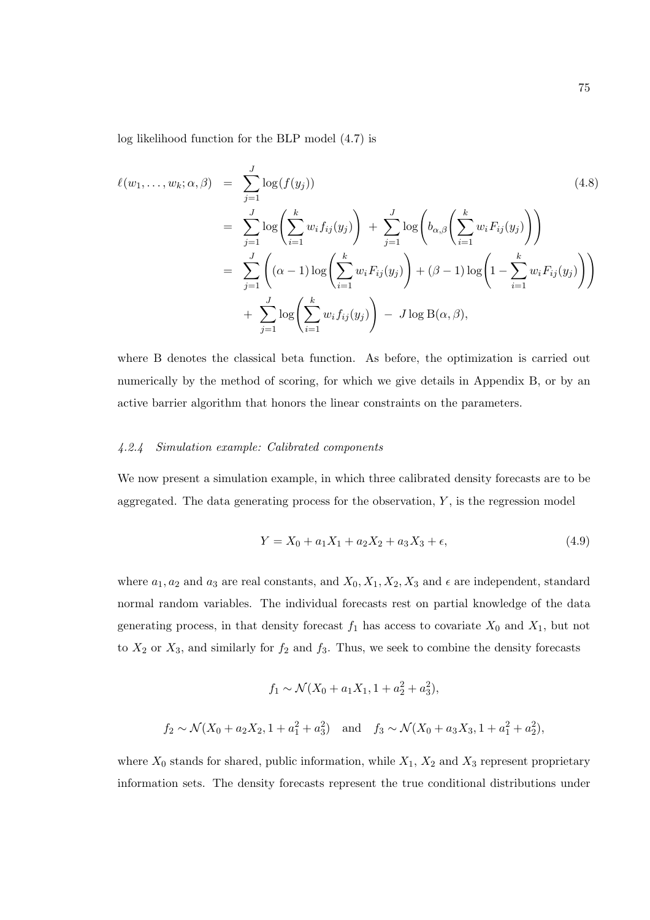log likelihood function for the BLP model (4.7) is

$$
\begin{aligned}
\ell(w_1, \ldots, w_k; \alpha, \beta) &= \sum_{j=1}^{J} \log(f(y_j)) \qquad (4.8) \\
&= \sum_{j=1}^{J} \log\left( \sum_{i=1}^{k} w_i f_{ij}(y_j) \right) + \sum_{j=1}^{J} \log\left( b_{\alpha,\beta}\left( \sum_{i=1}^{k} w_i F_{ij}(y_j) \right) \right) \\
&= \sum_{j=1}^{J} \left( (\alpha - 1) \log\left( \sum_{i=1}^{k} w_i F_{ij}(y_j) \right) + (\beta - 1) \log\left( 1 - \sum_{i=1}^{k} w_i F_{ij}(y_j) \right) \right) \\
&\quad + \sum_{j=1}^{J} \log\left( \sum_{i=1}^{k} w_i f_{ij}(y_j) \right) - J \log \mathrm{B}(\alpha, \beta),
\end{aligned}
$$

where B denotes the classical beta function. As before, the optimization is carried out numerically by the method of scoring, for which we give details in Appendix B, or by an active barrier algorithm that honors the linear constraints on the parameters.

#### *4.2.4 Simulation example: Calibrated components*

We now present a simulation example, in which three calibrated density forecasts are to be aggregated. The data generating process for the observation, $Y$, is the regression model

$$
Y = X_0 + a_1 X_1 + a_2 X_2 + a_3 X_3 + \epsilon, \qquad (4.9)
$$

where $a_1, a_2$ and $a_3$ are real constants, and $X_0, X_1, X_2, X_3$ and $\epsilon$ are independent, standard normal random variables. The individual forecasts rest on partial knowledge of the data generating process, in that density forecast $f_1$ has access to covariate $X_0$ and $X_1$, but not to $X_2$ or $X_3$, and similarly for $f_2$ and $f_3$. Thus, we seek to combine the density forecasts

$$
f_1 \sim \mathcal{N}(X_0 + a_1 X_1, 1 + a_2^2 + a_3^2),
$$

$$
f_2 \sim \mathcal{N}(X_0 + a_2 X_2, 1 + a_1^2 + a_3^2) \quad \text{and} \quad f_3 \sim \mathcal{N}(X_0 + a_3 X_3, 1 + a_1^2 + a_2^2),
$$

where $X_0$ stands for shared, public information, while $X_1$, $X_2$ and $X_3$ represent proprietary information sets. The density forecasts represent the true conditional distributions under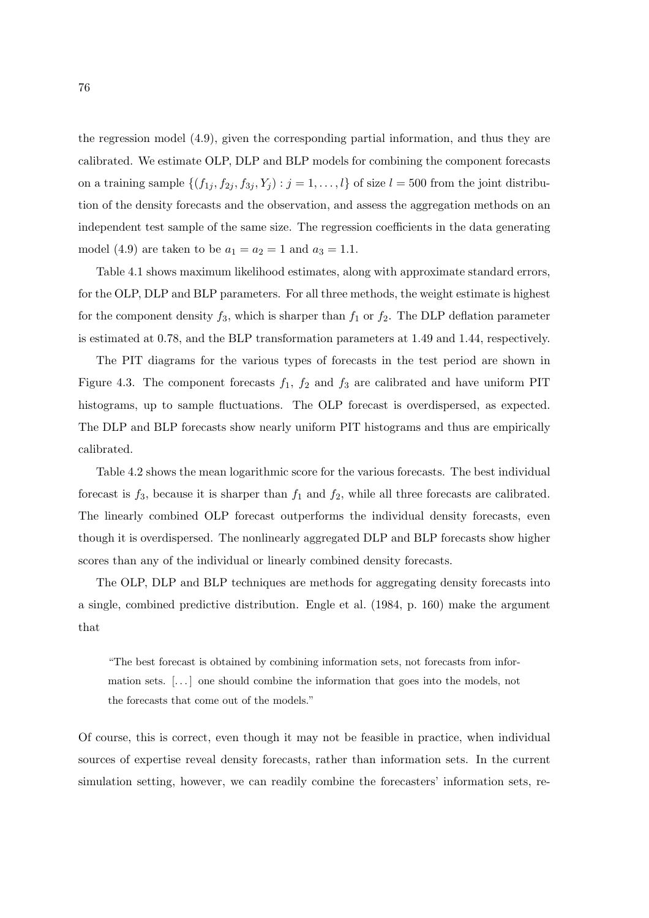the regression model (4.9), given the corresponding partial information, and thus they are calibrated. We estimate OLP, DLP and BLP models for combining the component forecasts on a training sample $\{(f_{1j}, f_{2j}, f_{3j}, Y_j) : j = 1, \ldots, l\}$ of size $l = 500$ from the joint distribution of the density forecasts and the observation, and assess the aggregation methods on an independent test sample of the same size. The regression coefficients in the data generating model (4.9) are taken to be $a_1 = a_2 = 1$ and $a_3 = 1.1$.

Table 4.1 shows maximum likelihood estimates, along with approximate standard errors, for the OLP, DLP and BLP parameters. For all three methods, the weight estimate is highest for the component density $f_3$, which is sharper than $f_1$ or $f_2$. The DLP deflation parameter is estimated at 0.78, and the BLP transformation parameters at 1.49 and 1.44, respectively.

The PIT diagrams for the various types of forecasts in the test period are shown in Figure 4.3. The component forecasts $f_1$, $f_2$ and $f_3$ are calibrated and have uniform PIT histograms, up to sample fluctuations. The OLP forecast is overdispersed, as expected. The DLP and BLP forecasts show nearly uniform PIT histograms and thus are empirically calibrated.

Table 4.2 shows the mean logarithmic score for the various forecasts. The best individual forecast is $f_3$, because it is sharper than $f_1$ and $f_2$, while all three forecasts are calibrated. The linearly combined OLP forecast outperforms the individual density forecasts, even though it is overdispersed. The nonlinearly aggregated DLP and BLP forecasts show higher scores than any of the individual or linearly combined density forecasts.

The OLP, DLP and BLP techniques are methods for aggregating density forecasts into a single, combined predictive distribution. Engle et al. (1984, p. 160) make the argument that

> "The best forecast is obtained by combining information sets, not forecasts from information sets. [...] one should combine the information that goes into the models, not the forecasts that come out of the models."

Of course, this is correct, even though it may not be feasible in practice, when individual sources of expertise reveal density forecasts, rather than information sets. In the current simulation setting, however, we can readily combine the forecasters' information sets, re-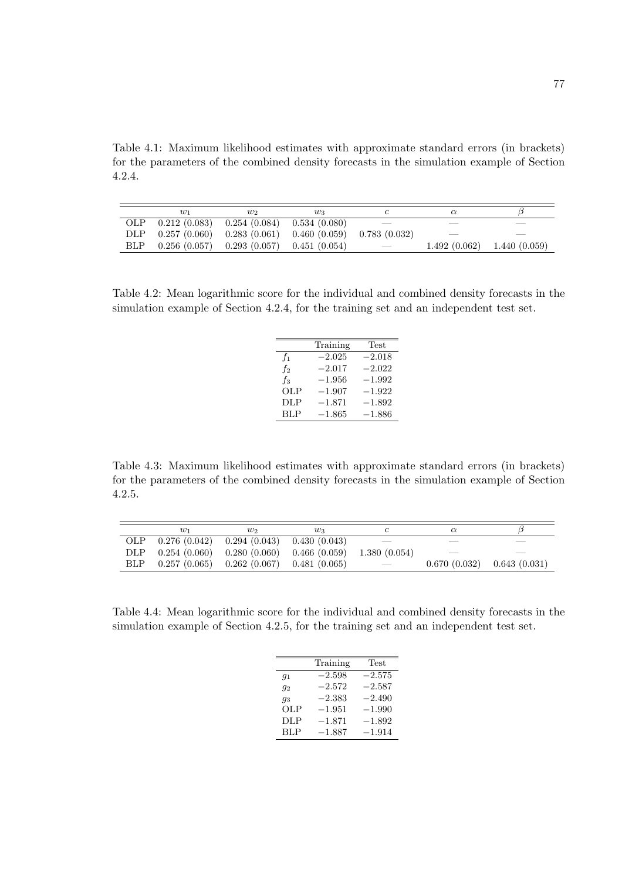Table 4.1: Maximum likelihood estimates with approximate standard errors (in brackets) for the parameters of the combined density forecasts in the simulation example of Section 4.2.4.

| | $w_1$ | $w_2$ | $w_3$ | $c$ | $\alpha$ | $\beta$ |
|---|---|---|---|---|---|---|
| OLP | 0.212 (0.083) | 0.254 (0.084) | 0.534 (0.080) | — | — | — |
| DLP | 0.257 (0.060) | 0.283 (0.061) | 0.460 (0.059) | 0.783 (0.032) | — | — |
| BLP | 0.256 (0.057) | 0.293 (0.057) | 0.451 (0.054) | — | 1.492 (0.062) | 1.440 (0.059) |

Table 4.2: Mean logarithmic score for the individual and combined density forecasts in the simulation example of Section 4.2.4, for the training set and an independent test set.

| | Training | Test |
|---|---|---|
| $f_1$ | −2.025 | −2.018 |
| $f_2$ | −2.017 | −2.022 |
| $f_3$ | −1.956 | −1.992 |
| OLP | −1.907 | −1.922 |
| DLP | −1.871 | −1.892 |
| BLP | −1.865 | −1.886 |

Table 4.3: Maximum likelihood estimates with approximate standard errors (in brackets) for the parameters of the combined density forecasts in the simulation example of Section 4.2.5.

| | $w_1$ | $w_2$ | $w_3$ | $c$ | $\alpha$ | $\beta$ |
|---|---|---|---|---|---|---|
| OLP | 0.276 (0.042) | 0.294 (0.043) | 0.430 (0.043) | — | — | — |
| DLP | 0.254 (0.060) | 0.280 (0.060) | 0.466 (0.059) | 1.380 (0.054) | — | — |
| BLP | 0.257 (0.065) | 0.262 (0.067) | 0.481 (0.065) | — | 0.670 (0.032) | 0.643 (0.031) |

Table 4.4: Mean logarithmic score for the individual and combined density forecasts in the simulation example of Section 4.2.5, for the training set and an independent test set.

| | Training | Test |
|---|---|---|
| $g_1$ | −2.598 | −2.575 |
| $g_2$ | −2.572 | −2.587 |
| $g_3$ | −2.383 | −2.490 |
| OLP | −1.951 | −1.990 |
| DLP | −1.871 | −1.892 |
| BLP | −1.887 | −1.914 |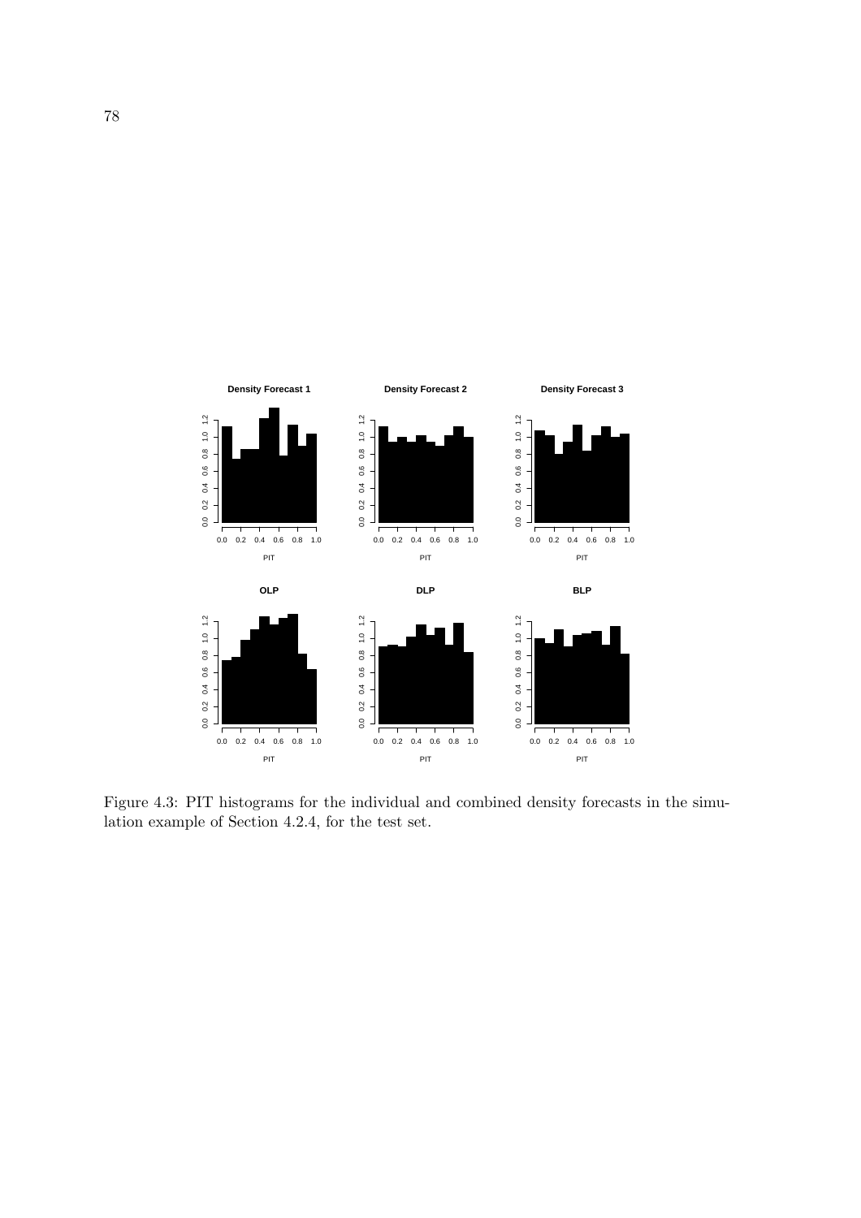Figure 4.3: PIT histograms for the individual and combined density forecasts in the simulation example of Section 4.2.4, for the test set.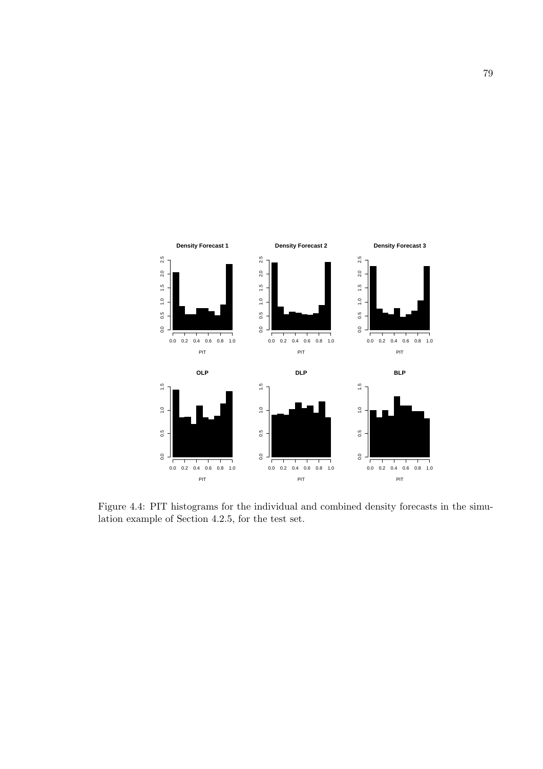Figure 4.4: PIT histograms for the individual and combined density forecasts in the simulation example of Section 4.2.5, for the test set.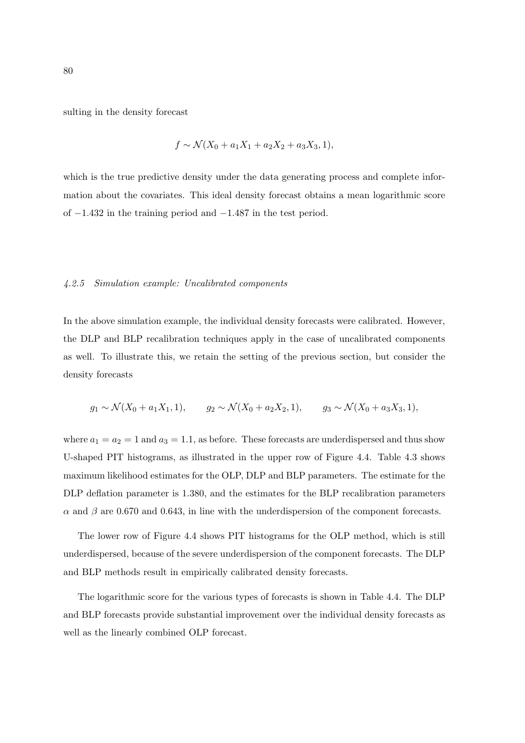sulting in the density forecast

$$f \sim \mathcal{N}(X_0 + a_1 X_1 + a_2 X_2 + a_3 X_3, 1),$$

which is the true predictive density under the data generating process and complete information about the covariates. This ideal density forecast obtains a mean logarithmic score of $-1.432$ in the training period and $-1.487$ in the test period.

### *4.2.5 Simulation example: Uncalibrated components*

In the above simulation example, the individual density forecasts were calibrated. However, the DLP and BLP recalibration techniques apply in the case of uncalibrated components as well. To illustrate this, we retain the setting of the previous section, but consider the density forecasts

$$g_1 \sim \mathcal{N}(X_0 + a_1 X_1, 1), \qquad g_2 \sim \mathcal{N}(X_0 + a_2 X_2, 1), \qquad g_3 \sim \mathcal{N}(X_0 + a_3 X_3, 1),$$

where $a_1 = a_2 = 1$ and $a_3 = 1.1$, as before. These forecasts are underdispersed and thus show U-shaped PIT histograms, as illustrated in the upper row of Figure 4.4. Table 4.3 shows maximum likelihood estimates for the OLP, DLP and BLP parameters. The estimate for the DLP deflation parameter is 1.380, and the estimates for the BLP recalibration parameters $\alpha$ and $\beta$ are 0.670 and 0.643, in line with the underdispersion of the component forecasts.

The lower row of Figure 4.4 shows PIT histograms for the OLP method, which is still underdispersed, because of the severe underdispersion of the component forecasts. The DLP and BLP methods result in empirically calibrated density forecasts.

The logarithmic score for the various types of forecasts is shown in Table 4.4. The DLP and BLP forecasts provide substantial improvement over the individual density forecasts as well as the linearly combined OLP forecast.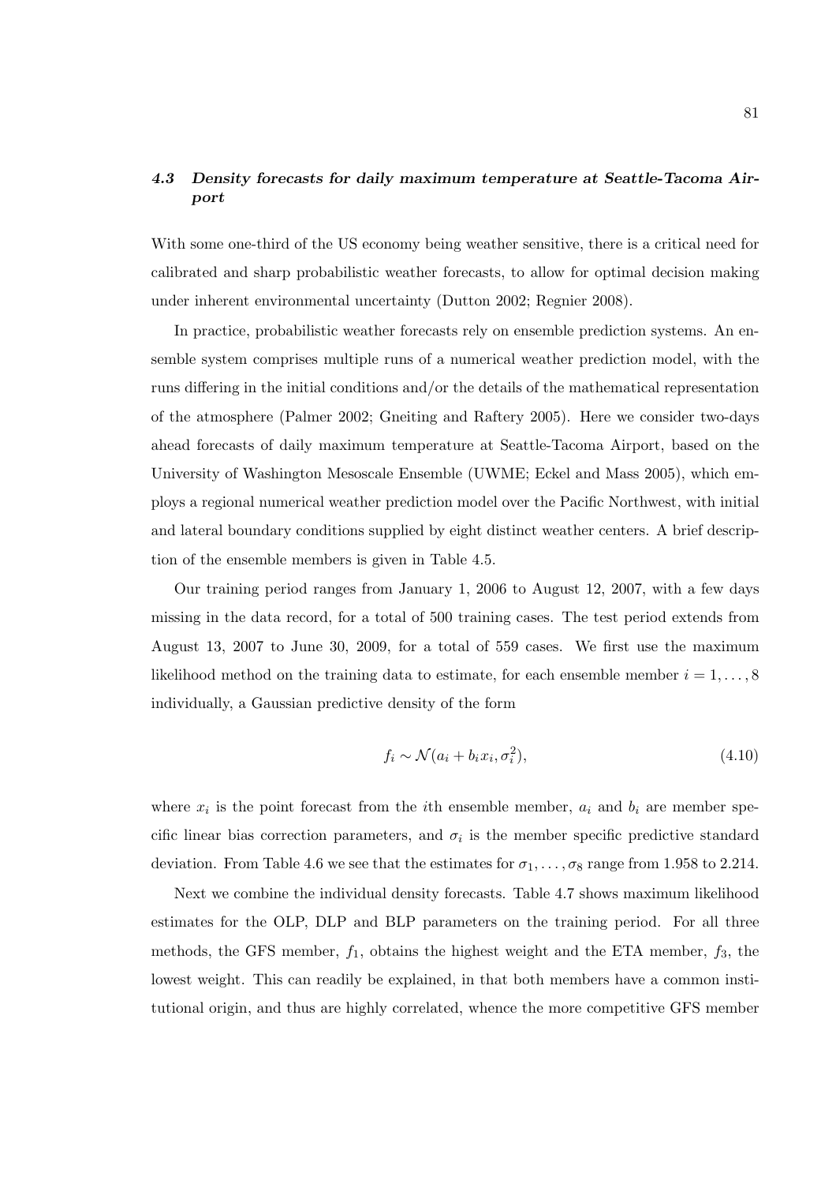### 4.3 *Density forecasts for daily maximum temperature at Seattle-Tacoma Airport*

With some one-third of the US economy being weather sensitive, there is a critical need for calibrated and sharp probabilistic weather forecasts, to allow for optimal decision making under inherent environmental uncertainty (Dutton 2002; Regnier 2008).

In practice, probabilistic weather forecasts rely on ensemble prediction systems. An ensemble system comprises multiple runs of a numerical weather prediction model, with the runs differing in the initial conditions and/or the details of the mathematical representation of the atmosphere (Palmer 2002; Gneiting and Raftery 2005). Here we consider two-days ahead forecasts of daily maximum temperature at Seattle-Tacoma Airport, based on the University of Washington Mesoscale Ensemble (UWME; Eckel and Mass 2005), which employs a regional numerical weather prediction model over the Pacific Northwest, with initial and lateral boundary conditions supplied by eight distinct weather centers. A brief description of the ensemble members is given in Table 4.5.

Our training period ranges from January 1, 2006 to August 12, 2007, with a few days missing in the data record, for a total of 500 training cases. The test period extends from August 13, 2007 to June 30, 2009, for a total of 559 cases. We first use the maximum likelihood method on the training data to estimate, for each ensemble member $i = 1, \ldots, 8$ individually, a Gaussian predictive density of the form

$$f_i \sim \mathcal{N}(a_i + b_i x_i, \sigma_i^2), \tag{4.10}$$

where $x_i$ is the point forecast from the $i$th ensemble member, $a_i$ and $b_i$ are member specific linear bias correction parameters, and $\sigma_i$ is the member specific predictive standard deviation. From Table 4.6 we see that the estimates for $\sigma_1, \ldots, \sigma_8$ range from 1.958 to 2.214.

Next we combine the individual density forecasts. Table 4.7 shows maximum likelihood estimates for the OLP, DLP and BLP parameters on the training period. For all three methods, the GFS member, $f_1$, obtains the highest weight and the ETA member, $f_3$, the lowest weight. This can readily be explained, in that both members have a common institutional origin, and thus are highly correlated, whence the more competitive GFS member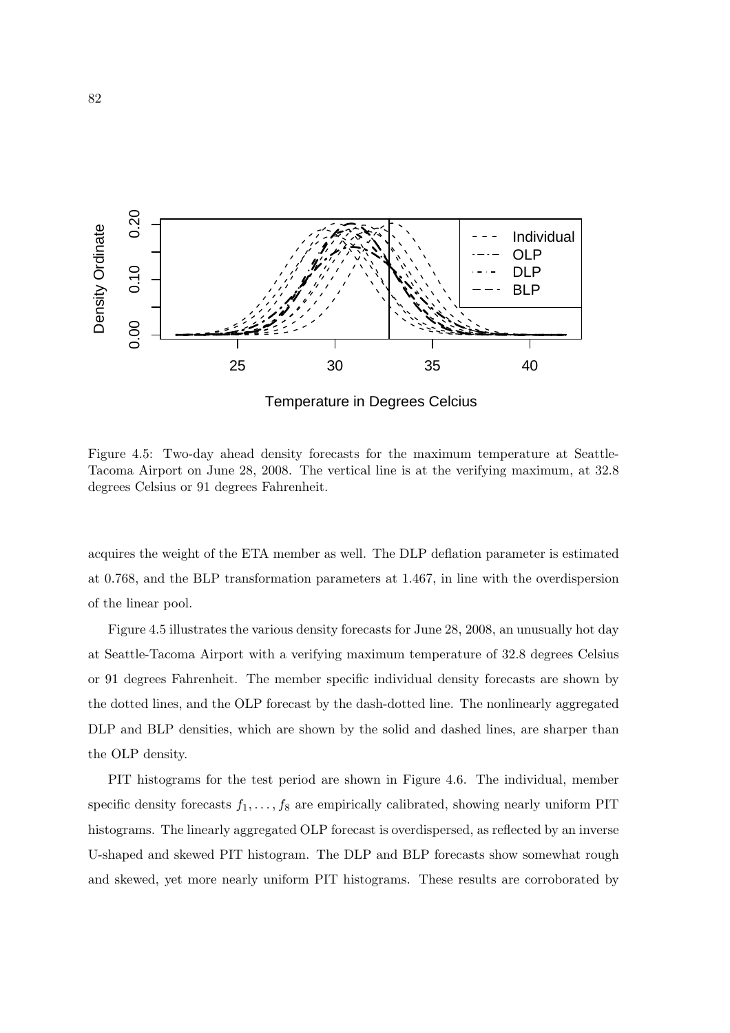Figure 4.5: Two-day ahead density forecasts for the maximum temperature at Seattle-Tacoma Airport on June 28, 2008. The vertical line is at the verifying maximum, at 32.8 degrees Celsius or 91 degrees Fahrenheit.

acquires the weight of the ETA member as well. The DLP deflation parameter is estimated at 0.768, and the BLP transformation parameters at 1.467, in line with the overdispersion of the linear pool.

Figure 4.5 illustrates the various density forecasts for June 28, 2008, an unusually hot day at Seattle-Tacoma Airport with a verifying maximum temperature of 32.8 degrees Celsius or 91 degrees Fahrenheit. The member specific individual density forecasts are shown by the dotted lines, and the OLP forecast by the dash-dotted line. The nonlinearly aggregated DLP and BLP densities, which are shown by the solid and dashed lines, are sharper than the OLP density.

PIT histograms for the test period are shown in Figure 4.6. The individual, member specific density forecasts $f_1, \ldots, f_8$ are empirically calibrated, showing nearly uniform PIT histograms. The linearly aggregated OLP forecast is overdispersed, as reflected by an inverse U-shaped and skewed PIT histogram. The DLP and BLP forecasts show somewhat rough and skewed, yet more nearly uniform PIT histograms. These results are corroborated by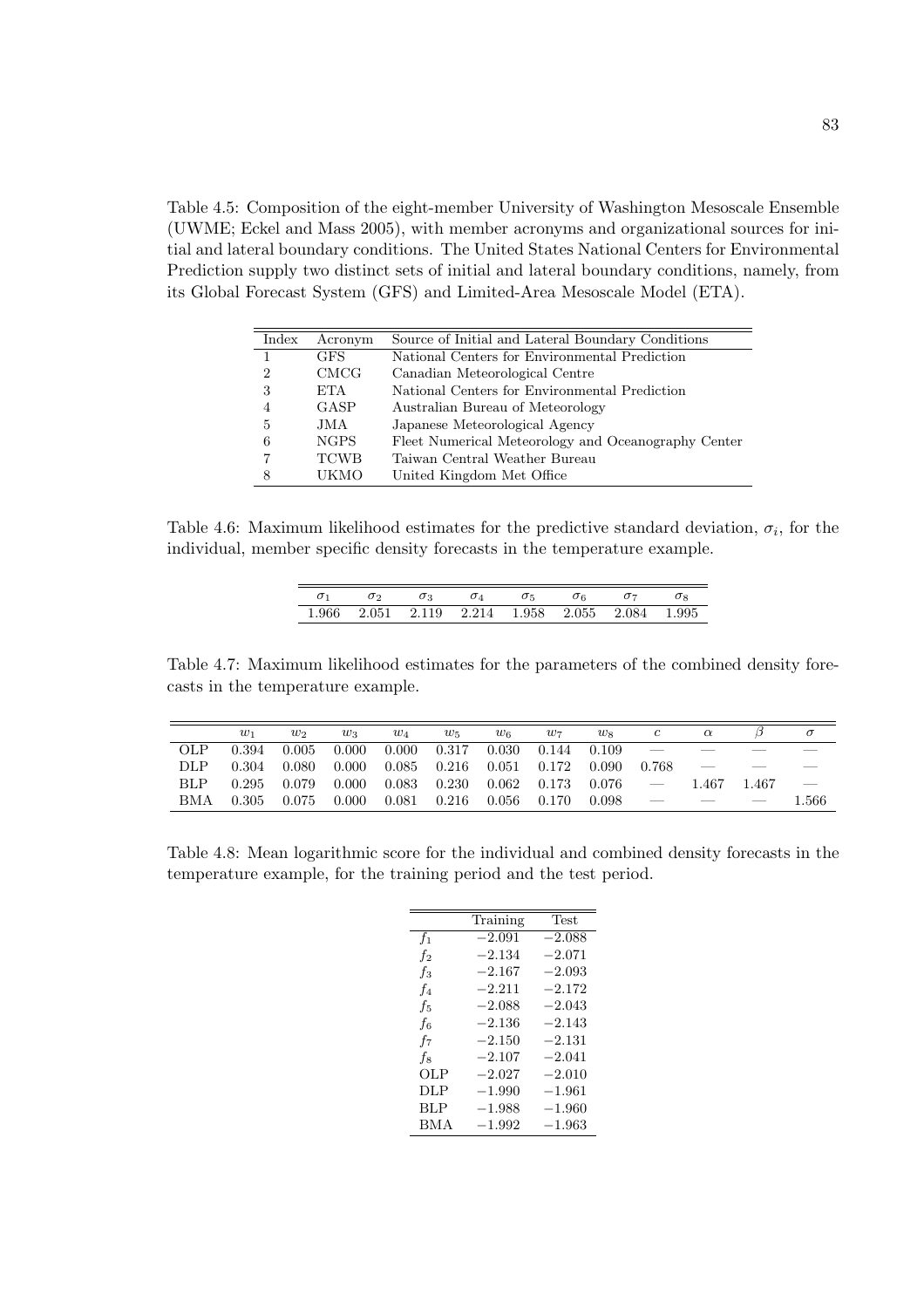Table 4.5: Composition of the eight-member University of Washington Mesoscale Ensemble (UWME; Eckel and Mass 2005), with member acronyms and organizational sources for initial and lateral boundary conditions. The United States National Centers for Environmental Prediction supply two distinct sets of initial and lateral boundary conditions, namely, from its Global Forecast System (GFS) and Limited-Area Mesoscale Model (ETA).

| Index | Acronym | Source of Initial and Lateral Boundary Conditions |
|---|---|---|
| 1 | GFS | National Centers for Environmental Prediction |
| 2 | CMCG | Canadian Meteorological Centre |
| 3 | ETA | National Centers for Environmental Prediction |
| 4 | GASP | Australian Bureau of Meteorology |
| 5 | JMA | Japanese Meteorological Agency |
| 6 | NGPS | Fleet Numerical Meteorology and Oceanography Center |
| 7 | TCWB | Taiwan Central Weather Bureau |
| 8 | UKMO | United Kingdom Met Office |

Table 4.6: Maximum likelihood estimates for the predictive standard deviation, $\sigma_i$, for the individual, member specific density forecasts in the temperature example.

| $\sigma_1$ | $\sigma_2$ | $\sigma_3$ | $\sigma_4$ | $\sigma_5$ | $\sigma_6$ | $\sigma_7$ | $\sigma_8$ |
|---|---|---|---|---|---|---|---|
| 1.966 | 2.051 | 2.119 | 2.214 | 1.958 | 2.055 | 2.084 | 1.995 |

Table 4.7: Maximum likelihood estimates for the parameters of the combined density forecasts in the temperature example.

| | $w_1$ | $w_2$ | $w_3$ | $w_4$ | $w_5$ | $w_6$ | $w_7$ | $w_8$ | $c$ | $\alpha$ | $\beta$ | $\sigma$ |
|---|---|---|---|---|---|---|---|---|---|---|---|---|
| OLP | 0.394 | 0.005 | 0.000 | 0.000 | 0.317 | 0.030 | 0.144 | 0.109 | — | — | — | — |
| DLP | 0.304 | 0.080 | 0.000 | 0.085 | 0.216 | 0.051 | 0.172 | 0.090 | 0.768 | — | — | — |
| BLP | 0.295 | 0.079 | 0.000 | 0.083 | 0.230 | 0.062 | 0.173 | 0.076 | — | 1.467 | 1.467 | — |
| BMA | 0.305 | 0.075 | 0.000 | 0.081 | 0.216 | 0.056 | 0.170 | 0.098 | — | — | — | 1.566 |

Table 4.8: Mean logarithmic score for the individual and combined density forecasts in the temperature example, for the training period and the test period.

| | Training | Test |
|---|---|---|
| $f_1$ | $-2.091$ | $-2.088$ |
| $f_2$ | $-2.134$ | $-2.071$ |
| $f_3$ | $-2.167$ | $-2.093$ |
| $f_4$ | $-2.211$ | $-2.172$ |
| $f_5$ | $-2.088$ | $-2.043$ |
| $f_6$ | $-2.136$ | $-2.143$ |
| $f_7$ | $-2.150$ | $-2.131$ |
| $f_8$ | $-2.107$ | $-2.041$ |
| OLP | $-2.027$ | $-2.010$ |
| DLP | $-1.990$ | $-1.961$ |
| BLP | $-1.988$ | $-1.960$ |
| BMA | $-1.992$ | $-1.963$ |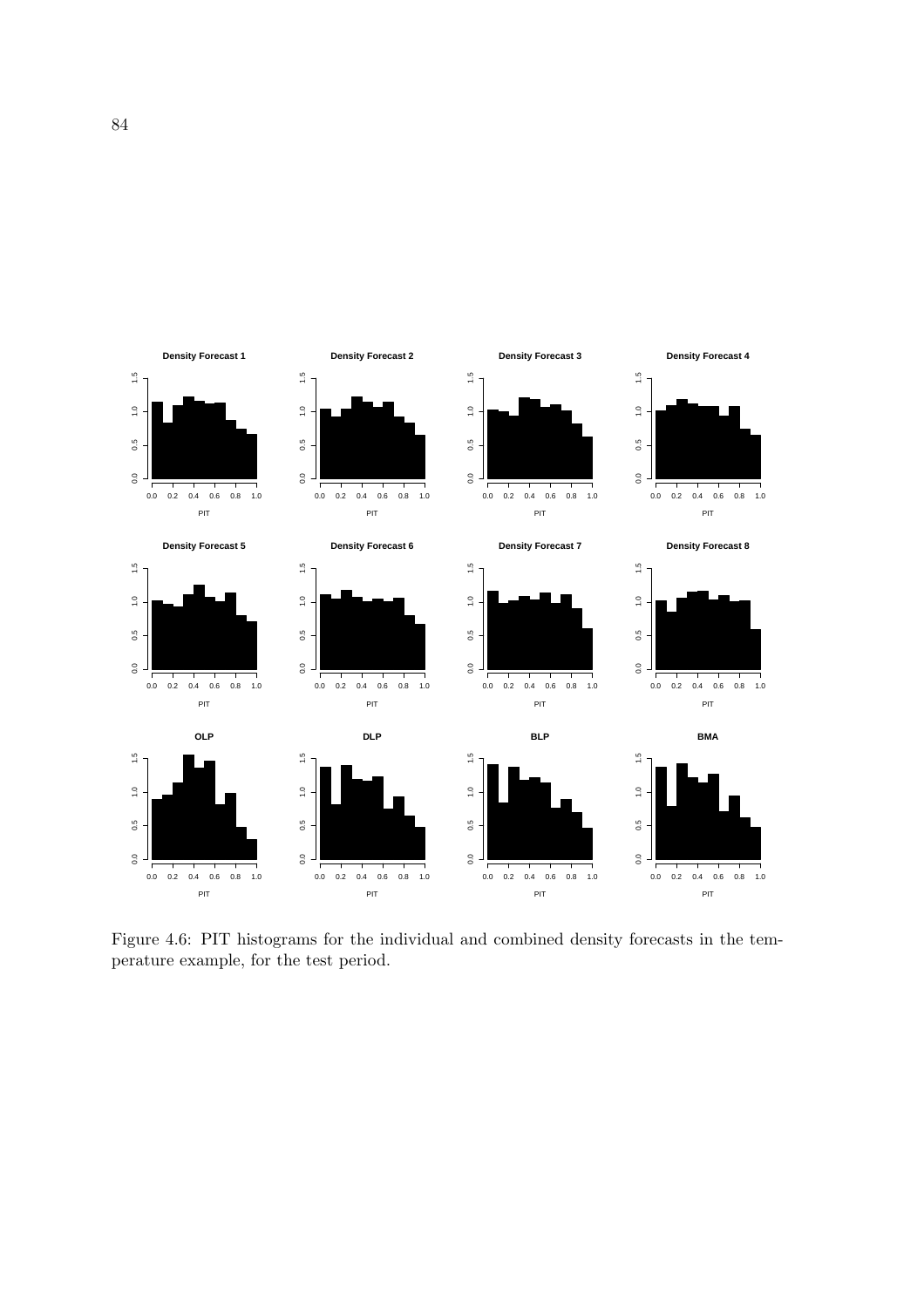Figure 4.6: PIT histograms for the individual and combined density forecasts in the temperature example, for the test period.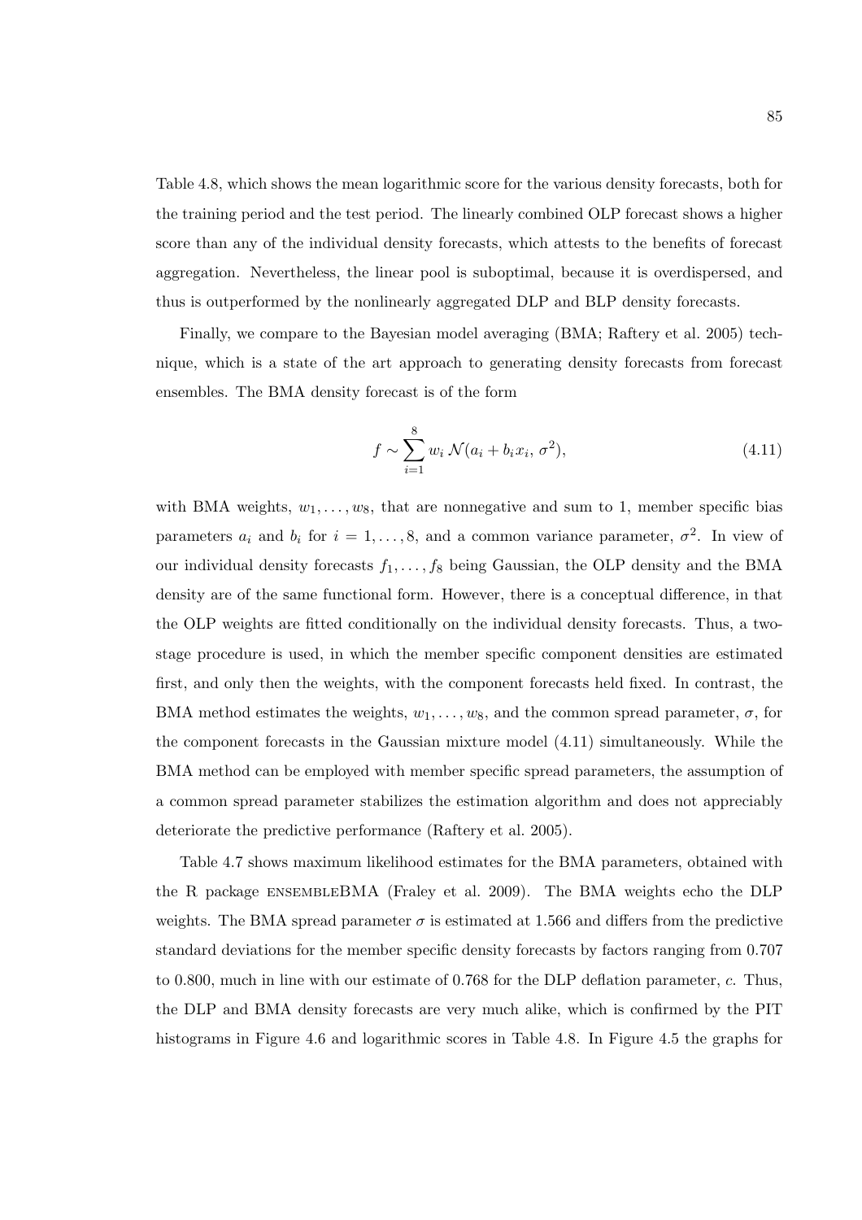Table 4.8, which shows the mean logarithmic score for the various density forecasts, both for the training period and the test period. The linearly combined OLP forecast shows a higher score than any of the individual density forecasts, which attests to the benefits of forecast aggregation. Nevertheless, the linear pool is suboptimal, because it is overdispersed, and thus is outperformed by the nonlinearly aggregated DLP and BLP density forecasts.

Finally, we compare to the Bayesian model averaging (BMA; Raftery et al. 2005) technique, which is a state of the art approach to generating density forecasts from forecast ensembles. The BMA density forecast is of the form

$$f \sim \sum_{i=1}^{8} w_i \, \mathcal{N}(a_i + b_i x_i, \, \sigma^2), \tag{4.11}$$

with BMA weights, $w_1, \ldots, w_8$, that are nonnegative and sum to 1, member specific bias parameters $a_i$ and $b_i$ for $i = 1, \ldots, 8$, and a common variance parameter, $\sigma^2$. In view of our individual density forecasts $f_1, \ldots, f_8$ being Gaussian, the OLP density and the BMA density are of the same functional form. However, there is a conceptual difference, in that the OLP weights are fitted conditionally on the individual density forecasts. Thus, a two-stage procedure is used, in which the member specific component densities are estimated first, and only then the weights, with the component forecasts held fixed. In contrast, the BMA method estimates the weights, $w_1, \ldots, w_8$, and the common spread parameter, $\sigma$, for the component forecasts in the Gaussian mixture model (4.11) simultaneously. While the BMA method can be employed with member specific spread parameters, the assumption of a common spread parameter stabilizes the estimation algorithm and does not appreciably deteriorate the predictive performance (Raftery et al. 2005).

Table 4.7 shows maximum likelihood estimates for the BMA parameters, obtained with the R package ENSEMBLEBMA (Fraley et al. 2009). The BMA weights echo the DLP weights. The BMA spread parameter $\sigma$ is estimated at 1.566 and differs from the predictive standard deviations for the member specific density forecasts by factors ranging from 0.707 to 0.800, much in line with our estimate of 0.768 for the DLP deflation parameter, $c$. Thus, the DLP and BMA density forecasts are very much alike, which is confirmed by the PIT histograms in Figure 4.6 and logarithmic scores in Table 4.8. In Figure 4.5 the graphs for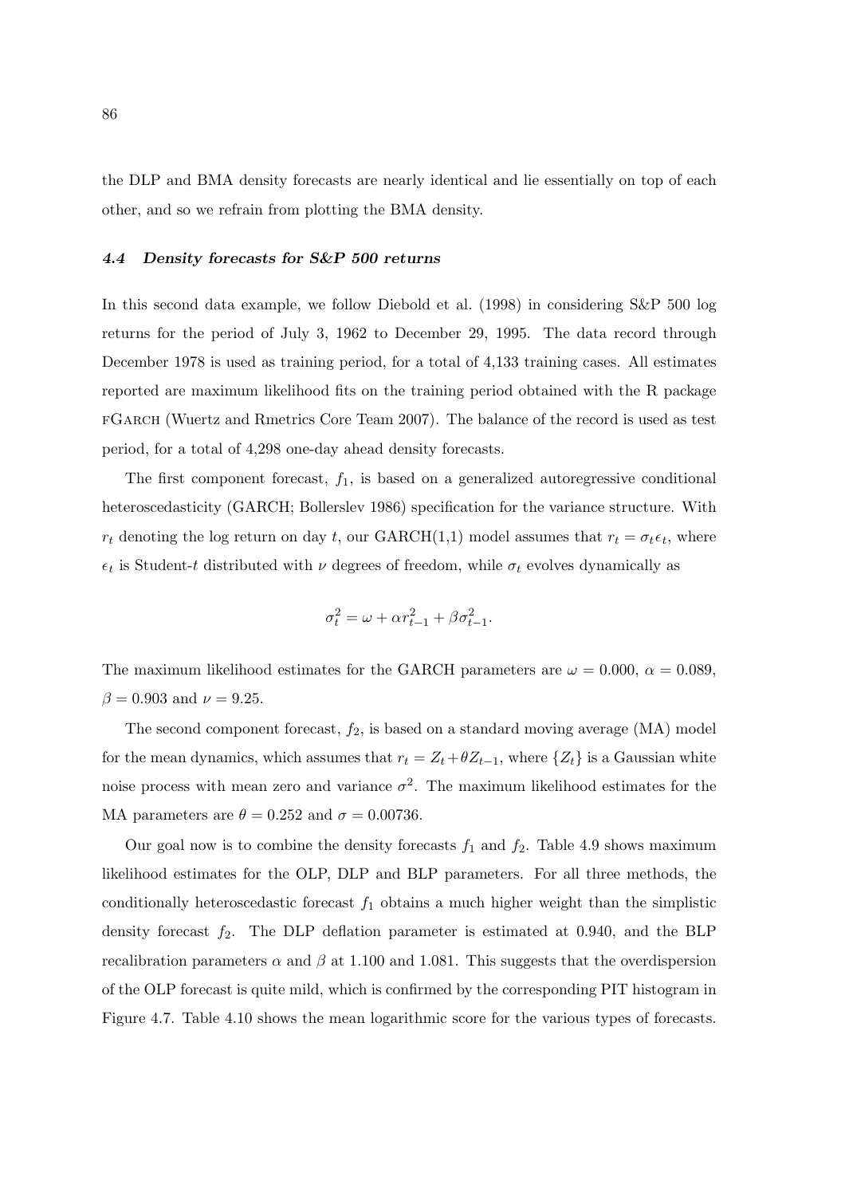the DLP and BMA density forecasts are nearly identical and lie essentially on top of each other, and so we refrain from plotting the BMA density.

### *4.4 Density forecasts for S&P 500 returns*

In this second data example, we follow Diebold et al. (1998) in considering S&P 500 log returns for the period of July 3, 1962 to December 29, 1995. The data record through December 1978 is used as training period, for a total of 4,133 training cases. All estimates reported are maximum likelihood fits on the training period obtained with the R package fGarch (Wuertz and Rmetrics Core Team 2007). The balance of the record is used as test period, for a total of 4,298 one-day ahead density forecasts.

The first component forecast, $f_1$, is based on a generalized autoregressive conditional heteroscedasticity (GARCH; Bollerslev 1986) specification for the variance structure. With $r_t$ denoting the log return on day $t$, our GARCH(1,1) model assumes that $r_t = \sigma_t \epsilon_t$, where $\epsilon_t$ is Student-$t$ distributed with $\nu$ degrees of freedom, while $\sigma_t$ evolves dynamically as

$$\sigma_t^2 = \omega + \alpha r_{t-1}^2 + \beta \sigma_{t-1}^2.$$

The maximum likelihood estimates for the GARCH parameters are $\omega = 0.000$, $\alpha = 0.089$, $\beta = 0.903$ and $\nu = 9.25$.

The second component forecast, $f_2$, is based on a standard moving average (MA) model for the mean dynamics, which assumes that $r_t = Z_t + \theta Z_{t-1}$, where $\{Z_t\}$ is a Gaussian white noise process with mean zero and variance $\sigma^2$. The maximum likelihood estimates for the MA parameters are $\theta = 0.252$ and $\sigma = 0.00736$.

Our goal now is to combine the density forecasts $f_1$ and $f_2$. Table 4.9 shows maximum likelihood estimates for the OLP, DLP and BLP parameters. For all three methods, the conditionally heteroscedastic forecast $f_1$ obtains a much higher weight than the simplistic density forecast $f_2$. The DLP deflation parameter is estimated at 0.940, and the BLP recalibration parameters $\alpha$ and $\beta$ at 1.100 and 1.081. This suggests that the overdispersion of the OLP forecast is quite mild, which is confirmed by the corresponding PIT histogram in Figure 4.7. Table 4.10 shows the mean logarithmic score for the various types of forecasts.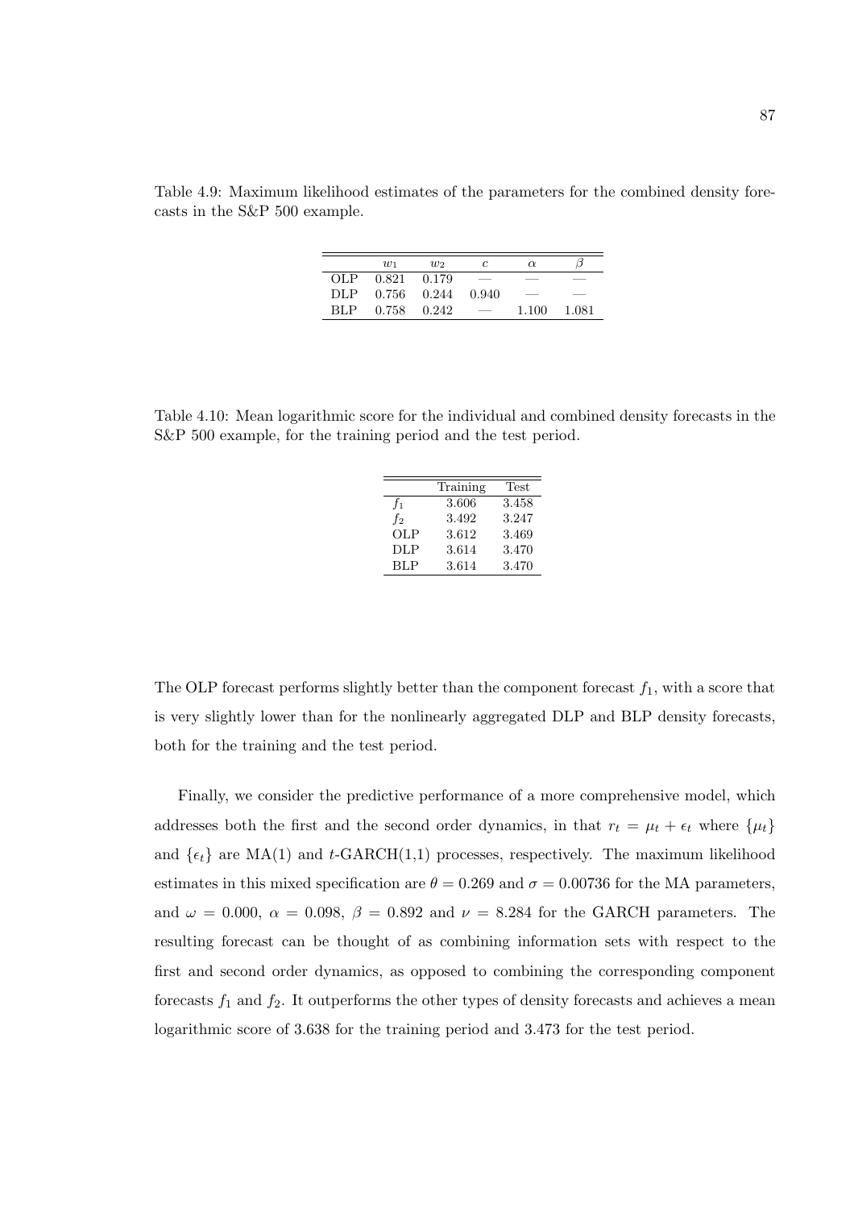Table 4.9: Maximum likelihood estimates of the parameters for the combined density forecasts in the S&P 500 example.

| | $w_1$ | $w_2$ | $c$ | $\alpha$ | $\beta$ |
|---|---|---|---|---|---|
| OLP | 0.821 | 0.179 | — | — | — |
| DLP | 0.756 | 0.244 | 0.940 | — | — |
| BLP | 0.758 | 0.242 | — | 1.100 | 1.081 |

Table 4.10: Mean logarithmic score for the individual and combined density forecasts in the S&P 500 example, for the training period and the test period.

| | Training | Test |
|---|---|---|
| $f_1$ | 3.606 | 3.458 |
| $f_2$ | 3.492 | 3.247 |
| OLP | 3.612 | 3.469 |
| DLP | 3.614 | 3.470 |
| BLP | 3.614 | 3.470 |

The OLP forecast performs slightly better than the component forecast $f_1$, with a score that is very slightly lower than for the nonlinearly aggregated DLP and BLP density forecasts, both for the training and the test period.

Finally, we consider the predictive performance of a more comprehensive model, which addresses both the first and the second order dynamics, in that $r_t = \mu_t + \epsilon_t$ where $\{\mu_t\}$ and $\{\epsilon_t\}$ are MA(1) and $t$-GARCH(1,1) processes, respectively. The maximum likelihood estimates in this mixed specification are $\theta = 0.269$ and $\sigma = 0.00736$ for the MA parameters, and $\omega = 0.000$, $\alpha = 0.098$, $\beta = 0.892$ and $\nu = 8.284$ for the GARCH parameters. The resulting forecast can be thought of as combining information sets with respect to the first and second order dynamics, as opposed to combining the corresponding component forecasts $f_1$ and $f_2$. It outperforms the other types of density forecasts and achieves a mean logarithmic score of 3.638 for the training period and 3.473 for the test period.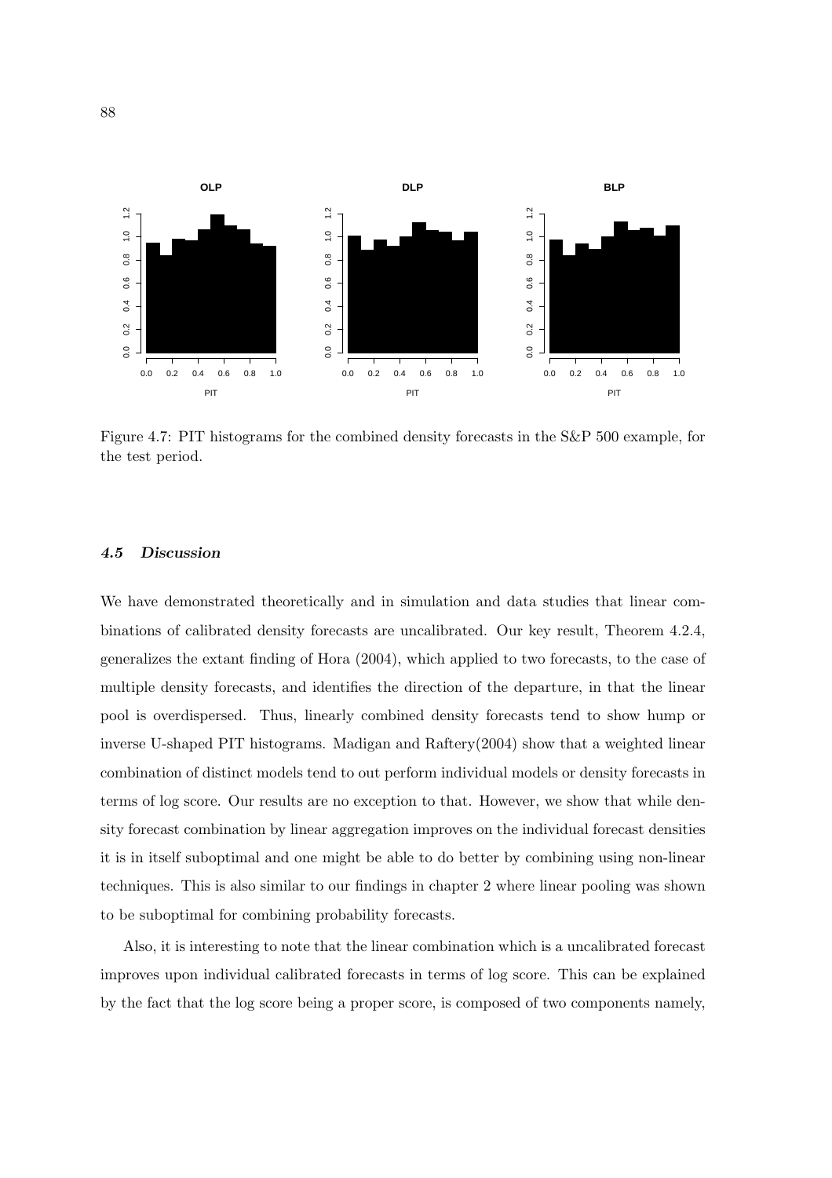Figure 4.7: PIT histograms for the combined density forecasts in the S&P 500 example, for the test period.

### *4.5 Discussion*

We have demonstrated theoretically and in simulation and data studies that linear combinations of calibrated density forecasts are uncalibrated. Our key result, Theorem 4.2.4, generalizes the extant finding of Hora (2004), which applied to two forecasts, to the case of multiple density forecasts, and identifies the direction of the departure, in that the linear pool is overdispersed. Thus, linearly combined density forecasts tend to show hump or inverse U-shaped PIT histograms. Madigan and Raftery(2004) show that a weighted linear combination of distinct models tend to out perform individual models or density forecasts in terms of log score. Our results are no exception to that. However, we show that while density forecast combination by linear aggregation improves on the individual forecast densities it is in itself suboptimal and one might be able to do better by combining using non-linear techniques. This is also similar to our findings in chapter 2 where linear pooling was shown to be suboptimal for combining probability forecasts.

Also, it is interesting to note that the linear combination which is a uncalibrated forecast improves upon individual calibrated forecasts in terms of log score. This can be explained by the fact that the log score being a proper score, is composed of two components namely,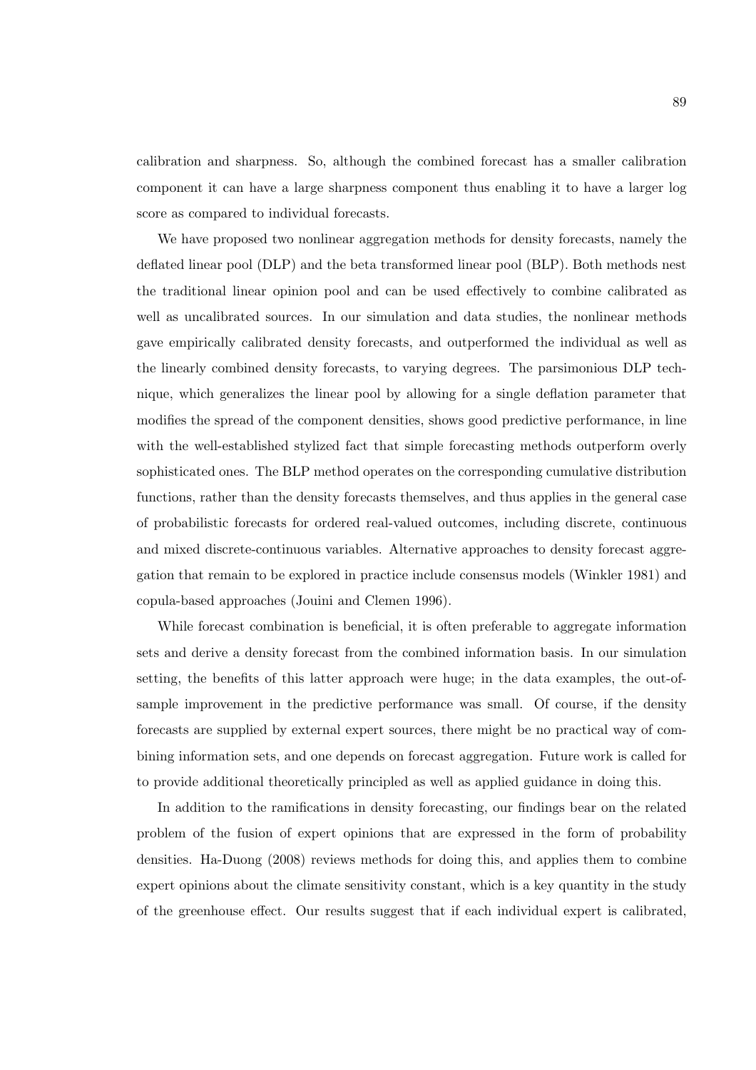calibration and sharpness. So, although the combined forecast has a smaller calibration component it can have a large sharpness component thus enabling it to have a larger log score as compared to individual forecasts.

We have proposed two nonlinear aggregation methods for density forecasts, namely the deflated linear pool (DLP) and the beta transformed linear pool (BLP). Both methods nest the traditional linear opinion pool and can be used effectively to combine calibrated as well as uncalibrated sources. In our simulation and data studies, the nonlinear methods gave empirically calibrated density forecasts, and outperformed the individual as well as the linearly combined density forecasts, to varying degrees. The parsimonious DLP technique, which generalizes the linear pool by allowing for a single deflation parameter that modifies the spread of the component densities, shows good predictive performance, in line with the well-established stylized fact that simple forecasting methods outperform overly sophisticated ones. The BLP method operates on the corresponding cumulative distribution functions, rather than the density forecasts themselves, and thus applies in the general case of probabilistic forecasts for ordered real-valued outcomes, including discrete, continuous and mixed discrete-continuous variables. Alternative approaches to density forecast aggregation that remain to be explored in practice include consensus models (Winkler 1981) and copula-based approaches (Jouini and Clemen 1996).

While forecast combination is beneficial, it is often preferable to aggregate information sets and derive a density forecast from the combined information basis. In our simulation setting, the benefits of this latter approach were huge; in the data examples, the out-of-sample improvement in the predictive performance was small. Of course, if the density forecasts are supplied by external expert sources, there might be no practical way of combining information sets, and one depends on forecast aggregation. Future work is called for to provide additional theoretically principled as well as applied guidance in doing this.

In addition to the ramifications in density forecasting, our findings bear on the related problem of the fusion of expert opinions that are expressed in the form of probability densities. Ha-Duong (2008) reviews methods for doing this, and applies them to combine expert opinions about the climate sensitivity constant, which is a key quantity in the study of the greenhouse effect. Our results suggest that if each individual expert is calibrated,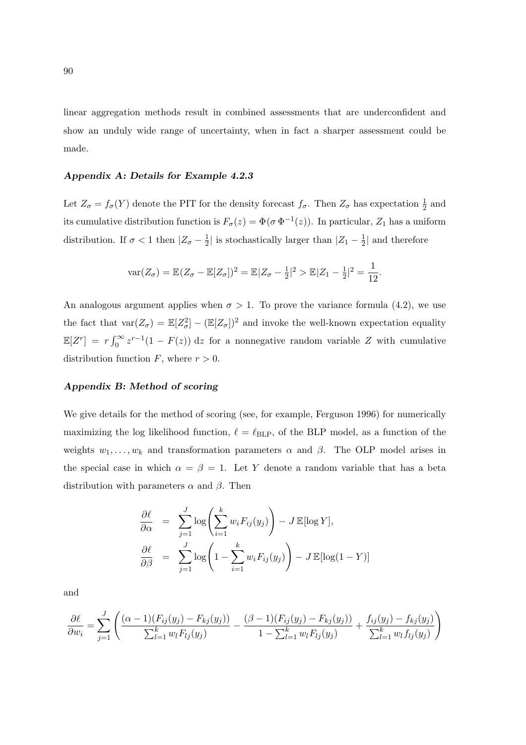linear aggregation methods result in combined assessments that are underconfident and show an unduly wide range of uncertainty, when in fact a sharper assessment could be made.

### *Appendix A: Details for Example 4.2.3*

Let $Z_\sigma = f_\sigma(Y)$ denote the PIT for the density forecast $f_\sigma$. Then $Z_\sigma$ has expectation $\frac{1}{2}$ and its cumulative distribution function is $F_\sigma(z) = \Phi(\sigma\, \Phi^{-1}(z))$. In particular, $Z_1$ has a uniform distribution. If $\sigma < 1$ then $|Z_\sigma - \frac{1}{2}|$ is stochastically larger than $|Z_1 - \frac{1}{2}|$ and therefore

$$\mathrm{var}(Z_\sigma) = \mathbb{E}(Z_\sigma - \mathbb{E}[Z_\sigma])^2 = \mathbb{E}|Z_\sigma - \tfrac{1}{2}|^2 > \mathbb{E}|Z_1 - \tfrac{1}{2}|^2 = \frac{1}{12}.$$

An analogous argument applies when $\sigma > 1$. To prove the variance formula (4.2), we use the fact that $\mathrm{var}(Z_\sigma) = \mathbb{E}[Z_\sigma^2] - (\mathbb{E}[Z_\sigma])^2$ and invoke the well-known expectation equality $\mathbb{E}[Z^r] = r \int_0^\infty z^{r-1}(1 - F(z))\, \mathrm{d}z$ for a nonnegative random variable $Z$ with cumulative distribution function $F$, where $r > 0$.

### *Appendix B: Method of scoring*

We give details for the method of scoring (see, for example, Ferguson 1996) for numerically maximizing the log likelihood function, $\ell = \ell_{\mathrm{BLP}}$, of the BLP model, as a function of the weights $w_1, \ldots, w_k$ and transformation parameters $\alpha$ and $\beta$. The OLP model arises in the special case in which $\alpha = \beta = 1$. Let $Y$ denote a random variable that has a beta distribution with parameters $\alpha$ and $\beta$. Then

$$\begin{aligned}
\frac{\partial \ell}{\partial \alpha} &= \sum_{j=1}^{J} \log\left( \sum_{i=1}^{k} w_i F_{ij}(y_j) \right) - J\, \mathbb{E}[\log Y], \\
\frac{\partial \ell}{\partial \beta} &= \sum_{j=1}^{J} \log\left( 1 - \sum_{i=1}^{k} w_i F_{ij}(y_j) \right) - J\, \mathbb{E}[\log(1 - Y)]
\end{aligned}$$

and

$$\frac{\partial \ell}{\partial w_i} = \sum_{j=1}^{J} \left( \frac{(\alpha - 1)(F_{ij}(y_j) - F_{kj}(y_j))}{\sum_{l=1}^{k} w_l F_{lj}(y_j)} - \frac{(\beta - 1)(F_{ij}(y_j) - F_{kj}(y_j))}{1 - \sum_{l=1}^{k} w_l F_{lj}(y_j)} + \frac{f_{ij}(y_j) - f_{kj}(y_j)}{\sum_{l=1}^{k} w_l f_{lj}(y_j)} \right)$$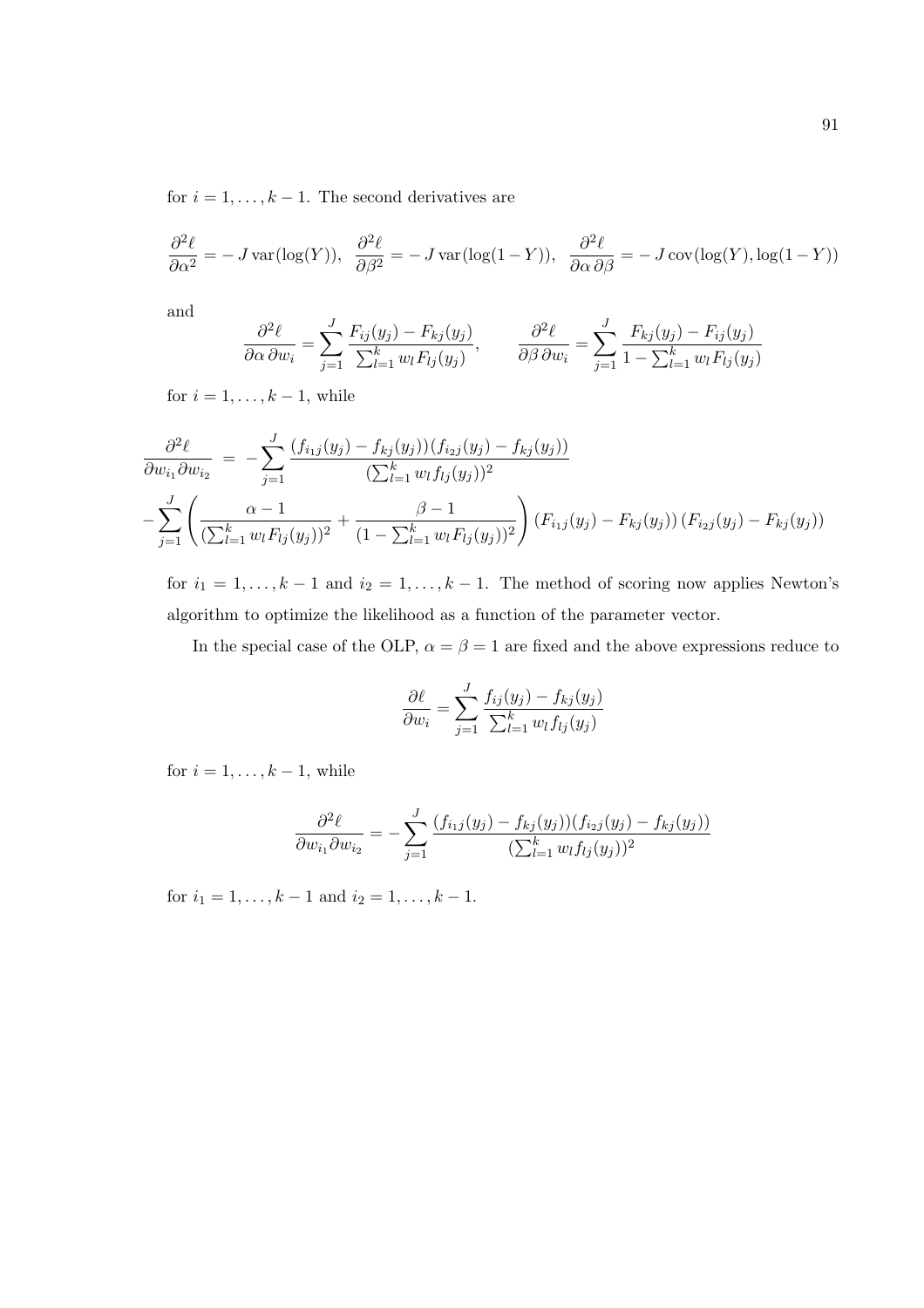for $i = 1, \ldots, k-1$. The second derivatives are

$$\frac{\partial^2 \ell}{\partial \alpha^2} = -J\,\mathrm{var}(\log(Y)), \;\; \frac{\partial^2 \ell}{\partial \beta^2} = -J\,\mathrm{var}(\log(1-Y)), \;\; \frac{\partial^2 \ell}{\partial \alpha\,\partial \beta} = -J\,\mathrm{cov}(\log(Y), \log(1-Y))$$

and

$$\frac{\partial^2 \ell}{\partial \alpha\,\partial w_i} = \sum_{j=1}^{J} \frac{F_{ij}(y_j) - F_{kj}(y_j)}{\sum_{l=1}^{k} w_l F_{lj}(y_j)}, \qquad \frac{\partial^2 \ell}{\partial \beta\,\partial w_i} = \sum_{j=1}^{J} \frac{F_{kj}(y_j) - F_{ij}(y_j)}{1 - \sum_{l=1}^{k} w_l F_{lj}(y_j)}$$

for $i = 1, \ldots, k-1$, while

$$\begin{aligned} \frac{\partial^2 \ell}{\partial w_{i_1} \partial w_{i_2}} \;&=\; -\sum_{j=1}^{J} \frac{(f_{i_1 j}(y_j) - f_{kj}(y_j))(f_{i_2 j}(y_j) - f_{kj}(y_j))}{(\sum_{l=1}^{k} w_l f_{lj}(y_j))^2} \\ -\sum_{j=1}^{J} &\left( \frac{\alpha - 1}{(\sum_{l=1}^{k} w_l F_{lj}(y_j))^2} + \frac{\beta - 1}{(1 - \sum_{l=1}^{k} w_l F_{lj}(y_j))^2} \right) (F_{i_1 j}(y_j) - F_{kj}(y_j))\,(F_{i_2 j}(y_j) - F_{kj}(y_j)) \end{aligned}$$

for $i_1 = 1, \ldots, k-1$ and $i_2 = 1, \ldots, k-1$. The method of scoring now applies Newton's algorithm to optimize the likelihood as a function of the parameter vector.

In the special case of the OLP, $\alpha = \beta = 1$ are fixed and the above expressions reduce to

$$\frac{\partial \ell}{\partial w_i} = \sum_{j=1}^{J} \frac{f_{ij}(y_j) - f_{kj}(y_j)}{\sum_{l=1}^{k} w_l f_{lj}(y_j)}$$

for $i = 1, \ldots, k-1$, while

$$\frac{\partial^2 \ell}{\partial w_{i_1} \partial w_{i_2}} = -\sum_{j=1}^{J} \frac{(f_{i_1 j}(y_j) - f_{kj}(y_j))(f_{i_2 j}(y_j) - f_{kj}(y_j))}{(\sum_{l=1}^{k} w_l f_{lj}(y_j))^2}$$

for $i_1 = 1, \ldots, k-1$ and $i_2 = 1, \ldots, k-1$.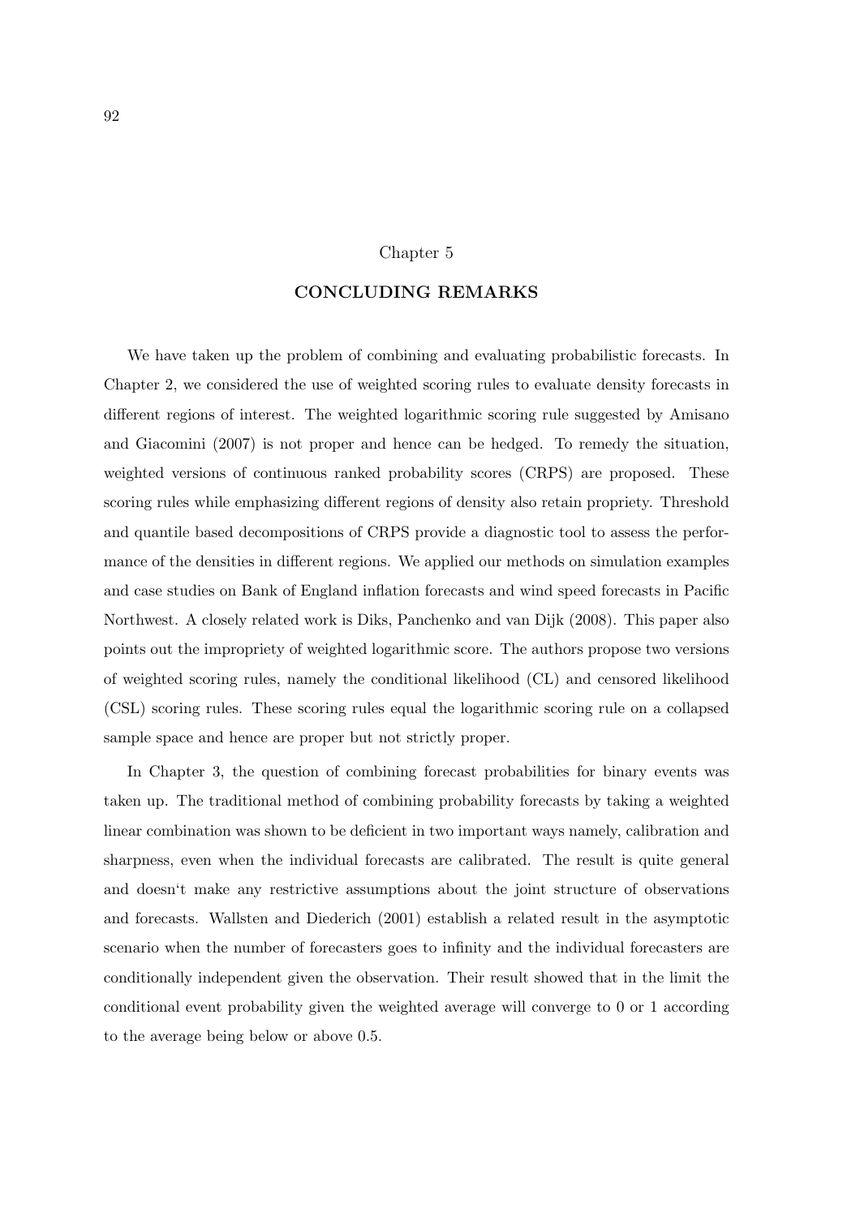# Chapter 5

## CONCLUDING REMARKS

We have taken up the problem of combining and evaluating probabilistic forecasts. In Chapter 2, we considered the use of weighted scoring rules to evaluate density forecasts in different regions of interest. The weighted logarithmic scoring rule suggested by Amisano and Giacomini (2007) is not proper and hence can be hedged. To remedy the situation, weighted versions of continuous ranked probability scores (CRPS) are proposed. These scoring rules while emphasizing different regions of density also retain propriety. Threshold and quantile based decompositions of CRPS provide a diagnostic tool to assess the performance of the densities in different regions. We applied our methods on simulation examples and case studies on Bank of England inflation forecasts and wind speed forecasts in Pacific Northwest. A closely related work is Diks, Panchenko and van Dijk (2008). This paper also points out the impropriety of weighted logarithmic score. The authors propose two versions of weighted scoring rules, namely the conditional likelihood (CL) and censored likelihood (CSL) scoring rules. These scoring rules equal the logarithmic scoring rule on a collapsed sample space and hence are proper but not strictly proper.

In Chapter 3, the question of combining forecast probabilities for binary events was taken up. The traditional method of combining probability forecasts by taking a weighted linear combination was shown to be deficient in two important ways namely, calibration and sharpness, even when the individual forecasts are calibrated. The result is quite general and doesn't make any restrictive assumptions about the joint structure of observations and forecasts. Wallsten and Diederich (2001) establish a related result in the asymptotic scenario when the number of forecasters goes to infinity and the individual forecasters are conditionally independent given the observation. Their result showed that in the limit the conditional event probability given the weighted average will converge to 0 or 1 according to the average being below or above 0.5.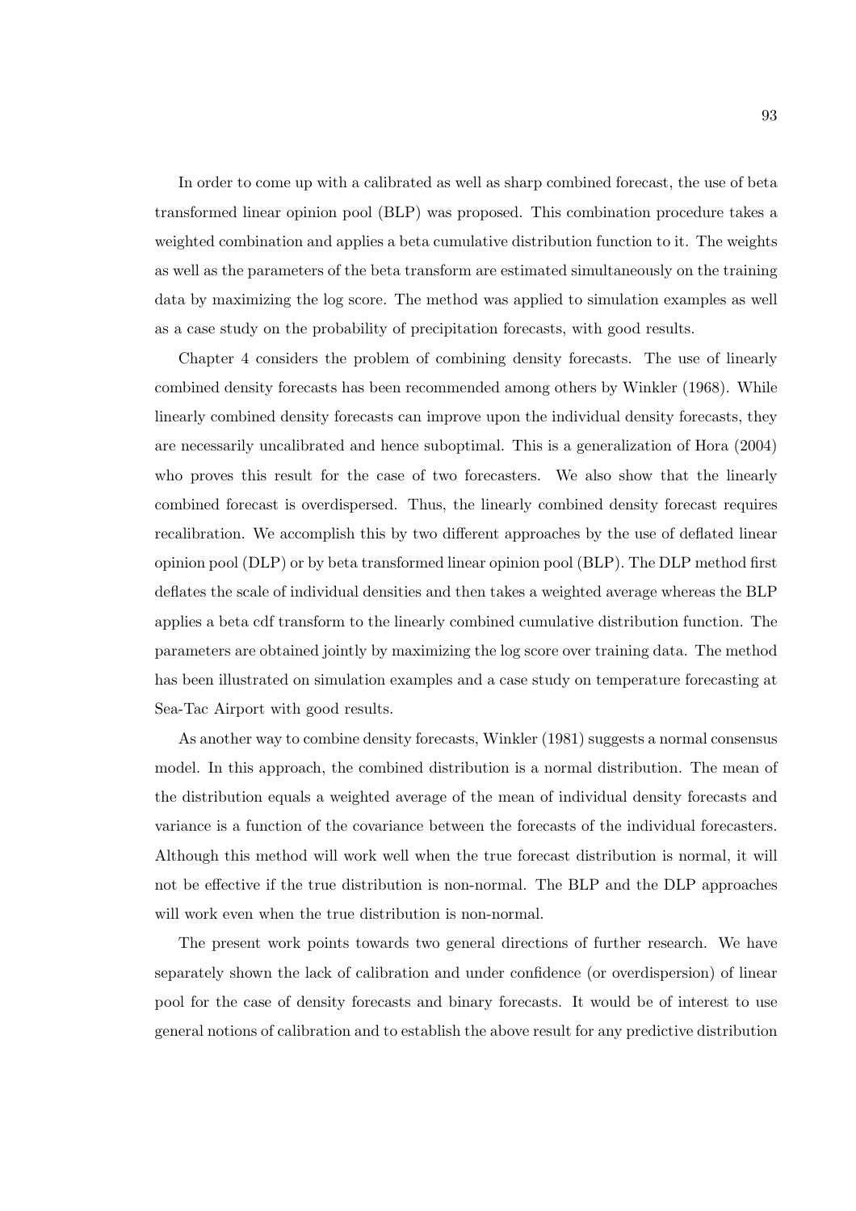In order to come up with a calibrated as well as sharp combined forecast, the use of beta transformed linear opinion pool (BLP) was proposed. This combination procedure takes a weighted combination and applies a beta cumulative distribution function to it. The weights as well as the parameters of the beta transform are estimated simultaneously on the training data by maximizing the log score. The method was applied to simulation examples as well as a case study on the probability of precipitation forecasts, with good results.

Chapter 4 considers the problem of combining density forecasts. The use of linearly combined density forecasts has been recommended among others by Winkler (1968). While linearly combined density forecasts can improve upon the individual density forecasts, they are necessarily uncalibrated and hence suboptimal. This is a generalization of Hora (2004) who proves this result for the case of two forecasters. We also show that the linearly combined forecast is overdispersed. Thus, the linearly combined density forecast requires recalibration. We accomplish this by two different approaches by the use of deflated linear opinion pool (DLP) or by beta transformed linear opinion pool (BLP). The DLP method first deflates the scale of individual densities and then takes a weighted average whereas the BLP applies a beta cdf transform to the linearly combined cumulative distribution function. The parameters are obtained jointly by maximizing the log score over training data. The method has been illustrated on simulation examples and a case study on temperature forecasting at Sea-Tac Airport with good results.

As another way to combine density forecasts, Winkler (1981) suggests a normal consensus model. In this approach, the combined distribution is a normal distribution. The mean of the distribution equals a weighted average of the mean of individual density forecasts and variance is a function of the covariance between the forecasts of the individual forecasters. Although this method will work well when the true forecast distribution is normal, it will not be effective if the true distribution is non-normal. The BLP and the DLP approaches will work even when the true distribution is non-normal.

The present work points towards two general directions of further research. We have separately shown the lack of calibration and under confidence (or overdispersion) of linear pool for the case of density forecasts and binary forecasts. It would be of interest to use general notions of calibration and to establish the above result for any predictive distribution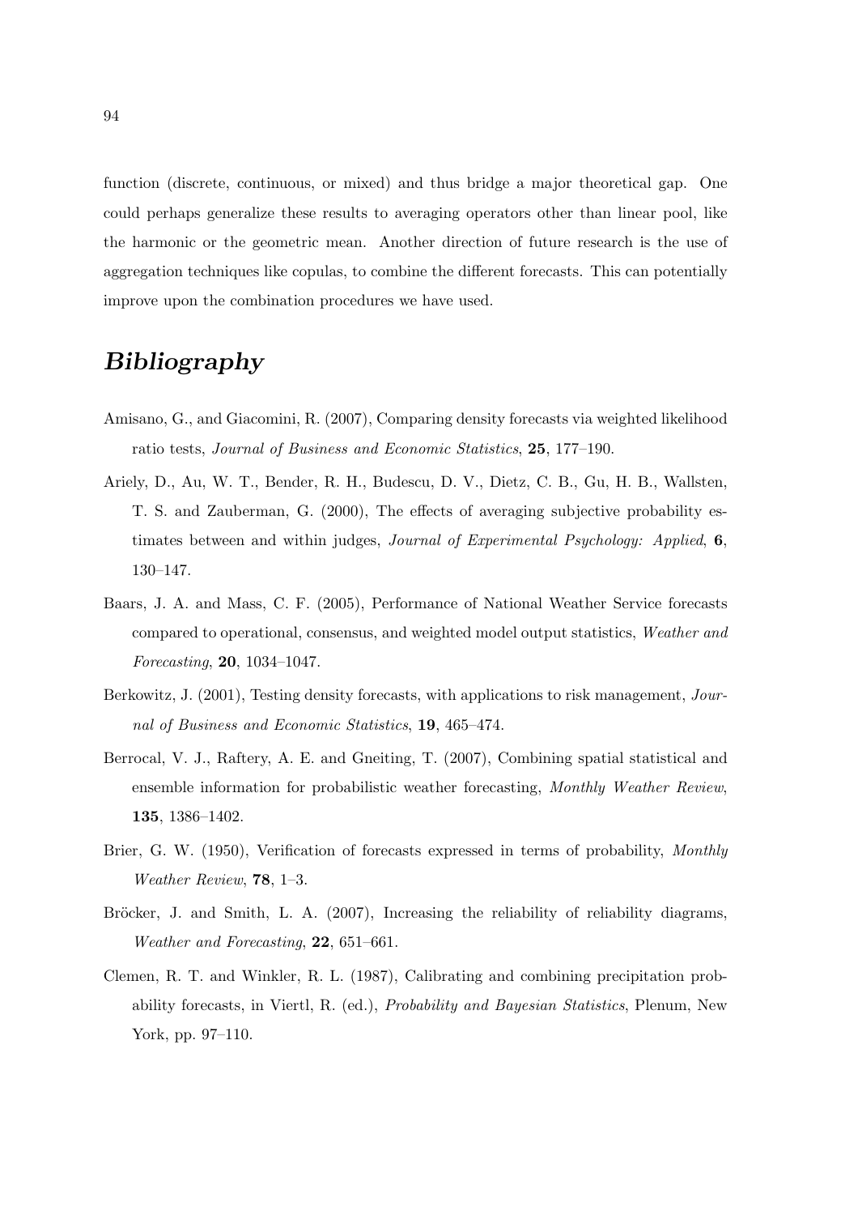function (discrete, continuous, or mixed) and thus bridge a major theoretical gap. One could perhaps generalize these results to averaging operators other than linear pool, like the harmonic or the geometric mean. Another direction of future research is the use of aggregation techniques like copulas, to combine the different forecasts. This can potentially improve upon the combination procedures we have used.

# *Bibliography*

Amisano, G., and Giacomini, R. (2007), Comparing density forecasts via weighted likelihood ratio tests, *Journal of Business and Economic Statistics*, **25**, 177–190.

Ariely, D., Au, W. T., Bender, R. H., Budescu, D. V., Dietz, C. B., Gu, H. B., Wallsten, T. S. and Zauberman, G. (2000), The effects of averaging subjective probability estimates between and within judges, *Journal of Experimental Psychology: Applied*, **6**, 130–147.

Baars, J. A. and Mass, C. F. (2005), Performance of National Weather Service forecasts compared to operational, consensus, and weighted model output statistics, *Weather and Forecasting*, **20**, 1034–1047.

Berkowitz, J. (2001), Testing density forecasts, with applications to risk management, *Journal of Business and Economic Statistics*, **19**, 465–474.

Berrocal, V. J., Raftery, A. E. and Gneiting, T. (2007), Combining spatial statistical and ensemble information for probabilistic weather forecasting, *Monthly Weather Review*, **135**, 1386–1402.

Brier, G. W. (1950), Verification of forecasts expressed in terms of probability, *Monthly Weather Review*, **78**, 1–3.

Bröcker, J. and Smith, L. A. (2007), Increasing the reliability of reliability diagrams, *Weather and Forecasting*, **22**, 651–661.

Clemen, R. T. and Winkler, R. L. (1987), Calibrating and combining precipitation probability forecasts, in Viertl, R. (ed.), *Probability and Bayesian Statistics*, Plenum, New York, pp. 97–110.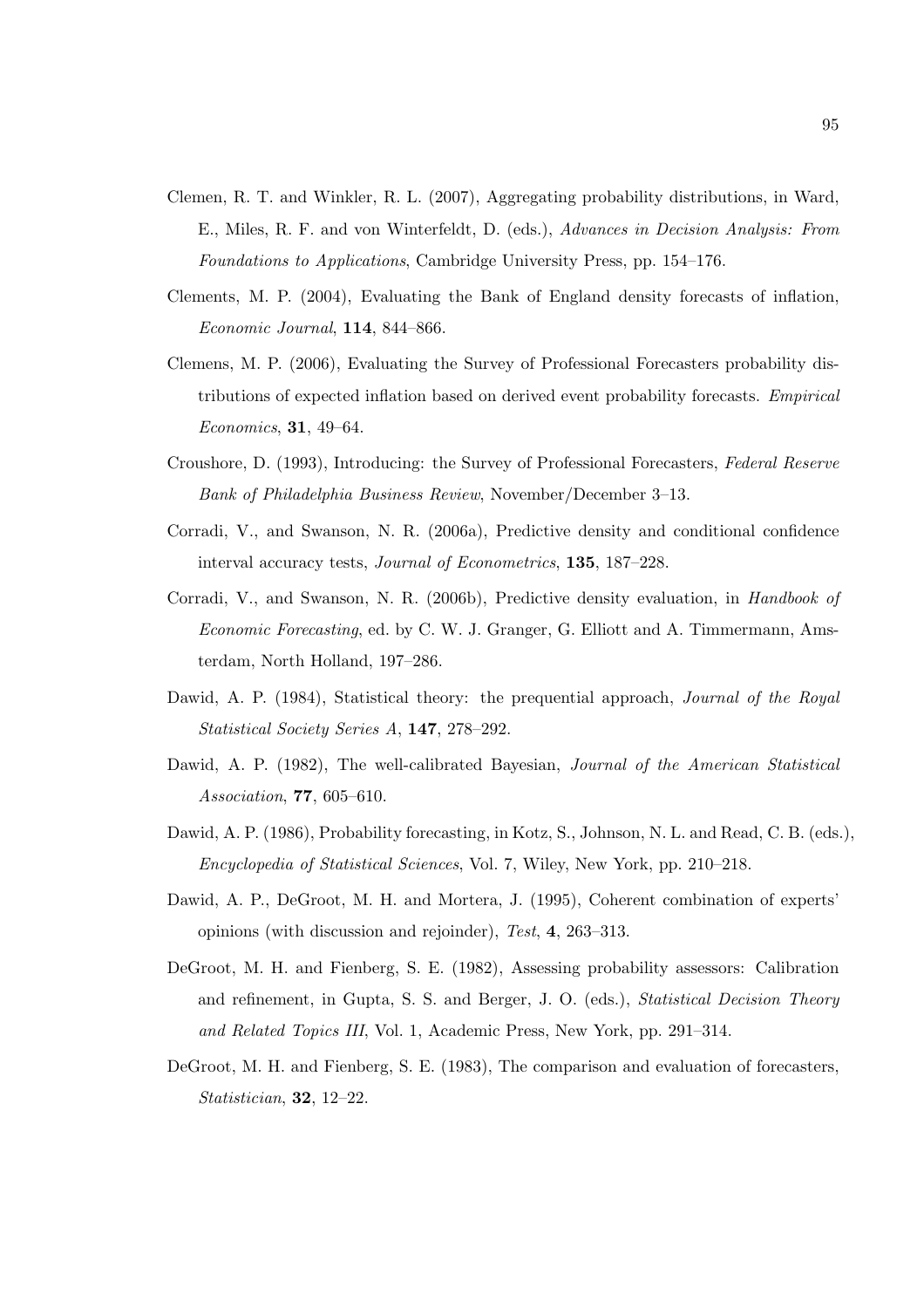Clemen, R. T. and Winkler, R. L. (2007), Aggregating probability distributions, in Ward, E., Miles, R. F. and von Winterfeldt, D. (eds.), *Advances in Decision Analysis: From Foundations to Applications*, Cambridge University Press, pp. 154–176.

Clements, M. P. (2004), Evaluating the Bank of England density forecasts of inflation, *Economic Journal*, **114**, 844–866.

Clemens, M. P. (2006), Evaluating the Survey of Professional Forecasters probability distributions of expected inflation based on derived event probability forecasts. *Empirical Economics*, **31**, 49–64.

Croushore, D. (1993), Introducing: the Survey of Professional Forecasters, *Federal Reserve Bank of Philadelphia Business Review*, November/December 3–13.

Corradi, V., and Swanson, N. R. (2006a), Predictive density and conditional confidence interval accuracy tests, *Journal of Econometrics*, **135**, 187–228.

Corradi, V., and Swanson, N. R. (2006b), Predictive density evaluation, in *Handbook of Economic Forecasting*, ed. by C. W. J. Granger, G. Elliott and A. Timmermann, Amsterdam, North Holland, 197–286.

Dawid, A. P. (1984), Statistical theory: the prequential approach, *Journal of the Royal Statistical Society Series A*, **147**, 278–292.

Dawid, A. P. (1982), The well-calibrated Bayesian, *Journal of the American Statistical Association*, **77**, 605–610.

Dawid, A. P. (1986), Probability forecasting, in Kotz, S., Johnson, N. L. and Read, C. B. (eds.), *Encyclopedia of Statistical Sciences*, Vol. 7, Wiley, New York, pp. 210–218.

Dawid, A. P., DeGroot, M. H. and Mortera, J. (1995), Coherent combination of experts' opinions (with discussion and rejoinder), *Test*, **4**, 263–313.

DeGroot, M. H. and Fienberg, S. E. (1982), Assessing probability assessors: Calibration and refinement, in Gupta, S. S. and Berger, J. O. (eds.), *Statistical Decision Theory and Related Topics III*, Vol. 1, Academic Press, New York, pp. 291–314.

DeGroot, M. H. and Fienberg, S. E. (1983), The comparison and evaluation of forecasters, *Statistician*, **32**, 12–22.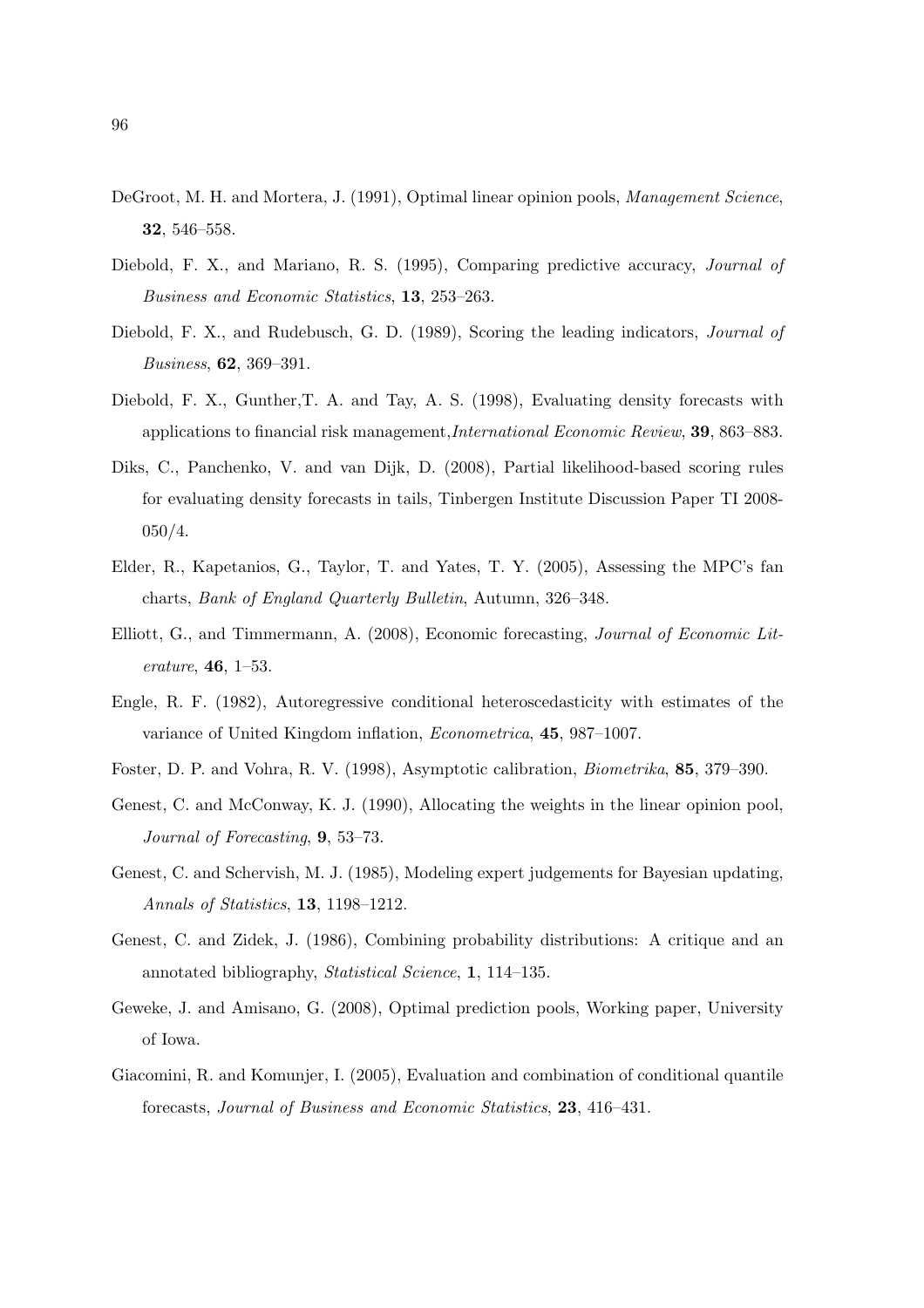DeGroot, M. H. and Mortera, J. (1991), Optimal linear opinion pools, *Management Science*, **32**, 546–558.

Diebold, F. X., and Mariano, R. S. (1995), Comparing predictive accuracy, *Journal of Business and Economic Statistics*, **13**, 253–263.

Diebold, F. X., and Rudebusch, G. D. (1989), Scoring the leading indicators, *Journal of Business*, **62**, 369–391.

Diebold, F. X., Gunther,T. A. and Tay, A. S. (1998), Evaluating density forecasts with applications to financial risk management,*International Economic Review*, **39**, 863–883.

Diks, C., Panchenko, V. and van Dijk, D. (2008), Partial likelihood-based scoring rules for evaluating density forecasts in tails, Tinbergen Institute Discussion Paper TI 2008-050/4.

Elder, R., Kapetanios, G., Taylor, T. and Yates, T. Y. (2005), Assessing the MPC's fan charts, *Bank of England Quarterly Bulletin*, Autumn, 326–348.

Elliott, G., and Timmermann, A. (2008), Economic forecasting, *Journal of Economic Literature*, **46**, 1–53.

Engle, R. F. (1982), Autoregressive conditional heteroscedasticity with estimates of the variance of United Kingdom inflation, *Econometrica*, **45**, 987–1007.

Foster, D. P. and Vohra, R. V. (1998), Asymptotic calibration, *Biometrika*, **85**, 379–390.

Genest, C. and McConway, K. J. (1990), Allocating the weights in the linear opinion pool, *Journal of Forecasting*, **9**, 53–73.

Genest, C. and Schervish, M. J. (1985), Modeling expert judgements for Bayesian updating, *Annals of Statistics*, **13**, 1198–1212.

Genest, C. and Zidek, J. (1986), Combining probability distributions: A critique and an annotated bibliography, *Statistical Science*, **1**, 114–135.

Geweke, J. and Amisano, G. (2008), Optimal prediction pools, Working paper, University of Iowa.

Giacomini, R. and Komunjer, I. (2005), Evaluation and combination of conditional quantile forecasts, *Journal of Business and Economic Statistics*, **23**, 416–431.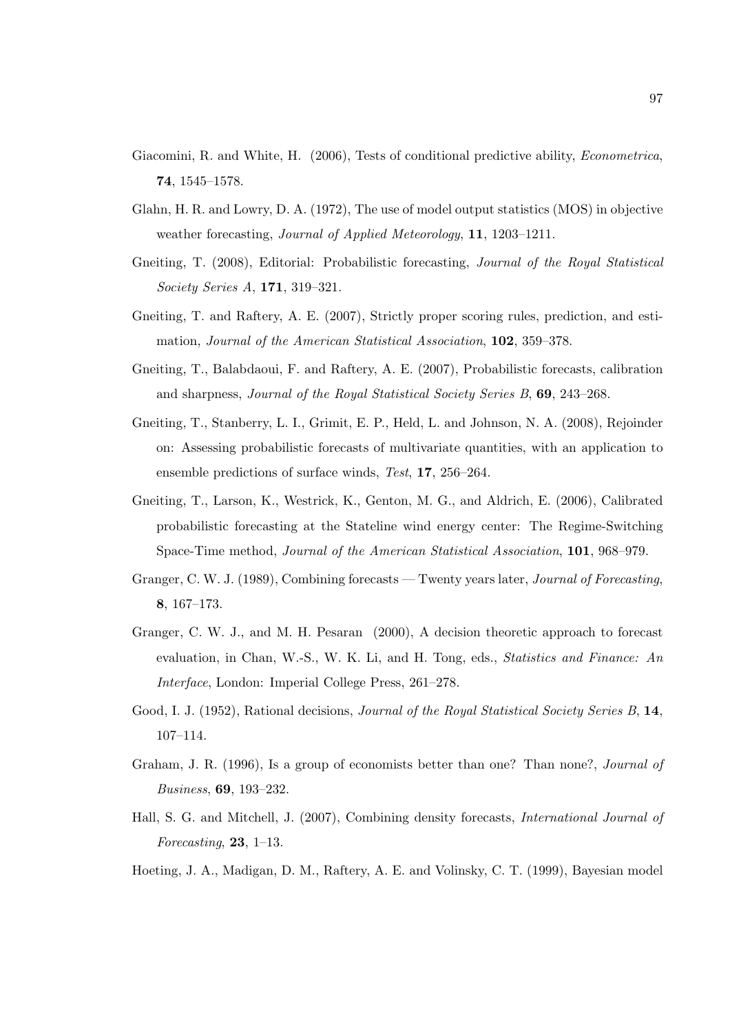Giacomini, R. and White, H. (2006), Tests of conditional predictive ability, *Econometrica*, **74**, 1545–1578.

Glahn, H. R. and Lowry, D. A. (1972), The use of model output statistics (MOS) in objective weather forecasting, *Journal of Applied Meteorology*, **11**, 1203–1211.

Gneiting, T. (2008), Editorial: Probabilistic forecasting, *Journal of the Royal Statistical Society Series A*, **171**, 319–321.

Gneiting, T. and Raftery, A. E. (2007), Strictly proper scoring rules, prediction, and estimation, *Journal of the American Statistical Association*, **102**, 359–378.

Gneiting, T., Balabdaoui, F. and Raftery, A. E. (2007), Probabilistic forecasts, calibration and sharpness, *Journal of the Royal Statistical Society Series B*, **69**, 243–268.

Gneiting, T., Stanberry, L. I., Grimit, E. P., Held, L. and Johnson, N. A. (2008), Rejoinder on: Assessing probabilistic forecasts of multivariate quantities, with an application to ensemble predictions of surface winds, *Test*, **17**, 256–264.

Gneiting, T., Larson, K., Westrick, K., Genton, M. G., and Aldrich, E. (2006), Calibrated probabilistic forecasting at the Stateline wind energy center: The Regime-Switching Space-Time method, *Journal of the American Statistical Association*, **101**, 968–979.

Granger, C. W. J. (1989), Combining forecasts — Twenty years later, *Journal of Forecasting*, **8**, 167–173.

Granger, C. W. J., and M. H. Pesaran (2000), A decision theoretic approach to forecast evaluation, in Chan, W.-S., W. K. Li, and H. Tong, eds., *Statistics and Finance: An Interface*, London: Imperial College Press, 261–278.

Good, I. J. (1952), Rational decisions, *Journal of the Royal Statistical Society Series B*, **14**, 107–114.

Graham, J. R. (1996), Is a group of economists better than one? Than none?, *Journal of Business*, **69**, 193–232.

Hall, S. G. and Mitchell, J. (2007), Combining density forecasts, *International Journal of Forecasting*, **23**, 1–13.

Hoeting, J. A., Madigan, D. M., Raftery, A. E. and Volinsky, C. T. (1999), Bayesian model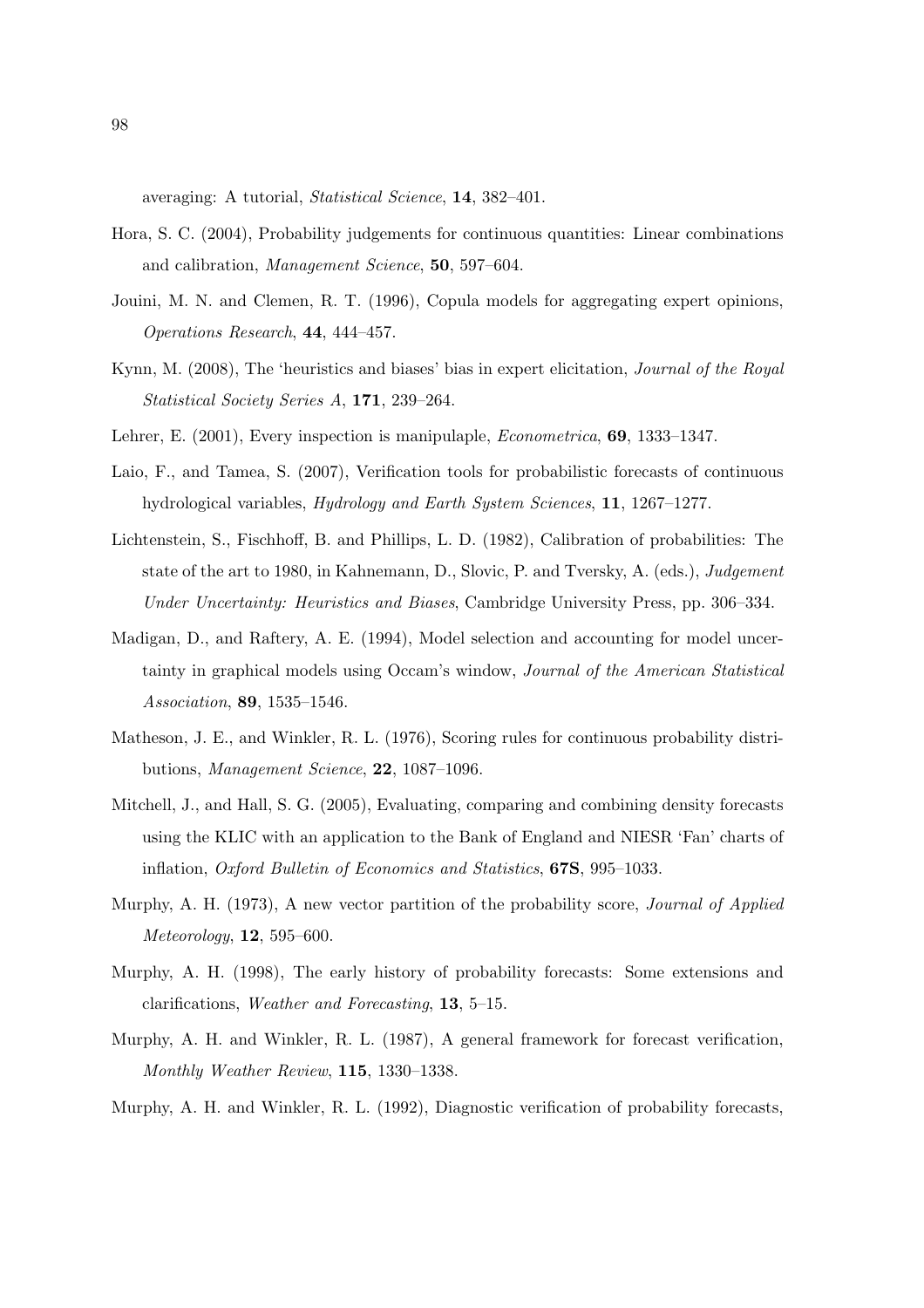averaging: A tutorial, *Statistical Science*, **14**, 382–401.

Hora, S. C. (2004), Probability judgements for continuous quantities: Linear combinations and calibration, *Management Science*, **50**, 597–604.

Jouini, M. N. and Clemen, R. T. (1996), Copula models for aggregating expert opinions, *Operations Research*, **44**, 444–457.

Kynn, M. (2008), The 'heuristics and biases' bias in expert elicitation, *Journal of the Royal Statistical Society Series A*, **171**, 239–264.

Lehrer, E. (2001), Every inspection is manipulaple, *Econometrica*, **69**, 1333–1347.

Laio, F., and Tamea, S. (2007), Verification tools for probabilistic forecasts of continuous hydrological variables, *Hydrology and Earth System Sciences*, **11**, 1267–1277.

Lichtenstein, S., Fischhoff, B. and Phillips, L. D. (1982), Calibration of probabilities: The state of the art to 1980, in Kahnemann, D., Slovic, P. and Tversky, A. (eds.), *Judgement Under Uncertainty: Heuristics and Biases*, Cambridge University Press, pp. 306–334.

Madigan, D., and Raftery, A. E. (1994), Model selection and accounting for model uncertainty in graphical models using Occam's window, *Journal of the American Statistical Association*, **89**, 1535–1546.

Matheson, J. E., and Winkler, R. L. (1976), Scoring rules for continuous probability distributions, *Management Science*, **22**, 1087–1096.

Mitchell, J., and Hall, S. G. (2005), Evaluating, comparing and combining density forecasts using the KLIC with an application to the Bank of England and NIESR 'Fan' charts of inflation, *Oxford Bulletin of Economics and Statistics*, **67S**, 995–1033.

Murphy, A. H. (1973), A new vector partition of the probability score, *Journal of Applied Meteorology*, **12**, 595–600.

Murphy, A. H. (1998), The early history of probability forecasts: Some extensions and clarifications, *Weather and Forecasting*, **13**, 5–15.

Murphy, A. H. and Winkler, R. L. (1987), A general framework for forecast verification, *Monthly Weather Review*, **115**, 1330–1338.

Murphy, A. H. and Winkler, R. L. (1992), Diagnostic verification of probability forecasts,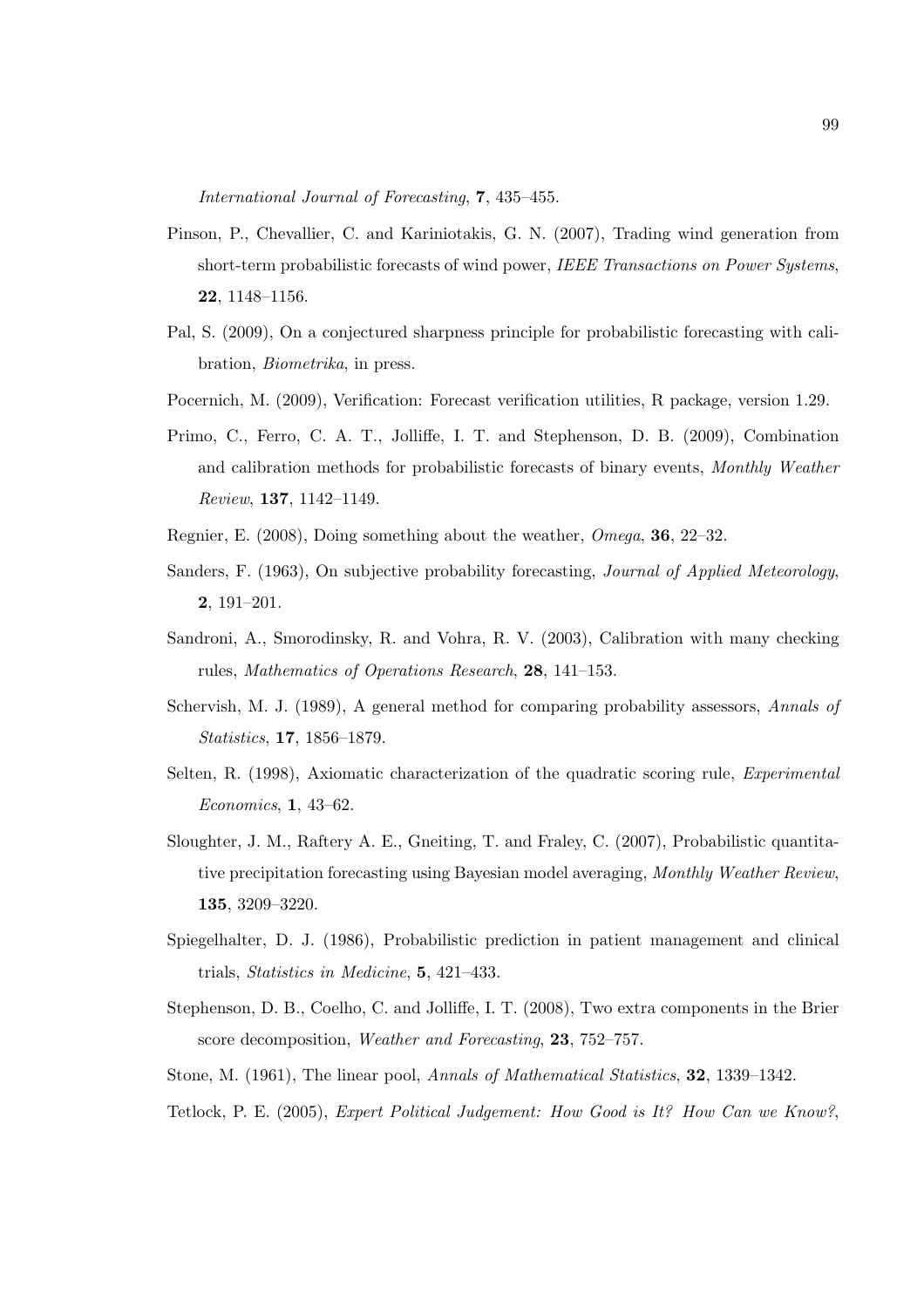*International Journal of Forecasting*, **7**, 435–455.

Pinson, P., Chevallier, C. and Kariniotakis, G. N. (2007), Trading wind generation from short-term probabilistic forecasts of wind power, *IEEE Transactions on Power Systems*, **22**, 1148–1156.

Pal, S. (2009), On a conjectured sharpness principle for probabilistic forecasting with calibration, *Biometrika*, in press.

Pocernich, M. (2009), Verification: Forecast verification utilities, R package, version 1.29.

Primo, C., Ferro, C. A. T., Jolliffe, I. T. and Stephenson, D. B. (2009), Combination and calibration methods for probabilistic forecasts of binary events, *Monthly Weather Review*, **137**, 1142–1149.

Regnier, E. (2008), Doing something about the weather, *Omega*, **36**, 22–32.

Sanders, F. (1963), On subjective probability forecasting, *Journal of Applied Meteorology*, **2**, 191–201.

Sandroni, A., Smorodinsky, R. and Vohra, R. V. (2003), Calibration with many checking rules, *Mathematics of Operations Research*, **28**, 141–153.

Schervish, M. J. (1989), A general method for comparing probability assessors, *Annals of Statistics*, **17**, 1856–1879.

Selten, R. (1998), Axiomatic characterization of the quadratic scoring rule, *Experimental Economics*, **1**, 43–62.

Sloughter, J. M., Raftery A. E., Gneiting, T. and Fraley, C. (2007), Probabilistic quantitative precipitation forecasting using Bayesian model averaging, *Monthly Weather Review*, **135**, 3209–3220.

Spiegelhalter, D. J. (1986), Probabilistic prediction in patient management and clinical trials, *Statistics in Medicine*, **5**, 421–433.

Stephenson, D. B., Coelho, C. and Jolliffe, I. T. (2008), Two extra components in the Brier score decomposition, *Weather and Forecasting*, **23**, 752–757.

Stone, M. (1961), The linear pool, *Annals of Mathematical Statistics*, **32**, 1339–1342.

Tetlock, P. E. (2005), *Expert Political Judgement: How Good is It? How Can we Know?*,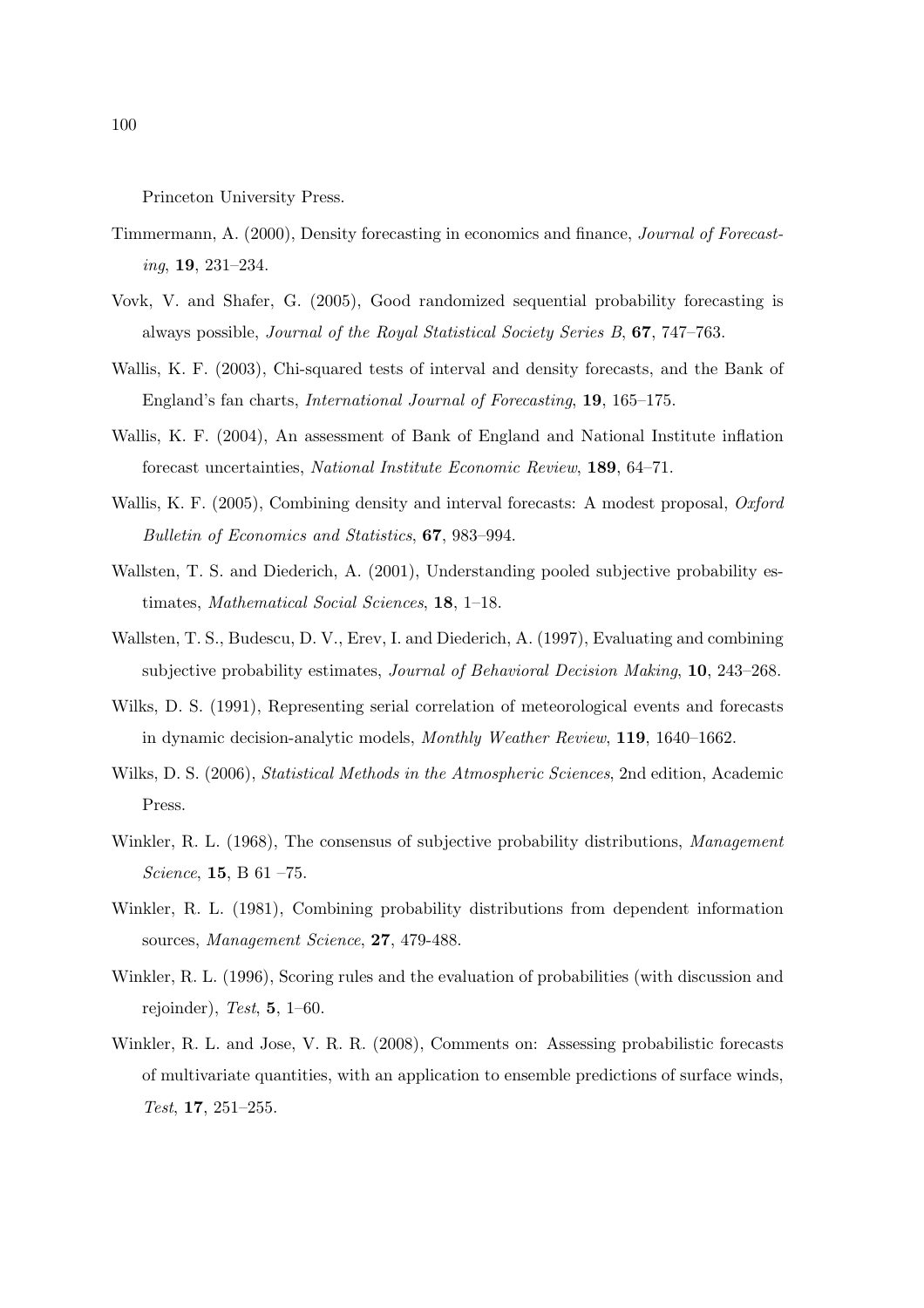Princeton University Press.

Timmermann, A. (2000), Density forecasting in economics and finance, *Journal of Forecasting*, **19**, 231–234.

Vovk, V. and Shafer, G. (2005), Good randomized sequential probability forecasting is always possible, *Journal of the Royal Statistical Society Series B*, **67**, 747–763.

Wallis, K. F. (2003), Chi-squared tests of interval and density forecasts, and the Bank of England's fan charts, *International Journal of Forecasting*, **19**, 165–175.

Wallis, K. F. (2004), An assessment of Bank of England and National Institute inflation forecast uncertainties, *National Institute Economic Review*, **189**, 64–71.

Wallis, K. F. (2005), Combining density and interval forecasts: A modest proposal, *Oxford Bulletin of Economics and Statistics*, **67**, 983–994.

Wallsten, T. S. and Diederich, A. (2001), Understanding pooled subjective probability estimates, *Mathematical Social Sciences*, **18**, 1–18.

Wallsten, T. S., Budescu, D. V., Erev, I. and Diederich, A. (1997), Evaluating and combining subjective probability estimates, *Journal of Behavioral Decision Making*, **10**, 243–268.

Wilks, D. S. (1991), Representing serial correlation of meteorological events and forecasts in dynamic decision-analytic models, *Monthly Weather Review*, **119**, 1640–1662.

Wilks, D. S. (2006), *Statistical Methods in the Atmospheric Sciences*, 2nd edition, Academic Press.

Winkler, R. L. (1968), The consensus of subjective probability distributions, *Management Science*, **15**, B 61 –75.

Winkler, R. L. (1981), Combining probability distributions from dependent information sources, *Management Science*, **27**, 479-488.

Winkler, R. L. (1996), Scoring rules and the evaluation of probabilities (with discussion and rejoinder), *Test*, **5**, 1–60.

Winkler, R. L. and Jose, V. R. R. (2008), Comments on: Assessing probabilistic forecasts of multivariate quantities, with an application to ensemble predictions of surface winds, *Test*, **17**, 251–255.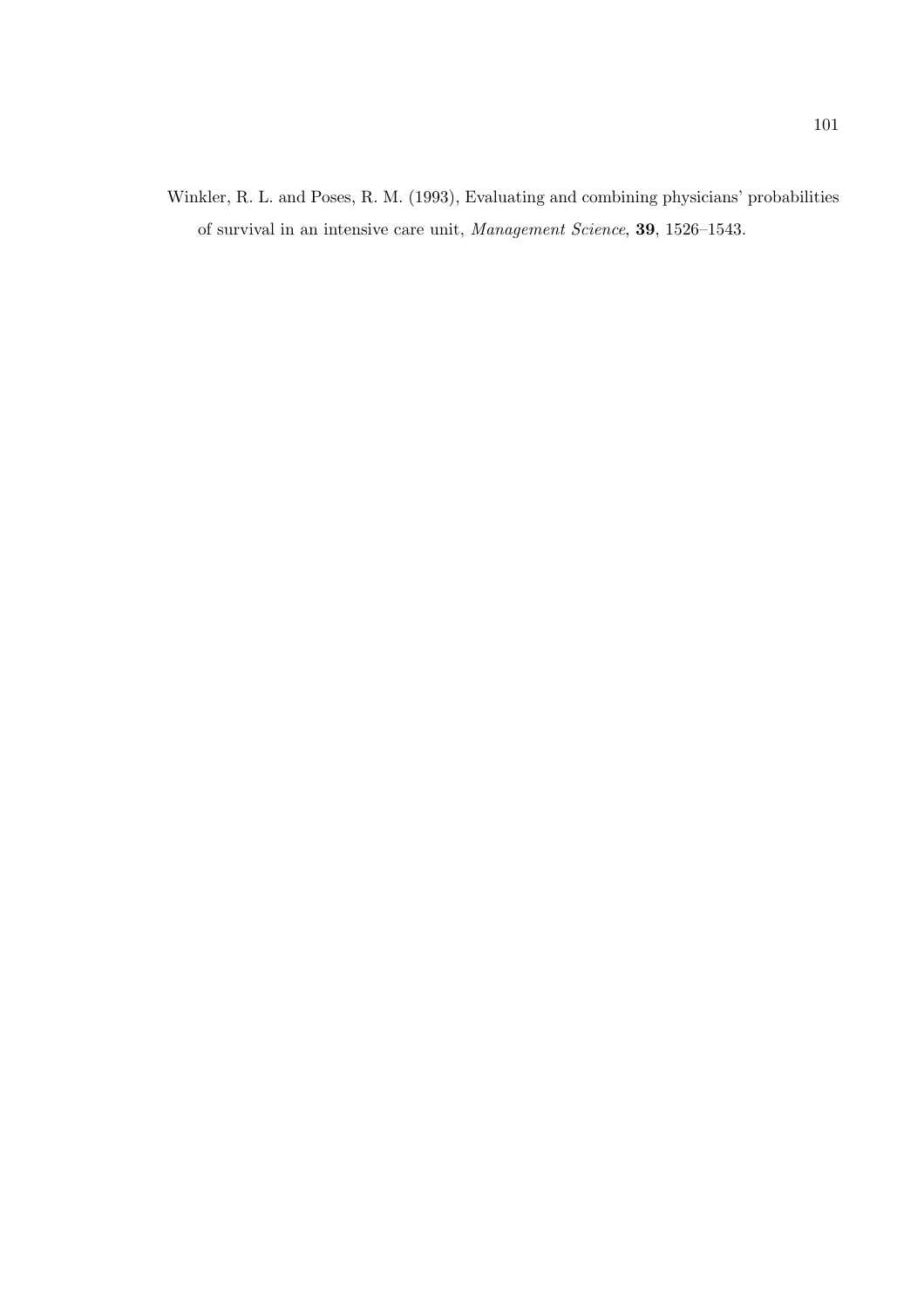Winkler, R. L. and Poses, R. M. (1993), Evaluating and combining physicians' probabilities of survival in an intensive care unit, *Management Science*, **39**, 1526–1543.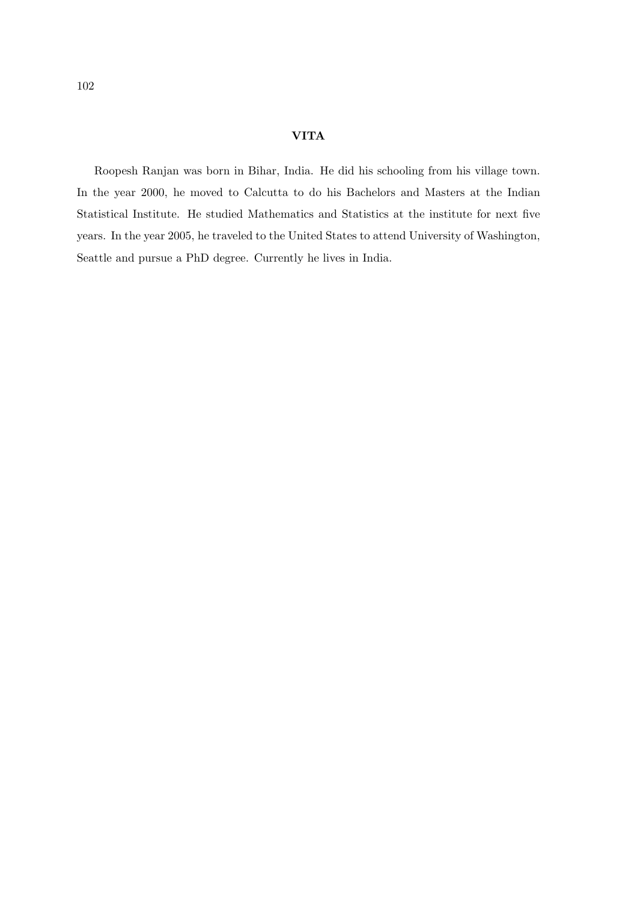# VITA

Roopesh Ranjan was born in Bihar, India. He did his schooling from his village town. In the year 2000, he moved to Calcutta to do his Bachelors and Masters at the Indian Statistical Institute. He studied Mathematics and Statistics at the institute for next five years. In the year 2005, he traveled to the United States to attend University of Washington, Seattle and pursue a PhD degree. Currently he lives in India.